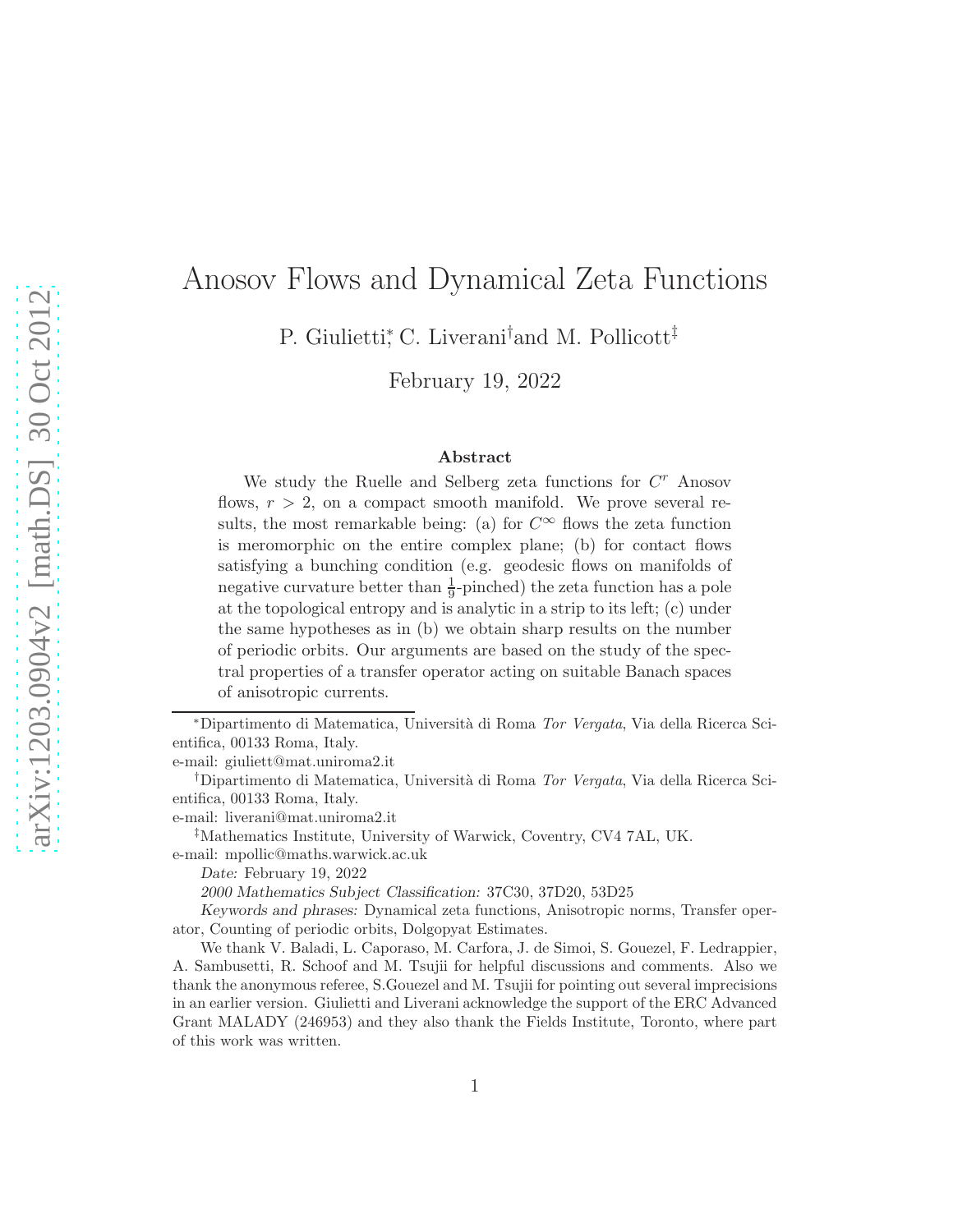# Anosov Flows and Dynamical Zeta Functions

P. Giulietti[*], C. Liverani[†] and M. Pollicott[‡]

February 19, 2022

### Abstract

We study the Ruelle and Selberg zeta functions for $C^r$ Anosov flows, $r > 2$, on a compact smooth manifold. We prove several results, the most remarkable being: (a) for $C^\infty$ flows the zeta function is meromorphic on the entire complex plane; (b) for contact flows satisfying a bunching condition (e.g. geodesic flows on manifolds of negative curvature better than $\frac{1}{9}$-pinched) the zeta function has a pole at the topological entropy and is analytic in a strip to its left; (c) under the same hypotheses as in (b) we obtain sharp results on the number of periodic orbits. Our arguments are based on the study of the spectral properties of a transfer operator acting on suitable Banach spaces of anisotropic currents.

---

[*]Dipartimento di Matematica, Università di Roma *Tor Vergata*, Via della Ricerca Scientifica, 00133 Roma, Italy.
e-mail: giuliett@mat.uniroma2.it

[†]Dipartimento di Matematica, Università di Roma *Tor Vergata*, Via della Ricerca Scientifica, 00133 Roma, Italy.
e-mail: liverani@mat.uniroma2.it

[‡]Mathematics Institute, University of Warwick, Coventry, CV4 7AL, UK.
e-mail: mpollic@maths.warwick.ac.uk

*Date:* February 19, 2022

*2000 Mathematics Subject Classification:* 37C30, 37D20, 53D25

*Keywords and phrases:* Dynamical zeta functions, Anisotropic norms, Transfer operator, Counting of periodic orbits, Dolgopyat Estimates.

We thank V. Baladi, L. Caporaso, M. Carfora, J. de Simoi, S. Gouezel, F. Ledrappier, A. Sambusetti, R. Schoof and M. Tsujii for helpful discussions and comments. Also we thank the anonymous referee, S.Gouezel and M. Tsujii for pointing out several imprecisions in an earlier version. Giulietti and Liverani acknowledge the support of the ERC Advanced Grant MALADY (246953) and they also thank the Fields Institute, Toronto, where part of this work was written.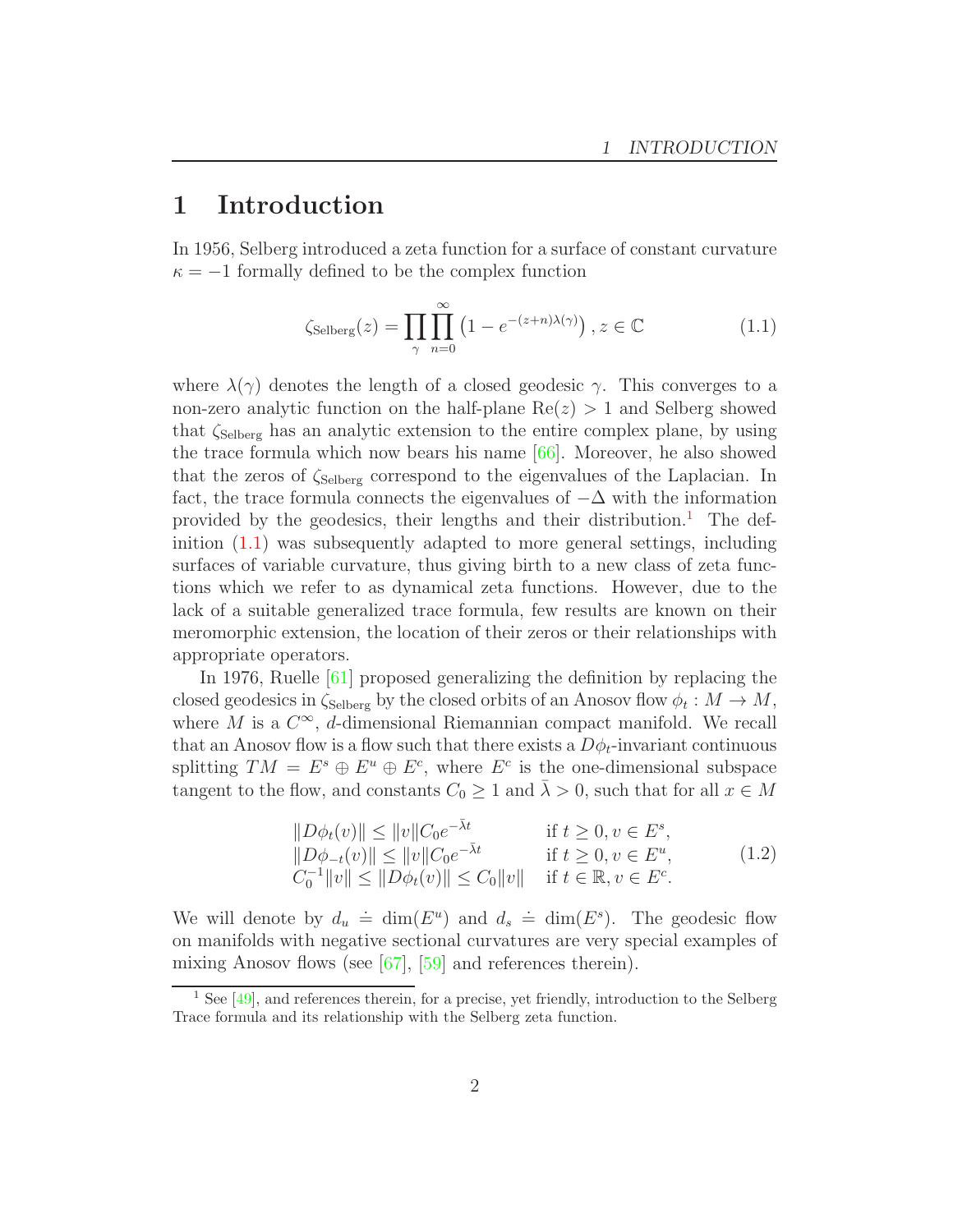# 1 Introduction

In 1956, Selberg introduced a zeta function for a surface of constant curvature $\kappa = -1$ formally defined to be the complex function

$$\zeta_{\text{Selberg}}(z) = \prod_{\gamma} \prod_{n=0}^{\infty} \left(1 - e^{-(z+n)\lambda(\gamma)}\right), z \in \mathbb{C} \tag{1.1}$$

where $\lambda(\gamma)$ denotes the length of a closed geodesic $\gamma$. This converges to a non-zero analytic function on the half-plane $\text{Re}(z) > 1$ and Selberg showed that $\zeta_{\text{Selberg}}$ has an analytic extension to the entire complex plane, by using the trace formula which now bears his name [66]. Moreover, he also showed that the zeros of $\zeta_{\text{Selberg}}$ correspond to the eigenvalues of the Laplacian. In fact, the trace formula connects the eigenvalues of $-\Delta$ with the information provided by the geodesics, their lengths and their distribution.[1] The definition (1.1) was subsequently adapted to more general settings, including surfaces of variable curvature, thus giving birth to a new class of zeta functions which we refer to as dynamical zeta functions. However, due to the lack of a suitable generalized trace formula, few results are known on their meromorphic extension, the location of their zeros or their relationships with appropriate operators.

In 1976, Ruelle [61] proposed generalizing the definition by replacing the closed geodesics in $\zeta_{\text{Selberg}}$ by the closed orbits of an Anosov flow $\phi_t : M \to M$, where $M$ is a $C^\infty$, $d$-dimensional Riemannian compact manifold. We recall that an Anosov flow is a flow such that there exists a $D\phi_t$-invariant continuous splitting $TM = E^s \oplus E^u \oplus E^c$, where $E^c$ is the one-dimensional subspace tangent to the flow, and constants $C_0 \geq 1$ and $\bar{\lambda} > 0$, such that for all $x \in M$

$$\begin{array}{ll} \|D\phi_t(v)\| \leq \|v\| C_0 e^{-\bar{\lambda} t} & \text{if } t \geq 0, v \in E^s, \\ \|D\phi_{-t}(v)\| \leq \|v\| C_0 e^{-\bar{\lambda} t} & \text{if } t \geq 0, v \in E^u, \\ C_0^{-1}\|v\| \leq \|D\phi_t(v)\| \leq C_0 \|v\| & \text{if } t \in \mathbb{R}, v \in E^c. \end{array} \tag{1.2}$$

We will denote by $d_u \doteq \dim(E^u)$ and $d_s \doteq \dim(E^s)$. The geodesic flow on manifolds with negative sectional curvatures are very special examples of mixing Anosov flows (see [67], [59] and references therein).

[1] See [49], and references therein, for a precise, yet friendly, introduction to the Selberg Trace formula and its relationship with the Selberg zeta function.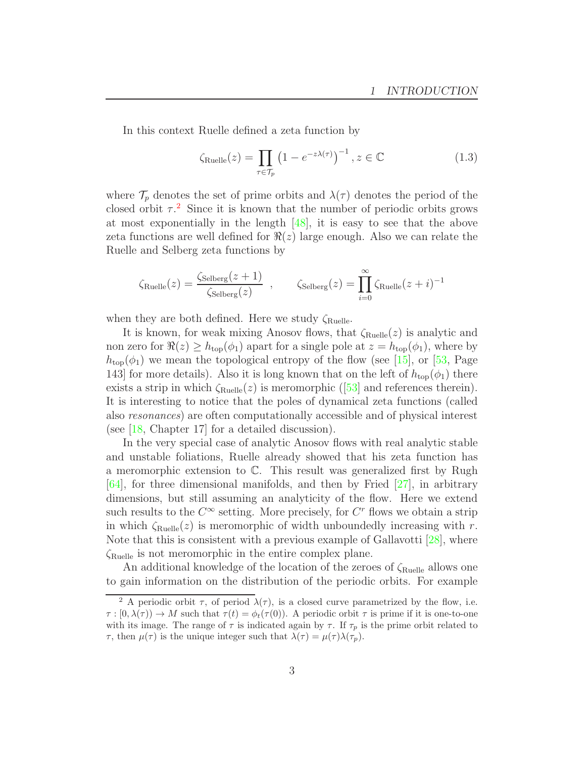In this context Ruelle defined a zeta function by

$$\zeta_{\text{Ruelle}}(z) = \prod_{\tau \in \mathcal{T}_p} \left(1 - e^{-z\lambda(\tau)}\right)^{-1}, z \in \mathbb{C} \tag{1.3}$$

where $\mathcal{T}_p$ denotes the set of prime orbits and $\lambda(\tau)$ denotes the period of the closed orbit $\tau$.[2] Since it is known that the number of periodic orbits grows at most exponentially in the length [48], it is easy to see that the above zeta functions are well defined for $\Re(z)$ large enough. Also we can relate the Ruelle and Selberg zeta functions by

$$\zeta_{\text{Ruelle}}(z) = \frac{\zeta_{\text{Selberg}}(z+1)}{\zeta_{\text{Selberg}}(z)} \quad , \qquad \zeta_{\text{Selberg}}(z) = \prod_{i=0}^{\infty} \zeta_{\text{Ruelle}}(z+i)^{-1}$$

when they are both defined. Here we study $\zeta_{\text{Ruelle}}$.

It is known, for weak mixing Anosov flows, that $\zeta_{\text{Ruelle}}(z)$ is analytic and non zero for $\Re(z) \geq h_{\text{top}}(\phi_1)$ apart for a single pole at $z = h_{\text{top}}(\phi_1)$, where by $h_{\text{top}}(\phi_1)$ we mean the topological entropy of the flow (see [15], or [53, Page 143] for more details). Also it is long known that on the left of $h_{\text{top}}(\phi_1)$ there exists a strip in which $\zeta_{\text{Ruelle}}(z)$ is meromorphic ([53] and references therein). It is interesting to notice that the poles of dynamical zeta functions (called also *resonances*) are often computationally accessible and of physical interest (see [18, Chapter 17] for a detailed discussion).

In the very special case of analytic Anosov flows with real analytic stable and unstable foliations, Ruelle already showed that his zeta function has a meromorphic extension to $\mathbb{C}$. This result was generalized first by Rugh [64], for three dimensional manifolds, and then by Fried [27], in arbitrary dimensions, but still assuming an analyticity of the flow. Here we extend such results to the $C^\infty$ setting. More precisely, for $C^r$ flows we obtain a strip in which $\zeta_{\text{Ruelle}}(z)$ is meromorphic of width unboundedly increasing with $r$. Note that this is consistent with a previous example of Gallavotti [28], where $\zeta_{\text{Ruelle}}$ is not meromorphic in the entire complex plane.

An additional knowledge of the location of the zeroes of $\zeta_{\text{Ruelle}}$ allows one to gain information on the distribution of the periodic orbits. For example

---

[2] A periodic orbit $\tau$, of period $\lambda(\tau)$, is a closed curve parametrized by the flow, i.e. $\tau : [0, \lambda(\tau)) \to M$ such that $\tau(t) = \phi_t(\tau(0))$. A periodic orbit $\tau$ is prime if it is one-to-one with its image. The range of $\tau$ is indicated again by $\tau$. If $\tau_p$ is the prime orbit related to $\tau$, then $\mu(\tau)$ is the unique integer such that $\lambda(\tau) = \mu(\tau)\lambda(\tau_p)$.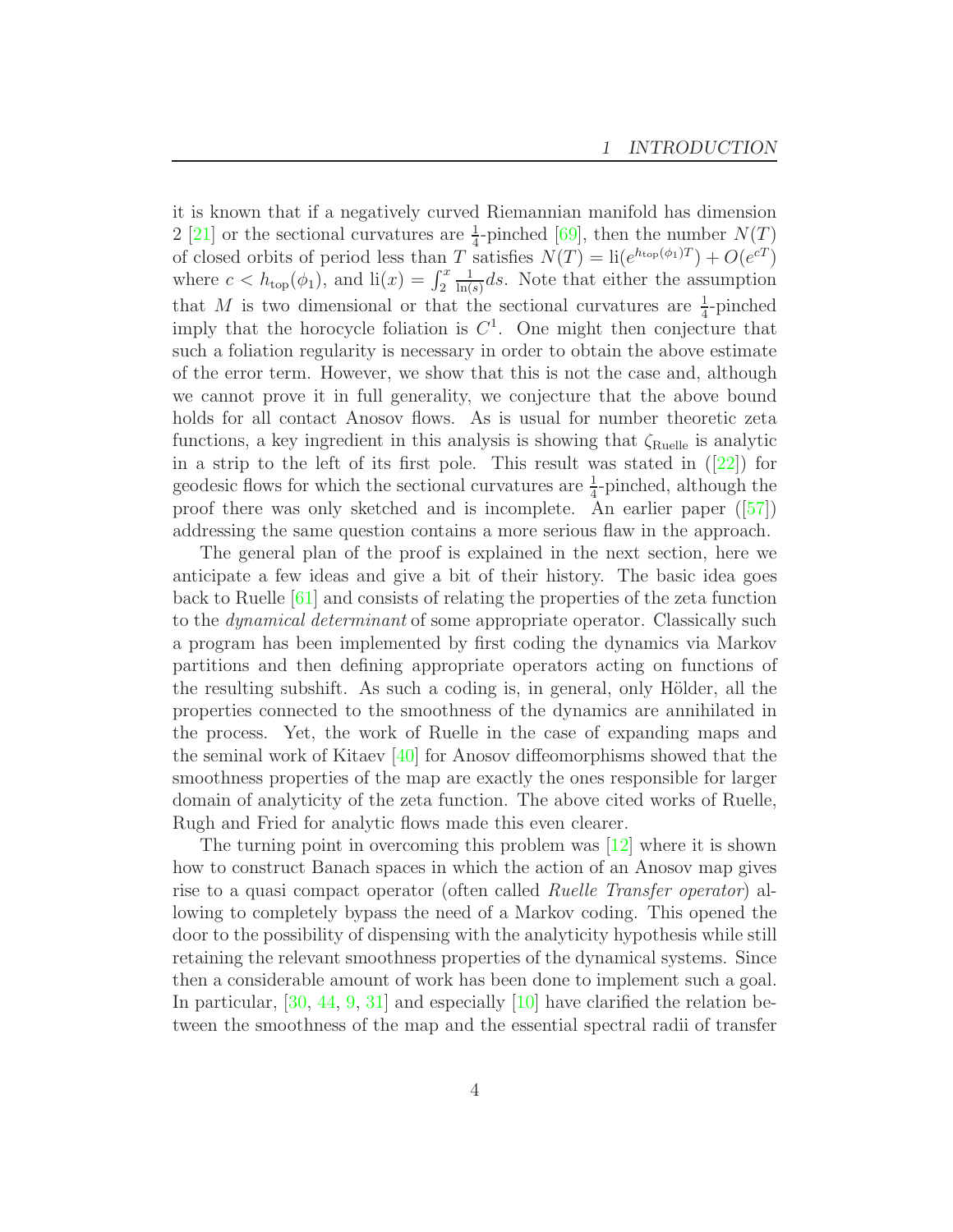it is known that if a negatively curved Riemannian manifold has dimension 2 [21] or the sectional curvatures are $\frac{1}{4}$-pinched [69], then the number $N(T)$ of closed orbits of period less than $T$ satisfies $N(T) = \mathrm{li}(e^{h_{\mathrm{top}}(\phi_1)T}) + O(e^{cT})$ where $c < h_{\mathrm{top}}(\phi_1)$, and $\mathrm{li}(x) = \int_2^x \frac{1}{\ln(s)} ds$. Note that either the assumption that $M$ is two dimensional or that the sectional curvatures are $\frac{1}{4}$-pinched imply that the horocycle foliation is $C^1$. One might then conjecture that such a foliation regularity is necessary in order to obtain the above estimate of the error term. However, we show that this is not the case and, although we cannot prove it in full generality, we conjecture that the above bound holds for all contact Anosov flows. As is usual for number theoretic zeta functions, a key ingredient in this analysis is showing that $\zeta_{\text{Ruelle}}$ is analytic in a strip to the left of its first pole. This result was stated in ([22]) for geodesic flows for which the sectional curvatures are $\frac{1}{4}$-pinched, although the proof there was only sketched and is incomplete. An earlier paper ([57]) addressing the same question contains a more serious flaw in the approach.

The general plan of the proof is explained in the next section, here we anticipate a few ideas and give a bit of their history. The basic idea goes back to Ruelle [61] and consists of relating the properties of the zeta function to the *dynamical determinant* of some appropriate operator. Classically such a program has been implemented by first coding the dynamics via Markov partitions and then defining appropriate operators acting on functions of the resulting subshift. As such a coding is, in general, only Hölder, all the properties connected to the smoothness of the dynamics are annihilated in the process. Yet, the work of Ruelle in the case of expanding maps and the seminal work of Kitaev [40] for Anosov diffeomorphisms showed that the smoothness properties of the map are exactly the ones responsible for larger domain of analyticity of the zeta function. The above cited works of Ruelle, Rugh and Fried for analytic flows made this even clearer.

The turning point in overcoming this problem was [12] where it is shown how to construct Banach spaces in which the action of an Anosov map gives rise to a quasi compact operator (often called *Ruelle Transfer operator*) allowing to completely bypass the need of a Markov coding. This opened the door to the possibility of dispensing with the analyticity hypothesis while still retaining the relevant smoothness properties of the dynamical systems. Since then a considerable amount of work has been done to implement such a goal. In particular, [30, 44, 9, 31] and especially [10] have clarified the relation between the smoothness of the map and the essential spectral radii of transfer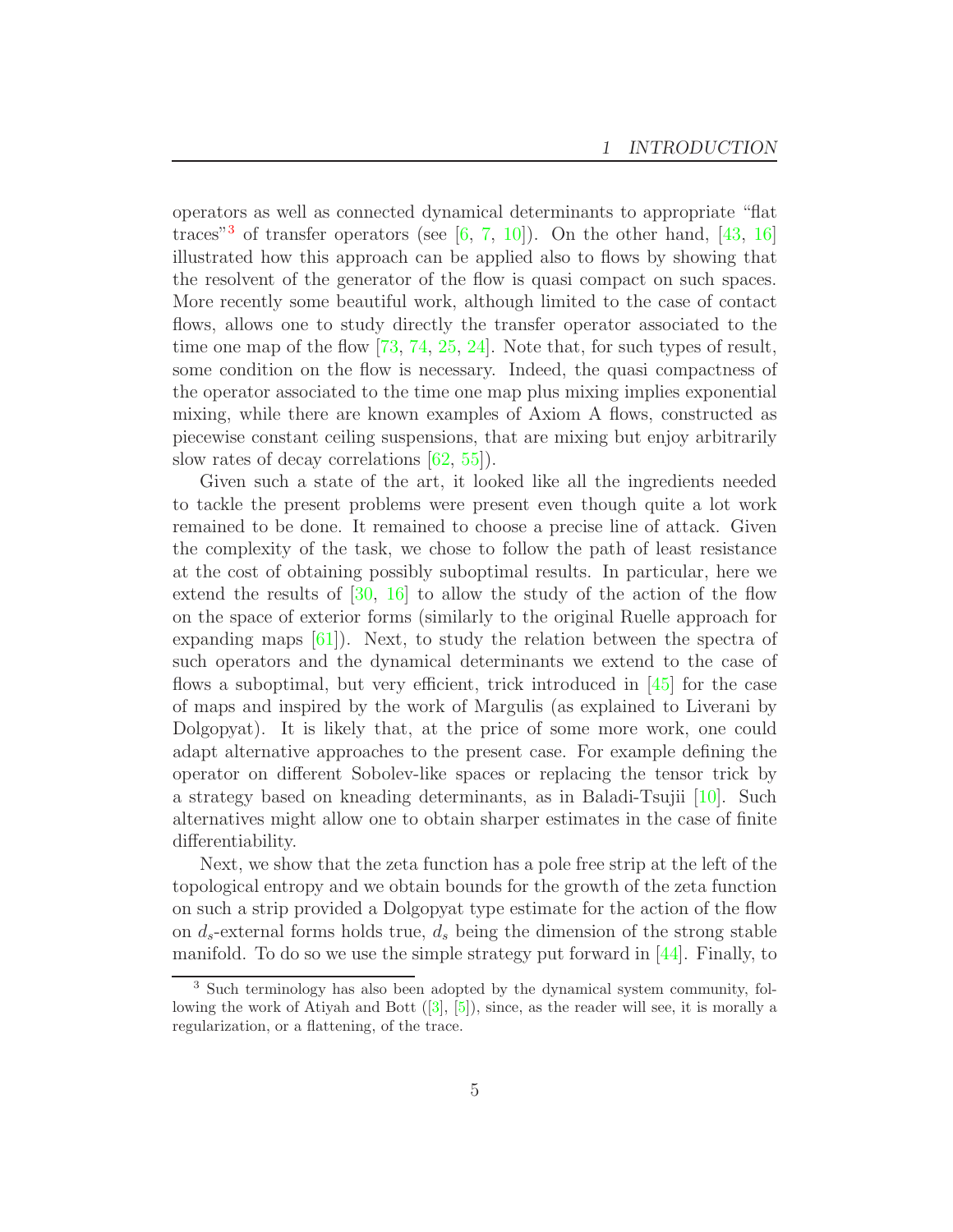operators as well as connected dynamical determinants to appropriate "flat traces"[3] of transfer operators (see [6, 7, 10]). On the other hand, [43, 16] illustrated how this approach can be applied also to flows by showing that the resolvent of the generator of the flow is quasi compact on such spaces. More recently some beautiful work, although limited to the case of contact flows, allows one to study directly the transfer operator associated to the time one map of the flow [73, 74, 25, 24]. Note that, for such types of result, some condition on the flow is necessary. Indeed, the quasi compactness of the operator associated to the time one map plus mixing implies exponential mixing, while there are known examples of Axiom A flows, constructed as piecewise constant ceiling suspensions, that are mixing but enjoy arbitrarily slow rates of decay correlations [62, 55]).

Given such a state of the art, it looked like all the ingredients needed to tackle the present problems were present even though quite a lot work remained to be done. It remained to choose a precise line of attack. Given the complexity of the task, we chose to follow the path of least resistance at the cost of obtaining possibly suboptimal results. In particular, here we extend the results of [30, 16] to allow the study of the action of the flow on the space of exterior forms (similarly to the original Ruelle approach for expanding maps [61]). Next, to study the relation between the spectra of such operators and the dynamical determinants we extend to the case of flows a suboptimal, but very efficient, trick introduced in [45] for the case of maps and inspired by the work of Margulis (as explained to Liverani by Dolgopyat). It is likely that, at the price of some more work, one could adapt alternative approaches to the present case. For example defining the operator on different Sobolev-like spaces or replacing the tensor trick by a strategy based on kneading determinants, as in Baladi-Tsujii [10]. Such alternatives might allow one to obtain sharper estimates in the case of finite differentiability.

Next, we show that the zeta function has a pole free strip at the left of the topological entropy and we obtain bounds for the growth of the zeta function on such a strip provided a Dolgopyat type estimate for the action of the flow on $d_s$-external forms holds true, $d_s$ being the dimension of the strong stable manifold. To do so we use the simple strategy put forward in [44]. Finally, to

[3] Such terminology has also been adopted by the dynamical system community, following the work of Atiyah and Bott ([3], [5]), since, as the reader will see, it is morally a regularization, or a flattening, of the trace.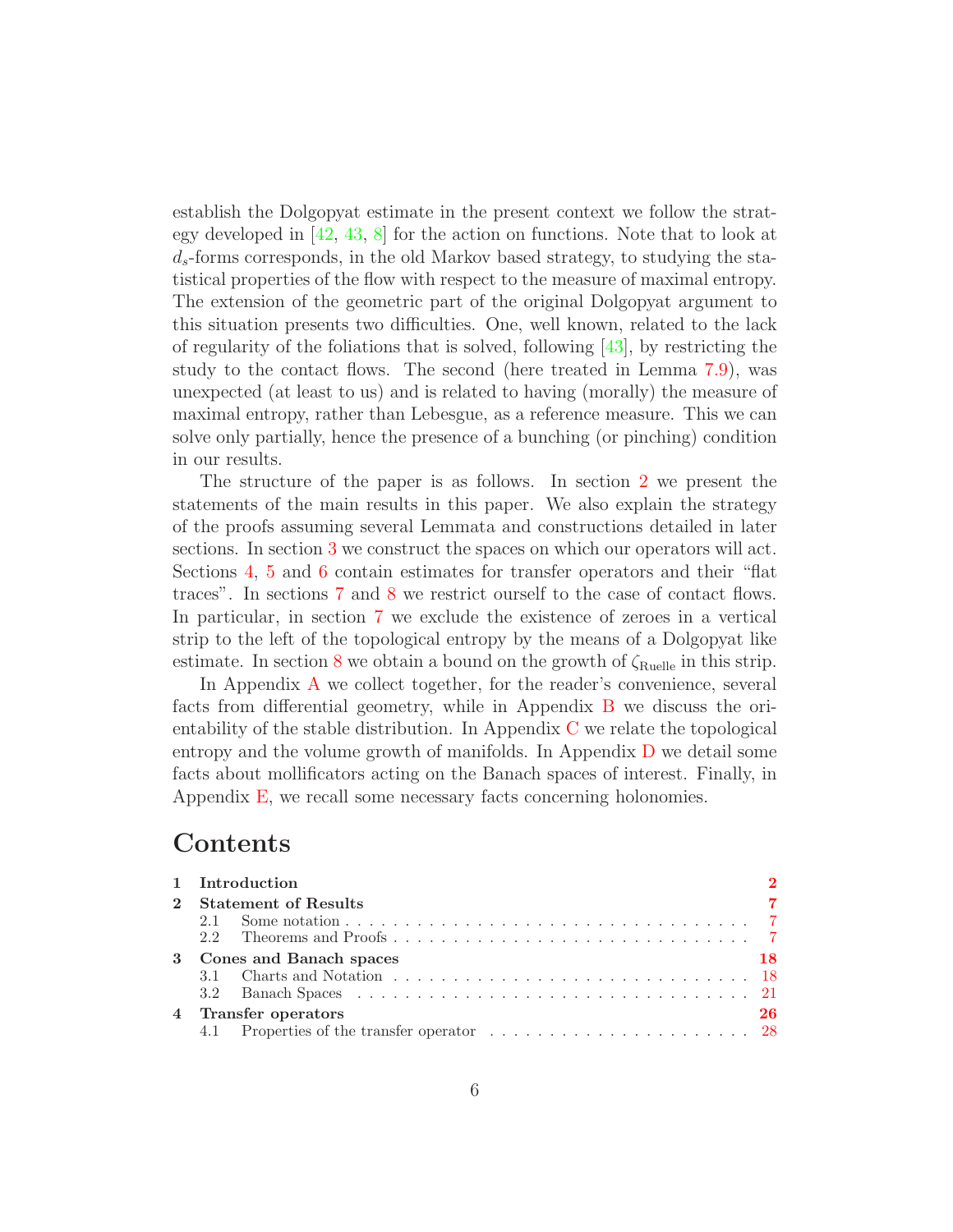establish the Dolgopyat estimate in the present context we follow the strategy developed in [42, 43, 8] for the action on functions. Note that to look at $d_s$-forms corresponds, in the old Markov based strategy, to studying the statistical properties of the flow with respect to the measure of maximal entropy. The extension of the geometric part of the original Dolgopyat argument to this situation presents two difficulties. One, well known, related to the lack of regularity of the foliations that is solved, following [43], by restricting the study to the contact flows. The second (here treated in Lemma 7.9), was unexpected (at least to us) and is related to having (morally) the measure of maximal entropy, rather than Lebesgue, as a reference measure. This we can solve only partially, hence the presence of a bunching (or pinching) condition in our results.

The structure of the paper is as follows. In section 2 we present the statements of the main results in this paper. We also explain the strategy of the proofs assuming several Lemmata and constructions detailed in later sections. In section 3 we construct the spaces on which our operators will act. Sections 4, 5 and 6 contain estimates for transfer operators and their "flat traces". In sections 7 and 8 we restrict ourself to the case of contact flows. In particular, in section 7 we exclude the existence of zeroes in a vertical strip to the left of the topological entropy by the means of a Dolgopyat like estimate. In section 8 we obtain a bound on the growth of $\zeta_{\text{Ruelle}}$ in this strip.

In Appendix A we collect together, for the reader's convenience, several facts from differential geometry, while in Appendix B we discuss the orientability of the stable distribution. In Appendix C we relate the topological entropy and the volume growth of manifolds. In Appendix D we detail some facts about mollificators acting on the Banach spaces of interest. Finally, in Appendix E, we recall some necessary facts concerning holonomies.

# Contents

- **1 Introduction** — 2
- **2 Statement of Results** — 7
  - 2.1 Some notation — 7
  - 2.2 Theorems and Proofs — 7
- **3 Cones and Banach spaces** — 18
  - 3.1 Charts and Notation — 18
  - 3.2 Banach Spaces — 21
- **4 Transfer operators** — 26
  - 4.1 Properties of the transfer operator — 28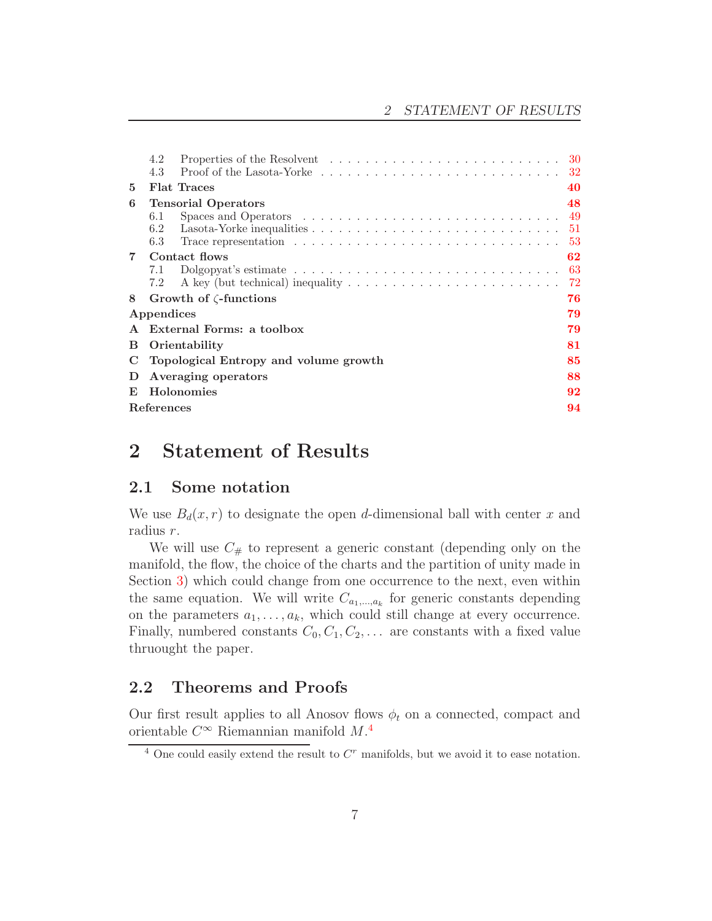| | | |
|---|---|---|
| 4.2 | Properties of the Resolvent | 30 |
| 4.3 | Proof of the Lasota-Yorke | 32 |
| **5** | **Flat Traces** | **40** |
| **6** | **Tensorial Operators** | **48** |
| 6.1 | Spaces and Operators | 49 |
| 6.2 | Lasota-Yorke inequalities | 51 |
| 6.3 | Trace representation | 53 |
| **7** | **Contact flows** | **62** |
| 7.1 | Dolgopyat's estimate | 63 |
| 7.2 | A key (but technical) inequality | 72 |
| **8** | **Growth of $\zeta$-functions** | **76** |
| **Appendices** | | **79** |
| **A** | **External Forms: a toolbox** | **79** |
| **B** | **Orientability** | **81** |
| **C** | **Topological Entropy and volume growth** | **85** |
| **D** | **Averaging operators** | **88** |
| **E** | **Holonomies** | **92** |
| **References** | | **94** |

# 2 Statement of Results

## 2.1 Some notation

We use $B_d(x, r)$ to designate the open $d$-dimensional ball with center $x$ and radius $r$.

We will use $C_\#$ to represent a generic constant (depending only on the manifold, the flow, the choice of the charts and the partition of unity made in Section 3) which could change from one occurrence to the next, even within the same equation. We will write $C_{a_1,\dots,a_k}$ for generic constants depending on the parameters $a_1, \dots, a_k$, which could still change at every occurrence. Finally, numbered constants $C_0, C_1, C_2, \dots$ are constants with a fixed value thruought the paper.

## 2.2 Theorems and Proofs

Our first result applies to all Anosov flows $\phi_t$ on a connected, compact and orientable $C^\infty$ Riemannian manifold $M$.[4]

[4] One could easily extend the result to $C^r$ manifolds, but we avoid it to ease notation.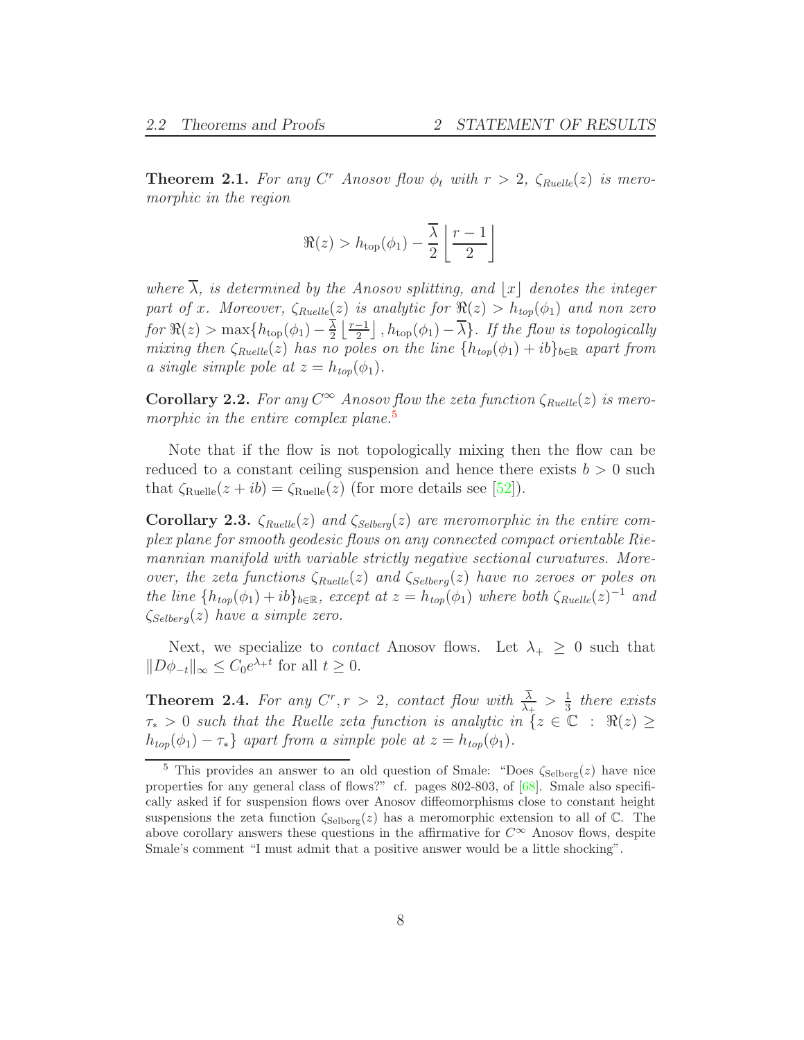**Theorem 2.1.** *For any $C^r$ Anosov flow $\phi_t$ with $r > 2$, $\zeta_{Ruelle}(z)$ is meromorphic in the region*

$$\Re(z) > h_{\rm top}(\phi_1) - \frac{\overline{\lambda}}{2} \left\lfloor \frac{r-1}{2} \right\rfloor$$

*where $\overline{\lambda}$, is determined by the Anosov splitting, and $\lfloor x \rfloor$ denotes the integer part of $x$. Moreover, $\zeta_{Ruelle}(z)$ is analytic for $\Re(z) > h_{top}(\phi_1)$ and non zero for $\Re(z) > \max\{h_{\rm top}(\phi_1) - \frac{\overline{\lambda}}{2} \left\lfloor \frac{r-1}{2} \right\rfloor, h_{\rm top}(\phi_1) - \overline{\lambda}\}$. If the flow is topologically mixing then $\zeta_{Ruelle}(z)$ has no poles on the line $\{h_{top}(\phi_1) + ib\}_{b \in \mathbb{R}}$ apart from a single simple pole at $z = h_{top}(\phi_1)$.*

**Corollary 2.2.** *For any $C^\infty$ Anosov flow the zeta function $\zeta_{Ruelle}(z)$ is meromorphic in the entire complex plane.*[5]

Note that if the flow is not topologically mixing then the flow can be reduced to a constant ceiling suspension and hence there exists $b > 0$ such that $\zeta_{\rm Ruelle}(z + ib) = \zeta_{\rm Ruelle}(z)$ (for more details see [52]).

**Corollary 2.3.** *$\zeta_{Ruelle}(z)$ and $\zeta_{Selberg}(z)$ are meromorphic in the entire complex plane for smooth geodesic flows on any connected compact orientable Riemannian manifold with variable strictly negative sectional curvatures. Moreover, the zeta functions $\zeta_{Ruelle}(z)$ and $\zeta_{Selberg}(z)$ have no zeroes or poles on the line $\{h_{top}(\phi_1) + ib\}_{b \in \mathbb{R}}$, except at $z = h_{top}(\phi_1)$ where both $\zeta_{Ruelle}(z)^{-1}$ and $\zeta_{Selberg}(z)$ have a simple zero.*

Next, we specialize to *contact* Anosov flows. Let $\lambda_+ \geq 0$ such that $\|D\phi_{-t}\|_\infty \leq C_0 e^{\lambda_+ t}$ for all $t \geq 0$.

**Theorem 2.4.** *For any $C^r, r > 2$, contact flow with $\frac{\overline{\lambda}}{\lambda_+} > \frac{1}{3}$ there exists $\tau_* > 0$ such that the Ruelle zeta function is analytic in $\{z \in \mathbb{C} \ : \ \Re(z) \geq h_{top}(\phi_1) - \tau_*\}$ apart from a simple pole at $z = h_{top}(\phi_1)$.*

---

[5] This provides an answer to an old question of Smale: "Does $\zeta_{\rm Selberg}(z)$ have nice properties for any general class of flows?" cf. pages 802-803, of [68]. Smale also specifically asked if for suspension flows over Anosov diffeomorphisms close to constant height suspensions the zeta function $\zeta_{\rm Selberg}(z)$ has a meromorphic extension to all of $\mathbb{C}$. The above corollary answers these questions in the affirmative for $C^\infty$ Anosov flows, despite Smale's comment "I must admit that a positive answer would be a little shocking".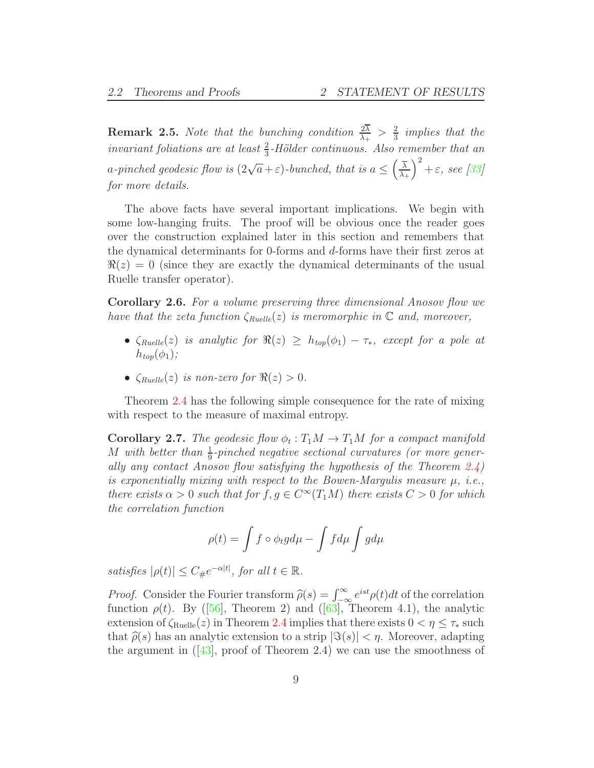**Remark 2.5.** *Note that the bunching condition $\frac{2\overline{\lambda}}{\lambda_+} > \frac{2}{3}$ implies that the invariant foliations are at least $\frac{2}{3}$-Hölder continuous. Also remember that an a-pinched geodesic flow is $(2\sqrt{a}+\varepsilon)$-bunched, that is $a \leq \left(\frac{\overline{\lambda}}{\lambda_+}\right)^2 + \varepsilon$, see [33] for more details.*

The above facts have several important implications. We begin with some low-hanging fruits. The proof will be obvious once the reader goes over the construction explained later in this section and remembers that the dynamical determinants for 0-forms and $d$-forms have their first zeros at $\Re(z) = 0$ (since they are exactly the dynamical determinants of the usual Ruelle transfer operator).

**Corollary 2.6.** *For a volume preserving three dimensional Anosov flow we have that the zeta function $\zeta_{Ruelle}(z)$ is meromorphic in $\mathbb{C}$ and, moreover,*

- *$\zeta_{Ruelle}(z)$ is analytic for $\Re(z) \geq h_{top}(\phi_1) - \tau_*$, except for a pole at $h_{top}(\phi_1)$;*
- *$\zeta_{Ruelle}(z)$ is non-zero for $\Re(z) > 0$.*

Theorem 2.4 has the following simple consequence for the rate of mixing with respect to the measure of maximal entropy.

**Corollary 2.7.** *The geodesic flow $\phi_t : T_1M \to T_1M$ for a compact manifold $M$ with better than $\frac{1}{9}$-pinched negative sectional curvatures (or more generally any contact Anosov flow satisfying the hypothesis of the Theorem 2.4) is exponentially mixing with respect to the Bowen-Margulis measure $\mu$, i.e., there exists $\alpha > 0$ such that for $f, g \in C^\infty(T_1M)$ there exists $C > 0$ for which the correlation function*

$$\rho(t) = \int f \circ \phi_t g d\mu - \int f d\mu \int g d\mu$$

*satisfies $|\rho(t)| \leq C_\# e^{-\alpha|t|}$, for all $t \in \mathbb{R}$.*

*Proof.* Consider the Fourier transform $\widehat{\rho}(s) = \int_{-\infty}^{\infty} e^{ist}\rho(t)dt$ of the correlation function $\rho(t)$. By ([56], Theorem 2) and ([63], Theorem 4.1), the analytic extension of $\zeta_{\text{Ruelle}}(z)$ in Theorem 2.4 implies that there exists $0 < \eta \leq \tau_*$ such that $\widehat{\rho}(s)$ has an analytic extension to a strip $|\Im(s)| < \eta$. Moreover, adapting the argument in ([43], proof of Theorem 2.4) we can use the smoothness of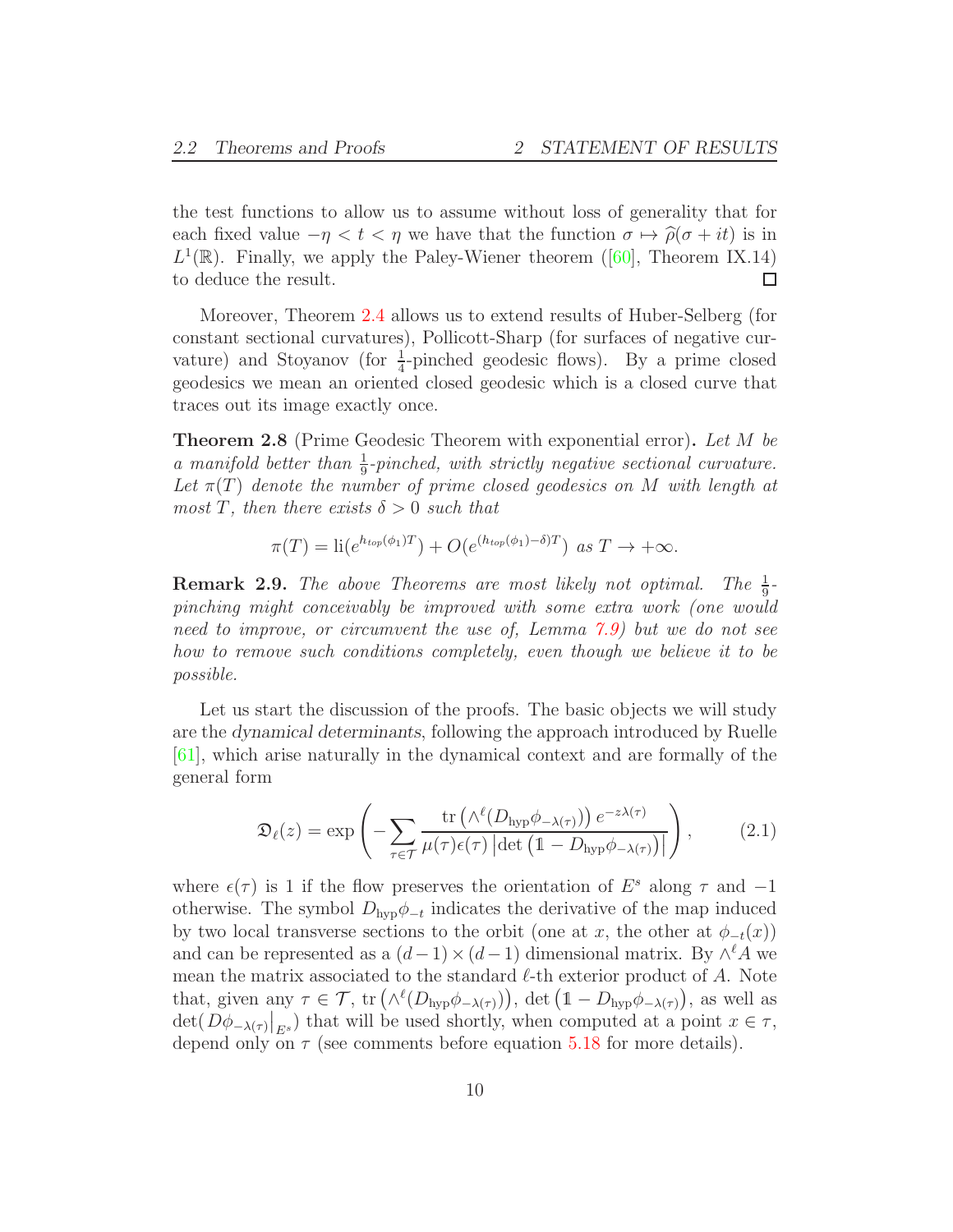the test functions to allow us to assume without loss of generality that for each fixed value $-\eta < t < \eta$ we have that the function $\sigma \mapsto \widehat{\rho}(\sigma + it)$ is in $L^1(\mathbb{R})$. Finally, we apply the Paley-Wiener theorem ([60], Theorem IX.14) to deduce the result. □

Moreover, Theorem 2.4 allows us to extend results of Huber-Selberg (for constant sectional curvatures), Pollicott-Sharp (for surfaces of negative curvature) and Stoyanov (for $\frac{1}{4}$-pinched geodesic flows). By a prime closed geodesics we mean an oriented closed geodesic which is a closed curve that traces out its image exactly once.

**Theorem 2.8** (Prime Geodesic Theorem with exponential error)**.** *Let $M$ be a manifold better than $\frac{1}{9}$-pinched, with strictly negative sectional curvature. Let $\pi(T)$ denote the number of prime closed geodesics on $M$ with length at most $T$, then there exists $\delta > 0$ such that*

$$\pi(T) = \mathrm{li}(e^{h_{top}(\phi_1)T}) + O(e^{(h_{top}(\phi_1)-\delta)T}) \text{ as } T \to +\infty.$$

**Remark 2.9.** *The above Theorems are most likely not optimal. The $\frac{1}{9}$-pinching might conceivably be improved with some extra work (one would need to improve, or circumvent the use of, Lemma 7.9) but we do not see how to remove such conditions completely, even though we believe it to be possible.*

Let us start the discussion of the proofs. The basic objects we will study are the *dynamical determinants*, following the approach introduced by Ruelle [61], which arise naturally in the dynamical context and are formally of the general form

$$\mathfrak{D}_\ell(z) = \exp\left(-\sum_{\tau\in\mathcal{T}} \frac{\mathrm{tr}\left(\wedge^\ell(D_{\mathrm{hyp}}\phi_{-\lambda(\tau)})\right) e^{-z\lambda(\tau)}}{\mu(\tau)\epsilon(\tau)\left|\det\left(\mathbb{1} - D_{\mathrm{hyp}}\phi_{-\lambda(\tau)}\right)\right|}\right), \tag{2.1}$$

where $\epsilon(\tau)$ is 1 if the flow preserves the orientation of $E^s$ along $\tau$ and $-1$ otherwise. The symbol $D_{\mathrm{hyp}}\phi_{-t}$ indicates the derivative of the map induced by two local transverse sections to the orbit (one at $x$, the other at $\phi_{-t}(x)$) and can be represented as a $(d-1)\times(d-1)$ dimensional matrix. By $\wedge^\ell A$ we mean the matrix associated to the standard $\ell$-th exterior product of $A$. Note that, given any $\tau \in \mathcal{T}$, $\mathrm{tr}\left(\wedge^\ell(D_{\mathrm{hyp}}\phi_{-\lambda(\tau)})\right)$, $\det\left(\mathbb{1} - D_{\mathrm{hyp}}\phi_{-\lambda(\tau)}\right)$, as well as $\det(D\phi_{-\lambda(\tau)}|_{E^s})$ that will be used shortly, when computed at a point $x \in \tau$, depend only on $\tau$ (see comments before equation 5.18 for more details).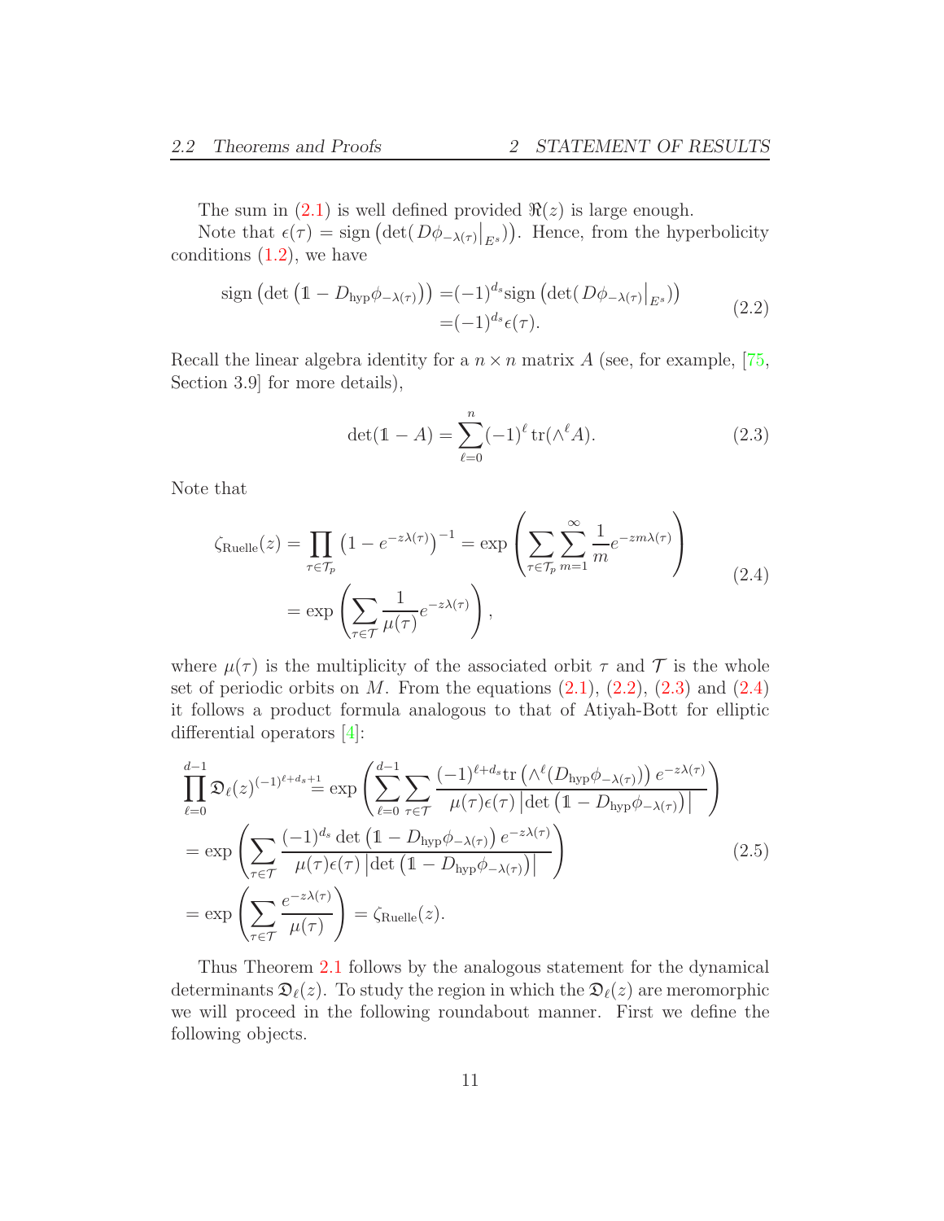The sum in (2.1) is well defined provided $\Re(z)$ is large enough.

Note that $\epsilon(\tau) = \operatorname{sign}\left(\det(D\phi_{-\lambda(\tau)}\big|_{E^s})\right)$. Hence, from the hyperbolicity conditions (1.2), we have

$$
\begin{aligned}
\operatorname{sign}\left(\det\left(\mathbb{1} - D_{\mathrm{hyp}}\phi_{-\lambda(\tau)}\right)\right) =& (-1)^{d_s}\operatorname{sign}\left(\det(D\phi_{-\lambda(\tau)}\big|_{E^s})\right) \\
=& (-1)^{d_s}\epsilon(\tau).
\end{aligned}
\tag{2.2}
$$

Recall the linear algebra identity for a $n \times n$ matrix $A$ (see, for example, [75, Section 3.9] for more details),

$$
\det(\mathbb{1} - A) = \sum_{\ell=0}^{n} (-1)^{\ell} \operatorname{tr}(\wedge^{\ell} A). \tag{2.3}
$$

Note that

$$
\begin{aligned}
\zeta_{\mathrm{Ruelle}}(z) &= \prod_{\tau\in\mathcal{T}_p} \left(1 - e^{-z\lambda(\tau)}\right)^{-1} = \exp\left(\sum_{\tau\in\mathcal{T}_p}\sum_{m=1}^{\infty} \frac{1}{m} e^{-zm\lambda(\tau)}\right) \\
&= \exp\left(\sum_{\tau\in\mathcal{T}} \frac{1}{\mu(\tau)} e^{-z\lambda(\tau)}\right),
\end{aligned}
\tag{2.4}
$$

where $\mu(\tau)$ is the multiplicity of the associated orbit $\tau$ and $\mathcal{T}$ is the whole set of periodic orbits on $M$. From the equations (2.1), (2.2), (2.3) and (2.4) it follows a product formula analogous to that of Atiyah-Bott for elliptic differential operators [4]:

$$
\begin{aligned}
\prod_{\ell=0}^{d-1} \mathfrak{D}_{\ell}(z)^{(-1)^{\ell+d_s+1}} &= \exp\left(\sum_{\ell=0}^{d-1}\sum_{\tau\in\mathcal{T}} \frac{(-1)^{\ell+d_s}\operatorname{tr}\left(\wedge^{\ell}(D_{\mathrm{hyp}}\phi_{-\lambda(\tau)})\right) e^{-z\lambda(\tau)}}{\mu(\tau)\epsilon(\tau)\left|\det\left(\mathbb{1} - D_{\mathrm{hyp}}\phi_{-\lambda(\tau)}\right)\right|}\right) \\
&= \exp\left(\sum_{\tau\in\mathcal{T}} \frac{(-1)^{d_s}\det\left(\mathbb{1} - D_{\mathrm{hyp}}\phi_{-\lambda(\tau)}\right) e^{-z\lambda(\tau)}}{\mu(\tau)\epsilon(\tau)\left|\det\left(\mathbb{1} - D_{\mathrm{hyp}}\phi_{-\lambda(\tau)}\right)\right|}\right) \\
&= \exp\left(\sum_{\tau\in\mathcal{T}} \frac{e^{-z\lambda(\tau)}}{\mu(\tau)}\right) = \zeta_{\mathrm{Ruelle}}(z).
\end{aligned}
\tag{2.5}
$$

Thus Theorem 2.1 follows by the analogous statement for the dynamical determinants $\mathfrak{D}_{\ell}(z)$. To study the region in which the $\mathfrak{D}_{\ell}(z)$ are meromorphic we will proceed in the following roundabout manner. First we define the following objects.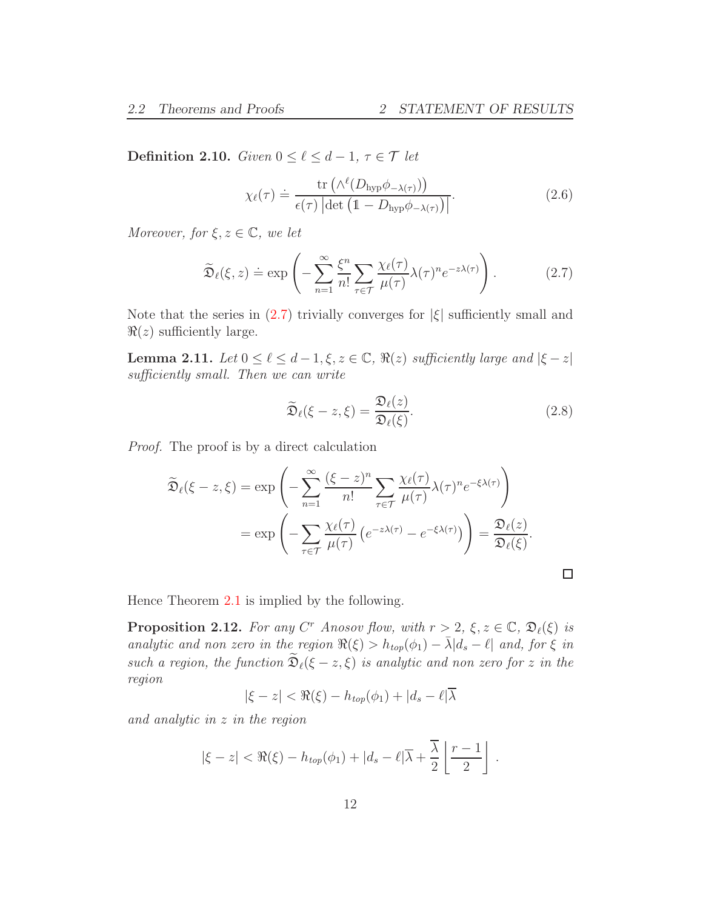**Definition 2.10.** *Given $0 \leq \ell \leq d-1$, $\tau \in \mathcal{T}$ let*

$$\chi_\ell(\tau) \doteq \frac{\operatorname{tr}\left(\wedge^\ell (D_{\text{hyp}}\phi_{-\lambda(\tau)})\right)}{\epsilon(\tau)\left|\det\left(\mathbb{1} - D_{\text{hyp}}\phi_{-\lambda(\tau)}\right)\right|}. \tag{2.6}$$

*Moreover, for $\xi, z \in \mathbb{C}$, we let*

$$\widetilde{\mathfrak{D}}_\ell(\xi, z) \doteq \exp\left(-\sum_{n=1}^{\infty} \frac{\xi^n}{n!} \sum_{\tau \in \mathcal{T}} \frac{\chi_\ell(\tau)}{\mu(\tau)} \lambda(\tau)^n e^{-z\lambda(\tau)}\right). \tag{2.7}$$

Note that the series in (2.7) trivially converges for $|\xi|$ sufficiently small and $\Re(z)$ sufficiently large.

**Lemma 2.11.** *Let $0 \leq \ell \leq d-1, \xi, z \in \mathbb{C}$, $\Re(z)$ sufficiently large and $|\xi - z|$ sufficiently small. Then we can write*

$$\widetilde{\mathfrak{D}}_\ell(\xi - z, \xi) = \frac{\mathfrak{D}_\ell(z)}{\mathfrak{D}_\ell(\xi)}. \tag{2.8}$$

*Proof.* The proof is by a direct calculation

$$\begin{aligned}
\widetilde{\mathfrak{D}}_\ell(\xi - z, \xi) &= \exp\left(-\sum_{n=1}^{\infty} \frac{(\xi - z)^n}{n!} \sum_{\tau \in \mathcal{T}} \frac{\chi_\ell(\tau)}{\mu(\tau)} \lambda(\tau)^n e^{-\xi\lambda(\tau)}\right) \\
&= \exp\left(-\sum_{\tau \in \mathcal{T}} \frac{\chi_\ell(\tau)}{\mu(\tau)} \left(e^{-z\lambda(\tau)} - e^{-\xi\lambda(\tau)}\right)\right) = \frac{\mathfrak{D}_\ell(z)}{\mathfrak{D}_\ell(\xi)}.
\end{aligned}$$

□

Hence Theorem 2.1 is implied by the following.

**Proposition 2.12.** *For any $C^r$ Anosov flow, with $r > 2$, $\xi, z \in \mathbb{C}$, $\mathfrak{D}_\ell(\xi)$ is analytic and non zero in the region $\Re(\xi) > h_{top}(\phi_1) - \bar{\lambda}|d_s - \ell|$ and, for $\xi$ in such a region, the function $\widetilde{\mathfrak{D}}_\ell(\xi - z, \xi)$ is analytic and non zero for $z$ in the region*

$$|\xi - z| < \Re(\xi) - h_{top}(\phi_1) + |d_s - \ell|\overline{\lambda}$$

*and analytic in $z$ in the region*

$$|\xi - z| < \Re(\xi) - h_{top}(\phi_1) + |d_s - \ell|\overline{\lambda} + \frac{\overline{\lambda}}{2}\left\lfloor \frac{r-1}{2} \right\rfloor .$$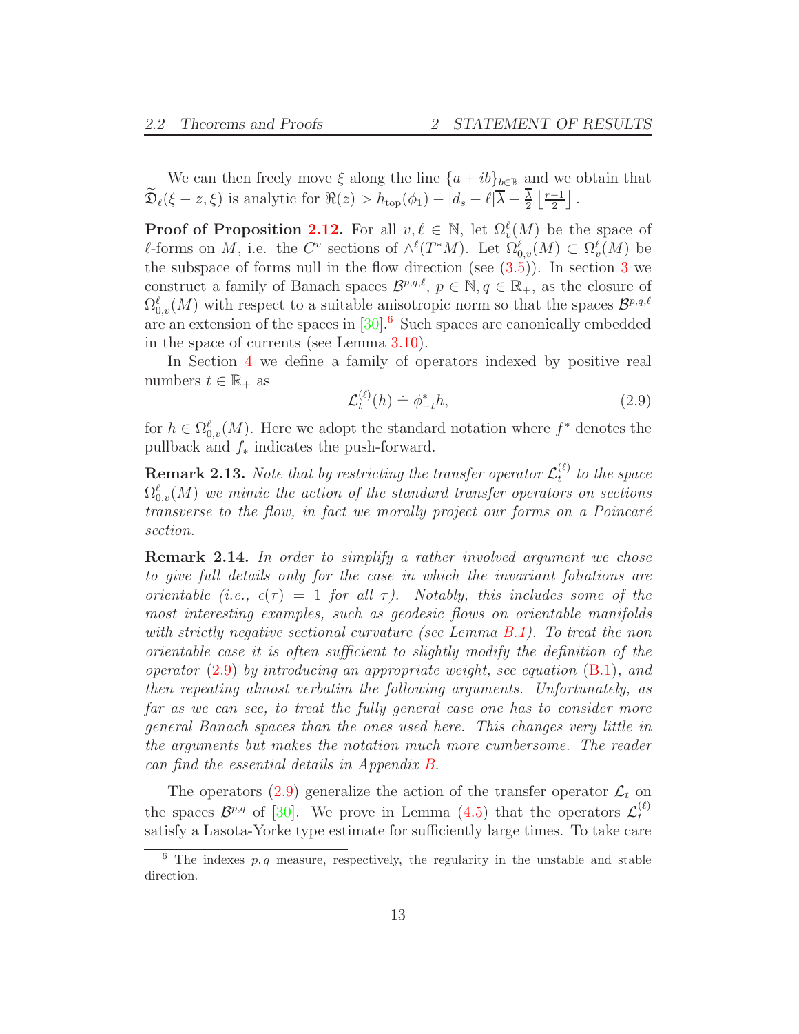We can then freely move $\xi$ along the line $\{a+ib\}_{b\in\mathbb{R}}$ and we obtain that $\widetilde{\mathfrak{D}}_\ell(\xi - z, \xi)$ is analytic for $\Re(z) > h_{\text{top}}(\phi_1) - |d_s - \ell|\overline{\lambda} - \frac{\overline{\lambda}}{2}\left\lfloor \frac{r-1}{2} \right\rfloor$.

**Proof of Proposition 2.12.** For all $v, \ell \in \mathbb{N}$, let $\Omega_v^\ell(M)$ be the space of $\ell$-forms on $M$, i.e. the $C^v$ sections of $\wedge^\ell(T^*M)$. Let $\Omega_{0,v}^\ell(M) \subset \Omega_v^\ell(M)$ be the subspace of forms null in the flow direction (see (3.5)). In section 3 we construct a family of Banach spaces $\mathcal{B}^{p,q,\ell}$, $p \in \mathbb{N}, q \in \mathbb{R}_+$, as the closure of $\Omega_{0,v}^\ell(M)$ with respect to a suitable anisotropic norm so that the spaces $\mathcal{B}^{p,q,\ell}$ are an extension of the spaces in [30].[6] Such spaces are canonically embedded in the space of currents (see Lemma 3.10).

In Section 4 we define a family of operators indexed by positive real numbers $t \in \mathbb{R}_+$ as

$$\mathcal{L}_t^{(\ell)}(h) \doteq \phi_{-t}^* h, \tag{2.9}$$

for $h \in \Omega_{0,v}^\ell(M)$. Here we adopt the standard notation where $f^*$ denotes the pullback and $f_*$ indicates the push-forward.

**Remark 2.13.** *Note that by restricting the transfer operator $\mathcal{L}_t^{(\ell)}$ to the space $\Omega_{0,v}^\ell(M)$ we mimic the action of the standard transfer operators on sections transverse to the flow, in fact we morally project our forms on a Poincaré section.*

**Remark 2.14.** *In order to simplify a rather involved argument we chose to give full details only for the case in which the invariant foliations are orientable (i.e., $\epsilon(\tau) = 1$ for all $\tau$). Notably, this includes some of the most interesting examples, such as geodesic flows on orientable manifolds with strictly negative sectional curvature (see Lemma B.1). To treat the non orientable case it is often sufficient to slightly modify the definition of the operator (2.9) by introducing an appropriate weight, see equation (B.1), and then repeating almost verbatim the following arguments. Unfortunately, as far as we can see, to treat the fully general case one has to consider more general Banach spaces than the ones used here. This changes very little in the arguments but makes the notation much more cumbersome. The reader can find the essential details in Appendix B.*

The operators (2.9) generalize the action of the transfer operator $\mathcal{L}_t$ on the spaces $\mathcal{B}^{p,q}$ of [30]. We prove in Lemma (4.5) that the operators $\mathcal{L}_t^{(\ell)}$ satisfy a Lasota-Yorke type estimate for sufficiently large times. To take care

[6] The indexes $p, q$ measure, respectively, the regularity in the unstable and stable direction.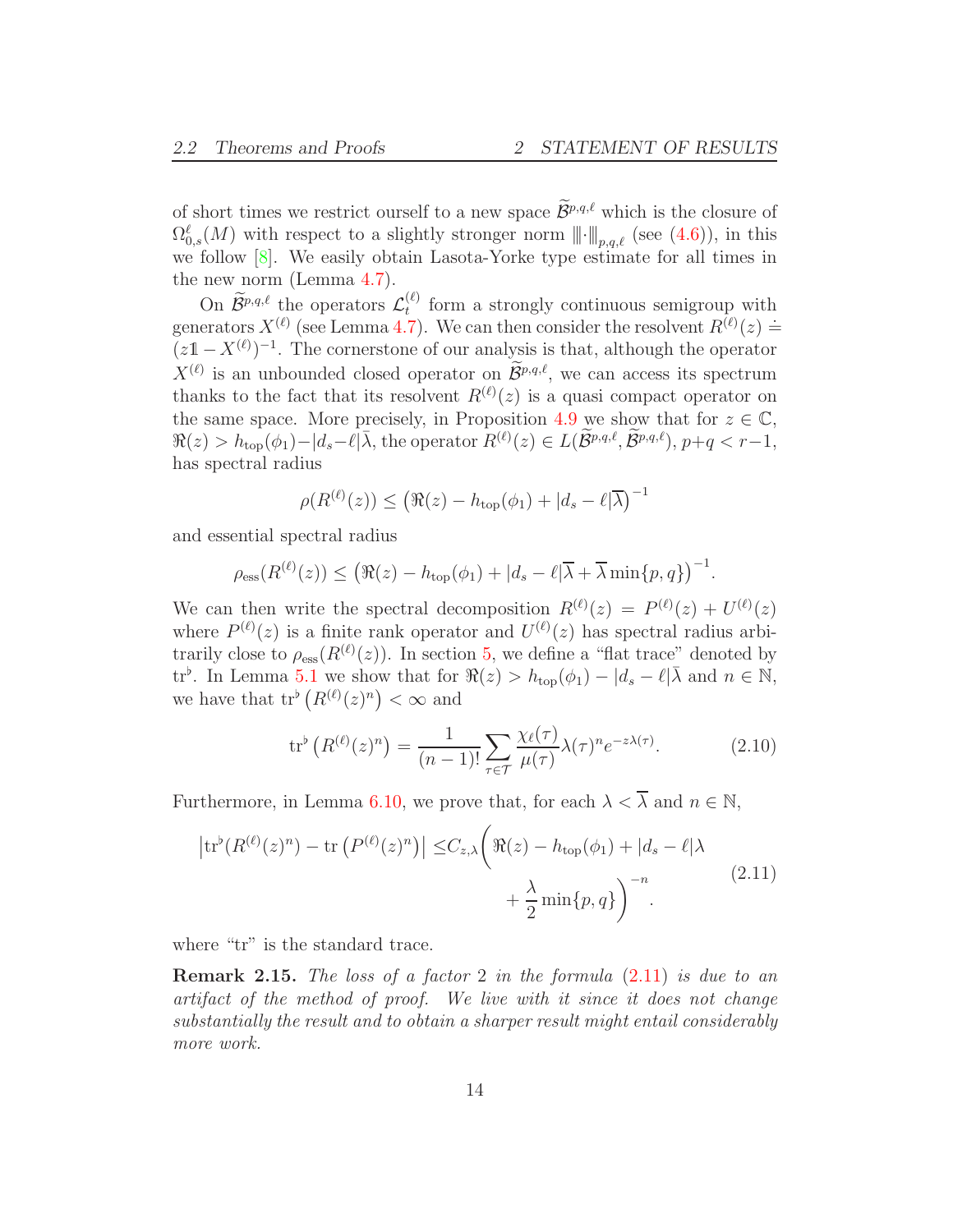of short times we restrict ourself to a new space $\widetilde{\mathcal{B}}^{p,q,\ell}$ which is the closure of $\Omega^{\ell}_{0,s}(M)$ with respect to a slightly stronger norm $|\!|\!|\cdot|\!|\!|_{p,q,\ell}$ (see (4.6)), in this we follow [8]. We easily obtain Lasota-Yorke type estimate for all times in the new norm (Lemma 4.7).

On $\widetilde{\mathcal{B}}^{p,q,\ell}$ the operators $\mathcal{L}_t^{(\ell)}$ form a strongly continuous semigroup with generators $X^{(\ell)}$ (see Lemma 4.7). We can then consider the resolvent $R^{(\ell)}(z) \doteq (z\mathbb{1} - X^{(\ell)})^{-1}$. The cornerstone of our analysis is that, although the operator $X^{(\ell)}$ is an unbounded closed operator on $\widetilde{\mathcal{B}}^{p,q,\ell}$, we can access its spectrum thanks to the fact that its resolvent $R^{(\ell)}(z)$ is a quasi compact operator on the same space. More precisely, in Proposition 4.9 we show that for $z \in \mathbb{C}$, $\Re(z) > h_{\text{top}}(\phi_1) - |d_s - \ell|\bar{\lambda}$, the operator $R^{(\ell)}(z) \in L(\widetilde{\mathcal{B}}^{p,q,\ell}, \widetilde{\mathcal{B}}^{p,q,\ell})$, $p+q < r-1$, has spectral radius

$$\rho(R^{(\ell)}(z)) \leq \left(\Re(z) - h_{\text{top}}(\phi_1) + |d_s - \ell|\overline{\lambda}\right)^{-1}$$

and essential spectral radius

$$\rho_{\text{ess}}(R^{(\ell)}(z)) \leq \left(\Re(z) - h_{\text{top}}(\phi_1) + |d_s - \ell|\overline{\lambda} + \overline{\lambda}\min\{p, q\}\right)^{-1}.$$

We can then write the spectral decomposition $R^{(\ell)}(z) = P^{(\ell)}(z) + U^{(\ell)}(z)$ where $P^{(\ell)}(z)$ is a finite rank operator and $U^{(\ell)}(z)$ has spectral radius arbitrarily close to $\rho_{\text{ess}}(R^{(\ell)}(z))$. In section 5, we define a "flat trace" denoted by $\text{tr}^\flat$. In Lemma 5.1 we show that for $\Re(z) > h_{\text{top}}(\phi_1) - |d_s - \ell|\bar{\lambda}$ and $n \in \mathbb{N}$, we have that $\text{tr}^\flat\left(R^{(\ell)}(z)^n\right) < \infty$ and

$$\text{tr}^\flat\left(R^{(\ell)}(z)^n\right) = \frac{1}{(n-1)!}\sum_{\tau \in \mathcal{T}} \frac{\chi_\ell(\tau)}{\mu(\tau)} \lambda(\tau)^n e^{-z\lambda(\tau)}. \tag{2.10}$$

Furthermore, in Lemma 6.10, we prove that, for each $\lambda < \overline{\lambda}$ and $n \in \mathbb{N}$,

$$\begin{aligned}\left|\text{tr}^\flat(R^{(\ell)}(z)^n) - \text{tr}\left(P^{(\ell)}(z)^n\right)\right| \leq C_{z,\lambda}\bigg(&\Re(z) - h_{\text{top}}(\phi_1) + |d_s - \ell|\lambda \\ &+ \frac{\lambda}{2}\min\{p, q\}\bigg)^{-n}.\end{aligned} \tag{2.11}$$

where "tr" is the standard trace.

**Remark 2.15.** *The loss of a factor 2 in the formula (2.11) is due to an artifact of the method of proof. We live with it since it does not change substantially the result and to obtain a sharper result might entail considerably more work.*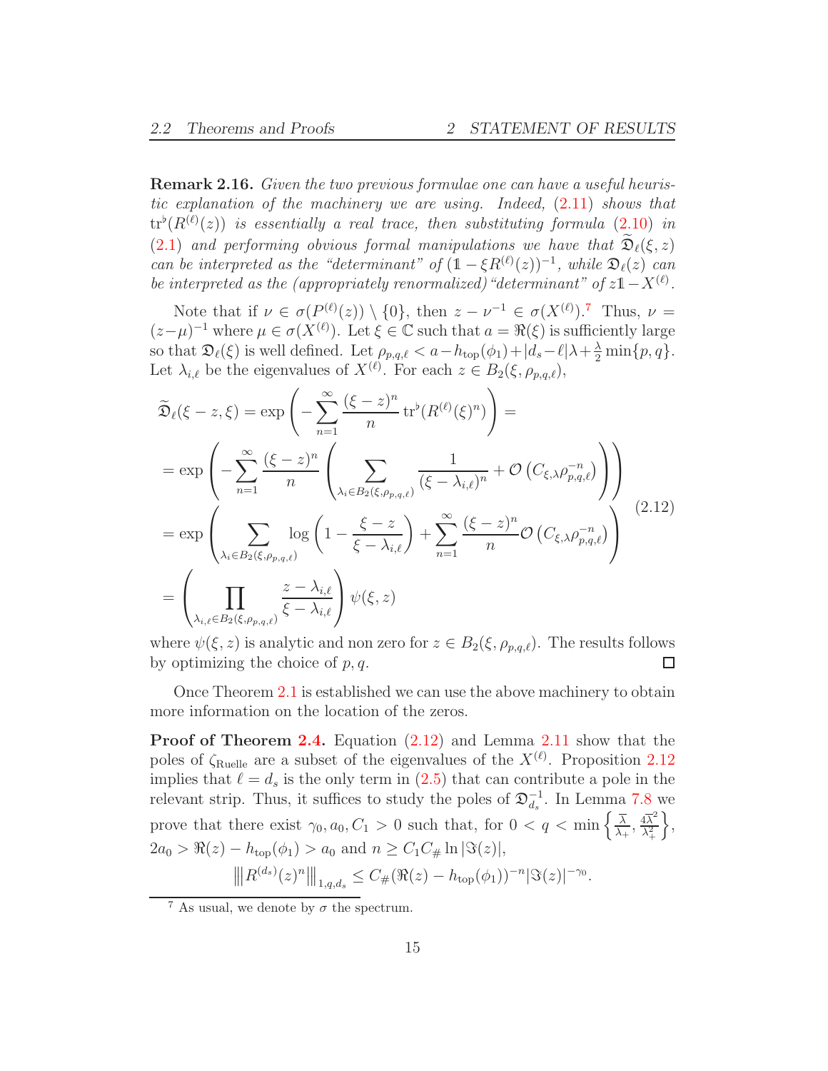**Remark 2.16.** *Given the two previous formulae one can have a useful heuristic explanation of the machinery we are using. Indeed,* (2.11) *shows that* $\operatorname{tr}^\flat(R^{(\ell)}(z))$ *is essentially a real trace, then substituting formula* (2.10) *in* (2.1) *and performing obvious formal manipulations we have that* $\widetilde{\mathfrak{D}}_\ell(\xi, z)$ *can be interpreted as the "determinant" of* $(\mathbb{1} - \xi R^{(\ell)}(z))^{-1}$*, while* $\mathfrak{D}_\ell(z)$ *can be interpreted as the (appropriately renormalized) "determinant" of* $z\mathbb{1} - X^{(\ell)}$*.*

Note that if $\nu \in \sigma(P^{(\ell)}(z)) \setminus \{0\}$, then $z - \nu^{-1} \in \sigma(X^{(\ell)})$.[7] Thus, $\nu = (z-\mu)^{-1}$ where $\mu \in \sigma(X^{(\ell)})$. Let $\xi \in \mathbb{C}$ such that $a = \Re(\xi)$ is sufficiently large so that $\mathfrak{D}_\ell(\xi)$ is well defined. Let $\rho_{p,q,\ell} < a - h_{\rm top}(\phi_1) + |d_s - \ell|\lambda + \frac{\lambda}{2}\min\{p, q\}$. Let $\lambda_{i,\ell}$ be the eigenvalues of $X^{(\ell)}$. For each $z \in B_2(\xi, \rho_{p,q,\ell})$,

$$
\begin{aligned}
\widetilde{\mathfrak{D}}_\ell(\xi - z, \xi) &= \exp\left(-\sum_{n=1}^{\infty} \frac{(\xi - z)^n}{n} \operatorname{tr}^\flat(R^{(\ell)}(\xi)^n)\right) = \\
&= \exp\left(-\sum_{n=1}^{\infty} \frac{(\xi - z)^n}{n}\left(\sum_{\lambda_i \in B_2(\xi, \rho_{p,q,\ell})} \frac{1}{(\xi - \lambda_{i,\ell})^n} + \mathcal{O}\left(C_{\xi,\lambda}\rho_{p,q,\ell}^{-n}\right)\right)\right) \\
&= \exp\left(\sum_{\lambda_i \in B_2(\xi, \rho_{p,q,\ell})} \log\left(1 - \frac{\xi - z}{\xi - \lambda_{i,\ell}}\right) + \sum_{n=1}^{\infty} \frac{(\xi - z)^n}{n} \mathcal{O}\left(C_{\xi,\lambda}\rho_{p,q,\ell}^{-n}\right)\right) \\
&= \left(\prod_{\lambda_{i,\ell} \in B_2(\xi, \rho_{p,q,\ell})} \frac{z - \lambda_{i,\ell}}{\xi - \lambda_{i,\ell}}\right)\psi(\xi, z)
\end{aligned}
\tag{2.12}
$$

where $\psi(\xi, z)$ is analytic and non zero for $z \in B_2(\xi, \rho_{p,q,\ell})$. The results follows by optimizing the choice of $p, q$. □

Once Theorem 2.1 is established we can use the above machinery to obtain more information on the location of the zeros.

**Proof of Theorem 2.4.** Equation (2.12) and Lemma 2.11 show that the poles of $\zeta_{\rm Ruelle}$ are a subset of the eigenvalues of the $X^{(\ell)}$. Proposition 2.12 implies that $\ell = d_s$ is the only term in (2.5) that can contribute a pole in the relevant strip. Thus, it suffices to study the poles of $\mathfrak{D}_{d_s}^{-1}$. In Lemma 7.8 we prove that there exist $\gamma_0, a_0, C_1 > 0$ such that, for $0 < q < \min\left\{\frac{\overline{\lambda}}{\lambda_+}, \frac{4\overline{\lambda}^2}{\lambda_+^2}\right\}$, $2a_0 > \Re(z) - h_{\rm top}(\phi_1) > a_0$ and $n \geq C_1 C_\# \ln|\Im(z)|$,

$$
\left\|\left| R^{(d_s)}(z)^n \right|\right\|_{1,q,d_s} \leq C_\# (\Re(z) - h_{\rm top}(\phi_1))^{-n} |\Im(z)|^{-\gamma_0}.
$$

[7] As usual, we denote by $\sigma$ the spectrum.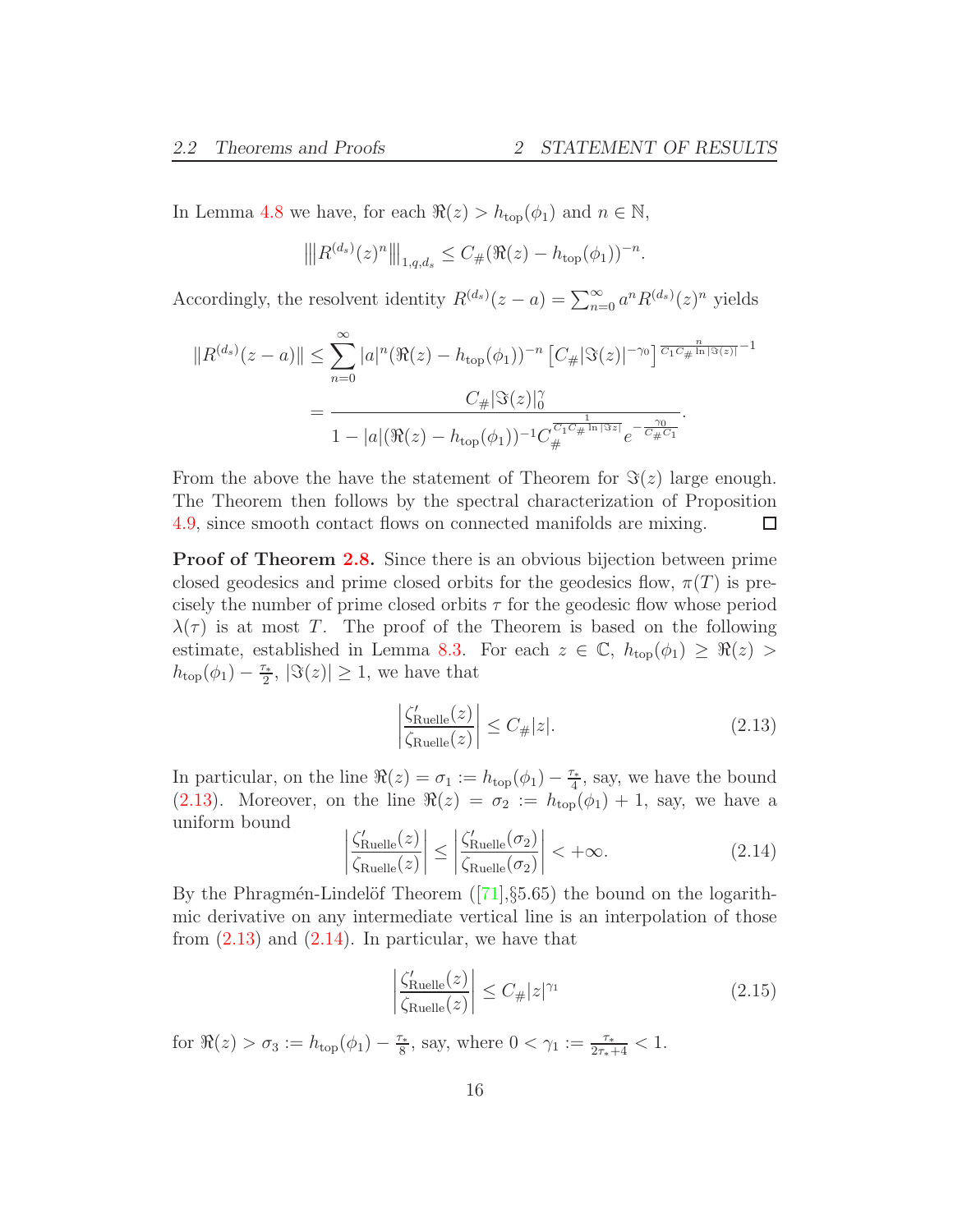In Lemma 4.8 we have, for each $\Re(z) > h_{\rm top}(\phi_1)$ and $n \in \mathbb{N}$,

$$\left\| R^{(d_s)}(z)^n \right\|_{1,q,d_s} \leq C_\# (\Re(z) - h_{\rm top}(\phi_1))^{-n}.$$

Accordingly, the resolvent identity $R^{(d_s)}(z-a) = \sum_{n=0}^{\infty} a^n R^{(d_s)}(z)^n$ yields

$$\begin{aligned}
\|R^{(d_s)}(z-a)\| &\leq \sum_{n=0}^{\infty} |a|^n (\Re(z) - h_{\rm top}(\phi_1))^{-n} \left[ C_\# |\Im(z)|^{-\gamma_0} \right]^{\frac{n}{C_1 C_\# \ln |\Im(z)|} - 1} \\
&= \frac{C_\# |\Im(z)|_0^\gamma}{1 - |a|(\Re(z) - h_{\rm top}(\phi_1))^{-1} C_\#^{\frac{1}{C_1 C_\# \ln |\Im z|}} e^{-\frac{\gamma_0}{C_\# C_1}}}.
\end{aligned}$$

From the above the have the statement of Theorem for $\Im(z)$ large enough. The Theorem then follows by the spectral characterization of Proposition 4.9, since smooth contact flows on connected manifolds are mixing. □

**Proof of Theorem 2.8.** Since there is an obvious bijection between prime closed geodesics and prime closed orbits for the geodesics flow, $\pi(T)$ is precisely the number of prime closed orbits $\tau$ for the geodesic flow whose period $\lambda(\tau)$ is at most $T$. The proof of the Theorem is based on the following estimate, established in Lemma 8.3. For each $z \in \mathbb{C}$, $h_{\rm top}(\phi_1) \geq \Re(z) > h_{\rm top}(\phi_1) - \frac{\tau_*}{2}$, $|\Im(z)| \geq 1$, we have that

$$\left| \frac{\zeta'_{\rm Ruelle}(z)}{\zeta_{\rm Ruelle}(z)} \right| \leq C_\# |z|. \tag{2.13}$$

In particular, on the line $\Re(z) = \sigma_1 := h_{\rm top}(\phi_1) - \frac{\tau_*}{4}$, say, we have the bound (2.13). Moreover, on the line $\Re(z) = \sigma_2 := h_{\rm top}(\phi_1) + 1$, say, we have a uniform bound

$$\left| \frac{\zeta'_{\rm Ruelle}(z)}{\zeta_{\rm Ruelle}(z)} \right| \leq \left| \frac{\zeta'_{\rm Ruelle}(\sigma_2)}{\zeta_{\rm Ruelle}(\sigma_2)} \right| < +\infty. \tag{2.14}$$

By the Phragmén-Lindelöf Theorem ([71],§5.65) the bound on the logarithmic derivative on any intermediate vertical line is an interpolation of those from (2.13) and (2.14). In particular, we have that

$$\left| \frac{\zeta'_{\rm Ruelle}(z)}{\zeta_{\rm Ruelle}(z)} \right| \leq C_\# |z|^{\gamma_1} \tag{2.15}$$

for $\Re(z) > \sigma_3 := h_{\rm top}(\phi_1) - \frac{\tau_*}{8}$, say, where $0 < \gamma_1 := \frac{\tau_*}{2\tau_* + 4} < 1$.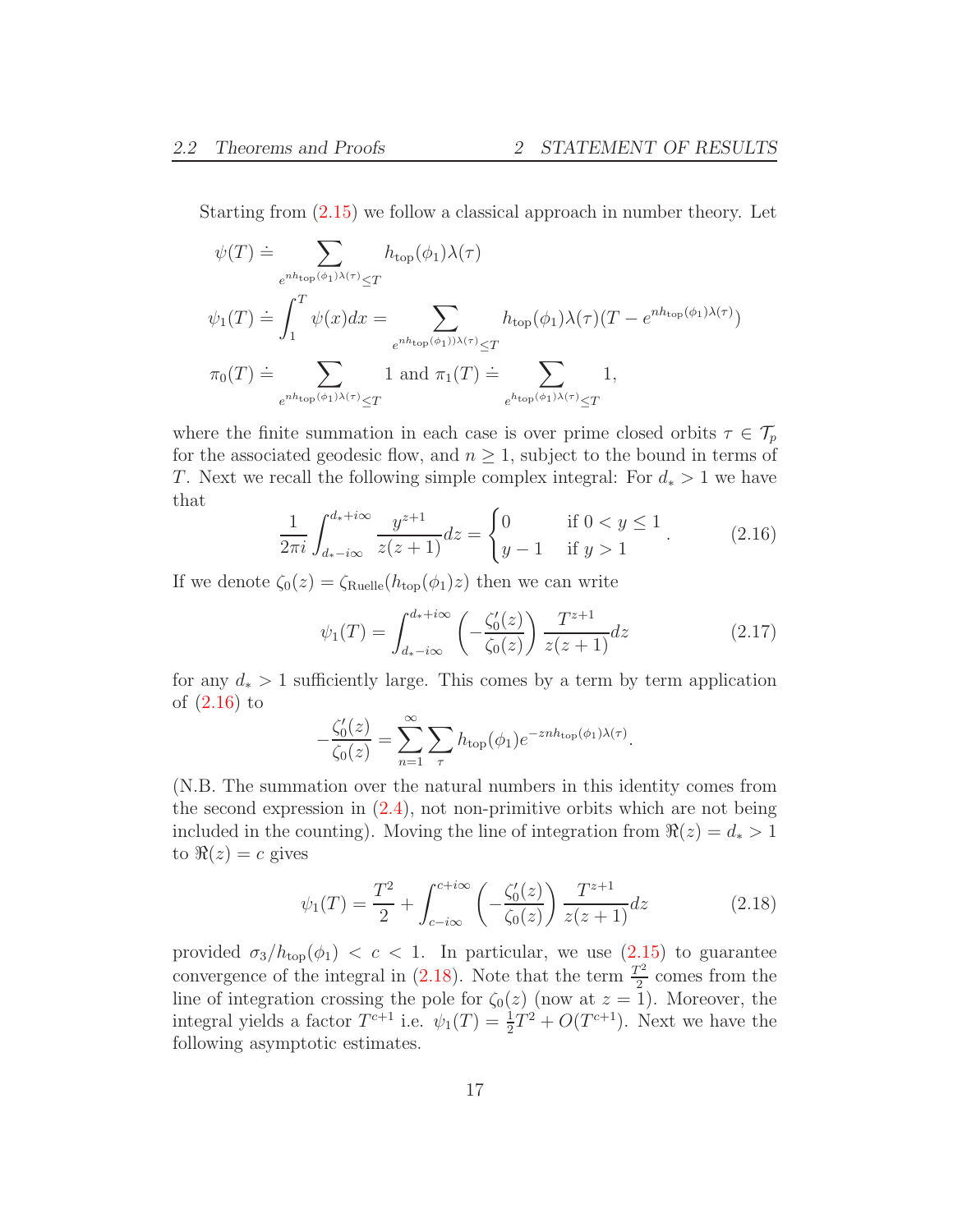Starting from (2.15) we follow a classical approach in number theory. Let

$$
\begin{aligned}
\psi(T) &\doteq \sum_{e^{nh_{\text{top}}(\phi_1)\lambda(\tau)} \le T} h_{\text{top}}(\phi_1)\lambda(\tau) \\
\psi_1(T) &\doteq \int_1^T \psi(x)dx = \sum_{e^{nh_{\text{top}}(\phi_1))\lambda(\tau)} \le T} h_{\text{top}}(\phi_1)\lambda(\tau)(T - e^{nh_{\text{top}}(\phi_1)\lambda(\tau)}) \\
\pi_0(T) &\doteq \sum_{e^{nh_{\text{top}}(\phi_1)\lambda(\tau)} \le T} 1 \text{ and } \pi_1(T) \doteq \sum_{e^{h_{\text{top}}(\phi_1)\lambda(\tau)} \le T} 1,
\end{aligned}
$$

where the finite summation in each case is over prime closed orbits $\tau \in \mathcal{T}_p$ for the associated geodesic flow, and $n \geq 1$, subject to the bound in terms of $T$. Next we recall the following simple complex integral: For $d_* > 1$ we have that

$$
\frac{1}{2\pi i} \int_{d_* - i\infty}^{d_* + i\infty} \frac{y^{z+1}}{z(z+1)} dz = \begin{cases} 0 & \text{if } 0 < y \le 1 \\ y - 1 & \text{if } y > 1 \end{cases}. \tag{2.16}
$$

If we denote $\zeta_0(z) = \zeta_{\text{Ruelle}}(h_{\text{top}}(\phi_1)z)$ then we can write

$$
\psi_1(T) = \int_{d_* - i\infty}^{d_* + i\infty} \left( -\frac{\zeta_0'(z)}{\zeta_0(z)} \right) \frac{T^{z+1}}{z(z+1)} dz \tag{2.17}
$$

for any $d_* > 1$ sufficiently large. This comes by a term by term application of (2.16) to

$$
-\frac{\zeta_0'(z)}{\zeta_0(z)} = \sum_{n=1}^{\infty} \sum_{\tau} h_{\text{top}}(\phi_1) e^{-znh_{\text{top}}(\phi_1)\lambda(\tau)}.
$$

(N.B. The summation over the natural numbers in this identity comes from the second expression in (2.4), not non-primitive orbits which are not being included in the counting). Moving the line of integration from $\Re(z) = d_* > 1$ to $\Re(z) = c$ gives

$$
\psi_1(T) = \frac{T^2}{2} + \int_{c - i\infty}^{c + i\infty} \left( -\frac{\zeta_0'(z)}{\zeta_0(z)} \right) \frac{T^{z+1}}{z(z+1)} dz \tag{2.18}
$$

provided $\sigma_3 / h_{\text{top}}(\phi_1) < c < 1$. In particular, we use (2.15) to guarantee convergence of the integral in (2.18). Note that the term $\frac{T^2}{2}$ comes from the line of integration crossing the pole for $\zeta_0(z)$ (now at $z = 1$). Moreover, the integral yields a factor $T^{c+1}$ i.e. $\psi_1(T) = \frac{1}{2}T^2 + O(T^{c+1})$. Next we have the following asymptotic estimates.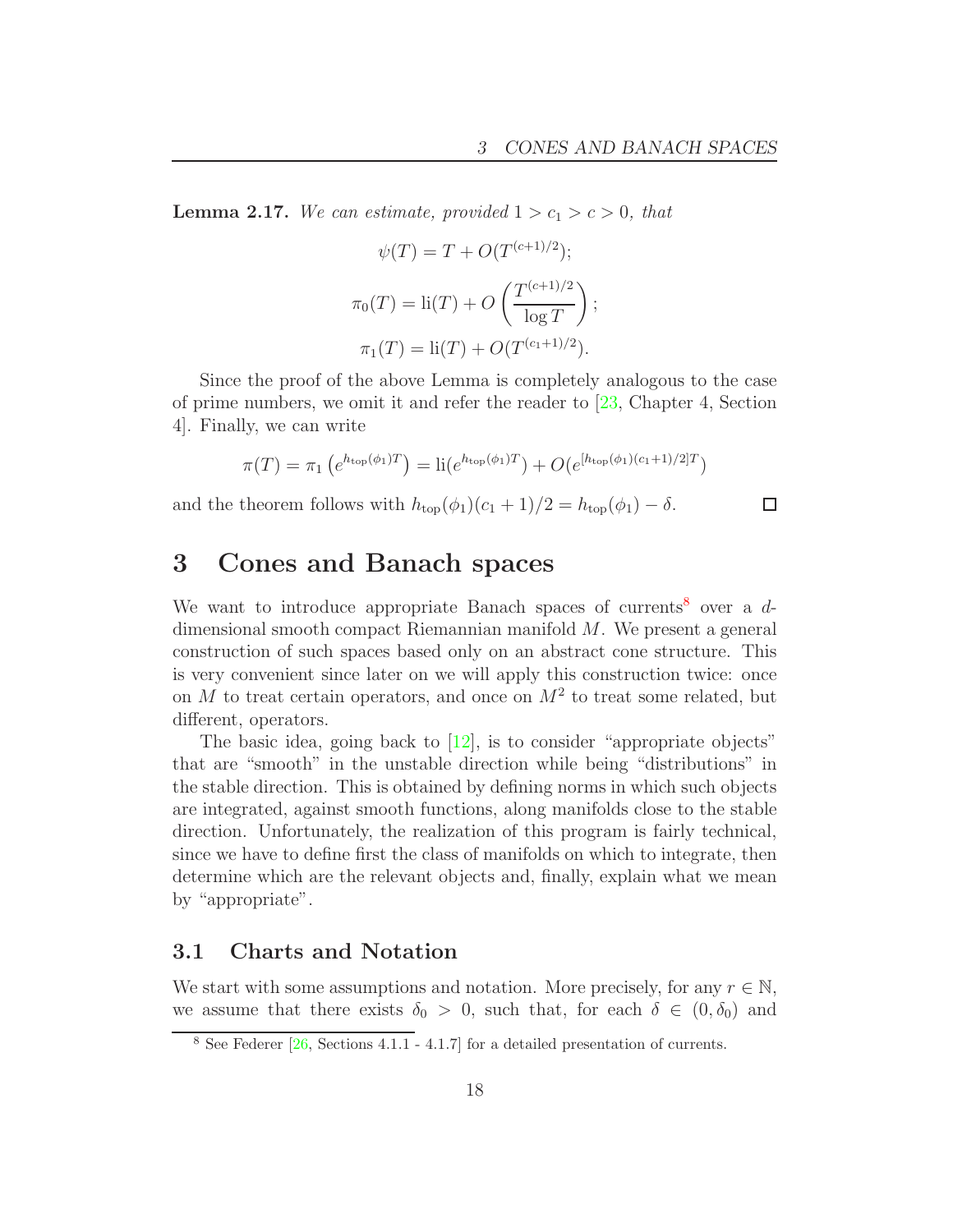**Lemma 2.17.** *We can estimate, provided $1 > c_1 > c > 0$, that*

$$\psi(T) = T + O(T^{(c+1)/2});$$

$$\pi_0(T) = \mathrm{li}(T) + O\left(\frac{T^{(c+1)/2}}{\log T}\right);$$

$$\pi_1(T) = \mathrm{li}(T) + O(T^{(c_1+1)/2}).$$

Since the proof of the above Lemma is completely analogous to the case of prime numbers, we omit it and refer the reader to [23, Chapter 4, Section 4]. Finally, we can write

$$\pi(T) = \pi_1\left(e^{h_{\mathrm{top}}(\phi_1)T}\right) = \mathrm{li}(e^{h_{\mathrm{top}}(\phi_1)T}) + O(e^{[h_{\mathrm{top}}(\phi_1)(c_1+1)/2]T})$$

and the theorem follows with $h_{\mathrm{top}}(\phi_1)(c_1+1)/2 = h_{\mathrm{top}}(\phi_1) - \delta$. □

# 3 Cones and Banach spaces

We want to introduce appropriate Banach spaces of currents[8] over a $d$-dimensional smooth compact Riemannian manifold $M$. We present a general construction of such spaces based only on an abstract cone structure. This is very convenient since later on we will apply this construction twice: once on $M$ to treat certain operators, and once on $M^2$ to treat some related, but different, operators.

The basic idea, going back to [12], is to consider "appropriate objects" that are "smooth" in the unstable direction while being "distributions" in the stable direction. This is obtained by defining norms in which such objects are integrated, against smooth functions, along manifolds close to the stable direction. Unfortunately, the realization of this program is fairly technical, since we have to define first the class of manifolds on which to integrate, then determine which are the relevant objects and, finally, explain what we mean by "appropriate".

## 3.1 Charts and Notation

We start with some assumptions and notation. More precisely, for any $r \in \mathbb{N}$, we assume that there exists $\delta_0 > 0$, such that, for each $\delta \in (0, \delta_0)$ and

[8] See Federer [26, Sections 4.1.1 - 4.1.7] for a detailed presentation of currents.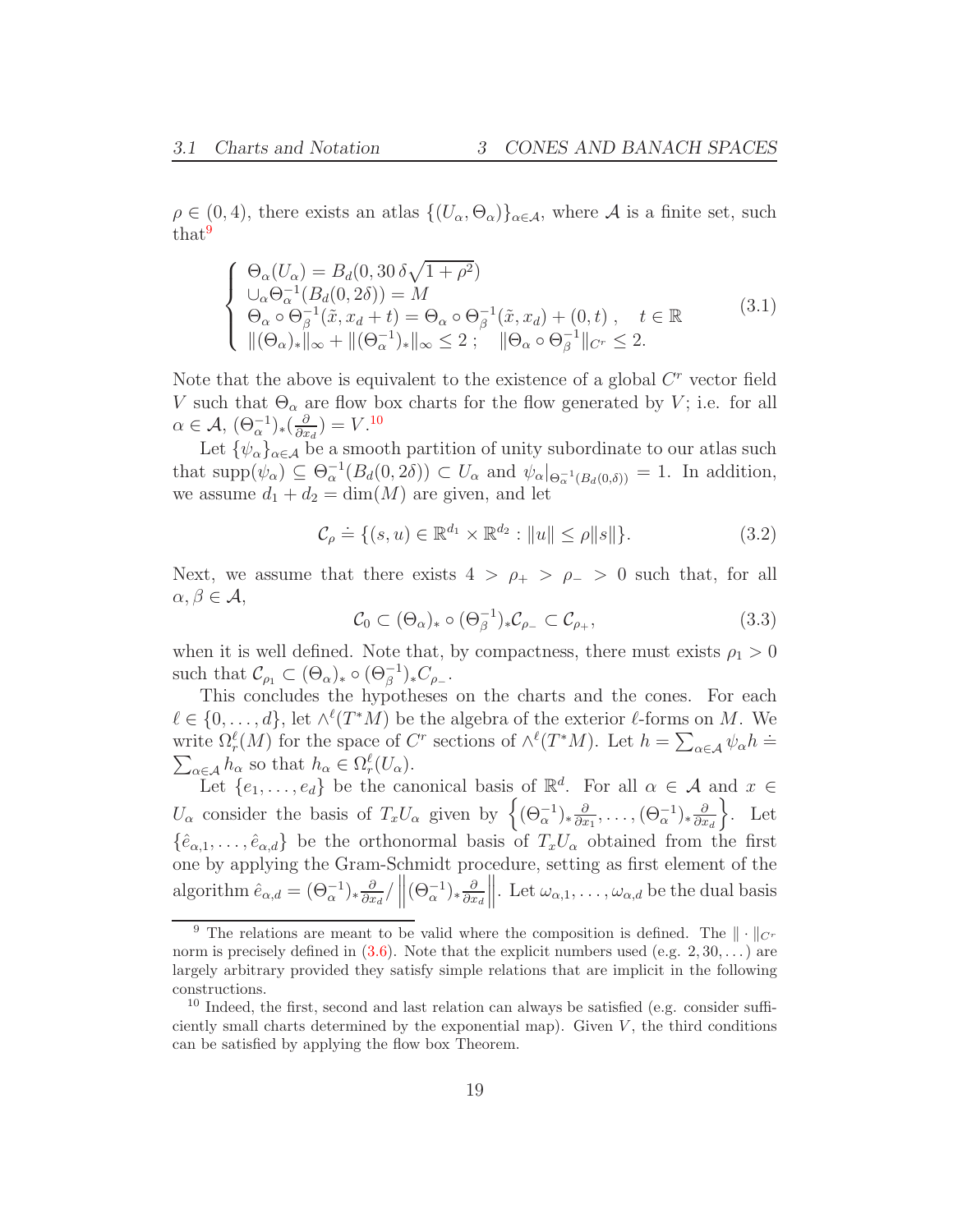$\rho \in (0,4)$, there exists an atlas $\{(U_\alpha, \Theta_\alpha)\}_{\alpha\in\mathcal{A}}$, where $\mathcal{A}$ is a finite set, such that[9]

$$
\begin{cases}
\Theta_\alpha(U_\alpha) = B_d(0, 30\,\delta\sqrt{1+\rho^2}) \\
\cup_\alpha \Theta_\alpha^{-1}(B_d(0,2\delta)) = M \\
\Theta_\alpha \circ \Theta_\beta^{-1}(\tilde{x}, x_d + t) = \Theta_\alpha \circ \Theta_\beta^{-1}(\tilde{x}, x_d) + (0,t)\,, \quad t \in \mathbb{R} \\
\|(\Theta_\alpha)_*\|_\infty + \|(\Theta_\alpha^{-1})_*\|_\infty \le 2\,; \quad \|\Theta_\alpha \circ \Theta_\beta^{-1}\|_{C^r} \le 2.
\end{cases}
\tag{3.1}
$$

Note that the above is equivalent to the existence of a global $C^r$ vector field $V$ such that $\Theta_\alpha$ are flow box charts for the flow generated by $V$; i.e. for all $\alpha \in \mathcal{A}$, $(\Theta_\alpha^{-1})_*(\frac{\partial}{\partial x_d}) = V$.[10]

Let $\{\psi_\alpha\}_{\alpha\in\mathcal{A}}$ be a smooth partition of unity subordinate to our atlas such that $\mathrm{supp}(\psi_\alpha) \subseteq \Theta_\alpha^{-1}(B_d(0,2\delta)) \subset U_\alpha$ and $\psi_\alpha|_{\Theta_\alpha^{-1}(B_d(0,\delta))} = 1$. In addition, we assume $d_1 + d_2 = \dim(M)$ are given, and let

$$
\mathcal{C}_\rho \doteq \{(s,u) \in \mathbb{R}^{d_1} \times \mathbb{R}^{d_2} : \|u\| \le \rho\|s\|\}. \tag{3.2}
$$

Next, we assume that there exists $4 > \rho_+ > \rho_- > 0$ such that, for all $\alpha, \beta \in \mathcal{A}$,

$$
\mathcal{C}_0 \subset (\Theta_\alpha)_* \circ (\Theta_\beta^{-1})_* \mathcal{C}_{\rho_-} \subset \mathcal{C}_{\rho_+}, \tag{3.3}
$$

when it is well defined. Note that, by compactness, there must exists $\rho_1 > 0$ such that $\mathcal{C}_{\rho_1} \subset (\Theta_\alpha)_* \circ (\Theta_\beta^{-1})_* C_{\rho_-}$.

This concludes the hypotheses on the charts and the cones. For each $\ell \in \{0, \dots, d\}$, let $\wedge^\ell(T^*M)$ be the algebra of the exterior $\ell$-forms on $M$. We write $\Omega_r^\ell(M)$ for the space of $C^r$ sections of $\wedge^\ell(T^*M)$. Let $h = \sum_{\alpha\in\mathcal{A}} \psi_\alpha h \doteq \sum_{\alpha\in\mathcal{A}} h_\alpha$ so that $h_\alpha \in \Omega_r^\ell(U_\alpha)$.

Let $\{e_1, \dots, e_d\}$ be the canonical basis of $\mathbb{R}^d$. For all $\alpha \in \mathcal{A}$ and $x \in U_\alpha$ consider the basis of $T_x U_\alpha$ given by $\left\{(\Theta_\alpha^{-1})_* \frac{\partial}{\partial x_1}, \dots, (\Theta_\alpha^{-1})_* \frac{\partial}{\partial x_d}\right\}$. Let $\{\hat{e}_{\alpha,1}, \dots, \hat{e}_{\alpha,d}\}$ be the orthonormal basis of $T_x U_\alpha$ obtained from the first one by applying the Gram-Schmidt procedure, setting as first element of the algorithm $\hat{e}_{\alpha,d} = (\Theta_\alpha^{-1})_* \frac{\partial}{\partial x_d} / \left\|(\Theta_\alpha^{-1})_* \frac{\partial}{\partial x_d}\right\|$. Let $\omega_{\alpha,1}, \dots, \omega_{\alpha,d}$ be the dual basis

---

[9] The relations are meant to be valid where the composition is defined. The $\|\cdot\|_{C^r}$ norm is precisely defined in (3.6). Note that the explicit numbers used (e.g. $2, 30, \dots$) are largely arbitrary provided they satisfy simple relations that are implicit in the following constructions.

[10] Indeed, the first, second and last relation can always be satisfied (e.g. consider sufficiently small charts determined by the exponential map). Given $V$, the third conditions can be satisfied by applying the flow box Theorem.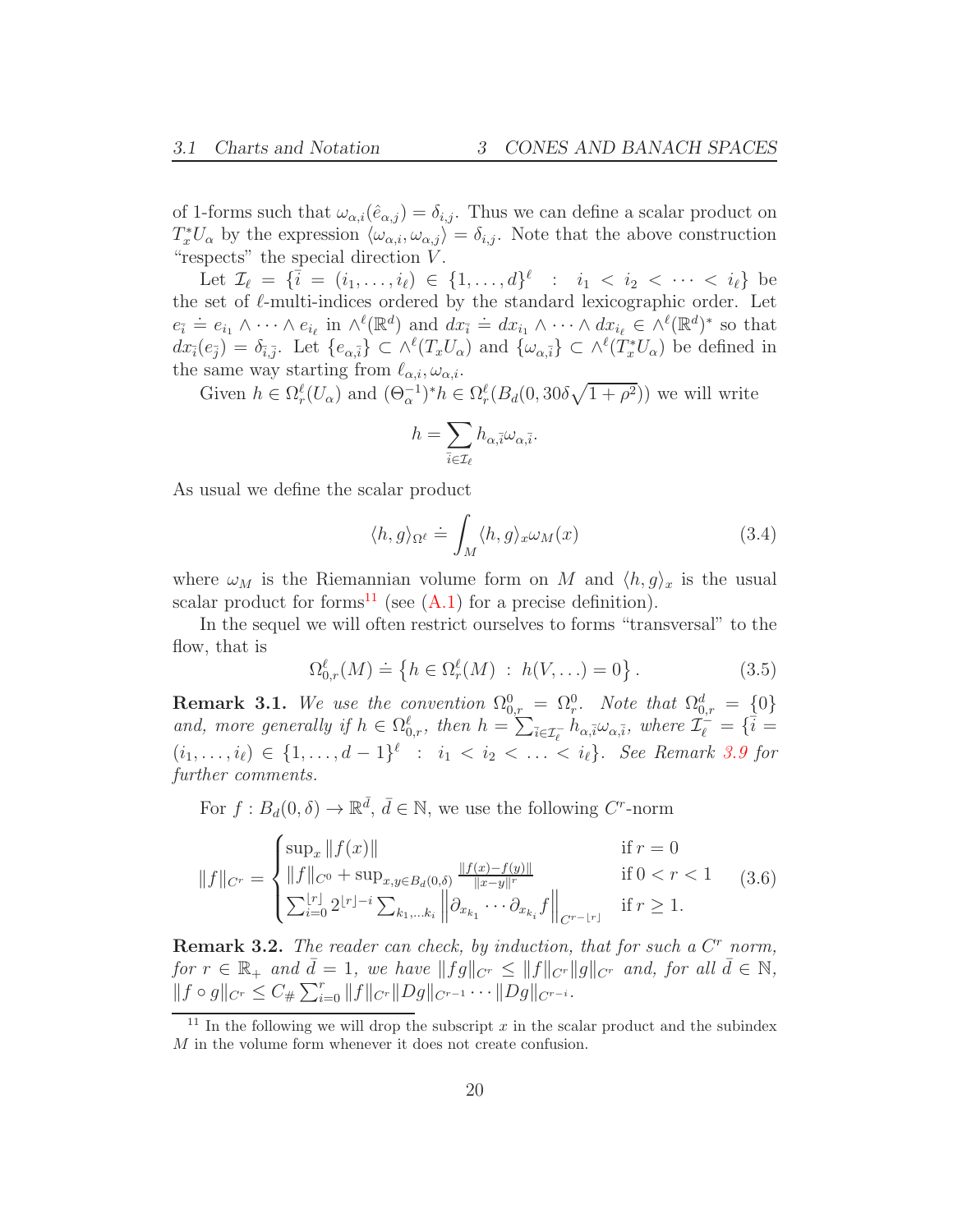of 1-forms such that $\omega_{\alpha,i}(\hat{e}_{\alpha,j}) = \delta_{i,j}$. Thus we can define a scalar product on $T_x^* U_\alpha$ by the expression $\langle \omega_{\alpha,i}, \omega_{\alpha,j} \rangle = \delta_{i,j}$. Note that the above construction "respects" the special direction $V$.

Let $\mathcal{I}_\ell = \{\bar{i} = (i_1, \ldots, i_\ell) \in \{1, \ldots, d\}^\ell \ : \ i_1 < i_2 < \cdots < i_\ell\}$ be the set of $\ell$-multi-indices ordered by the standard lexicographic order. Let $e_{\bar{i}} \doteq e_{i_1} \wedge \cdots \wedge e_{i_\ell}$ in $\wedge^\ell(\mathbb{R}^d)$ and $dx_{\bar{i}} \doteq dx_{i_1} \wedge \cdots \wedge dx_{i_\ell} \in \wedge^\ell(\mathbb{R}^d)^*$ so that $dx_{\bar{i}}(e_{\bar{j}}) = \delta_{\bar{i},\bar{j}}$. Let $\{e_{\alpha,\bar{i}}\} \subset \wedge^\ell(T_x U_\alpha)$ and $\{\omega_{\alpha,\bar{i}}\} \subset \wedge^\ell(T_x^* U_\alpha)$ be defined in the same way starting from $\ell_{\alpha,i}, \omega_{\alpha,i}$.

Given $h \in \Omega_r^\ell(U_\alpha)$ and $(\Theta_\alpha^{-1})^* h \in \Omega_r^\ell(B_d(0, 30\delta\sqrt{1+\rho^2}))$ we will write

$$
h = \sum_{\bar{i} \in \mathcal{I}_\ell} h_{\alpha,\bar{i}} \omega_{\alpha,\bar{i}}.
$$

As usual we define the scalar product

$$
\langle h, g \rangle_{\Omega^\ell} \doteq \int_M \langle h, g \rangle_x \omega_M(x) \tag{3.4}
$$

where $\omega_M$ is the Riemannian volume form on $M$ and $\langle h, g \rangle_x$ is the usual scalar product for forms[11] (see (A.1) for a precise definition).

In the sequel we will often restrict ourselves to forms "transversal" to the flow, that is

$$
\Omega_{0,r}^\ell(M) \doteq \left\{ h \in \Omega_r^\ell(M) \ : \ h(V, \ldots) = 0 \right\}. \tag{3.5}
$$

**Remark 3.1.** *We use the convention $\Omega_{0,r}^0 = \Omega_r^0$. Note that $\Omega_{0,r}^d = \{0\}$ and, more generally if $h \in \Omega_{0,r}^\ell$, then $h = \sum_{\bar{i} \in \mathcal{I}_\ell^-} h_{\alpha,\bar{i}} \omega_{\alpha,\bar{i}}$, where $\mathcal{I}_\ell^- = \{\bar{i} = (i_1, \ldots, i_\ell) \in \{1, \ldots, d-1\}^\ell \ : \ i_1 < i_2 < \ldots < i_\ell\}$. See Remark 3.9 for further comments.*

For $f : B_d(0, \delta) \to \mathbb{R}^{\bar{d}}$, $\bar{d} \in \mathbb{N}$, we use the following $C^r$-norm

$$
\|f\|_{C^r} = \begin{cases} \sup_x \|f(x)\| & \text{if } r = 0 \\ \|f\|_{C^0} + \sup_{x,y \in B_d(0,\delta)} \frac{\|f(x) - f(y)\|}{\|x-y\|^r} & \text{if } 0 < r < 1 \\ \sum_{i=0}^{\lfloor r \rfloor} 2^{\lfloor r \rfloor - i} \sum_{k_1, \ldots k_i} \left\| \partial_{x_{k_1}} \cdots \partial_{x_{k_i}} f \right\|_{C^{r - \lfloor r \rfloor}} & \text{if } r \geq 1. \end{cases} \tag{3.6}
$$

**Remark 3.2.** *The reader can check, by induction, that for such a $C^r$ norm, for $r \in \mathbb{R}_+$ and $\bar{d} = 1$, we have $\|fg\|_{C^r} \leq \|f\|_{C^r} \|g\|_{C^r}$ and, for all $\bar{d} \in \mathbb{N}$, $\|f \circ g\|_{C^r} \leq C_\# \sum_{i=0}^r \|f\|_{C^r} \|Dg\|_{C^{r-1}} \cdots \|Dg\|_{C^{r-i}}$.*

[11] In the following we will drop the subscript $x$ in the scalar product and the subindex $M$ in the volume form whenever it does not create confusion.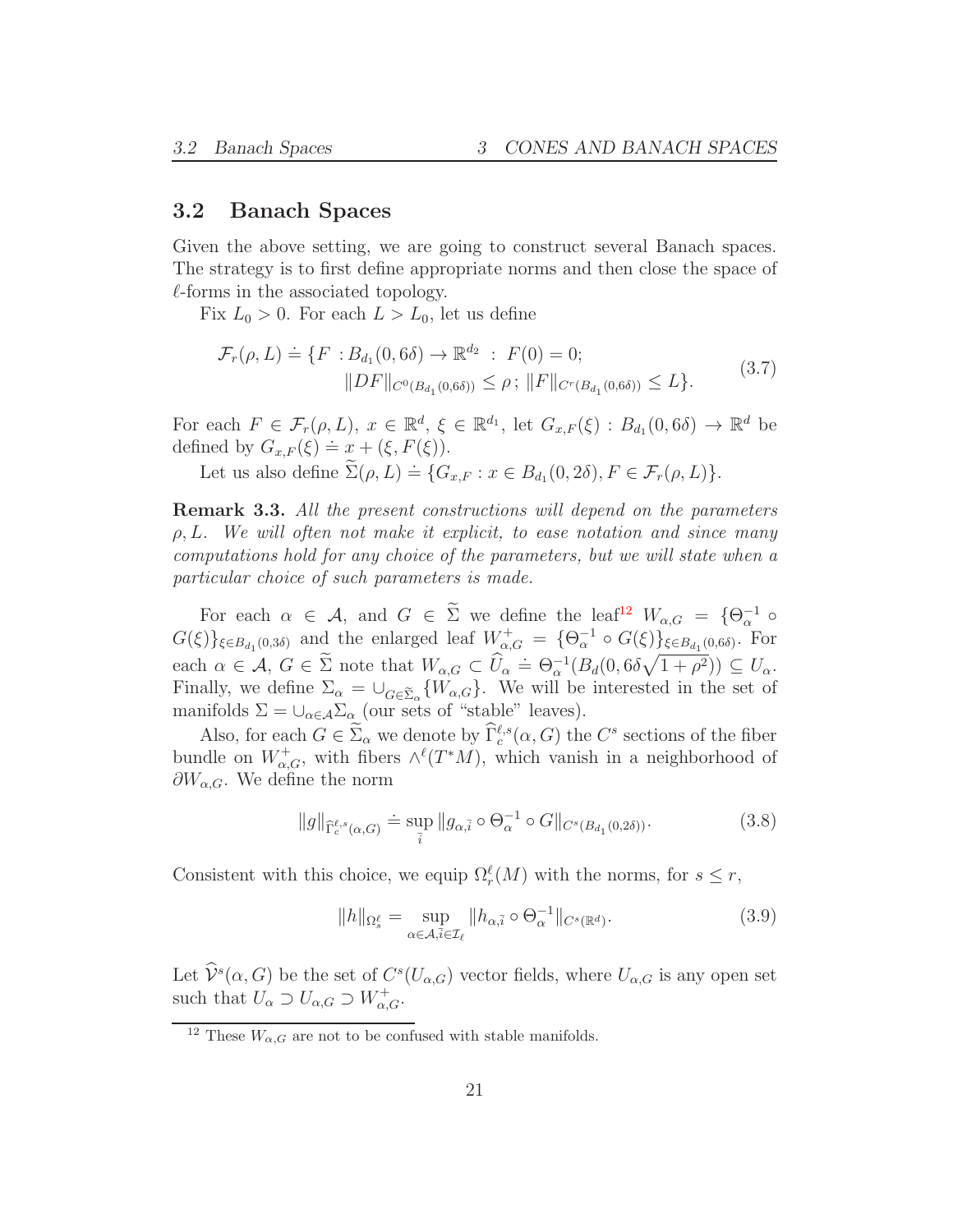## 3.2 Banach Spaces

Given the above setting, we are going to construct several Banach spaces. The strategy is to first define appropriate norms and then close the space of $\ell$-forms in the associated topology.

Fix $L_0 > 0$. For each $L > L_0$, let us define

$$
\begin{aligned}
\mathcal{F}_r(\rho, L) \doteq \{F \; : B_{d_1}(0, 6\delta) \to \mathbb{R}^{d_2} \; : \; F(0) = 0; \\
\|DF\|_{C^0(B_{d_1}(0,6\delta))} \leq \rho \,; \, \|F\|_{C^r(B_{d_1}(0,6\delta))} \leq L\}.
\end{aligned}
\tag{3.7}
$$

For each $F \in \mathcal{F}_r(\rho, L)$, $x \in \mathbb{R}^d$, $\xi \in \mathbb{R}^{d_1}$, let $G_{x,F}(\xi) : B_{d_1}(0, 6\delta) \to \mathbb{R}^d$ be defined by $G_{x,F}(\xi) \doteq x + (\xi, F(\xi))$.

Let us also define $\widetilde{\Sigma}(\rho, L) \doteq \{G_{x,F} : x \in B_{d_1}(0, 2\delta), F \in \mathcal{F}_r(\rho, L)\}$.

**Remark 3.3.** *All the present constructions will depend on the parameters $\rho, L$. We will often not make it explicit, to ease notation and since many computations hold for any choice of the parameters, but we will state when a particular choice of such parameters is made.*

For each $\alpha \in \mathcal{A}$, and $G \in \widetilde{\Sigma}$ we define the leaf[12] $W_{\alpha,G} = \{\Theta_\alpha^{-1} \circ G(\xi)\}_{\xi \in B_{d_1}(0,3\delta)}$ and the enlarged leaf $W_{\alpha,G}^+ = \{\Theta_\alpha^{-1} \circ G(\xi)\}_{\xi \in B_{d_1}(0,6\delta)}$. For each $\alpha \in \mathcal{A}$, $G \in \widetilde{\Sigma}$ note that $W_{\alpha,G} \subset \widehat{U}_\alpha \doteq \Theta_\alpha^{-1}(B_d(0, 6\delta\sqrt{1+\rho^2})) \subseteq U_\alpha$. Finally, we define $\Sigma_\alpha = \cup_{G \in \widetilde{\Sigma}_\alpha} \{W_{\alpha,G}\}$. We will be interested in the set of manifolds $\Sigma = \cup_{\alpha \in \mathcal{A}} \Sigma_\alpha$ (our sets of "stable" leaves).

Also, for each $G \in \widetilde{\Sigma}_\alpha$ we denote by $\widehat{\Gamma}_c^{\ell,s}(\alpha, G)$ the $C^s$ sections of the fiber bundle on $W_{\alpha,G}^+$, with fibers $\wedge^\ell(T^*M)$, which vanish in a neighborhood of $\partial W_{\alpha,G}$. We define the norm

$$
\|g\|_{\widehat{\Gamma}_c^{\ell,s}(\alpha,G)} \doteq \sup_{\bar{i}} \|g_{\alpha,\bar{i}} \circ \Theta_\alpha^{-1} \circ G\|_{C^s(B_{d_1}(0,2\delta))}.
\tag{3.8}
$$

Consistent with this choice, we equip $\Omega_r^\ell(M)$ with the norms, for $s \leq r$,

$$
\|h\|_{\Omega_s^\ell} = \sup_{\alpha \in \mathcal{A}, \bar{i} \in \mathcal{I}_\ell} \|h_{\alpha,\bar{i}} \circ \Theta_\alpha^{-1}\|_{C^s(\mathbb{R}^d)}.
\tag{3.9}
$$

Let $\widehat{\mathcal{V}}^s(\alpha, G)$ be the set of $C^s(U_{\alpha,G})$ vector fields, where $U_{\alpha,G}$ is any open set such that $U_\alpha \supset U_{\alpha,G} \supset W_{\alpha,G}^+$.

[12] These $W_{\alpha,G}$ are not to be confused with stable manifolds.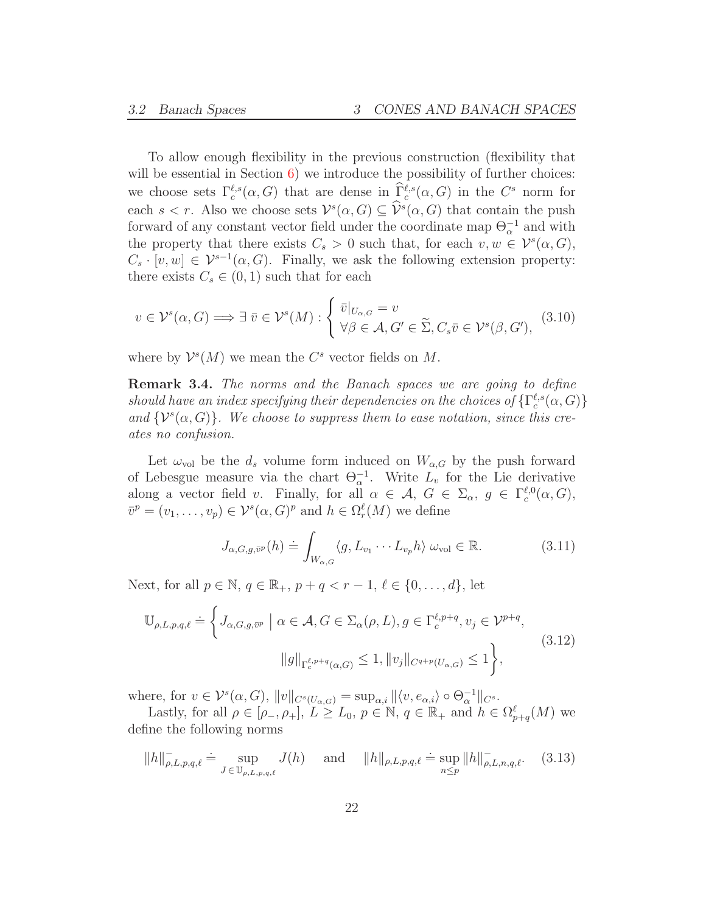To allow enough flexibility in the previous construction (flexibility that will be essential in Section 6) we introduce the possibility of further choices: we choose sets $\Gamma_c^{\ell,s}(\alpha, G)$ that are dense in $\widehat{\Gamma}_c^{\ell,s}(\alpha, G)$ in the $C^s$ norm for each $s < r$. Also we choose sets $\mathcal{V}^s(\alpha, G) \subseteq \widehat{\mathcal{V}}^s(\alpha, G)$ that contain the push forward of any constant vector field under the coordinate map $\Theta_\alpha^{-1}$ and with the property that there exists $C_s > 0$ such that, for each $v, w \in \mathcal{V}^s(\alpha, G)$, $C_s \cdot [v, w] \in \mathcal{V}^{s-1}(\alpha, G)$. Finally, we ask the following extension property: there exists $C_s \in (0, 1)$ such that for each

$$
v \in \mathcal{V}^s(\alpha, G) \Longrightarrow \exists\, \bar{v} \in \mathcal{V}^s(M) : \begin{cases} \bar{v}|_{U_{\alpha,G}} = v \\ \forall \beta \in \mathcal{A}, G' \in \widetilde{\Sigma}, C_s \bar{v} \in \mathcal{V}^s(\beta, G'), \end{cases} \tag{3.10}
$$

where by $\mathcal{V}^s(M)$ we mean the $C^s$ vector fields on $M$.

**Remark 3.4.** *The norms and the Banach spaces we are going to define should have an index specifying their dependencies on the choices of* $\{\Gamma_c^{\ell,s}(\alpha, G)\}$ *and* $\{\mathcal{V}^s(\alpha, G)\}$*. We choose to suppress them to ease notation, since this creates no confusion.*

Let $\omega_{\text{vol}}$ be the $d_s$ volume form induced on $W_{\alpha,G}$ by the push forward of Lebesgue measure via the chart $\Theta_\alpha^{-1}$. Write $L_v$ for the Lie derivative along a vector field $v$. Finally, for all $\alpha \in \mathcal{A}$, $G \in \Sigma_\alpha$, $g \in \Gamma_c^{\ell,0}(\alpha, G)$, $\bar{v}^p = (v_1, \ldots, v_p) \in \mathcal{V}^s(\alpha, G)^p$ and $h \in \Omega_r^\ell(M)$ we define

$$
J_{\alpha,G,g,\bar{v}^p}(h) \doteq \int_{W_{\alpha,G}} \langle g, L_{v_1} \cdots L_{v_p} h \rangle \; \omega_{\text{vol}} \in \mathbb{R}. \tag{3.11}
$$

Next, for all $p \in \mathbb{N}$, $q \in \mathbb{R}_+$, $p + q < r - 1$, $\ell \in \{0, \ldots, d\}$, let

$$
\begin{aligned}
\mathbb{U}_{\rho,L,p,q,\ell} \doteq \Bigg\{ J_{\alpha,G,g,\bar{v}^p} \;\Big|\; & \alpha \in \mathcal{A}, G \in \Sigma_\alpha(\rho, L), g \in \Gamma_c^{\ell,p+q}, v_j \in \mathcal{V}^{p+q}, \\
& \|g\|_{\Gamma_c^{\ell,p+q}(\alpha,G)} \leq 1, \|v_j\|_{C^{q+p}(U_{\alpha,G})} \leq 1 \Bigg\},
\end{aligned} \tag{3.12}
$$

where, for $v \in \mathcal{V}^s(\alpha, G)$, $\|v\|_{C^s(U_{\alpha,G})} = \sup_{\alpha,i} \|\langle v, e_{\alpha,i}\rangle \circ \Theta_\alpha^{-1}\|_{C^s}$.

Lastly, for all $\rho \in [\rho_-, \rho_+]$, $L \geq L_0$, $p \in \mathbb{N}$, $q \in \mathbb{R}_+$ and $h \in \Omega_{p+q}^\ell(M)$ we define the following norms

$$
\|h\|^-_{\rho,L,p,q,\ell} \doteq \sup_{J \in \mathbb{U}_{\rho,L,p,q,\ell}} J(h) \quad \text{ and } \quad \|h\|_{\rho,L,p,q,\ell} \doteq \sup_{n \leq p} \|h\|^-_{\rho,L,n,q,\ell}. \tag{3.13}
$$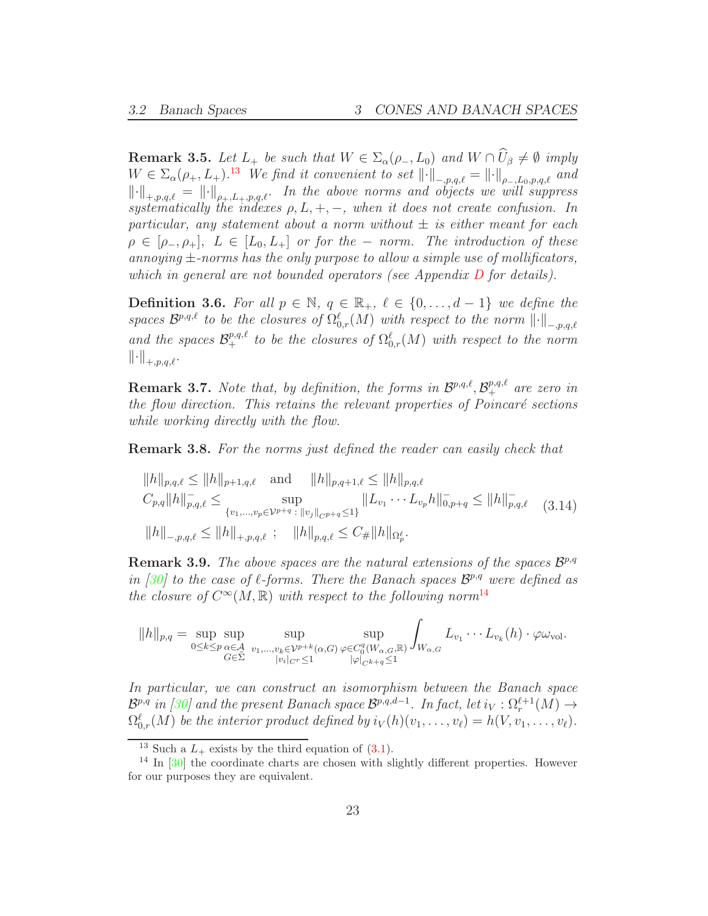**Remark 3.5.** *Let $L_+$ be such that $W \in \Sigma_\alpha(\rho_-, L_0)$ and $W \cap \widehat{U}_\beta \neq \emptyset$ imply $W \in \Sigma_\alpha(\rho_+, L_+)$.*[13] *We find it convenient to set $\|\cdot\|_{-,p,q,\ell} = \|\cdot\|_{\rho_-,L_0,p,q,\ell}$ and $\|\cdot\|_{+,p,q,\ell} = \|\cdot\|_{\rho_+,L_+,p,q,\ell}$. In the above norms and objects we will suppress systematically the indexes $\rho, L, +, -$, when it does not create confusion. In particular, any statement about a norm without $\pm$ is either meant for each $\rho \in [\rho_-, \rho_+]$, $L \in [L_0, L_+]$ or for the $-$ norm. The introduction of these annoying $\pm$-norms has the only purpose to allow a simple use of mollificators, which in general are not bounded operators (see Appendix D for details).*

**Definition 3.6.** *For all $p \in \mathbb{N}$, $q \in \mathbb{R}_+$, $\ell \in \{0, \ldots, d-1\}$ we define the spaces $\mathcal{B}^{p,q,\ell}$ to be the closures of $\Omega^\ell_{0,r}(M)$ with respect to the norm $\|\cdot\|_{-,p,q,\ell}$ and the spaces $\mathcal{B}^{p,q,\ell}_+$ to be the closures of $\Omega^\ell_{0,r}(M)$ with respect to the norm $\|\cdot\|_{+,p,q,\ell}$.*

**Remark 3.7.** *Note that, by definition, the forms in $\mathcal{B}^{p,q,\ell}, \mathcal{B}^{p,q,\ell}_+$ are zero in the flow direction. This retains the relevant properties of Poincaré sections while working directly with the flow.*

**Remark 3.8.** *For the norms just defined the reader can easily check that*

$$
\begin{aligned}
&\|h\|_{p,q,\ell} \leq \|h\|_{p+1,q,\ell} \quad \text{and} \quad \|h\|_{p,q+1,\ell} \leq \|h\|_{p,q,\ell} \\
&C_{p,q}\|h\|^-_{p,q,\ell} \leq \sup_{\{v_1,\ldots,v_p \in \mathcal{V}^{p+q} \,:\, \|v_j\|_{C^{p+q}} \leq 1\}} \|L_{v_1} \cdots L_{v_p} h\|^-_{0,p+q} \leq \|h\|^-_{p,q,\ell} \\
&\|h\|_{-,p,q,\ell} \leq \|h\|_{+,p,q,\ell} \;;\quad \|h\|_{p,q,\ell} \leq C_\# \|h\|_{\Omega^\ell_p}.
\end{aligned}
\tag{3.14}
$$

**Remark 3.9.** *The above spaces are the natural extensions of the spaces $\mathcal{B}^{p,q}$ in [30] to the case of $\ell$-forms. There the Banach spaces $\mathcal{B}^{p,q}$ were defined as the closure of $C^\infty(M, \mathbb{R})$ with respect to the following norm*[14]

$$
\|h\|_{p,q} = \sup_{0 \leq k \leq p} \sup_{\substack{\alpha \in \mathcal{A} \\ G \in \Sigma}} \sup_{\substack{v_1,\ldots,v_k \in \mathcal{V}^{p+k}(\alpha,G) \\ |v_i|_{C^r} \leq 1}} \sup_{\substack{\varphi \in C^q_0(W_{\alpha,G},\mathbb{R}) \\ |\varphi|_{C^{k+q}} \leq 1}} \int_{W_{\alpha,G}} L_{v_1} \cdots L_{v_k}(h) \cdot \varphi \omega_{\text{vol}}.
$$

*In particular, we can construct an isomorphism between the Banach space $\mathcal{B}^{p,q}$ in [30] and the present Banach space $\mathcal{B}^{p,q,d-1}$. In fact, let $i_V : \Omega^{\ell+1}_r(M) \to \Omega^\ell_{0,r}(M)$ be the interior product defined by $i_V(h)(v_1, \ldots, v_\ell) = h(V, v_1, \ldots, v_\ell)$.*

---

[13] Such a $L_+$ exists by the third equation of (3.1).

[14] In [30] the coordinate charts are chosen with slightly different properties. However for our purposes they are equivalent.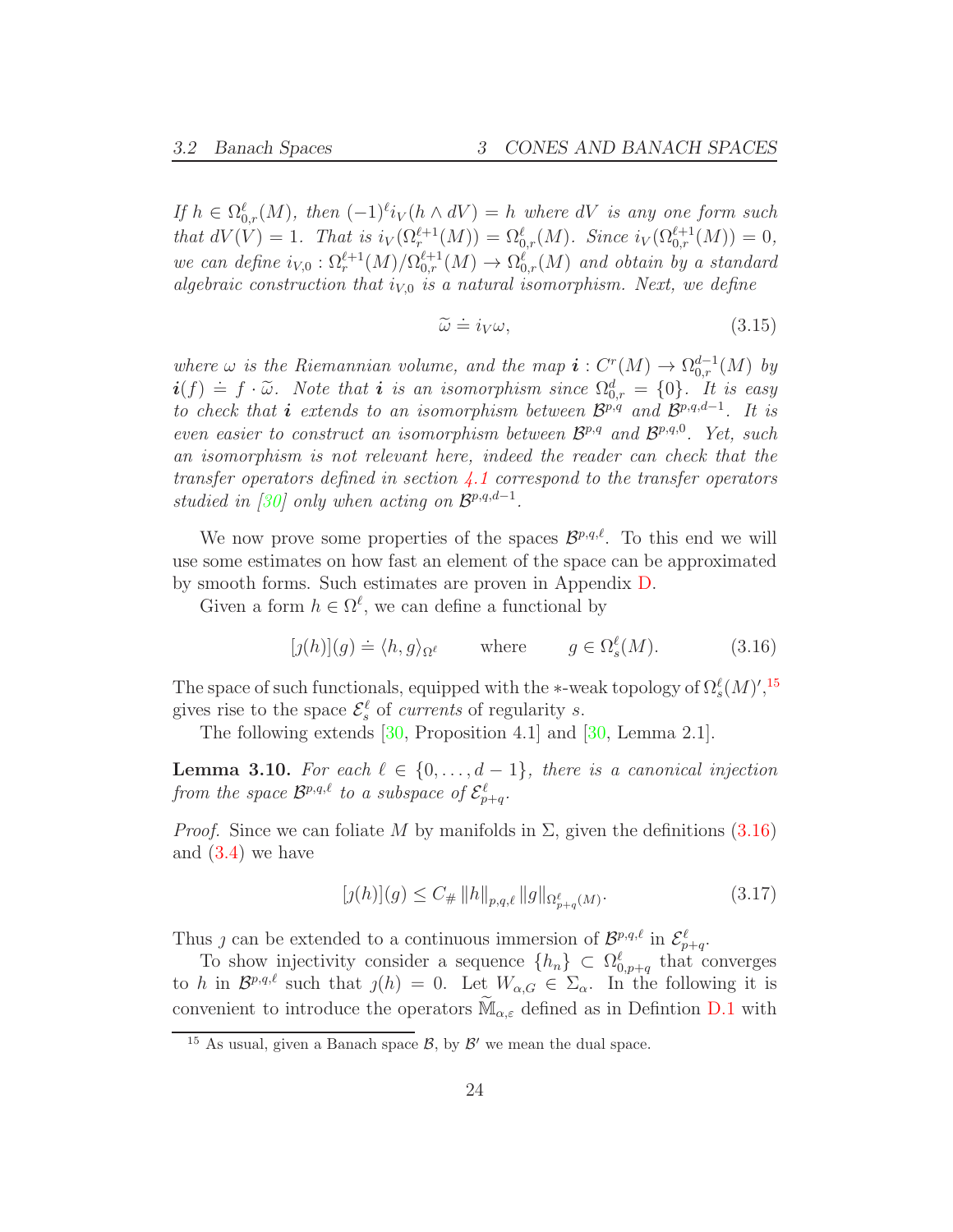*If $h \in \Omega^\ell_{0,r}(M)$, then $(-1)^\ell i_V(h \wedge dV) = h$ where $dV$ is any one form such that $dV(V) = 1$. That is $i_V(\Omega^{\ell+1}_r(M)) = \Omega^\ell_{0,r}(M)$. Since $i_V(\Omega^{\ell+1}_{0,r}(M)) = 0$, we can define $i_{V,0} : \Omega^{\ell+1}_r(M)/\Omega^{\ell+1}_{0,r}(M) \to \Omega^\ell_{0,r}(M)$ and obtain by a standard algebraic construction that $i_{V,0}$ is a natural isomorphism. Next, we define*

$$\widetilde{\omega} \doteq i_V \omega, \tag{3.15}$$

*where $\omega$ is the Riemannian volume, and the map $\boldsymbol{i} : C^r(M) \to \Omega^{d-1}_{0,r}(M)$ by $\boldsymbol{i}(f) \doteq f \cdot \widetilde{\omega}$. Note that $\boldsymbol{i}$ is an isomorphism since $\Omega^d_{0,r} = \{0\}$. It is easy to check that $\boldsymbol{i}$ extends to an isomorphism between $\mathcal{B}^{p,q}$ and $\mathcal{B}^{p,q,d-1}$. It is even easier to construct an isomorphism between $\mathcal{B}^{p,q}$ and $\mathcal{B}^{p,q,0}$. Yet, such an isomorphism is not relevant here, indeed the reader can check that the transfer operators defined in section 4.1 correspond to the transfer operators studied in [30] only when acting on $\mathcal{B}^{p,q,d-1}$.*

We now prove some properties of the spaces $\mathcal{B}^{p,q,\ell}$. To this end we will use some estimates on how fast an element of the space can be approximated by smooth forms. Such estimates are proven in Appendix D.

Given a form $h \in \Omega^\ell$, we can define a functional by

$$[\jmath(h)](g) \doteq \langle h, g\rangle_{\Omega^\ell} \qquad \text{where} \qquad g \in \Omega^\ell_s(M). \tag{3.16}$$

The space of such functionals, equipped with the $*$-weak topology of $\Omega^\ell_s(M)'$,[15] gives rise to the space $\mathcal{E}^\ell_s$ of *currents* of regularity $s$.

The following extends [30, Proposition 4.1] and [30, Lemma 2.1].

**Lemma 3.10.** *For each $\ell \in \{0, \dots, d-1\}$, there is a canonical injection from the space $\mathcal{B}^{p,q,\ell}$ to a subspace of $\mathcal{E}^\ell_{p+q}$.*

*Proof.* Since we can foliate $M$ by manifolds in $\Sigma$, given the definitions (3.16) and (3.4) we have

$$[\jmath(h)](g) \le C_\# \|h\|_{p,q,\ell} \|g\|_{\Omega^\ell_{p+q}(M)}. \tag{3.17}$$

Thus $\jmath$ can be extended to a continuous immersion of $\mathcal{B}^{p,q,\ell}$ in $\mathcal{E}^\ell_{p+q}$.

To show injectivity consider a sequence $\{h_n\} \subset \Omega^\ell_{0,p+q}$ that converges to $h$ in $\mathcal{B}^{p,q,\ell}$ such that $\jmath(h) = 0$. Let $W_{\alpha,G} \in \Sigma_\alpha$. In the following it is convenient to introduce the operators $\widetilde{\mathbb{M}}_{\alpha,\varepsilon}$ defined as in Defintion D.1 with

[15] As usual, given a Banach space $\mathcal{B}$, by $\mathcal{B}'$ we mean the dual space.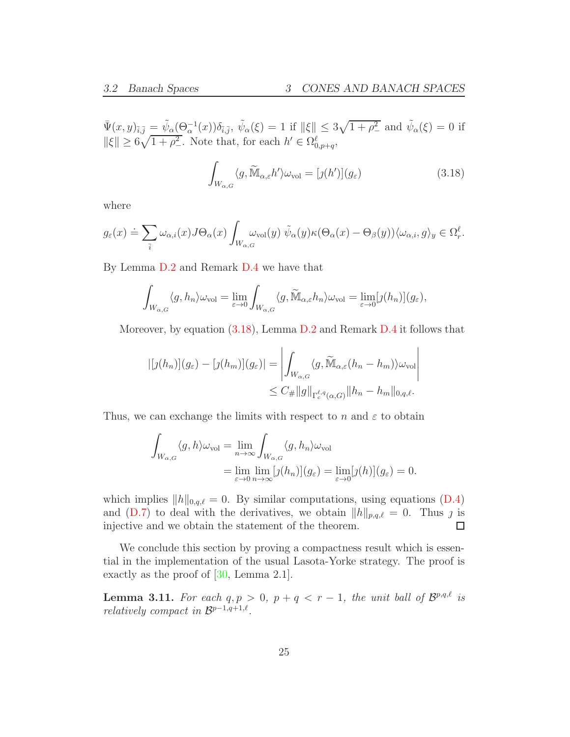$\bar{\Psi}(x,y)_{\bar{i},\bar{j}} = \tilde{\psi}_\alpha(\Theta_\alpha^{-1}(x))\delta_{\bar{i},\bar{j}}$, $\tilde{\psi}_\alpha(\xi) = 1$ if $\|\xi\| \leq 3\sqrt{1+\rho_-^2}$ and $\tilde{\psi}_\alpha(\xi) = 0$ if $\|\xi\| \geq 6\sqrt{1+\rho_-^2}$. Note that, for each $h' \in \Omega^\ell_{0,p+q}$,

$$\int_{W_{\alpha,G}} \langle g, \widetilde{\mathbb{M}}_{\alpha,\varepsilon} h'\rangle \omega_{\text{vol}} = [\jmath(h')](g_\varepsilon) \tag{3.18}$$

where

$$g_\varepsilon(x) \doteq \sum_{\bar{i}} \omega_{\alpha,i}(x) J\Theta_\alpha(x) \int_{W_{\alpha,G}} \omega_{\text{vol}}(y)\ \tilde{\psi}_\alpha(y)\kappa(\Theta_\alpha(x) - \Theta_\beta(y))\langle \omega_{\alpha,i}, g\rangle_y \in \Omega^\ell_r.$$

By Lemma D.2 and Remark D.4 we have that

$$\int_{W_{\alpha,G}} \langle g, h_n\rangle \omega_{\text{vol}} = \lim_{\varepsilon\to 0} \int_{W_{\alpha,G}} \langle g, \widetilde{\mathbb{M}}_{\alpha,\varepsilon} h_n\rangle \omega_{\text{vol}} = \lim_{\varepsilon\to 0} [\jmath(h_n)](g_\varepsilon),$$

Moreover, by equation (3.18), Lemma D.2 and Remark D.4 it follows that

$$\begin{aligned}
|[\jmath(h_n)](g_\varepsilon) - [\jmath(h_m)](g_\varepsilon)| &= \left| \int_{W_{\alpha,G}} \langle g, \widetilde{\mathbb{M}}_{\alpha,\varepsilon}(h_n - h_m)\rangle \omega_{\text{vol}} \right| \\
&\leq C_\# \|g\|_{\Gamma_c^{\ell,q}(\alpha,G)} \|h_n - h_m\|_{0,q,\ell}.
\end{aligned}$$

Thus, we can exchange the limits with respect to $n$ and $\varepsilon$ to obtain

$$\begin{aligned}
\int_{W_{\alpha,G}} \langle g, h\rangle \omega_{\text{vol}} &= \lim_{n\to\infty} \int_{W_{\alpha,G}} \langle g, h_n\rangle \omega_{\text{vol}} \\
&= \lim_{\varepsilon\to 0} \lim_{n\to\infty} [\jmath(h_n)](g_\varepsilon) = \lim_{\varepsilon\to 0} [\jmath(h)](g_\varepsilon) = 0.
\end{aligned}$$

which implies $\|h\|_{0,q,\ell} = 0$. By similar computations, using equations (D.4) and (D.7) to deal with the derivatives, we obtain $\|h\|_{p,q,\ell} = 0$. Thus $\jmath$ is injective and we obtain the statement of the theorem. □

We conclude this section by proving a compactness result which is essential in the implementation of the usual Lasota-Yorke strategy. The proof is exactly as the proof of [30, Lemma 2.1].

**Lemma 3.11.** *For each $q, p > 0$, $p + q < r - 1$, the unit ball of $\mathcal{B}^{p,q,\ell}$ is relatively compact in $\mathcal{B}^{p-1,q+1,\ell}$.*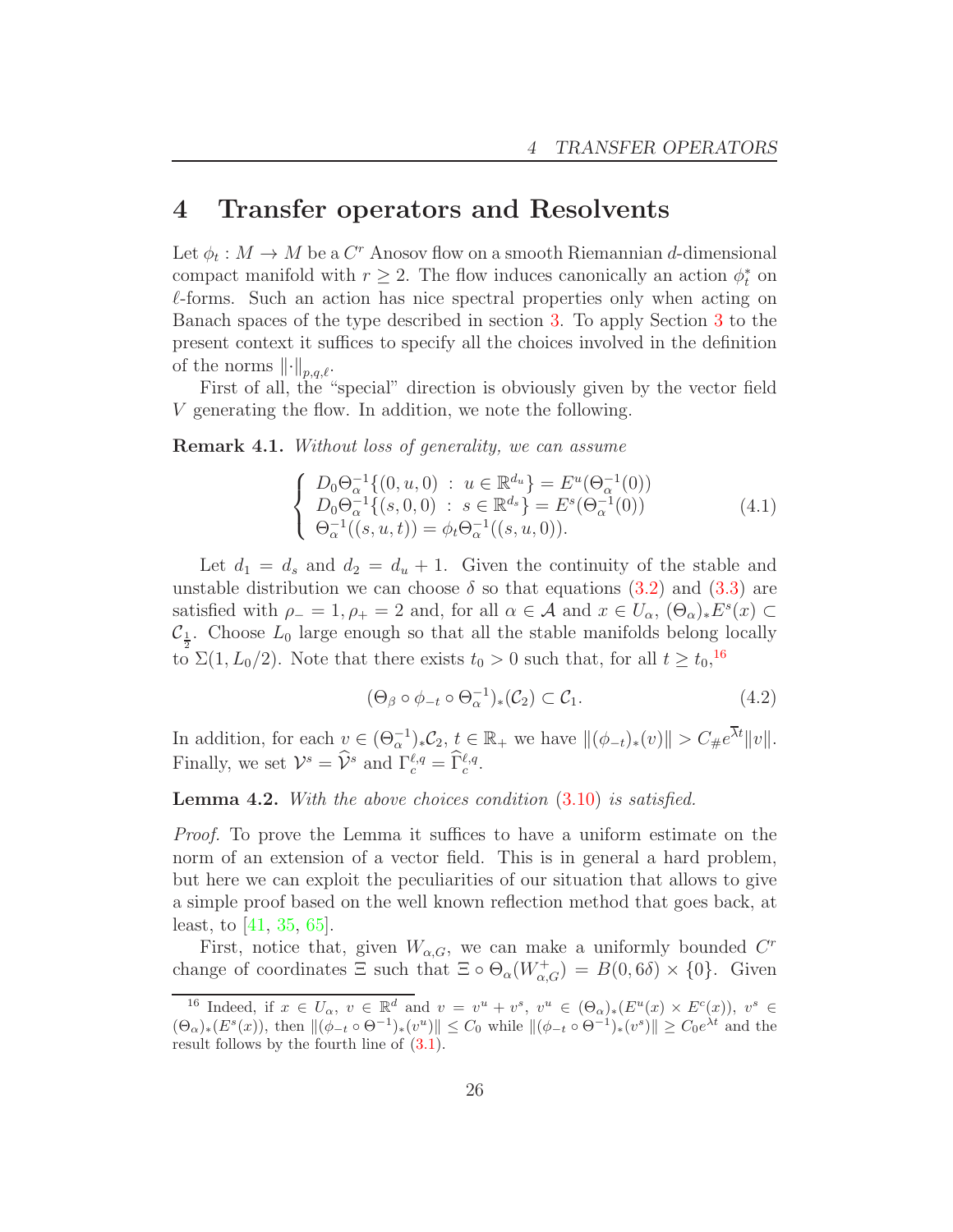# 4 Transfer operators and Resolvents

Let $\phi_t : M \to M$ be a $C^r$ Anosov flow on a smooth Riemannian $d$-dimensional compact manifold with $r \geq 2$. The flow induces canonically an action $\phi_t^*$ on $\ell$-forms. Such an action has nice spectral properties only when acting on Banach spaces of the type described in section 3. To apply Section 3 to the present context it suffices to specify all the choices involved in the definition of the norms $\|\cdot\|_{p,q,\ell}$.

First of all, the "special" direction is obviously given by the vector field $V$ generating the flow. In addition, we note the following.

**Remark 4.1.** *Without loss of generality, we can assume*

$$\begin{cases} D_0\Theta_\alpha^{-1}\{(0,u,0) \;:\; u \in \mathbb{R}^{d_u}\} = E^u(\Theta_\alpha^{-1}(0)) \\ D_0\Theta_\alpha^{-1}\{(s,0,0) \;:\; s \in \mathbb{R}^{d_s}\} = E^s(\Theta_\alpha^{-1}(0)) \\ \Theta_\alpha^{-1}((s,u,t)) = \phi_t\Theta_\alpha^{-1}((s,u,0)). \end{cases} \tag{4.1}$$

Let $d_1 = d_s$ and $d_2 = d_u + 1$. Given the continuity of the stable and unstable distribution we can choose $\delta$ so that equations (3.2) and (3.3) are satisfied with $\rho_- = 1, \rho_+ = 2$ and, for all $\alpha \in \mathcal{A}$ and $x \in U_\alpha$, $(\Theta_\alpha)_* E^s(x) \subset \mathcal{C}_{\frac{1}{2}}$. Choose $L_0$ large enough so that all the stable manifolds belong locally to $\Sigma(1, L_0/2)$. Note that there exists $t_0 > 0$ such that, for all $t \geq t_0$,[16]

$$(\Theta_\beta \circ \phi_{-t} \circ \Theta_\alpha^{-1})_*(\mathcal{C}_2) \subset \mathcal{C}_1. \tag{4.2}$$

In addition, for each $v \in (\Theta_\alpha^{-1})_*\mathcal{C}_2$, $t \in \mathbb{R}_+$ we have $\|(\phi_{-t})_*(v)\| > C_\# e^{\overline{\lambda} t}\|v\|$. Finally, we set $\mathcal{V}^s = \widehat{\mathcal{V}}^s$ and $\Gamma_c^{\ell,q} = \widehat{\Gamma}_c^{\ell,q}$.

**Lemma 4.2.** *With the above choices condition* (3.10) *is satisfied.*

*Proof.* To prove the Lemma it suffices to have a uniform estimate on the norm of an extension of a vector field. This is in general a hard problem, but here we can exploit the peculiarities of our situation that allows to give a simple proof based on the well known reflection method that goes back, at least, to [41, 35, 65].

First, notice that, given $W_{\alpha,G}$, we can make a uniformly bounded $C^r$ change of coordinates $\Xi$ such that $\Xi \circ \Theta_\alpha(W_{\alpha,G}^+) = B(0, 6\delta) \times \{0\}$. Given

---

[16] Indeed, if $x \in U_\alpha$, $v \in \mathbb{R}^d$ and $v = v^u + v^s$, $v^u \in (\Theta_\alpha)_*(E^u(x) \times E^c(x))$, $v^s \in (\Theta_\alpha)_*(E^s(x))$, then $\|(\phi_{-t} \circ \Theta^{-1})_*(v^u)\| \leq C_0$ while $\|(\phi_{-t} \circ \Theta^{-1})_*(v^s)\| \geq C_0 e^{\lambda t}$ and the result follows by the fourth line of (3.1).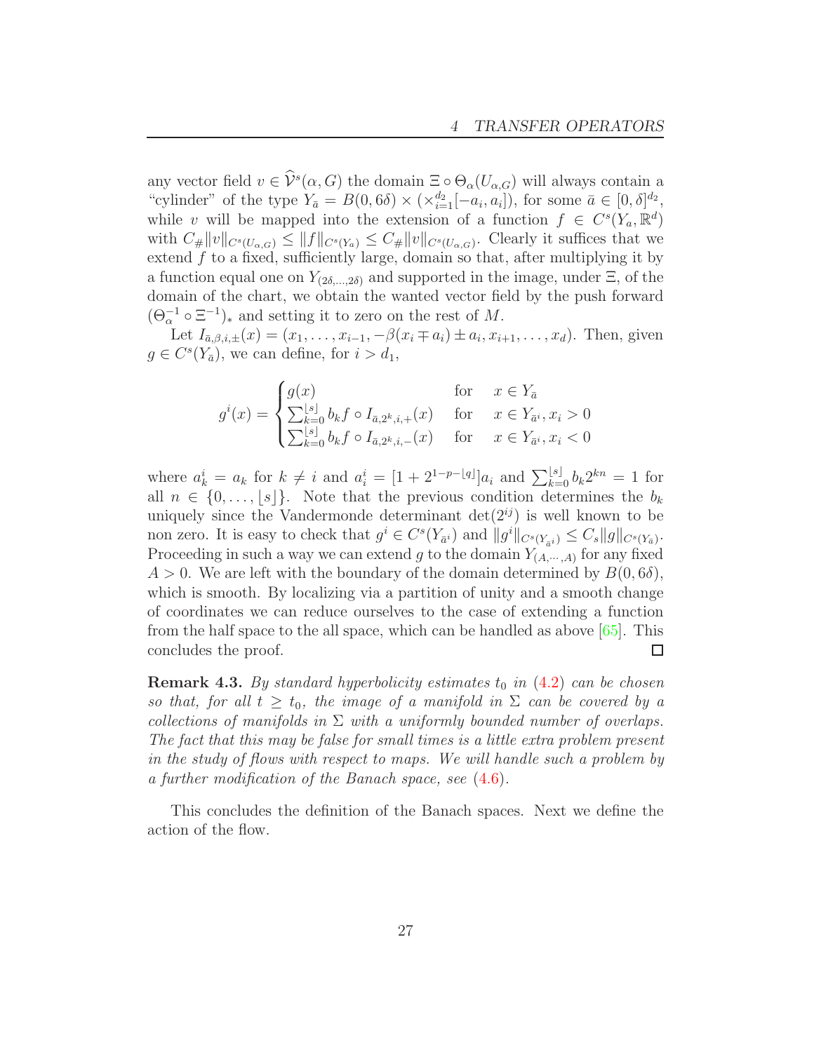any vector field $v \in \widehat{\mathcal{V}}^s(\alpha, G)$ the domain $\Xi \circ \Theta_\alpha(U_{\alpha,G})$ will always contain a "cylinder" of the type $Y_{\bar{a}} = B(0, 6\delta) \times (\times_{i=1}^{d_2}[-a_i, a_i])$, for some $\bar{a} \in [0, \delta]^{d_2}$, while $v$ will be mapped into the extension of a function $f \in C^s(Y_a, \mathbb{R}^d)$ with $C_\# \|v\|_{C^s(U_{\alpha,G})} \leq \|f\|_{C^s(Y_a)} \leq C_\# \|v\|_{C^s(U_{\alpha,G})}$. Clearly it suffices that we extend $f$ to a fixed, sufficiently large, domain so that, after multiplying it by a function equal one on $Y_{(2\delta,\dots,2\delta)}$ and supported in the image, under $\Xi$, of the domain of the chart, we obtain the wanted vector field by the push forward $(\Theta_\alpha^{-1} \circ \Xi^{-1})_*$ and setting it to zero on the rest of $M$.

Let $I_{\bar{a},\beta,i,\pm}(x) = (x_1, \dots, x_{i-1}, -\beta(x_i \mp a_i) \pm a_i, x_{i+1}, \dots, x_d)$. Then, given $g \in C^s(Y_{\bar{a}})$, we can define, for $i > d_1$,

$$
g^i(x) = \begin{cases} g(x) & \text{for} \quad x \in Y_{\bar{a}} \\ \sum_{k=0}^{\lfloor s \rfloor} b_k f \circ I_{\bar{a},2^k,i,+}(x) & \text{for} \quad x \in Y_{\bar{a}^i}, x_i > 0 \\ \sum_{k=0}^{\lfloor s \rfloor} b_k f \circ I_{\bar{a},2^k,i,-}(x) & \text{for} \quad x \in Y_{\bar{a}^i}, x_i < 0 \end{cases}
$$

where $a_k^i = a_k$ for $k \neq i$ and $a_i^i = [1 + 2^{1-p-\lfloor q \rfloor}]a_i$ and $\sum_{k=0}^{\lfloor s \rfloor} b_k 2^{kn} = 1$ for all $n \in \{0, \dots, \lfloor s \rfloor\}$. Note that the previous condition determines the $b_k$ uniquely since the Vandermonde determinant $\det(2^{ij})$ is well known to be non zero. It is easy to check that $g^i \in C^s(Y_{\bar{a}^i})$ and $\|g^i\|_{C^s(Y_{\bar{a}^i})} \leq C_s \|g\|_{C^s(Y_{\bar{a}})}$. Proceeding in such a way we can extend $g$ to the domain $Y_{(A,\cdots,A)}$ for any fixed $A > 0$. We are left with the boundary of the domain determined by $B(0, 6\delta)$, which is smooth. By localizing via a partition of unity and a smooth change of coordinates we can reduce ourselves to the case of extending a function from the half space to the all space, which can be handled as above [65]. This concludes the proof. □

**Remark 4.3.** *By standard hyperbolicity estimates $t_0$ in (4.2) can be chosen so that, for all $t \geq t_0$, the image of a manifold in $\Sigma$ can be covered by a collections of manifolds in $\Sigma$ with a uniformly bounded number of overlaps. The fact that this may be false for small times is a little extra problem present in the study of flows with respect to maps. We will handle such a problem by a further modification of the Banach space, see (4.6).*

This concludes the definition of the Banach spaces. Next we define the action of the flow.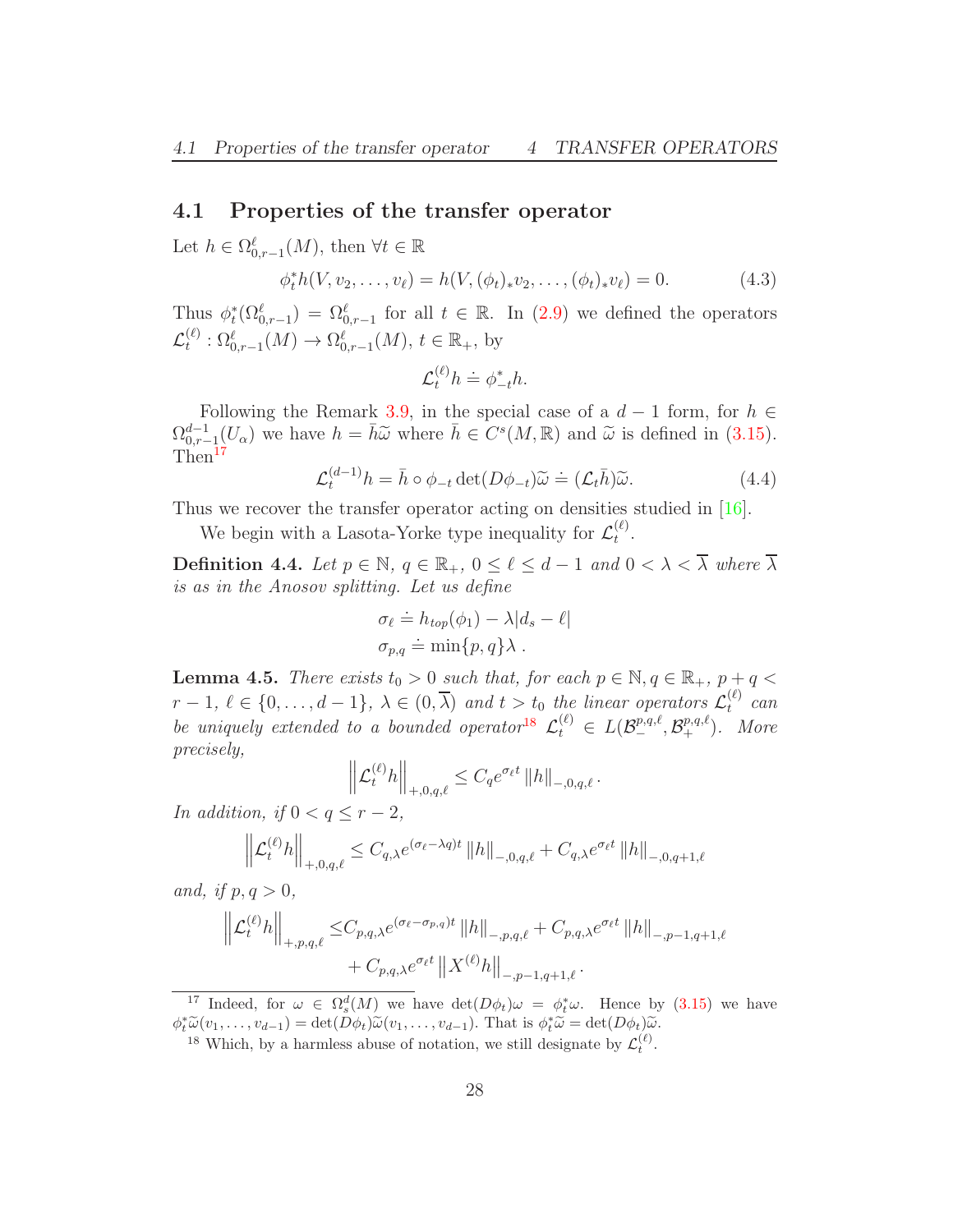## 4.1 Properties of the transfer operator

Let $h \in \Omega^{\ell}_{0,r-1}(M)$, then $\forall t \in \mathbb{R}$

$$\phi_t^* h(V, v_2, \ldots, v_\ell) = h(V, (\phi_t)_* v_2, \ldots, (\phi_t)_* v_\ell) = 0. \tag{4.3}$$

Thus $\phi_t^*(\Omega^\ell_{0,r-1}) = \Omega^\ell_{0,r-1}$ for all $t \in \mathbb{R}$. In (2.9) we defined the operators $\mathcal{L}_t^{(\ell)} : \Omega^\ell_{0,r-1}(M) \to \Omega^\ell_{0,r-1}(M)$, $t \in \mathbb{R}_+$, by

$$\mathcal{L}_t^{(\ell)} h \doteq \phi_{-t}^* h.$$

Following the Remark 3.9, in the special case of a $d-1$ form, for $h \in \Omega^{d-1}_{0,r-1}(U_\alpha)$ we have $h = \bar{h}\widetilde{\omega}$ where $\bar{h} \in C^s(M, \mathbb{R})$ and $\widetilde{\omega}$ is defined in (3.15). Then[17]

$$\mathcal{L}_t^{(d-1)} h = \bar{h} \circ \phi_{-t} \det(D\phi_{-t})\widetilde{\omega} \doteq (\mathcal{L}_t \bar{h})\widetilde{\omega}. \tag{4.4}$$

Thus we recover the transfer operator acting on densities studied in [16].

We begin with a Lasota-Yorke type inequality for $\mathcal{L}_t^{(\ell)}$.

**Definition 4.4.** *Let $p \in \mathbb{N}$, $q \in \mathbb{R}_+$, $0 \le \ell \le d-1$ and $0 < \lambda < \overline{\lambda}$ where $\overline{\lambda}$ is as in the Anosov splitting. Let us define*

$$\sigma_\ell \doteq h_{top}(\phi_1) - \lambda |d_s - \ell|$$
$$\sigma_{p,q} \doteq \min\{p, q\}\lambda\,.$$

**Lemma 4.5.** *There exists $t_0 > 0$ such that, for each $p \in \mathbb{N}, q \in \mathbb{R}_+$, $p + q < r - 1$, $\ell \in \{0, \ldots, d-1\}$, $\lambda \in (0, \overline{\lambda})$ and $t > t_0$ the linear operators $\mathcal{L}_t^{(\ell)}$ can be uniquely extended to a bounded operator[18] $\mathcal{L}_t^{(\ell)} \in L(\mathcal{B}_-^{p,q,\ell}, \mathcal{B}_+^{p,q,\ell})$. More precisely,*

$$\left\| \mathcal{L}_t^{(\ell)} h \right\|_{+,0,q,\ell} \le C_q e^{\sigma_\ell t} \left\| h \right\|_{-,0,q,\ell}.$$

*In addition, if $0 < q \le r-2$,*

$$\left\| \mathcal{L}_t^{(\ell)} h \right\|_{+,0,q,\ell} \le C_{q,\lambda} e^{(\sigma_\ell - \lambda q)t} \left\| h \right\|_{-,0,q,\ell} + C_{q,\lambda} e^{\sigma_\ell t} \left\| h \right\|_{-,0,q+1,\ell}$$

*and, if $p, q > 0$,*

$$\begin{aligned}\left\| \mathcal{L}_t^{(\ell)} h \right\|_{+,p,q,\ell} \le & C_{p,q,\lambda} e^{(\sigma_\ell - \sigma_{p,q})t} \left\| h \right\|_{-,p,q,\ell} + C_{p,q,\lambda} e^{\sigma_\ell t} \left\| h \right\|_{-,p-1,q+1,\ell} \\ & + C_{p,q,\lambda} e^{\sigma_\ell t} \left\| X^{(\ell)} h \right\|_{-,p-1,q+1,\ell}.\end{aligned}$$

---

[17] Indeed, for $\omega \in \Omega^d_s(M)$ we have $\det(D\phi_t)\omega = \phi_t^*\omega$. Hence by (3.15) we have $\phi_t^*\widetilde{\omega}(v_1, \ldots, v_{d-1}) = \det(D\phi_t)\widetilde{\omega}(v_1, \ldots, v_{d-1})$. That is $\phi_t^*\widetilde{\omega} = \det(D\phi_t)\widetilde{\omega}$.

[18] Which, by a harmless abuse of notation, we still designate by $\mathcal{L}_t^{(\ell)}$.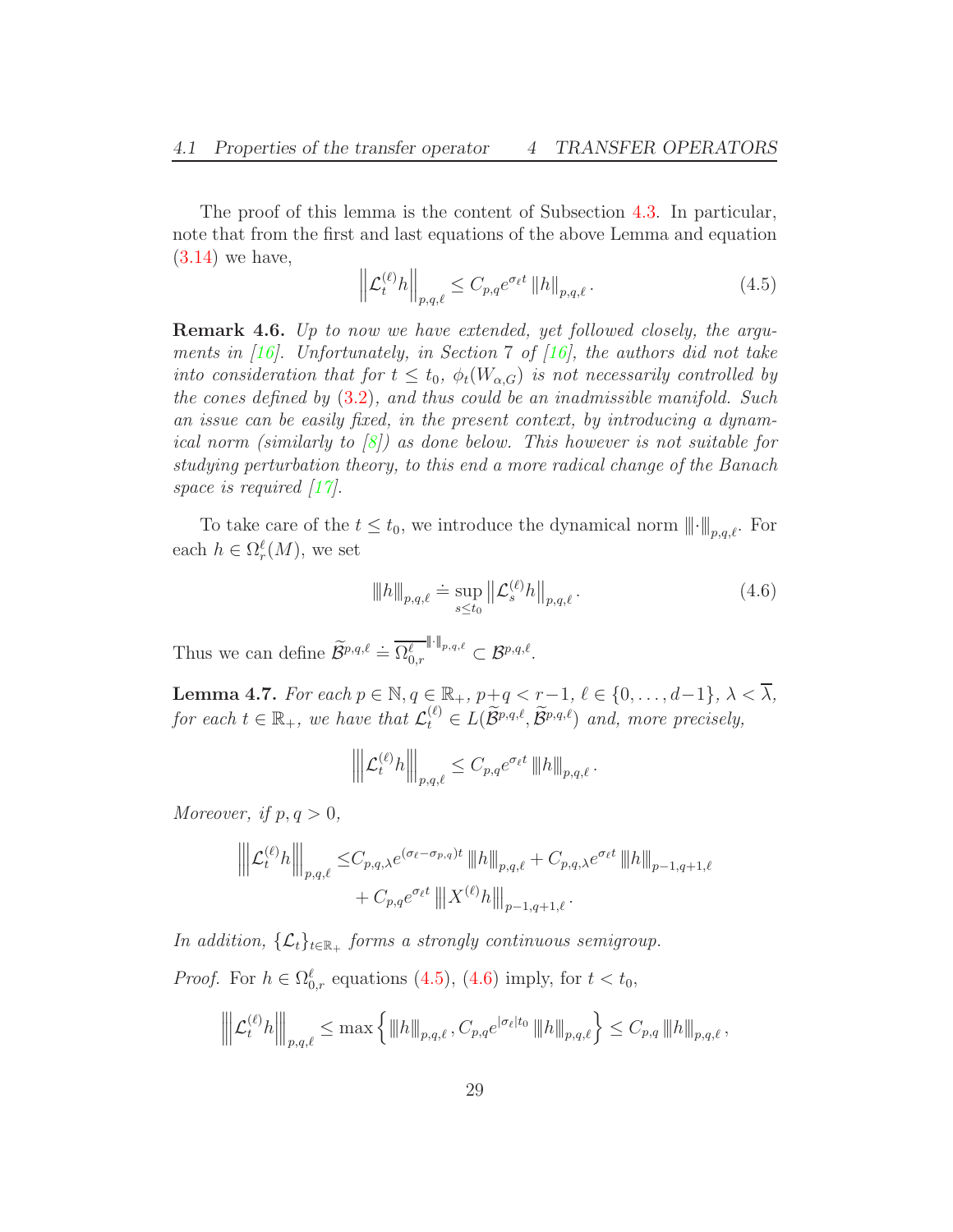The proof of this lemma is the content of Subsection 4.3. In particular, note that from the first and last equations of the above Lemma and equation (3.14) we have,

$$\left\| \mathcal{L}_t^{(\ell)} h \right\|_{p,q,\ell} \leq C_{p,q} e^{\sigma_\ell t} \left\| h \right\|_{p,q,\ell}. \tag{4.5}$$

**Remark 4.6.** *Up to now we have extended, yet followed closely, the arguments in [16]. Unfortunately, in Section 7 of [16], the authors did not take into consideration that for $t \leq t_0$, $\phi_t(W_{\alpha,G})$ is not necessarily controlled by the cones defined by (3.2), and thus could be an inadmissible manifold. Such an issue can be easily fixed, in the present context, by introducing a dynamical norm (similarly to [8]) as done below. This however is not suitable for studying perturbation theory, to this end a more radical change of the Banach space is required [17].*

To take care of the $t \leq t_0$, we introduce the dynamical norm $\left\vert\kern-0.25ex\left\vert\kern-0.25ex\left\vert \cdot \right\vert\kern-0.25ex\right\vert\kern-0.25ex\right\vert_{p,q,\ell}$. For each $h \in \Omega_r^\ell(M)$, we set

$$\left\vert\kern-0.25ex\left\vert\kern-0.25ex\left\vert h \right\vert\kern-0.25ex\right\vert\kern-0.25ex\right\vert_{p,q,\ell} \doteq \sup_{s \leq t_0} \left\| \mathcal{L}_s^{(\ell)} h \right\|_{p,q,\ell}. \tag{4.6}$$

Thus we can define $\widetilde{\mathcal{B}}^{p,q,\ell} \doteq \overline{\Omega_{0,r}^\ell}^{\left\vert\kern-0.25ex\left\vert\kern-0.25ex\left\vert \cdot \right\vert\kern-0.25ex\right\vert\kern-0.25ex\right\vert_{p,q,\ell}} \subset \mathcal{B}^{p,q,\ell}$.

**Lemma 4.7.** *For each $p \in \mathbb{N}$, $q \in \mathbb{R}_+$, $p+q < r-1$, $\ell \in \{0, \dots, d-1\}$, $\lambda < \overline{\lambda}$, for each $t \in \mathbb{R}_+$, we have that $\mathcal{L}_t^{(\ell)} \in L(\widetilde{\mathcal{B}}^{p,q,\ell}, \widetilde{\mathcal{B}}^{p,q,\ell})$ and, more precisely,*

$$\left\vert\kern-0.25ex\left\vert\kern-0.25ex\left\vert \mathcal{L}_t^{(\ell)} h \right\vert\kern-0.25ex\right\vert\kern-0.25ex\right\vert_{p,q,\ell} \leq C_{p,q} e^{\sigma_\ell t} \left\vert\kern-0.25ex\left\vert\kern-0.25ex\left\vert h \right\vert\kern-0.25ex\right\vert\kern-0.25ex\right\vert_{p,q,\ell}.$$

*Moreover, if $p, q > 0$,*

$$\begin{aligned} \left\vert\kern-0.25ex\left\vert\kern-0.25ex\left\vert \mathcal{L}_t^{(\ell)} h \right\vert\kern-0.25ex\right\vert\kern-0.25ex\right\vert_{p,q,\ell} \leq & C_{p,q,\lambda} e^{(\sigma_\ell - \sigma_{p,q})t} \left\vert\kern-0.25ex\left\vert\kern-0.25ex\left\vert h \right\vert\kern-0.25ex\right\vert\kern-0.25ex\right\vert_{p,q,\ell} + C_{p,q,\lambda} e^{\sigma_\ell t} \left\| h \right\|_{p-1,q+1,\ell} \\ & + C_{p,q} e^{\sigma_\ell t} \left\vert\kern-0.25ex\left\vert\kern-0.25ex\left\vert X^{(\ell)} h \right\vert\kern-0.25ex\right\vert\kern-0.25ex\right\vert_{p-1,q+1,\ell}. \end{aligned}$$

*In addition, $\{\mathcal{L}_t\}_{t \in \mathbb{R}_+}$ forms a strongly continuous semigroup.*

*Proof.* For $h \in \Omega_{0,r}^\ell$ equations (4.5), (4.6) imply, for $t < t_0$,

$$\left\vert\kern-0.25ex\left\vert\kern-0.25ex\left\vert \mathcal{L}_t^{(\ell)} h \right\vert\kern-0.25ex\right\vert\kern-0.25ex\right\vert_{p,q,\ell} \leq \max\left\{ \left\vert\kern-0.25ex\left\vert\kern-0.25ex\left\vert h \right\vert\kern-0.25ex\right\vert\kern-0.25ex\right\vert_{p,q,\ell}, C_{p,q} e^{|\sigma_\ell| t_0} \left\| h \right\|_{p,q,\ell} \right\} \leq C_{p,q} \left\| h \right\|_{p,q,\ell},$$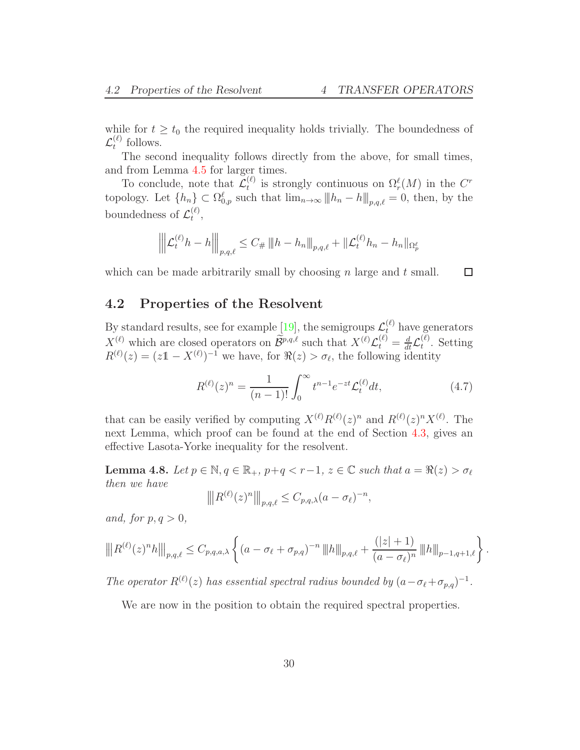while for $t \geq t_0$ the required inequality holds trivially. The boundedness of $\mathcal{L}_t^{(\ell)}$ follows.

The second inequality follows directly from the above, for small times, and from Lemma 4.5 for larger times.

To conclude, note that $\mathcal{L}_t^{(\ell)}$ is strongly continuous on $\Omega_r^\ell(M)$ in the $C^r$ topology. Let $\{h_n\} \subset \Omega_{0,p}^\ell$ such that $\lim_{n\to\infty} \|\|h_n - h\|\|_{p,q,\ell} = 0$, then, by the boundedness of $\mathcal{L}_t^{(\ell)}$,

$$\left\|\left\|\mathcal{L}_t^{(\ell)} h - h\right\|\right\|_{p,q,\ell} \leq C_\# \|\|h - h_n\|\|_{p,q,\ell} + \|\mathcal{L}_t^{(\ell)} h_n - h_n\|_{\Omega_p^\ell}$$

which can be made arbitrarily small by choosing $n$ large and $t$ small. $\square$

## 4.2 Properties of the Resolvent

By standard results, see for example [19], the semigroups $\mathcal{L}_t^{(\ell)}$ have generators $X^{(\ell)}$ which are closed operators on $\widetilde{\mathcal{B}}^{p,q,\ell}$ such that $X^{(\ell)}\mathcal{L}_t^{(\ell)} = \frac{d}{dt}\mathcal{L}_t^{(\ell)}$. Setting $R^{(\ell)}(z) = (z\mathbb{1} - X^{(\ell)})^{-1}$ we have, for $\Re(z) > \sigma_\ell$, the following identity

$$R^{(\ell)}(z)^n = \frac{1}{(n-1)!}\int_0^\infty t^{n-1} e^{-zt} \mathcal{L}_t^{(\ell)} dt, \tag{4.7}$$

that can be easily verified by computing $X^{(\ell)}R^{(\ell)}(z)^n$ and $R^{(\ell)}(z)^n X^{(\ell)}$. The next Lemma, which proof can be found at the end of Section 4.3, gives an effective Lasota-Yorke inequality for the resolvent.

**Lemma 4.8.** *Let $p \in \mathbb{N}, q \in \mathbb{R}_+$, $p + q < r - 1$, $z \in \mathbb{C}$ such that $a = \Re(z) > \sigma_\ell$ then we have*

$$\left\|\left\|R^{(\ell)}(z)^n\right\|\right\|_{p,q,\ell} \leq C_{p,q,\lambda}(a - \sigma_\ell)^{-n},$$

*and, for $p, q > 0$,*

$$\left\|\left\|R^{(\ell)}(z)^n h\right\|\right\|_{p,q,\ell} \leq C_{p,q,a,\lambda}\left\{(a - \sigma_\ell + \sigma_{p,q})^{-n} \|\|h\|\|_{p,q,\ell} + \frac{(|z| + 1)}{(a - \sigma_\ell)^n} \|\|h\|\|_{p-1,q+1,\ell}\right\}.$$

*The operator $R^{(\ell)}(z)$ has essential spectral radius bounded by $(a - \sigma_\ell + \sigma_{p,q})^{-1}$.*

We are now in the position to obtain the required spectral properties.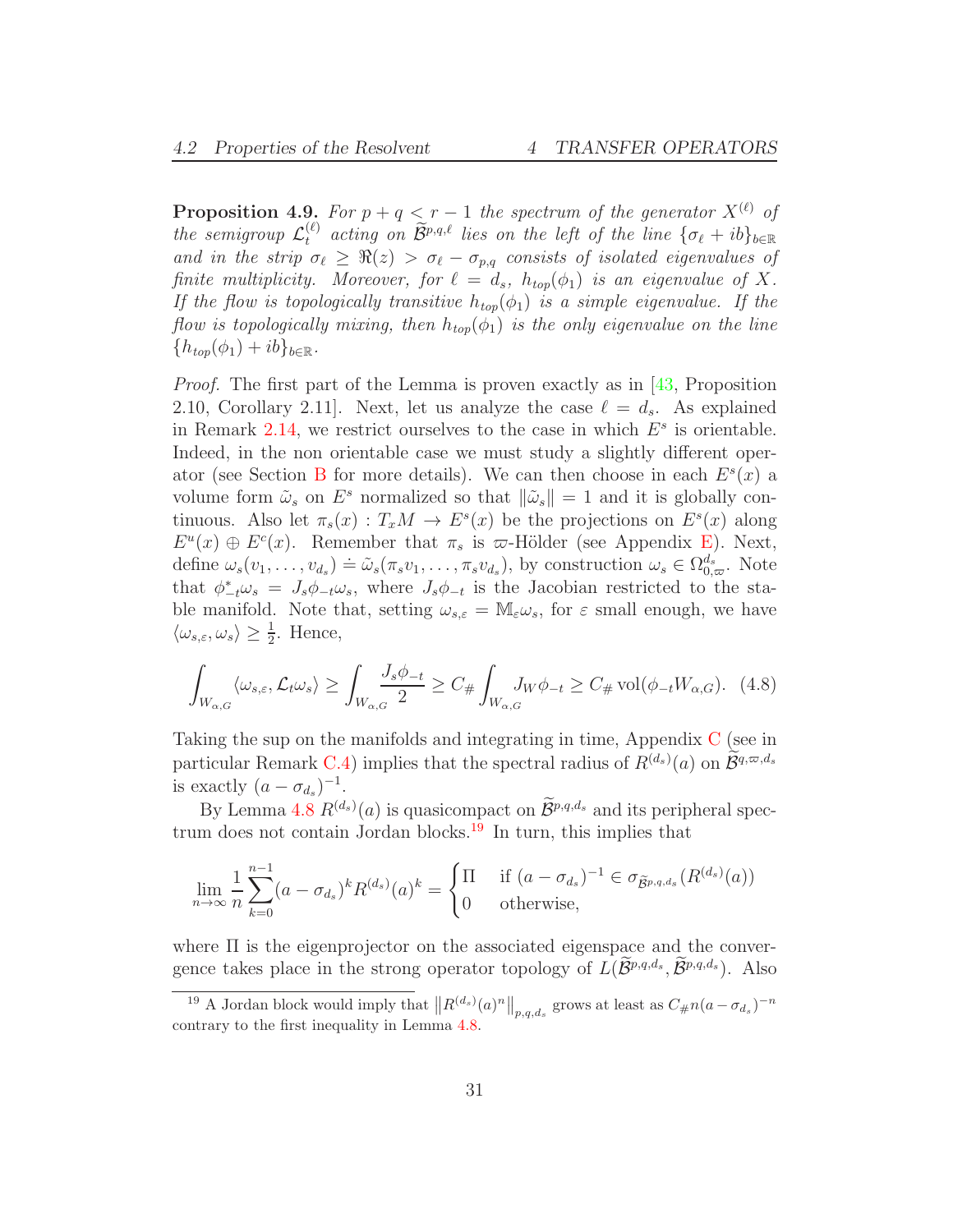**Proposition 4.9.** *For $p+q<r-1$ the spectrum of the generator $X^{(\ell)}$ of the semigroup $\mathcal{L}_t^{(\ell)}$ acting on $\widetilde{\mathcal{B}}^{p,q,\ell}$ lies on the left of the line $\{\sigma_\ell + ib\}_{b\in\mathbb{R}}$ and in the strip $\sigma_\ell \geq \Re(z) > \sigma_\ell - \sigma_{p,q}$ consists of isolated eigenvalues of finite multiplicity. Moreover, for $\ell = d_s$, $h_{top}(\phi_1)$ is an eigenvalue of $X$. If the flow is topologically transitive $h_{top}(\phi_1)$ is a simple eigenvalue. If the flow is topologically mixing, then $h_{top}(\phi_1)$ is the only eigenvalue on the line $\{h_{top}(\phi_1)+ib\}_{b\in\mathbb{R}}$.*

*Proof.* The first part of the Lemma is proven exactly as in [43, Proposition 2.10, Corollary 2.11]. Next, let us analyze the case $\ell = d_s$. As explained in Remark 2.14, we restrict ourselves to the case in which $E^s$ is orientable. Indeed, in the non orientable case we must study a slightly different operator (see Section B for more details). We can then choose in each $E^s(x)$ a volume form $\tilde\omega_s$ on $E^s$ normalized so that $\|\tilde\omega_s\| = 1$ and it is globally continuous. Also let $\pi_s(x) : T_xM \to E^s(x)$ be the projections on $E^s(x)$ along $E^u(x)\oplus E^c(x)$. Remember that $\pi_s$ is $\varpi$-Hölder (see Appendix E). Next, define $\omega_s(v_1,\dots,v_{d_s}) \doteq \tilde\omega_s(\pi_s v_1,\dots,\pi_s v_{d_s})$, by construction $\omega_s \in \Omega^{d_s}_{0,\varpi}$. Note that $\phi_{-t}^*\omega_s = J_s\phi_{-t}\omega_s$, where $J_s\phi_{-t}$ is the Jacobian restricted to the stable manifold. Note that, setting $\omega_{s,\varepsilon} = \mathbb{M}_\varepsilon \omega_s$, for $\varepsilon$ small enough, we have $\langle \omega_{s,\varepsilon}, \omega_s\rangle \geq \frac{1}{2}$. Hence,

$$\int_{W_{\alpha,G}} \langle \omega_{s,\varepsilon}, \mathcal{L}_t\omega_s\rangle \geq \int_{W_{\alpha,G}} \frac{J_s\phi_{-t}}{2} \geq C_\# \int_{W_{\alpha,G}} J_W\phi_{-t} \geq C_\# \operatorname{vol}(\phi_{-t}W_{\alpha,G}). \quad (4.8)$$

Taking the sup on the manifolds and integrating in time, Appendix C (see in particular Remark C.4) implies that the spectral radius of $R^{(d_s)}(a)$ on $\widetilde{\mathcal{B}}^{q,\varpi,d_s}$ is exactly $(a-\sigma_{d_s})^{-1}$.

By Lemma 4.8 $R^{(d_s)}(a)$ is quasicompact on $\widetilde{\mathcal{B}}^{p,q,d_s}$ and its peripheral spectrum does not contain Jordan blocks.[19] In turn, this implies that

$$\lim_{n\to\infty}\frac{1}{n}\sum_{k=0}^{n-1}(a-\sigma_{d_s})^k R^{(d_s)}(a)^k = \begin{cases} \Pi & \text{if } (a-\sigma_{d_s})^{-1} \in \sigma_{\widetilde{\mathcal{B}}^{p,q,d_s}}(R^{(d_s)}(a)) \\ 0 & \text{otherwise,}\end{cases}$$

where $\Pi$ is the eigenprojector on the associated eigenspace and the convergence takes place in the strong operator topology of $L(\widetilde{\mathcal{B}}^{p,q,d_s}, \widetilde{\mathcal{B}}^{p,q,d_s})$. Also

[19] A Jordan block would imply that $\left\|R^{(d_s)}(a)^n\right\|_{p,q,d_s}$ grows at least as $C_\# n(a-\sigma_{d_s})^{-n}$ contrary to the first inequality in Lemma 4.8.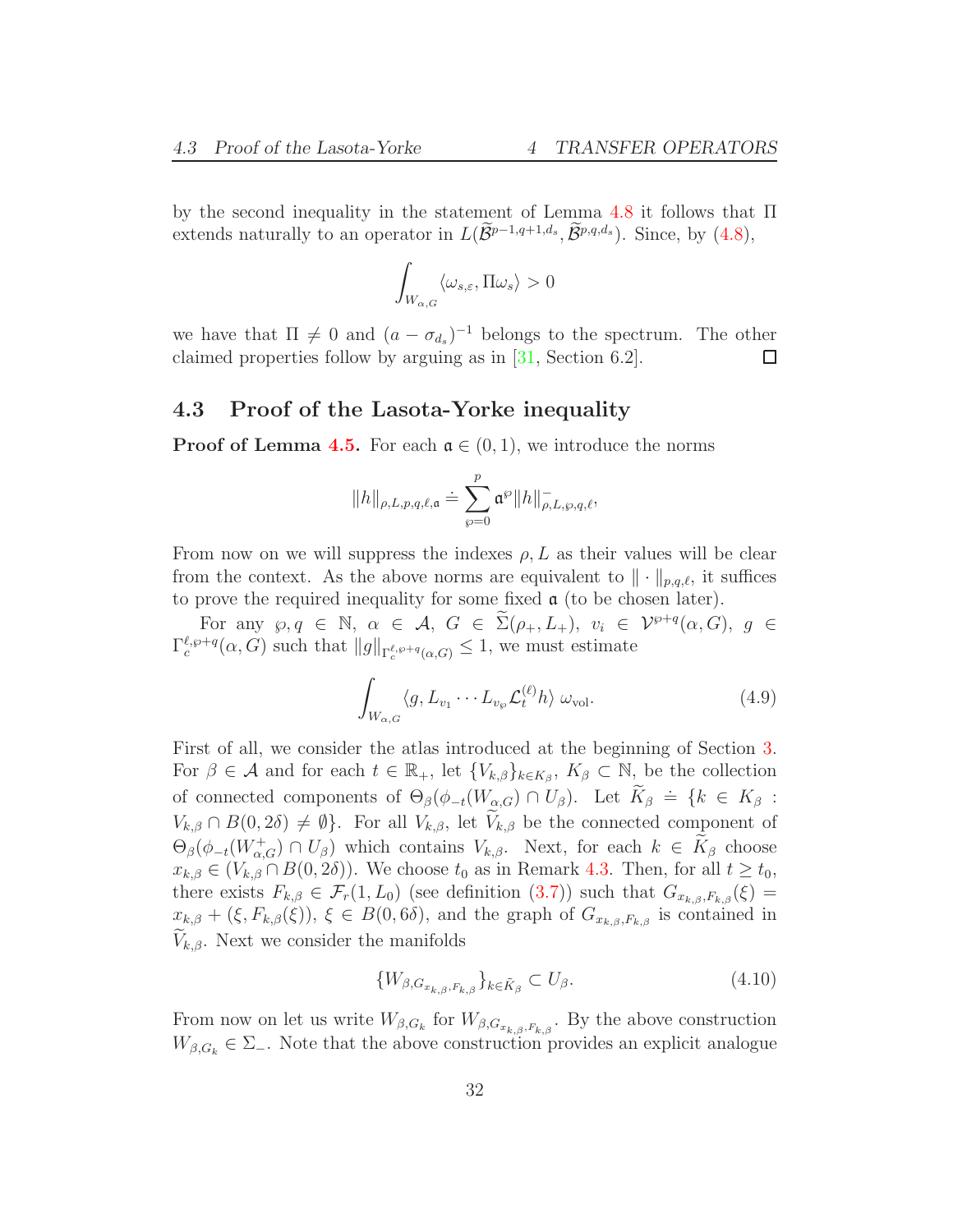by the second inequality in the statement of Lemma 4.8 it follows that $\Pi$ extends naturally to an operator in $L(\widetilde{\mathcal{B}}^{p-1,q+1,d_s}, \widetilde{\mathcal{B}}^{p,q,d_s})$. Since, by (4.8),

$$\int_{W_{\alpha,G}} \langle \omega_{s,\varepsilon}, \Pi \omega_s \rangle > 0$$

we have that $\Pi \neq 0$ and $(a - \sigma_{d_s})^{-1}$ belongs to the spectrum. The other claimed properties follow by arguing as in [31, Section 6.2]. □

## 4.3 Proof of the Lasota-Yorke inequality

**Proof of Lemma 4.5.** For each $\mathfrak{a} \in (0,1)$, we introduce the norms

$$\|h\|_{\rho,L,p,q,\ell,\mathfrak{a}} \doteq \sum_{\wp=0}^{p} \mathfrak{a}^{\wp} \|h\|^{-}_{\rho,L,\wp,q,\ell},$$

From now on we will suppress the indexes $\rho, L$ as their values will be clear from the context. As the above norms are equivalent to $\|\cdot\|_{p,q,\ell}$, it suffices to prove the required inequality for some fixed $\mathfrak{a}$ (to be chosen later).

For any $\wp, q \in \mathbb{N}$, $\alpha \in \mathcal{A}$, $G \in \widetilde{\Sigma}(\rho_+, L_+)$, $v_i \in \mathcal{V}^{\wp+q}(\alpha, G)$, $g \in \Gamma_c^{\ell,\wp+q}(\alpha, G)$ such that $\|g\|_{\Gamma_c^{\ell,\wp+q}(\alpha,G)} \leq 1$, we must estimate

$$\int_{W_{\alpha,G}} \langle g, L_{v_1} \cdots L_{v_\wp} \mathcal{L}_t^{(\ell)} h \rangle \; \omega_{\text{vol}}. \tag{4.9}$$

First of all, we consider the atlas introduced at the beginning of Section 3. For $\beta \in \mathcal{A}$ and for each $t \in \mathbb{R}_+$, let $\{V_{k,\beta}\}_{k \in K_\beta}$, $K_\beta \subset \mathbb{N}$, be the collection of connected components of $\Theta_\beta(\phi_{-t}(W_{\alpha,G}) \cap U_\beta)$. Let $\widetilde{K}_\beta \doteq \{k \in K_\beta : V_{k,\beta} \cap B(0, 2\delta) \neq \emptyset\}$. For all $V_{k,\beta}$, let $\widetilde{V}_{k,\beta}$ be the connected component of $\Theta_\beta(\phi_{-t}(W^+_{\alpha,G}) \cap U_\beta)$ which contains $V_{k,\beta}$. Next, for each $k \in \widetilde{K}_\beta$ choose $x_{k,\beta} \in (V_{k,\beta} \cap B(0, 2\delta))$. We choose $t_0$ as in Remark 4.3. Then, for all $t \geq t_0$, there exists $F_{k,\beta} \in \mathcal{F}_r(1, L_0)$ (see definition (3.7)) such that $G_{x_{k,\beta},F_{k,\beta}}(\xi) = x_{k,\beta} + (\xi, F_{k,\beta}(\xi))$, $\xi \in B(0, 6\delta)$, and the graph of $G_{x_{k,\beta},F_{k,\beta}}$ is contained in $\widetilde{V}_{k,\beta}$. Next we consider the manifolds

$$\{W_{\beta, G_{x_{k,\beta},F_{k,\beta}}}\}_{k \in \tilde{K}_\beta} \subset U_\beta. \tag{4.10}$$

From now on let us write $W_{\beta,G_k}$ for $W_{\beta,G_{x_{k,\beta},F_{k,\beta}}}$. By the above construction $W_{\beta,G_k} \in \Sigma_-$. Note that the above construction provides an explicit analogue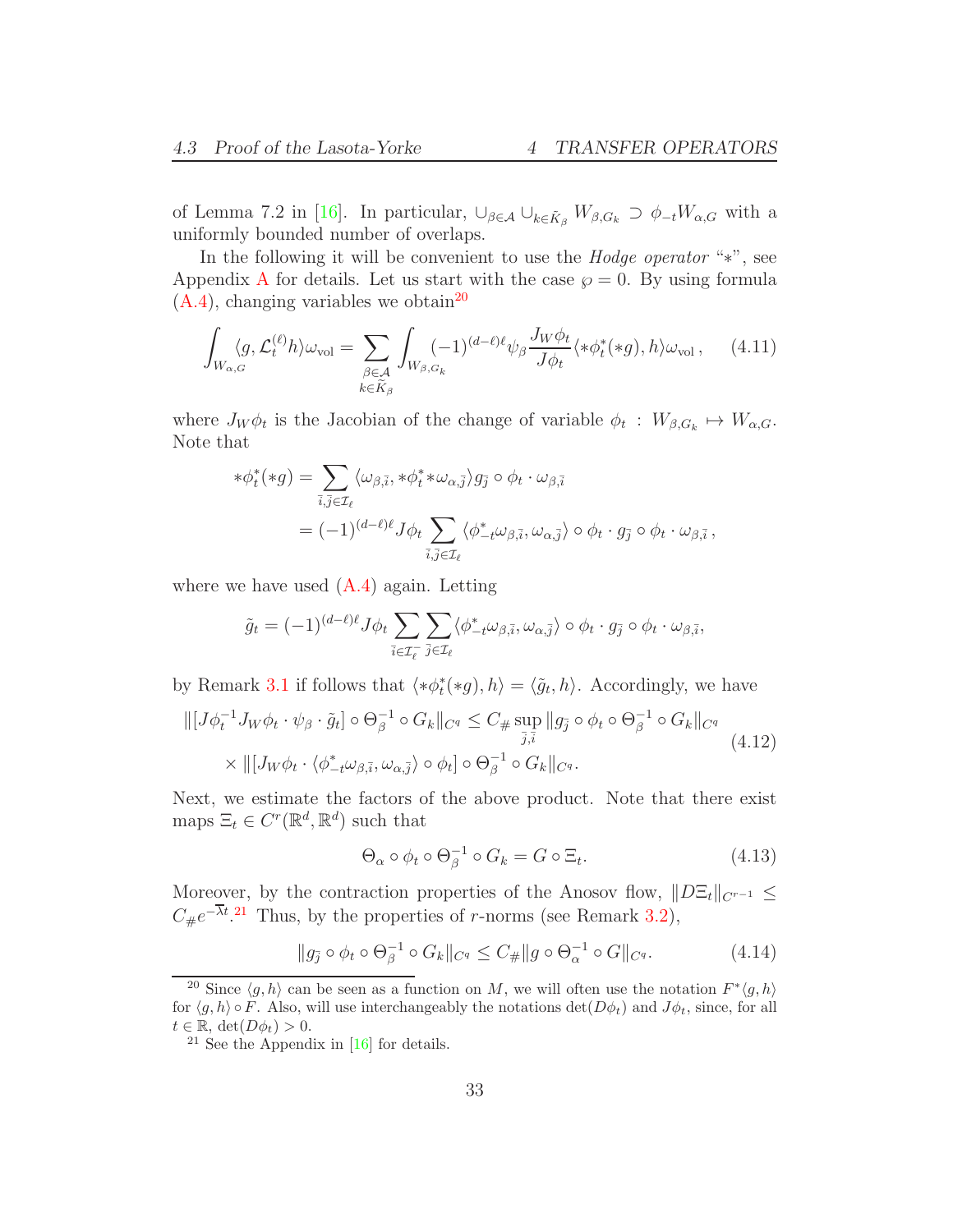of Lemma 7.2 in [16]. In particular, $\cup_{\beta\in\mathcal{A}}\cup_{k\in\tilde K_\beta} W_{\beta,G_k}\supset \phi_{-t}W_{\alpha,G}$ with a uniformly bounded number of overlaps.

In the following it will be convenient to use the *Hodge operator* "$*$", see Appendix A for details. Let us start with the case $\wp=0$. By using formula (A.4), changing variables we obtain[20]

$$
\int_{W_{\alpha,G}}\langle g,\mathcal{L}_t^{(\ell)}h\rangle\omega_{\text{vol}}=\sum_{\substack{\beta\in\mathcal{A}\\ k\in\tilde K_\beta}}\int_{W_{\beta,G_k}}(-1)^{(d-\ell)\ell}\psi_\beta\frac{J_W\phi_t}{J\phi_t}\langle *\phi_t^*(*g),h\rangle\omega_{\text{vol}}\,, \tag{4.11}
$$

where $J_W\phi_t$ is the Jacobian of the change of variable $\phi_t: W_{\beta,G_k}\mapsto W_{\alpha,G}$. Note that

$$
\begin{aligned}
*\phi_t^*(*g)&=\sum_{\bar\imath,\bar\jmath\in\mathcal{I}_\ell}\langle\omega_{\beta,\bar\imath},*\phi_t^**\omega_{\alpha,\bar\jmath}\rangle g_{\bar\jmath}\circ\phi_t\cdot\omega_{\beta,\bar\imath}\\
&=(-1)^{(d-\ell)\ell}J\phi_t\sum_{\bar\imath,\bar\jmath\in\mathcal{I}_\ell}\langle\phi_{-t}^*\omega_{\beta,\bar\imath},\omega_{\alpha,\bar\jmath}\rangle\circ\phi_t\cdot g_{\bar\jmath}\circ\phi_t\cdot\omega_{\beta,\bar\imath}\,,
\end{aligned}
$$

where we have used (A.4) again. Letting

$$
\tilde g_t=(-1)^{(d-\ell)\ell}J\phi_t\sum_{\bar\imath\in\mathcal{I}_\ell^-}\sum_{\bar\jmath\in\mathcal{I}_\ell}\langle\phi_{-t}^*\omega_{\beta,\bar\imath},\omega_{\alpha,\bar\jmath}\rangle\circ\phi_t\cdot g_{\bar\jmath}\circ\phi_t\cdot\omega_{\beta,\bar\imath},
$$

by Remark 3.1 if follows that $\langle *\phi_t^*(*g),h\rangle=\langle\tilde g_t,h\rangle$. Accordingly, we have

$$
\begin{aligned}
\|[J\phi_t^{-1}J_W\phi_t\cdot\psi_\beta\cdot\tilde g_t]\circ\Theta_\beta^{-1}\circ G_k\|_{C^q}&\le C_\#\sup_{\bar\jmath,\bar\imath}\|g_{\bar\jmath}\circ\phi_t\circ\Theta_\beta^{-1}\circ G_k\|_{C^q}\\
&\quad\times\|[J_W\phi_t\cdot\langle\phi_{-t}^*\omega_{\beta,\bar\imath},\omega_{\alpha,\bar\jmath}\rangle\circ\phi_t]\circ\Theta_\beta^{-1}\circ G_k\|_{C^q}.
\end{aligned}\tag{4.12}
$$

Next, we estimate the factors of the above product. Note that there exist maps $\Xi_t\in C^r(\mathbb{R}^d,\mathbb{R}^d)$ such that

$$
\Theta_\alpha\circ\phi_t\circ\Theta_\beta^{-1}\circ G_k=G\circ\Xi_t. \tag{4.13}
$$

Moreover, by the contraction properties of the Anosov flow, $\|D\Xi_t\|_{C^{r-1}}\le C_\# e^{-\overline{\lambda}t}$.[21] Thus, by the properties of $r$-norms (see Remark 3.2),

$$
\|g_{\bar\jmath}\circ\phi_t\circ\Theta_\beta^{-1}\circ G_k\|_{C^q}\le C_\#\|g\circ\Theta_\alpha^{-1}\circ G\|_{C^q}. \tag{4.14}
$$

[20] Since $\langle g,h\rangle$ can be seen as a function on $M$, we will often use the notation $F^*\langle g,h\rangle$ for $\langle g,h\rangle\circ F$. Also, will use interchangeably the notations $\det(D\phi_t)$ and $J\phi_t$, since, for all $t\in\mathbb{R}$, $\det(D\phi_t)>0$.

[21] See the Appendix in [16] for details.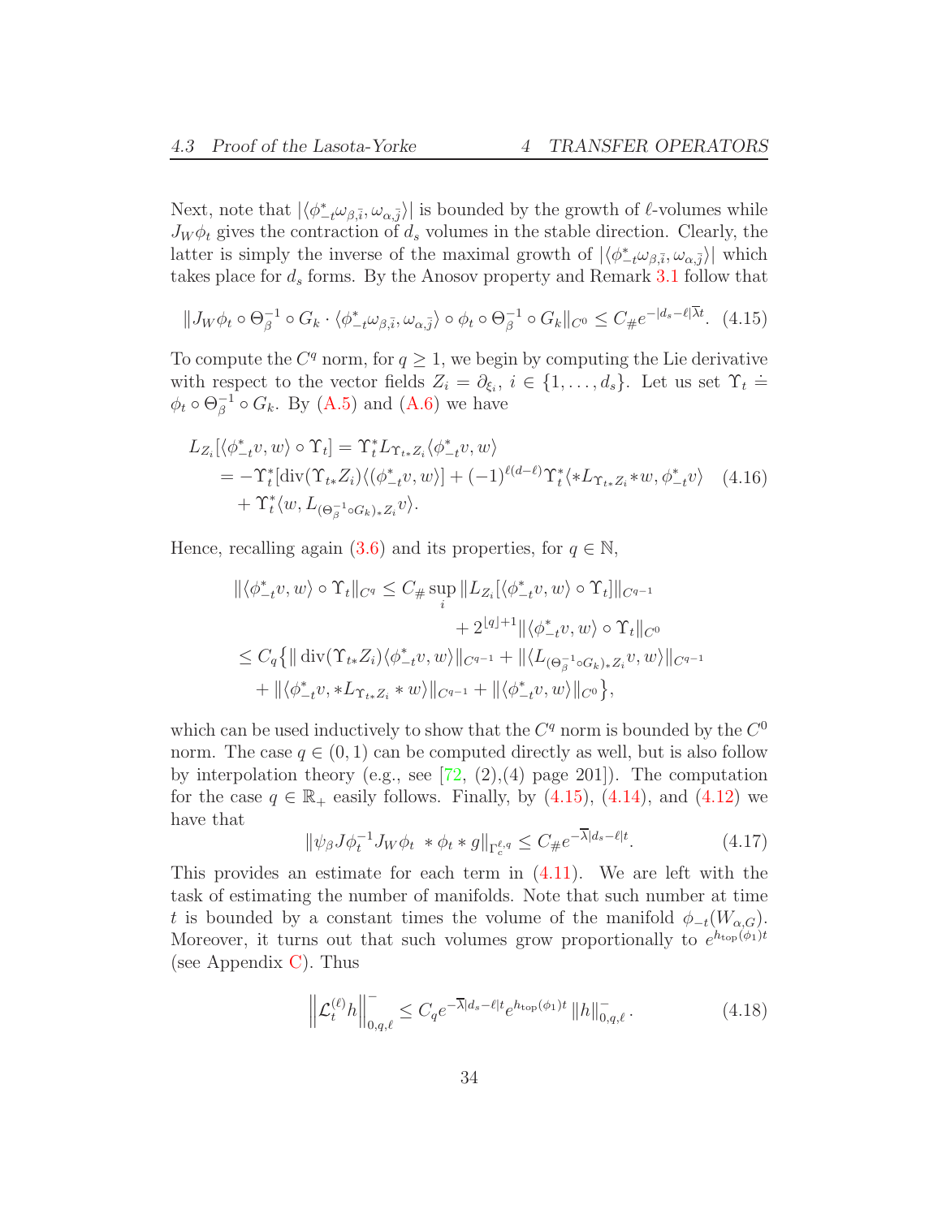Next, note that $|\langle \phi_{-t}^* \omega_{\beta,\bar{i}}, \omega_{\alpha,\bar{j}}\rangle|$ is bounded by the growth of $\ell$-volumes while $J_W \phi_t$ gives the contraction of $d_s$ volumes in the stable direction. Clearly, the latter is simply the inverse of the maximal growth of $|\langle \phi_{-t}^* \omega_{\beta,\bar{i}}, \omega_{\alpha,\bar{j}}\rangle|$ which takes place for $d_s$ forms. By the Anosov property and Remark 3.1 follow that

$$
\|J_W\phi_t \circ \Theta_\beta^{-1} \circ G_k \cdot \langle \phi_{-t}^* \omega_{\beta,\bar{i}}, \omega_{\alpha,\bar{j}}\rangle \circ \phi_t \circ \Theta_\beta^{-1} \circ G_k\|_{C^0} \leq C_\# e^{-|d_s - \ell|\overline{\lambda} t}. \tag{4.15}
$$

To compute the $C^q$ norm, for $q \geq 1$, we begin by computing the Lie derivative with respect to the vector fields $Z_i = \partial_{\xi_i}$, $i \in \{1, \dots, d_s\}$. Let us set $\Upsilon_t \doteq \phi_t \circ \Theta_\beta^{-1} \circ G_k$. By (A.5) and (A.6) we have

$$
\begin{aligned}
L_{Z_i}[\langle \phi_{-t}^* v, w\rangle \circ \Upsilon_t] &= \Upsilon_t^* L_{\Upsilon_{t*}Z_i} \langle \phi_{-t}^* v, w\rangle \\
&= -\Upsilon_t^*[\operatorname{div}(\Upsilon_{t*}Z_i)\langle (\phi_{-t}^* v, w\rangle] + (-1)^{\ell(d-\ell)} \Upsilon_t^* \langle * L_{\Upsilon_{t*}Z_i} * w, \phi_{-t}^* v\rangle \\
&\quad + \Upsilon_t^* \langle w, L_{(\Theta_\beta^{-1}\circ G_k)_* Z_i} v\rangle.
\end{aligned} \tag{4.16}
$$

Hence, recalling again (3.6) and its properties, for $q \in \mathbb{N}$,

$$
\begin{aligned}
\|\langle \phi_{-t}^* v, w\rangle \circ \Upsilon_t\|_{C^q} &\leq C_\# \sup_i \|L_{Z_i}[\langle \phi_{-t}^* v, w\rangle \circ \Upsilon_t]\|_{C^{q-1}} \\
&\qquad\qquad + 2^{\lfloor q\rfloor+1}\|\langle \phi_{-t}^* v, w\rangle \circ \Upsilon_t\|_{C^0} \\
&\leq C_q\{\|\operatorname{div}(\Upsilon_{t*}Z_i)\langle \phi_{-t}^* v, w\rangle\|_{C^{q-1}} + \|\langle L_{(\Theta_\beta^{-1}\circ G_k)_* Z_i} v, w\rangle\|_{C^{q-1}} \\
&\quad + \|\langle \phi_{-t}^* v, * L_{\Upsilon_{t*}Z_i} * w\rangle\|_{C^{q-1}} + \|\langle \phi_{-t}^* v, w\rangle\|_{C^0}\},
\end{aligned}
$$

which can be used inductively to show that the $C^q$ norm is bounded by the $C^0$ norm. The case $q \in (0,1)$ can be computed directly as well, but is also follow by interpolation theory (e.g., see [72, (2),(4) page 201]). The computation for the case $q \in \mathbb{R}_+$ easily follows. Finally, by (4.15), (4.14), and (4.12) we have that

$$
\|\psi_\beta J\phi_t^{-1} J_W \phi_t \ * \phi_t * g\|_{\Gamma_c^{\ell,q}} \leq C_\# e^{-\overline{\lambda}|d_s - \ell| t}. \tag{4.17}
$$

This provides an estimate for each term in (4.11). We are left with the task of estimating the number of manifolds. Note that such number at time $t$ is bounded by a constant times the volume of the manifold $\phi_{-t}(W_{\alpha,G})$. Moreover, it turns out that such volumes grow proportionally to $e^{h_{\text{top}}(\phi_1)t}$ (see Appendix C). Thus

$$
\left\|\mathcal{L}_t^{(\ell)} h\right\|_{0,q,\ell}^- \leq C_q e^{-\overline{\lambda}|d_s - \ell| t} e^{h_{\text{top}}(\phi_1)t} \|h\|_{0,q,\ell}^- . \tag{4.18}
$$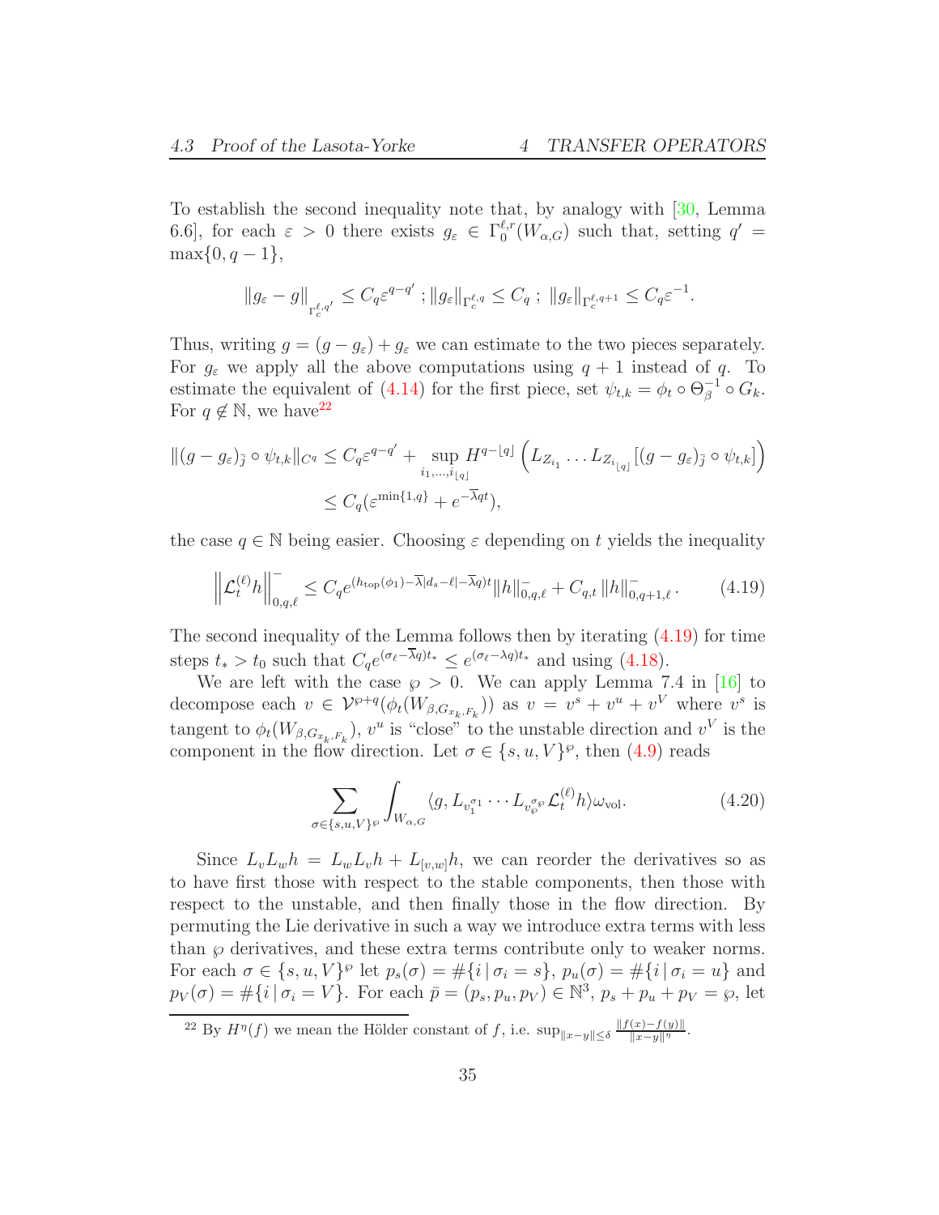To establish the second inequality note that, by analogy with [30, Lemma 6.6], for each $\varepsilon > 0$ there exists $g_\varepsilon \in \Gamma_0^{\ell,r}(W_{\alpha,G})$ such that, setting $q' = \max\{0, q-1\}$,

$$\|g_\varepsilon - g\|_{\Gamma_c^{\ell,q'}} \le C_q \varepsilon^{q-q'} \; ; \|g_\varepsilon\|_{\Gamma_c^{\ell,q}} \le C_q \; ; \; \|g_\varepsilon\|_{\Gamma_c^{\ell,q+1}} \le C_q \varepsilon^{-1}.$$

Thus, writing $g = (g - g_\varepsilon) + g_\varepsilon$ we can estimate to the two pieces separately. For $g_\varepsilon$ we apply all the above computations using $q+1$ instead of $q$. To estimate the equivalent of (4.14) for the first piece, set $\psi_{t,k} = \phi_t \circ \Theta_\beta^{-1} \circ G_k$. For $q \notin \mathbb{N}$, we have[22]

$$\begin{aligned}
\|(g - g_\varepsilon)_{\bar{\jmath}} \circ \psi_{t,k}\|_{C^q} &\le C_q \varepsilon^{q-q'} + \sup_{i_1,\dots,i_{\lfloor q \rfloor}} H^{q-\lfloor q \rfloor}\left( L_{Z_{i_1}} \dots L_{Z_{i_{\lfloor q \rfloor}}} [(g - g_\varepsilon)_{\bar{\jmath}} \circ \psi_{t,k}] \right) \\
&\le C_q(\varepsilon^{\min\{1,q\}} + e^{-\overline{\lambda} q t}),
\end{aligned}$$

the case $q \in \mathbb{N}$ being easier. Choosing $\varepsilon$ depending on $t$ yields the inequality

$$\left\| \mathcal{L}_t^{(\ell)} h \right\|_{0,q,\ell}^{-} \le C_q e^{(h_{\text{top}}(\phi_1) - \overline{\lambda}|d_s - \ell| - \overline{\lambda} q)t} \|h\|_{0,q,\ell}^{-} + C_{q,t} \, \|h\|_{0,q+1,\ell}^{-}. \tag{4.19}$$

The second inequality of the Lemma follows then by iterating (4.19) for time steps $t_* > t_0$ such that $C_q e^{(\sigma_\ell - \overline{\lambda} q)t_*} \le e^{(\sigma_\ell - \lambda q)t_*}$ and using (4.18).

We are left with the case $\wp > 0$. We can apply Lemma 7.4 in [16] to decompose each $v \in \mathcal{V}^{\wp+q}(\phi_t(W_{\beta, G_{x_k,F_k}}))$ as $v = v^s + v^u + v^V$ where $v^s$ is tangent to $\phi_t(W_{\beta, G_{x_k,F_k}})$, $v^u$ is "close" to the unstable direction and $v^V$ is the component in the flow direction. Let $\sigma \in \{s, u, V\}^\wp$, then (4.9) reads

$$\sum_{\sigma \in \{s,u,V\}^\wp} \int_{W_{\alpha,G}} \langle g, L_{v_1^{\sigma_1}} \cdots L_{v_\wp^{\sigma_\wp}} \mathcal{L}_t^{(\ell)} h \rangle \omega_{\text{vol}}. \tag{4.20}$$

Since $L_v L_w h = L_w L_v h + L_{[v,w]} h$, we can reorder the derivatives so as to have first those with respect to the stable components, then those with respect to the unstable, and then finally those in the flow direction. By permuting the Lie derivative in such a way we introduce extra terms with less than $\wp$ derivatives, and these extra terms contribute only to weaker norms. For each $\sigma \in \{s, u, V\}^\wp$ let $p_s(\sigma) = \#\{i \,|\, \sigma_i = s\}$, $p_u(\sigma) = \#\{i \,|\, \sigma_i = u\}$ and $p_V(\sigma) = \#\{i \,|\, \sigma_i = V\}$. For each $\bar{p} = (p_s, p_u, p_V) \in \mathbb{N}^3$, $p_s + p_u + p_V = \wp$, let

[22] By $H^\eta(f)$ we mean the Hölder constant of $f$, i.e. $\sup_{\|x-y\| \le \delta} \frac{\|f(x) - f(y)\|}{\|x-y\|^\eta}$.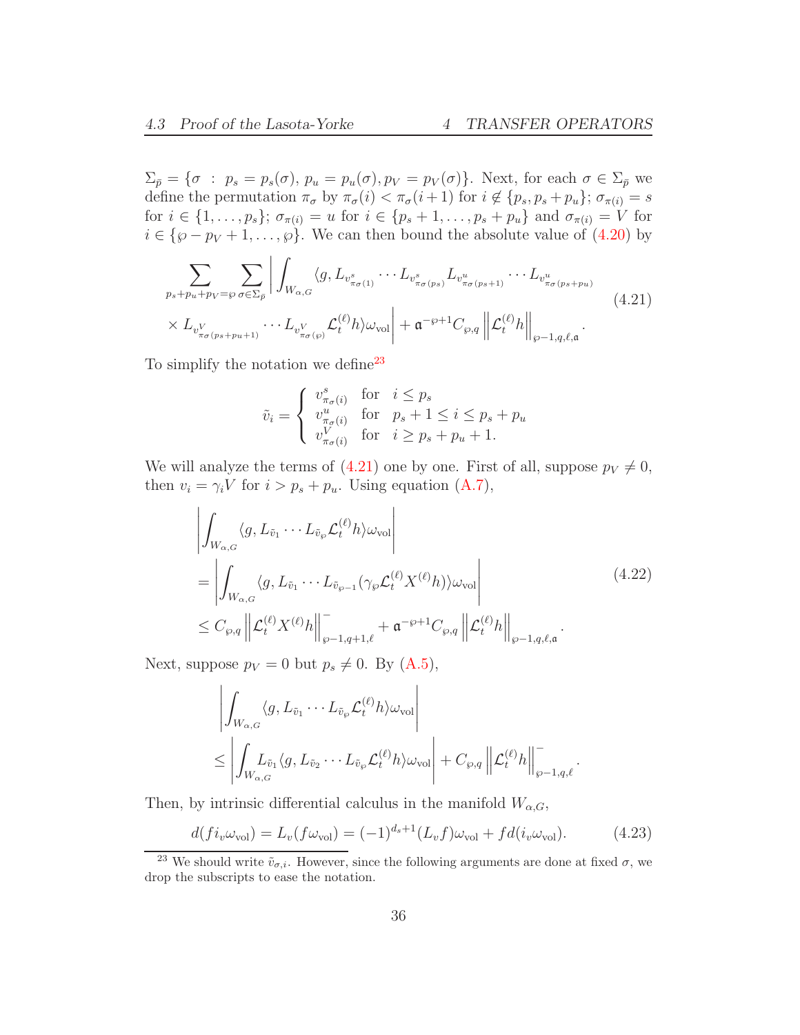$\Sigma_{\bar{p}} = \{\sigma \ : \ p_s = p_s(\sigma), \, p_u = p_u(\sigma), p_V = p_V(\sigma)\}$. Next, for each $\sigma \in \Sigma_{\bar{p}}$ we define the permutation $\pi_\sigma$ by $\pi_\sigma(i) < \pi_\sigma(i+1)$ for $i \notin \{p_s, p_s + p_u\}$; $\sigma_{\pi(i)} = s$ for $i \in \{1, \dots, p_s\}$; $\sigma_{\pi(i)} = u$ for $i \in \{p_s+1, \dots, p_s+p_u\}$ and $\sigma_{\pi(i)} = V$ for $i \in \{\wp - p_V + 1, \dots, \wp\}$. We can then bound the absolute value of (4.20) by

$$
\begin{aligned}
&\sum_{p_s+p_u+p_V=\wp} \sum_{\sigma\in\Sigma_{\bar{p}}} \bigg| \int_{W_{\alpha,G}} \langle g, L_{v^s_{\pi_\sigma(1)}} \cdots L_{v^s_{\pi_\sigma(p_s)}} L_{v^u_{\pi_\sigma(p_s+1)}} \cdots L_{v^u_{\pi_\sigma(p_s+p_u)}} \\
&\times L_{v^V_{\pi_\sigma(p_s+p_u+1)}} \cdots L_{v^V_{\pi_\sigma(\wp)}} \mathcal{L}_t^{(\ell)} h \rangle \omega_{\text{vol}} \bigg| + \mathfrak{a}^{-\wp+1} C_{\wp,q} \left\| \mathcal{L}_t^{(\ell)} h \right\|_{\wp-1,q,\ell,\mathfrak{a}}.
\end{aligned}
\tag{4.21}
$$

To simplify the notation we define[23]

$$
\tilde{v}_i = \begin{cases} v^s_{\pi_\sigma(i)} & \text{for} \quad i \leq p_s \\ v^u_{\pi_\sigma(i)} & \text{for} \quad p_s + 1 \leq i \leq p_s + p_u \\ v^V_{\pi_\sigma(i)} & \text{for} \quad i \geq p_s + p_u + 1. \end{cases}
$$

We will analyze the terms of (4.21) one by one. First of all, suppose $p_V \neq 0$, then $v_i = \gamma_i V$ for $i > p_s + p_u$. Using equation (A.7),

$$
\begin{aligned}
&\left| \int_{W_{\alpha,G}} \langle g, L_{\tilde{v}_1} \cdots L_{\tilde{v}_\wp} \mathcal{L}_t^{(\ell)} h \rangle \omega_{\text{vol}} \right| \\
&= \left| \int_{W_{\alpha,G}} \langle g, L_{\tilde{v}_1} \cdots L_{\tilde{v}_{\wp-1}} (\gamma_\wp \mathcal{L}_t^{(\ell)} X^{(\ell)} h) \rangle \omega_{\text{vol}} \right| \\
&\leq C_{\wp,q} \left\| \mathcal{L}_t^{(\ell)} X^{(\ell)} h \right\|^{-}_{\wp-1,q+1,\ell} + \mathfrak{a}^{-\wp+1} C_{\wp,q} \left\| \mathcal{L}_t^{(\ell)} h \right\|_{\wp-1,q,\ell,\mathfrak{a}}.
\end{aligned}
\tag{4.22}
$$

Next, suppose $p_V = 0$ but $p_s \neq 0$. By (A.5),

$$
\begin{aligned}
&\left| \int_{W_{\alpha,G}} \langle g, L_{\tilde{v}_1} \cdots L_{\tilde{v}_\wp} \mathcal{L}_t^{(\ell)} h \rangle \omega_{\text{vol}} \right| \\
&\leq \left| \int_{W_{\alpha,G}} L_{\tilde{v}_1} \langle g, L_{\tilde{v}_2} \cdots L_{\tilde{v}_\wp} \mathcal{L}_t^{(\ell)} h \rangle \omega_{\text{vol}} \right| + C_{\wp,q} \left\| \mathcal{L}_t^{(\ell)} h \right\|^{-}_{\wp-1,q,\ell}.
\end{aligned}
$$

Then, by intrinsic differential calculus in the manifold $W_{\alpha,G}$,

$$
d(f i_v \omega_{\text{vol}}) = L_v(f \omega_{\text{vol}}) = (-1)^{d_s+1} (L_v f) \omega_{\text{vol}} + f d(i_v \omega_{\text{vol}}). \tag{4.23}
$$

[23] We should write $\tilde{v}_{\sigma,i}$. However, since the following arguments are done at fixed $\sigma$, we drop the subscripts to ease the notation.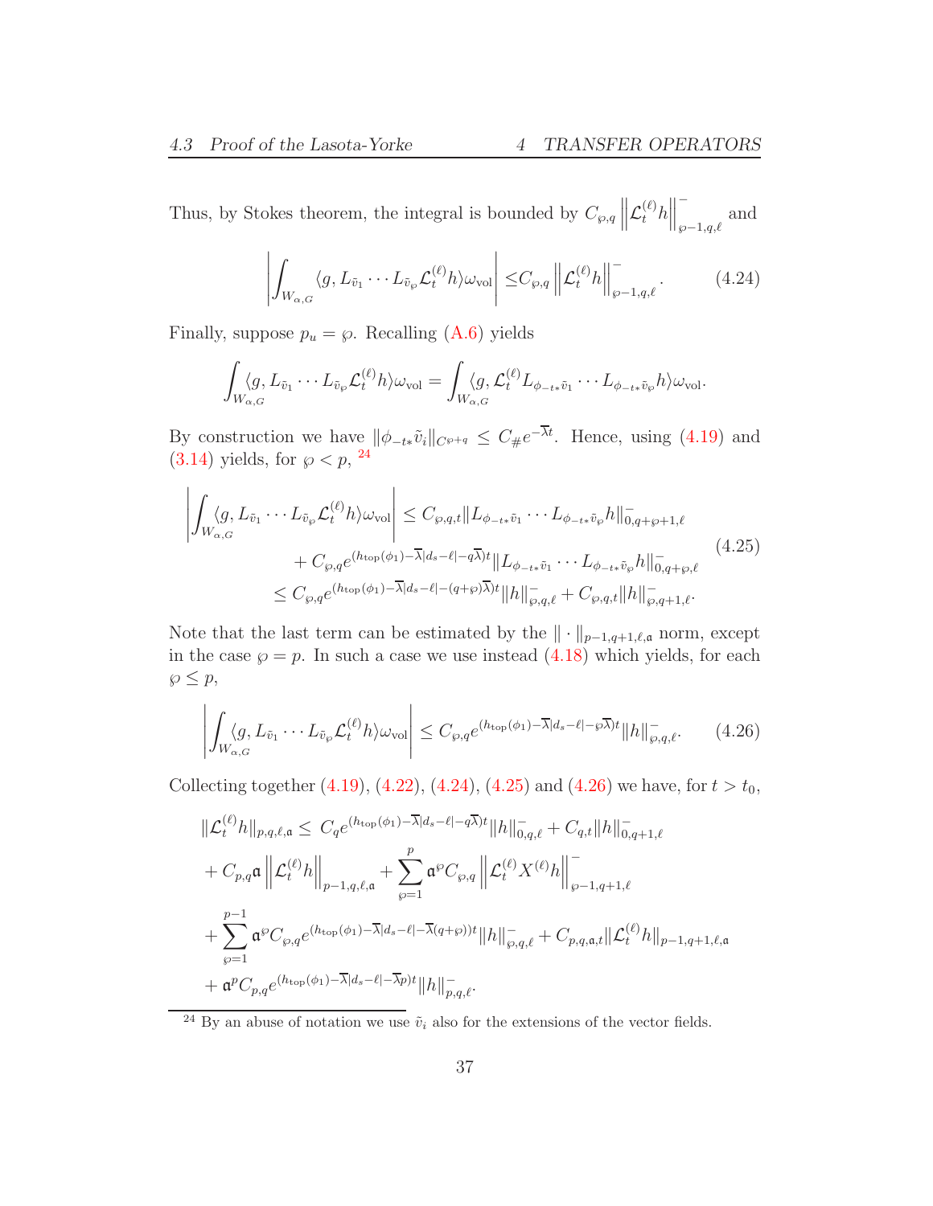Thus, by Stokes theorem, the integral is bounded by $C_{\wp,q}\left\|\mathcal{L}_t^{(\ell)}h\right\|^-_{\wp-1,q,\ell}$ and

$$
\left|\int_{W_{\alpha,G}}\langle g, L_{\tilde v_1}\cdots L_{\tilde v_\wp}\mathcal{L}_t^{(\ell)}h\rangle\omega_{\rm vol}\right| \leq C_{\wp,q}\left\|\mathcal{L}_t^{(\ell)}h\right\|^-_{\wp-1,q,\ell}. \tag{4.24}
$$

Finally, suppose $p_u=\wp$. Recalling (A.6) yields

$$
\int_{W_{\alpha,G}}\langle g, L_{\tilde v_1}\cdots L_{\tilde v_\wp}\mathcal{L}_t^{(\ell)}h\rangle\omega_{\rm vol} = \int_{W_{\alpha,G}}\langle g, \mathcal{L}_t^{(\ell)}L_{\phi_{-t*}\tilde v_1}\cdots L_{\phi_{-t*}\tilde v_\wp}h\rangle\omega_{\rm vol}.
$$

By construction we have $\|\phi_{-t*}\tilde v_i\|_{C^{\wp+q}}\leq C_\# e^{-\overline\lambda t}$. Hence, using (4.19) and (3.14) yields, for $\wp<p$, [24]

$$
\begin{split}
\left|\int_{W_{\alpha,G}}\langle g, L_{\tilde v_1}\cdots L_{\tilde v_\wp}\mathcal{L}_t^{(\ell)}h\rangle\omega_{\rm vol}\right| &\leq C_{\wp,q,t}\|L_{\phi_{-t*}\tilde v_1}\cdots L_{\phi_{-t*}\tilde v_\wp}h\|^-_{0,q+\wp+1,\ell}\\
&\quad + C_{\wp,q}e^{(h_{\rm top}(\phi_1)-\overline\lambda|d_s-\ell|-q\overline\lambda)t}\|L_{\phi_{-t*}\tilde v_1}\cdots L_{\phi_{-t*}\tilde v_\wp}h\|^-_{0,q+\wp,\ell}\\
&\leq C_{\wp,q}e^{(h_{\rm top}(\phi_1)-\overline\lambda|d_s-\ell|-(q+\wp)\overline\lambda)t}\|h\|^-_{\wp,q,\ell}+C_{\wp,q,t}\|h\|^-_{\wp,q+1,\ell}.
\end{split}\tag{4.25}
$$

Note that the last term can be estimated by the $\|\cdot\|_{p-1,q+1,\ell,\mathfrak a}$ norm, except in the case $\wp=p$. In such a case we use instead (4.18) which yields, for each $\wp\leq p$,

$$
\left|\int_{W_{\alpha,G}}\langle g, L_{\tilde v_1}\cdots L_{\tilde v_\wp}\mathcal{L}_t^{(\ell)}h\rangle\omega_{\rm vol}\right| \leq C_{\wp,q}e^{(h_{\rm top}(\phi_1)-\overline\lambda|d_s-\ell|-\wp\overline\lambda)t}\|h\|^-_{\wp,q,\ell}. \tag{4.26}
$$

Collecting together (4.19), (4.22), (4.24), (4.25) and (4.26) we have, for $t>t_0$,

$$
\begin{split}
\|\mathcal{L}_t^{(\ell)}h\|_{p,q,\ell,\mathfrak a}\leq\ & C_q e^{(h_{\rm top}(\phi_1)-\overline\lambda|d_s-\ell|-q\overline\lambda)t}\|h\|^-_{0,q,\ell}+C_{q,t}\|h\|^-_{0,q+1,\ell}\\
&+C_{p,q}\mathfrak a\left\|\mathcal{L}_t^{(\ell)}h\right\|_{p-1,q,\ell,\mathfrak a}+\sum_{\wp=1}^{p}\mathfrak a^\wp C_{\wp,q}\left\|\mathcal{L}_t^{(\ell)}X^{(\ell)}h\right\|^-_{\wp-1,q+1,\ell}\\
&+\sum_{\wp=1}^{p-1}\mathfrak a^\wp C_{\wp,q}e^{(h_{\rm top}(\phi_1)-\overline\lambda|d_s-\ell|-\overline\lambda(q+\wp))t}\|h\|^-_{\wp,q,\ell}+C_{p,q,\mathfrak a,t}\|\mathcal{L}_t^{(\ell)}h\|_{p-1,q+1,\ell,\mathfrak a}\\
&+\mathfrak a^p C_{p,q}e^{(h_{\rm top}(\phi_1)-\overline\lambda|d_s-\ell|-\overline\lambda p)t}\|h\|^-_{p,q,\ell}.
\end{split}
$$

[24] By an abuse of notation we use $\tilde v_i$ also for the extensions of the vector fields.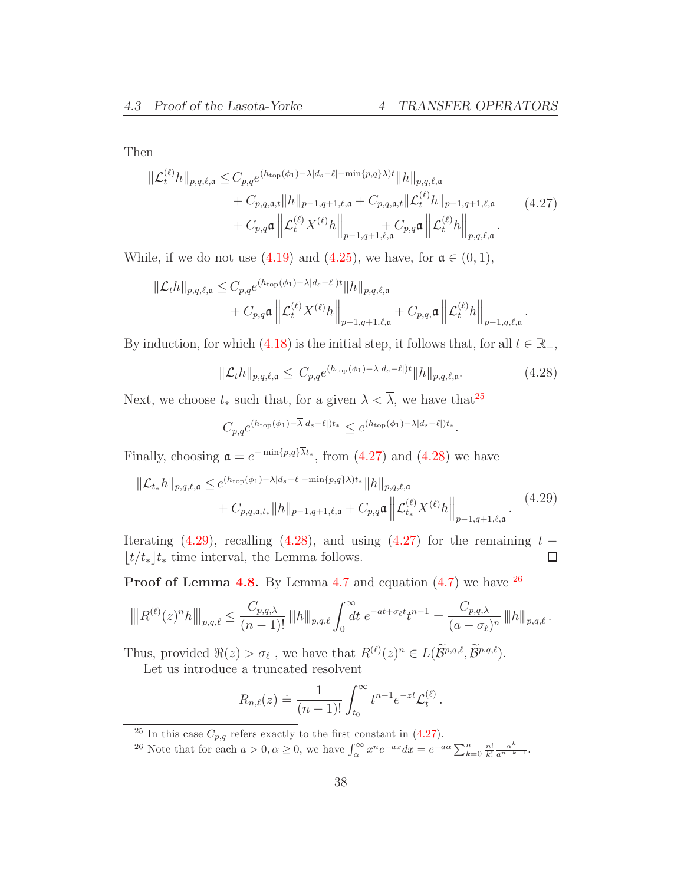Then

$$
\begin{aligned}
\|\mathcal{L}_t^{(\ell)} h\|_{p,q,\ell,\mathfrak{a}} \leq & C_{p,q} e^{(h_{\mathrm{top}}(\phi_1)-\overline{\lambda}|d_s-\ell|-\min\{p,q\}\overline{\lambda})t}\|h\|_{p,q,\ell,\mathfrak{a}} \\
& + C_{p,q,\mathfrak{a},t}\|h\|_{p-1,q+1,\ell,\mathfrak{a}} + C_{p,q,\mathfrak{a},t}\|\mathcal{L}_t^{(\ell)} h\|_{p-1,q+1,\ell,\mathfrak{a}} \\
& + C_{p,q}\mathfrak{a}\left\|\mathcal{L}_t^{(\ell)} X^{(\ell)} h\right\|_{p-1,q+1,\ell,\mathfrak{a}} + C_{p,q}\mathfrak{a}\left\|\mathcal{L}_t^{(\ell)} h\right\|_{p,q,\ell,\mathfrak{a}}.
\end{aligned}
\tag{4.27}
$$

While, if we do not use (4.19) and (4.25), we have, for $\mathfrak{a} \in (0,1)$,

$$
\begin{aligned}
\|\mathcal{L}_t h\|_{p,q,\ell,\mathfrak{a}} \leq & C_{p,q} e^{(h_{\mathrm{top}}(\phi_1)-\overline{\lambda}|d_s-\ell|)t}\|h\|_{p,q,\ell,\mathfrak{a}} \\
& + C_{p,q}\mathfrak{a}\left\|\mathcal{L}_t^{(\ell)} X^{(\ell)} h\right\|_{p-1,q+1,\ell,\mathfrak{a}} + C_{p,q,}\mathfrak{a}\left\|\mathcal{L}_t^{(\ell)} h\right\|_{p-1,q,\ell,\mathfrak{a}}.
\end{aligned}
$$

By induction, for which (4.18) is the initial step, it follows that, for all $t \in \mathbb{R}_+$,

$$
\|\mathcal{L}_t h\|_{p,q,\ell,\mathfrak{a}} \leq C_{p,q} e^{(h_{\mathrm{top}}(\phi_1)-\overline{\lambda}|d_s-\ell|)t}\|h\|_{p,q,\ell,\mathfrak{a}}. \tag{4.28}
$$

Next, we choose $t_*$ such that, for a given $\lambda < \overline{\lambda}$, we have that[25]

$$
C_{p,q} e^{(h_{\mathrm{top}}(\phi_1)-\overline{\lambda}|d_s-\ell|)t_*} \leq e^{(h_{\mathrm{top}}(\phi_1)-\lambda|d_s-\ell|)t_*}.
$$

Finally, choosing $\mathfrak{a} = e^{-\min\{p,q\}\overline{\lambda}t_*}$, from (4.27) and (4.28) we have

$$
\begin{aligned}
\|\mathcal{L}_{t_*} h\|_{p,q,\ell,\mathfrak{a}} \leq & e^{(h_{\mathrm{top}}(\phi_1)-\lambda|d_s-\ell|-\min\{p,q\}\lambda)t_*}\|h\|_{p,q,\ell,\mathfrak{a}} \\
& + C_{p,q,\mathfrak{a},t_*}\|h\|_{p-1,q+1,\ell,\mathfrak{a}} + C_{p,q}\mathfrak{a}\left\|\mathcal{L}_{t_*}^{(\ell)} X^{(\ell)} h\right\|_{p-1,q+1,\ell,\mathfrak{a}}.
\end{aligned}
\tag{4.29}
$$

Iterating (4.29), recalling (4.28), and using (4.27) for the remaining $t - \lfloor t/t_* \rfloor t_*$ time interval, the Lemma follows. □

**Proof of Lemma 4.8.** By Lemma 4.7 and equation (4.7) we have [26]

$$
\left\|\left|R^{(\ell)}(z)^n h\right|\right\|_{p,q,\ell} \leq \frac{C_{p,q,\lambda}}{(n-1)!}\left\|\left|h\right|\right\|_{p,q,\ell}\int_0^\infty dt\, e^{-at+\sigma_\ell t}t^{n-1} = \frac{C_{p,q,\lambda}}{(a-\sigma_\ell)^n}\left\|\left|h\right|\right\|_{p,q,\ell}.
$$

Thus, provided $\Re(z) > \sigma_\ell$ , we have that $R^{(\ell)}(z)^n \in L(\widetilde{\mathcal{B}}^{p,q,\ell}, \widetilde{\mathcal{B}}^{p,q,\ell})$.

Let us introduce a truncated resolvent

$$
R_{n,\ell}(z) \doteq \frac{1}{(n-1)!}\int_{t_0}^\infty t^{n-1}e^{-zt}\mathcal{L}_t^{(\ell)}.
$$

---

[25] In this case $C_{p,q}$ refers exactly to the first constant in (4.27).

[26] Note that for each $a > 0, \alpha \geq 0$, we have $\int_\alpha^\infty x^n e^{-ax}dx = e^{-a\alpha}\sum_{k=0}^n \frac{n!}{k!}\frac{\alpha^k}{a^{n-k+1}}$.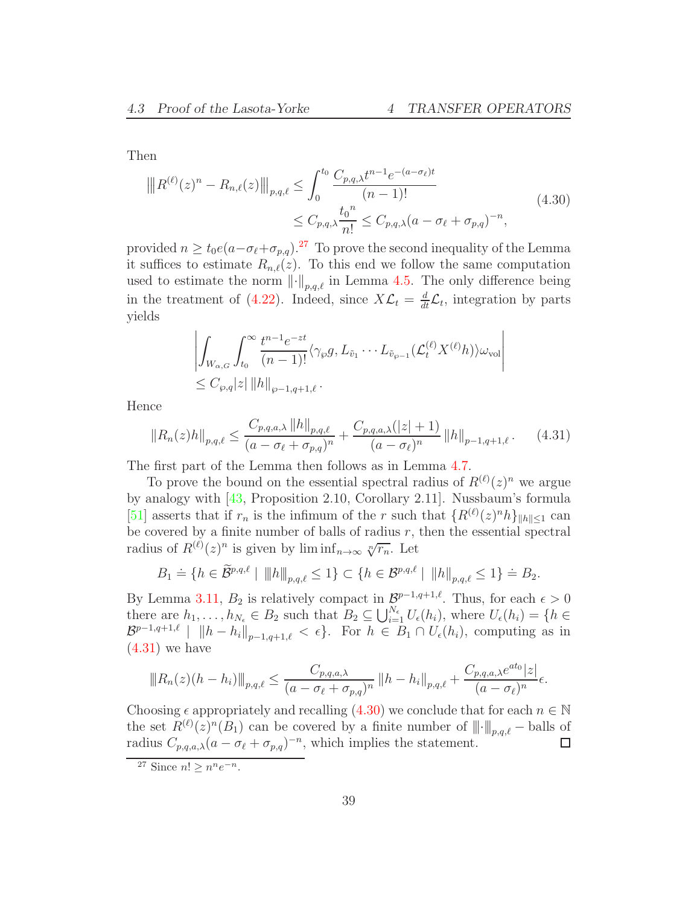Then

$$
\begin{aligned}
\left\|\!\left| R^{(\ell)}(z)^n - R_{n,\ell}(z) \right|\!\right\|_{p,q,\ell} &\leq \int_0^{t_0} \frac{C_{p,q,\lambda} t^{n-1} e^{-(a-\sigma_\ell)t}}{(n-1)!} \\
&\leq C_{p,q,\lambda} \frac{t_0{}^n}{n!} \leq C_{p,q,\lambda}(a - \sigma_\ell + \sigma_{p,q})^{-n},
\end{aligned}
\tag{4.30}
$$

provided $n \geq t_0 e(a - \sigma_\ell + \sigma_{p,q})$.[27] To prove the second inequality of the Lemma it suffices to estimate $R_{n,\ell}(z)$. To this end we follow the same computation used to estimate the norm $\|\cdot\|_{p,q,\ell}$ in Lemma 4.5. The only difference being in the treatment of (4.22). Indeed, since $X\mathcal{L}_t = \frac{d}{dt}\mathcal{L}_t$, integration by parts yields

$$
\begin{aligned}
&\left| \int_{W_{\alpha,G}} \int_{t_0}^{\infty} \frac{t^{n-1} e^{-zt}}{(n-1)!} \langle \gamma_\wp g, L_{\bar{v}_1} \cdots L_{\bar{v}_{\wp-1}} (\mathcal{L}_t^{(\ell)} X^{(\ell)} h) \rangle \omega_{\text{vol}} \right| \\
&\leq C_{\wp,q} |z| \, \|h\|_{\wp-1,q+1,\ell} \, .
\end{aligned}
$$

Hence

$$
\|R_n(z)h\|_{p,q,\ell} \leq \frac{C_{p,q,a,\lambda} \|h\|_{p,q,\ell}}{(a - \sigma_\ell + \sigma_{p,q})^n} + \frac{C_{p,q,a,\lambda}(|z|+1)}{(a-\sigma_\ell)^n} \|h\|_{p-1,q+1,\ell} \, . \tag{4.31}
$$

The first part of the Lemma then follows as in Lemma 4.7.

To prove the bound on the essential spectral radius of $R^{(\ell)}(z)^n$ we argue by analogy with [43, Proposition 2.10, Corollary 2.11]. Nussbaum's formula [51] asserts that if $r_n$ is the infimum of the $r$ such that $\{R^{(\ell)}(z)^n h\}_{\|h\| \leq 1}$ can be covered by a finite number of balls of radius $r$, then the essential spectral radius of $R^{(\ell)}(z)^n$ is given by $\liminf_{n\to\infty} \sqrt[n]{r_n}$. Let

$$
B_1 \doteq \{ h \in \widetilde{\mathcal{B}}^{p,q,\ell} \mid \|\!| h |\!\|_{p,q,\ell} \leq 1 \} \subset \{ h \in \mathcal{B}^{p,q,\ell} \mid \|h\|_{p,q,\ell} \leq 1 \} \doteq B_2.
$$

By Lemma 3.11, $B_2$ is relatively compact in $\mathcal{B}^{p-1,q+1,\ell}$. Thus, for each $\epsilon > 0$ there are $h_1, \ldots, h_{N_\epsilon} \in B_2$ such that $B_2 \subseteq \bigcup_{i=1}^{N_\epsilon} U_\epsilon(h_i)$, where $U_\epsilon(h_i) = \{ h \in \mathcal{B}^{p-1,q+1,\ell} \mid \|h - h_i\|_{p-1,q+1,\ell} < \epsilon \}$. For $h \in B_1 \cap U_\epsilon(h_i)$, computing as in (4.31) we have

$$
\|\!| R_n(z)(h - h_i) |\!\|_{p,q,\ell} \leq \frac{C_{p,q,a,\lambda}}{(a - \sigma_\ell + \sigma_{p,q})^n} \|h - h_i\|_{p,q,\ell} + \frac{C_{p,q,a,\lambda} e^{a t_0} |z|}{(a - \sigma_\ell)^n} \epsilon.
$$

Choosing $\epsilon$ appropriately and recalling (4.30) we conclude that for each $n \in \mathbb{N}$ the set $R^{(\ell)}(z)^n(B_1)$ can be covered by a finite number of $\|\!|\cdot|\!\|_{p,q,\ell}$ – balls of radius $C_{p,q,a,\lambda}(a - \sigma_\ell + \sigma_{p,q})^{-n}$, which implies the statement. □

---

[27] Since $n! \geq n^n e^{-n}$.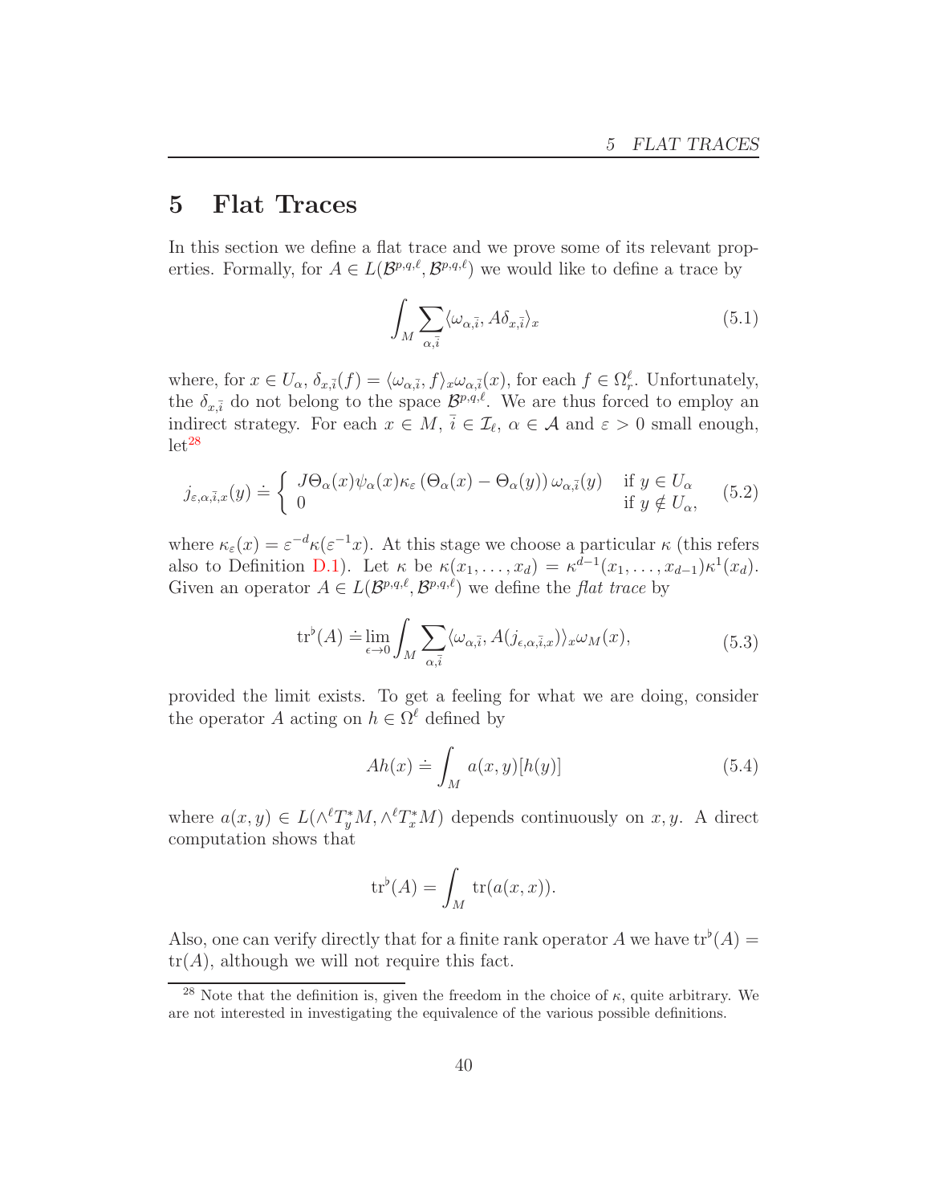# 5 Flat Traces

In this section we define a flat trace and we prove some of its relevant properties. Formally, for $A \in L(\mathcal{B}^{p,q,\ell}, \mathcal{B}^{p,q,\ell})$ we would like to define a trace by

$$\int_M \sum_{\alpha, \bar{i}} \langle \omega_{\alpha,\bar{i}}, A\delta_{x,\bar{i}} \rangle_x \tag{5.1}$$

where, for $x \in U_\alpha$, $\delta_{x,\bar{i}}(f) = \langle \omega_{\alpha,\bar{i}}, f \rangle_x \omega_{\alpha,\bar{i}}(x)$, for each $f \in \Omega^\ell_r$. Unfortunately, the $\delta_{x,\bar{i}}$ do not belong to the space $\mathcal{B}^{p,q,\ell}$. We are thus forced to employ an indirect strategy. For each $x \in M$, $\bar{i} \in \mathcal{I}_\ell$, $\alpha \in \mathcal{A}$ and $\varepsilon > 0$ small enough, let[28]

$$j_{\varepsilon,\alpha,\bar{i},x}(y) \doteq \begin{cases} J\Theta_\alpha(x)\psi_\alpha(x)\kappa_\varepsilon\left(\Theta_\alpha(x) - \Theta_\alpha(y)\right)\omega_{\alpha,\bar{i}}(y) & \text{if } y \in U_\alpha \\ 0 & \text{if } y \notin U_\alpha, \end{cases} \tag{5.2}$$

where $\kappa_\varepsilon(x) = \varepsilon^{-d}\kappa(\varepsilon^{-1}x)$. At this stage we choose a particular $\kappa$ (this refers also to Definition D.1). Let $\kappa$ be $\kappa(x_1, \dots, x_d) = \kappa^{d-1}(x_1, \dots, x_{d-1})\kappa^1(x_d)$. Given an operator $A \in L(\mathcal{B}^{p,q,\ell}, \mathcal{B}^{p,q,\ell})$ we define the *flat trace* by

$$\operatorname{tr}^\flat(A) \doteq \lim_{\epsilon \to 0} \int_M \sum_{\alpha,\bar{i}} \langle \omega_{\alpha,\bar{i}}, A(j_{\epsilon,\alpha,\bar{i},x}) \rangle_x \omega_M(x), \tag{5.3}$$

provided the limit exists. To get a feeling for what we are doing, consider the operator $A$ acting on $h \in \Omega^\ell$ defined by

$$Ah(x) \doteq \int_M a(x,y)[h(y)] \tag{5.4}$$

where $a(x,y) \in L(\wedge^\ell T^*_y M, \wedge^\ell T^*_x M)$ depends continuously on $x, y$. A direct computation shows that

$$\operatorname{tr}^\flat(A) = \int_M \operatorname{tr}(a(x,x)).$$

Also, one can verify directly that for a finite rank operator $A$ we have $\operatorname{tr}^\flat(A) = \operatorname{tr}(A)$, although we will not require this fact.

[28] Note that the definition is, given the freedom in the choice of $\kappa$, quite arbitrary. We are not interested in investigating the equivalence of the various possible definitions.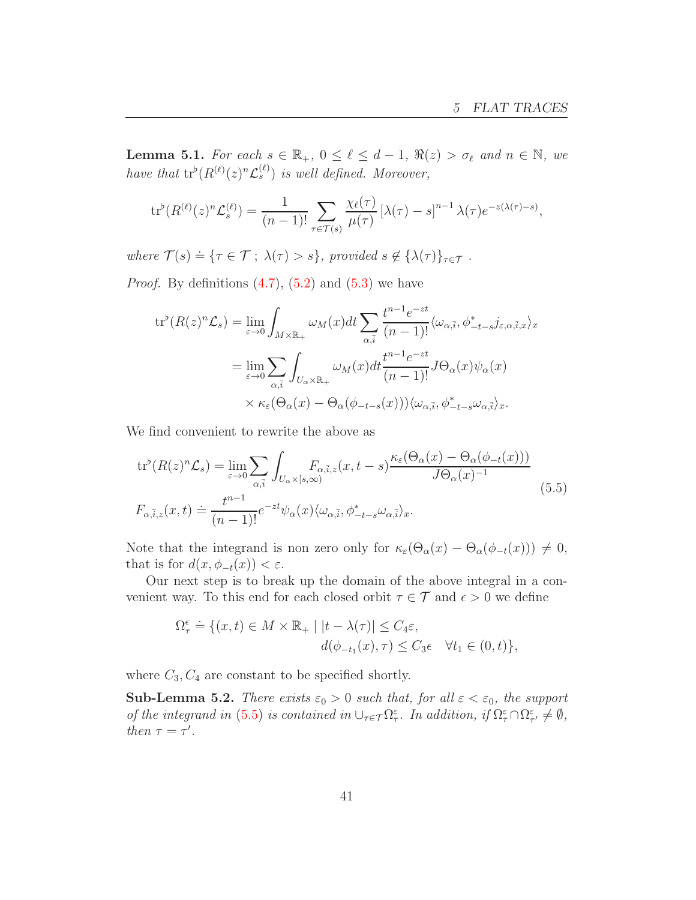**Lemma 5.1.** *For each $s \in \mathbb{R}_+$, $0 \le \ell \le d-1$, $\Re(z) > \sigma_\ell$ and $n \in \mathbb{N}$, we have that $\operatorname{tr}^\flat(R^{(\ell)}(z)^n \mathcal{L}_s^{(\ell)})$ is well defined. Moreover,*

$$
\operatorname{tr}^\flat(R^{(\ell)}(z)^n \mathcal{L}_s^{(\ell)}) = \frac{1}{(n-1)!} \sum_{\tau \in \mathcal{T}(s)} \frac{\chi_\ell(\tau)}{\mu(\tau)} \left[\lambda(\tau) - s\right]^{n-1} \lambda(\tau) e^{-z(\lambda(\tau)-s)},
$$

*where $\mathcal{T}(s) \doteq \{\tau \in \mathcal{T} \; ; \; \lambda(\tau) > s\}$, provided $s \notin \{\lambda(\tau)\}_{\tau \in \mathcal{T}}$ .*

*Proof.* By definitions (4.7), (5.2) and (5.3) we have

$$
\begin{aligned}
\operatorname{tr}^\flat(R(z)^n \mathcal{L}_s) &= \lim_{\varepsilon \to 0} \int_{M \times \mathbb{R}_+} \omega_M(x) dt \sum_{\alpha, \bar{i}} \frac{t^{n-1} e^{-zt}}{(n-1)!} \langle \omega_{\alpha, \bar{i}}, \phi^*_{-t-s} j_{\varepsilon, \alpha, \bar{i}, x} \rangle_x \\
&= \lim_{\varepsilon \to 0} \sum_{\alpha, \bar{i}} \int_{U_\alpha \times \mathbb{R}_+} \omega_M(x) dt \frac{t^{n-1} e^{-zt}}{(n-1)!} J\Theta_\alpha(x) \psi_\alpha(x) \\
&\quad \times \kappa_\varepsilon(\Theta_\alpha(x) - \Theta_\alpha(\phi_{-t-s}(x))) \langle \omega_{\alpha, \bar{i}}, \phi^*_{-t-s} \omega_{\alpha, \bar{i}} \rangle_x.
\end{aligned}
$$

We find convenient to rewrite the above as

$$
\begin{aligned}
\operatorname{tr}^\flat(R(z)^n \mathcal{L}_s) &= \lim_{\varepsilon \to 0} \sum_{\alpha, \bar{i}} \int_{U_\alpha \times [s, \infty)} F_{\alpha, \bar{i}, z}(x, t-s) \frac{\kappa_\varepsilon(\Theta_\alpha(x) - \Theta_\alpha(\phi_{-t}(x)))}{J\Theta_\alpha(x)^{-1}} \\
F_{\alpha, \bar{i}, z}(x, t) &\doteq \frac{t^{n-1}}{(n-1)!} e^{-zt} \psi_\alpha(x) \langle \omega_{\alpha, \bar{i}}, \phi^*_{-t-s} \omega_{\alpha, \bar{i}} \rangle_x.
\end{aligned} \tag{5.5}
$$

Note that the integrand is non zero only for $\kappa_\varepsilon(\Theta_\alpha(x) - \Theta_\alpha(\phi_{-t}(x))) \neq 0$, that is for $d(x, \phi_{-t}(x)) < \varepsilon$.

Our next step is to break up the domain of the above integral in a convenient way. To this end for each closed orbit $\tau \in \mathcal{T}$ and $\epsilon > 0$ we define

$$
\begin{aligned}
\Omega^\epsilon_\tau \doteq \{(x, t) \in M \times \mathbb{R}_+ \mid &|t - \lambda(\tau)| \le C_4 \varepsilon, \\
&d(\phi_{-t_1}(x), \tau) \le C_3 \epsilon \quad \forall t_1 \in (0, t)\},
\end{aligned}
$$

where $C_3, C_4$ are constant to be specified shortly.

**Sub-Lemma 5.2.** *There exists $\varepsilon_0 > 0$ such that, for all $\varepsilon < \varepsilon_0$, the support of the integrand in (5.5) is contained in $\cup_{\tau \in \mathcal{T}} \Omega^\varepsilon_\tau$. In addition, if $\Omega^\varepsilon_\tau \cap \Omega^\varepsilon_{\tau'} \neq \emptyset$, then $\tau = \tau'$.*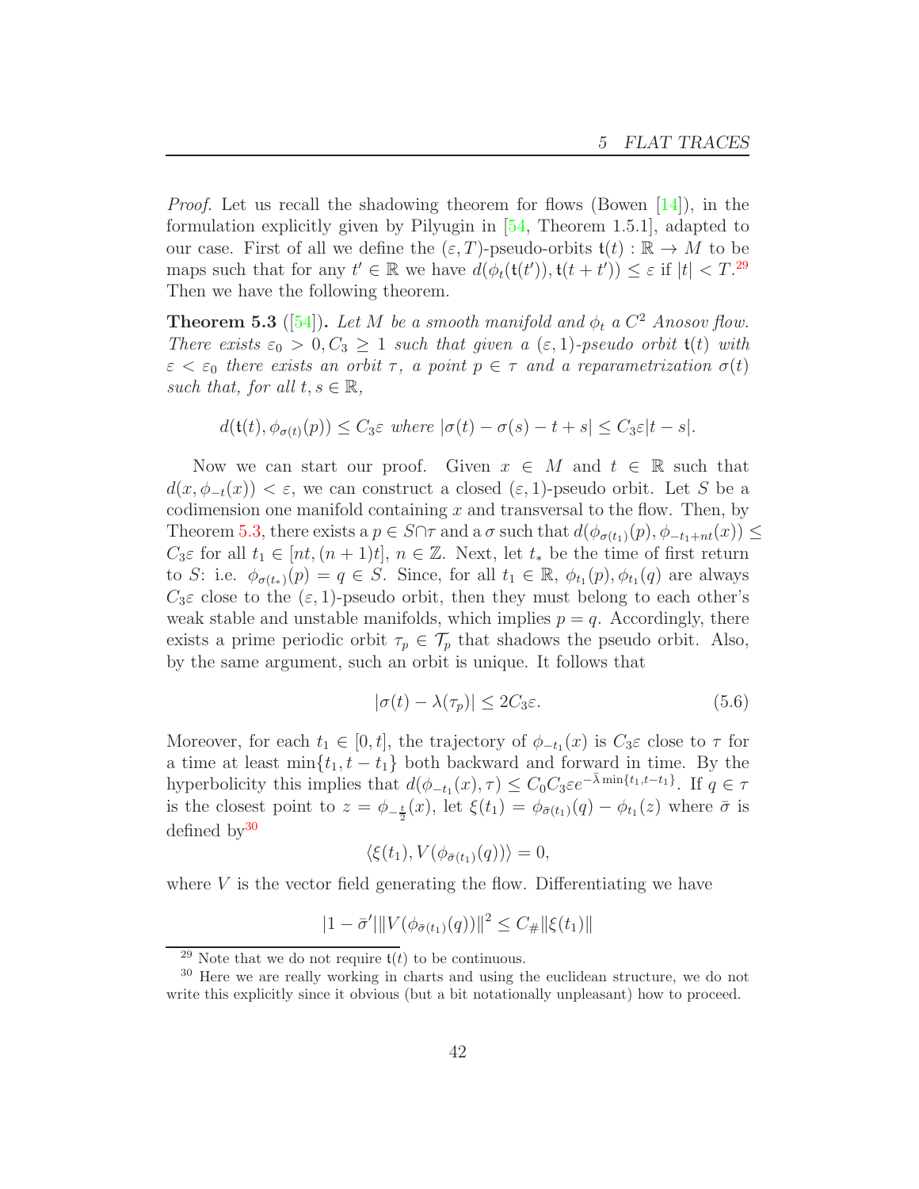*Proof.* Let us recall the shadowing theorem for flows (Bowen [14]), in the formulation explicitly given by Pilyugin in [54, Theorem 1.5.1], adapted to our case. First of all we define the $(\varepsilon, T)$-pseudo-orbits $\mathfrak{t}(t) : \mathbb{R} \to M$ to be maps such that for any $t' \in \mathbb{R}$ we have $d(\phi_t(\mathfrak{t}(t')), \mathfrak{t}(t + t')) \leq \varepsilon$ if $|t| < T$.[29] Then we have the following theorem.

**Theorem 5.3** ([54]). *Let $M$ be a smooth manifold and $\phi_t$ a $C^2$ Anosov flow. There exists $\varepsilon_0 > 0, C_3 \geq 1$ such that given a $(\varepsilon, 1)$-pseudo orbit $\mathfrak{t}(t)$ with $\varepsilon < \varepsilon_0$ there exists an orbit $\tau$, a point $p \in \tau$ and a reparametrization $\sigma(t)$ such that, for all $t, s \in \mathbb{R}$,*

$$d(\mathfrak{t}(t), \phi_{\sigma(t)}(p)) \leq C_3\varepsilon \text{ where } |\sigma(t) - \sigma(s) - t + s| \leq C_3\varepsilon|t - s|.$$

Now we can start our proof. Given $x \in M$ and $t \in \mathbb{R}$ such that $d(x, \phi_{-t}(x)) < \varepsilon$, we can construct a closed $(\varepsilon, 1)$-pseudo orbit. Let $S$ be a codimension one manifold containing $x$ and transversal to the flow. Then, by Theorem 5.3, there exists a $p \in S \cap \tau$ and a $\sigma$ such that $d(\phi_{\sigma(t_1)}(p), \phi_{-t_1+nt}(x)) \leq C_3\varepsilon$ for all $t_1 \in [nt, (n + 1)t]$, $n \in \mathbb{Z}$. Next, let $t_*$ be the time of first return to $S$: i.e. $\phi_{\sigma(t_*)}(p) = q \in S$. Since, for all $t_1 \in \mathbb{R}$, $\phi_{t_1}(p), \phi_{t_1}(q)$ are always $C_3\varepsilon$ close to the $(\varepsilon, 1)$-pseudo orbit, then they must belong to each other's weak stable and unstable manifolds, which implies $p = q$. Accordingly, there exists a prime periodic orbit $\tau_p \in \mathcal{T}_p$ that shadows the pseudo orbit. Also, by the same argument, such an orbit is unique. It follows that

$$|\sigma(t) - \lambda(\tau_p)| \leq 2C_3\varepsilon. \tag{5.6}$$

Moreover, for each $t_1 \in [0, t]$, the trajectory of $\phi_{-t_1}(x)$ is $C_3\varepsilon$ close to $\tau$ for a time at least $\min\{t_1, t - t_1\}$ both backward and forward in time. By the hyperbolicity this implies that $d(\phi_{-t_1}(x), \tau) \leq C_0C_3\varepsilon e^{-\bar{\lambda}\min\{t_1, t-t_1\}}$. If $q \in \tau$ is the closest point to $z = \phi_{-\frac{t}{2}}(x)$, let $\xi(t_1) = \phi_{\bar{\sigma}(t_1)}(q) - \phi_{t_1}(z)$ where $\bar{\sigma}$ is defined by[30]

$$\langle \xi(t_1), V(\phi_{\bar{\sigma}(t_1)}(q)) \rangle = 0,$$

where $V$ is the vector field generating the flow. Differentiating we have

$$|1 - \bar{\sigma}'| \|V(\phi_{\bar{\sigma}(t_1)}(q))\|^2 \leq C_\# \|\xi(t_1)\|$$

[29] Note that we do not require $\mathfrak{t}(t)$ to be continuous.

[30] Here we are really working in charts and using the euclidean structure, we do not write this explicitly since it obvious (but a bit notationally unpleasant) how to proceed.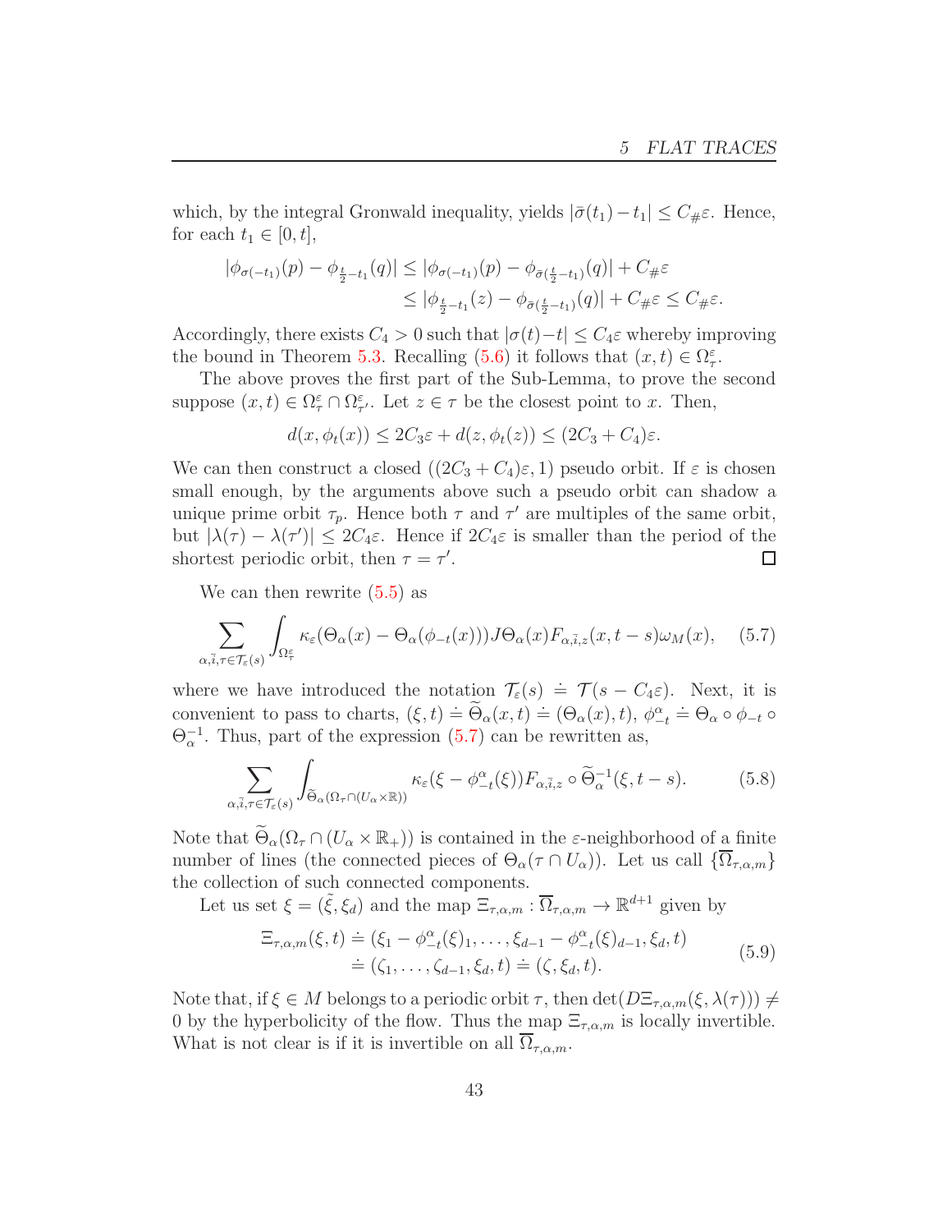which, by the integral Gronwald inequality, yields $|\bar{\sigma}(t_1) - t_1| \le C_\# \varepsilon$. Hence, for each $t_1 \in [0, t]$,

$$
\begin{aligned}
|\phi_{\sigma(-t_1)}(p) - \phi_{\frac{t}{2}-t_1}(q)| &\le |\phi_{\sigma(-t_1)}(p) - \phi_{\bar{\sigma}(\frac{t}{2}-t_1)}(q)| + C_\# \varepsilon \\
&\le |\phi_{\frac{t}{2}-t_1}(z) - \phi_{\bar{\sigma}(\frac{t}{2}-t_1)}(q)| + C_\# \varepsilon \le C_\# \varepsilon.
\end{aligned}
$$

Accordingly, there exists $C_4 > 0$ such that $|\sigma(t) - t| \le C_4 \varepsilon$ whereby improving the bound in Theorem 5.3. Recalling (5.6) it follows that $(x, t) \in \Omega_\tau^\varepsilon$.

The above proves the first part of the Sub-Lemma, to prove the second suppose $(x, t) \in \Omega_\tau^\varepsilon \cap \Omega_{\tau'}^\varepsilon$. Let $z \in \tau$ be the closest point to $x$. Then,

$$
d(x, \phi_t(x)) \le 2C_3 \varepsilon + d(z, \phi_t(z)) \le (2C_3 + C_4)\varepsilon.
$$

We can then construct a closed $((2C_3 + C_4)\varepsilon, 1)$ pseudo orbit. If $\varepsilon$ is chosen small enough, by the arguments above such a pseudo orbit can shadow a unique prime orbit $\tau_p$. Hence both $\tau$ and $\tau'$ are multiples of the same orbit, but $|\lambda(\tau) - \lambda(\tau')| \le 2C_4 \varepsilon$. Hence if $2C_4 \varepsilon$ is smaller than the period of the shortest periodic orbit, then $\tau = \tau'$. ◻

We can then rewrite (5.5) as

$$
\sum_{\alpha, \bar{i}, \tau \in \mathcal{T}_\varepsilon(s)} \int_{\Omega_\tau^\varepsilon} \kappa_\varepsilon(\Theta_\alpha(x) - \Theta_\alpha(\phi_{-t}(x))) J\Theta_\alpha(x) F_{\alpha, \bar{i}, z}(x, t-s) \omega_M(x), \tag{5.7}
$$

where we have introduced the notation $\mathcal{T}_\varepsilon(s) \doteq \mathcal{T}(s - C_4 \varepsilon)$. Next, it is convenient to pass to charts, $(\xi, t) \doteq \widetilde{\Theta}_\alpha(x, t) \doteq (\Theta_\alpha(x), t)$, $\phi_{-t}^\alpha \doteq \Theta_\alpha \circ \phi_{-t} \circ \Theta_\alpha^{-1}$. Thus, part of the expression (5.7) can be rewritten as,

$$
\sum_{\alpha, \bar{i}, \tau \in \mathcal{T}_\varepsilon(s)} \int_{\widetilde{\Theta}_\alpha(\Omega_\tau \cap (U_\alpha \times \mathbb{R}))} \kappa_\varepsilon(\xi - \phi_{-t}^\alpha(\xi)) F_{\alpha, \bar{i}, z} \circ \widetilde{\Theta}_\alpha^{-1}(\xi, t-s). \tag{5.8}
$$

Note that $\widetilde{\Theta}_\alpha(\Omega_\tau \cap (U_\alpha \times \mathbb{R}_+))$ is contained in the $\varepsilon$-neighborhood of a finite number of lines (the connected pieces of $\Theta_\alpha(\tau \cap U_\alpha)$). Let us call $\{\overline{\Omega}_{\tau, \alpha, m}\}$ the collection of such connected components.

Let us set $\xi = (\tilde{\xi}, \xi_d)$ and the map $\Xi_{\tau, \alpha, m} : \overline{\Omega}_{\tau, \alpha, m} \to \mathbb{R}^{d+1}$ given by

$$
\begin{aligned}
\Xi_{\tau, \alpha, m}(\xi, t) &\doteq (\xi_1 - \phi_{-t}^\alpha(\xi)_1, \ldots, \xi_{d-1} - \phi_{-t}^\alpha(\xi)_{d-1}, \xi_d, t) \\
&\doteq (\zeta_1, \ldots, \zeta_{d-1}, \xi_d, t) \doteq (\zeta, \xi_d, t).
\end{aligned} \tag{5.9}
$$

Note that, if $\xi \in M$ belongs to a periodic orbit $\tau$, then $\det(D\Xi_{\tau, \alpha, m}(\xi, \lambda(\tau))) \neq 0$ by the hyperbolicity of the flow. Thus the map $\Xi_{\tau, \alpha, m}$ is locally invertible. What is not clear is if it is invertible on all $\overline{\Omega}_{\tau, \alpha, m}$.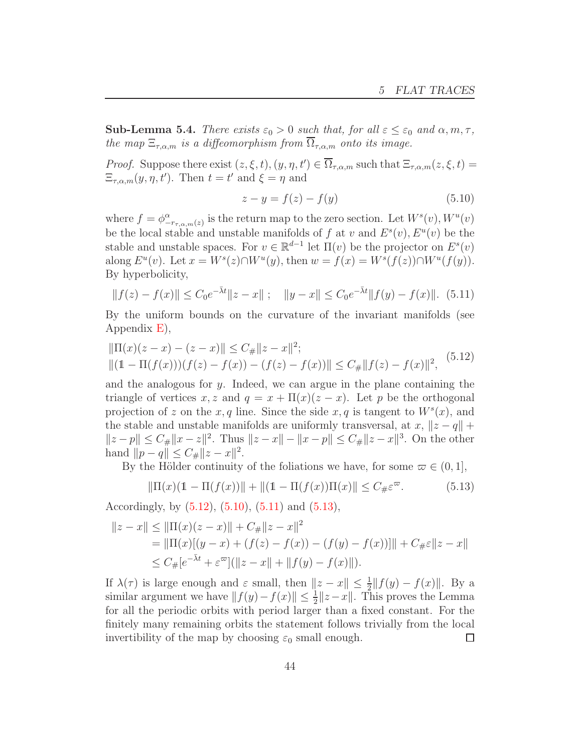**Sub-Lemma 5.4.** *There exists $\varepsilon_0 > 0$ such that, for all $\varepsilon \le \varepsilon_0$ and $\alpha, m, \tau$, the map $\Xi_{\tau,\alpha,m}$ is a diffeomorphism from $\overline{\Omega}_{\tau,\alpha,m}$ onto its image.*

*Proof.* Suppose there exist $(z, \xi, t), (y, \eta, t') \in \overline{\Omega}_{\tau,\alpha,m}$ such that $\Xi_{\tau,\alpha,m}(z, \xi, t) = \Xi_{\tau,\alpha,m}(y, \eta, t')$. Then $t = t'$ and $\xi = \eta$ and

$$z - y = f(z) - f(y) \tag{5.10}$$

where $f = \phi^{\alpha}_{-r_{\tau,\alpha,m}(z)}$ is the return map to the zero section. Let $W^s(v), W^u(v)$ be the local stable and unstable manifolds of $f$ at $v$ and $E^s(v), E^u(v)$ be the stable and unstable spaces. For $v \in \mathbb{R}^{d-1}$ let $\Pi(v)$ be the projector on $E^s(v)$ along $E^u(v)$. Let $x = W^s(z) \cap W^u(y)$, then $w = f(x) = W^s(f(z)) \cap W^u(f(y))$. By hyperbolicity,

$$\|f(z) - f(x)\| \le C_0 e^{-\bar{\lambda} t} \|z - x\| \, ; \quad \|y - x\| \le C_0 e^{-\bar{\lambda} t} \|f(y) - f(x)\|. \tag{5.11}$$

By the uniform bounds on the curvature of the invariant manifolds (see Appendix E),

$$\begin{aligned} &\|\Pi(x)(z - x) - (z - x)\| \le C_{\#} \|z - x\|^2; \\ &\|(\mathbb{1} - \Pi(f(x)))(f(z) - f(x)) - (f(z) - f(x))\| \le C_{\#} \|f(z) - f(x)\|^2, \end{aligned} \tag{5.12}$$

and the analogous for $y$. Indeed, we can argue in the plane containing the triangle of vertices $x, z$ and $q = x + \Pi(x)(z - x)$. Let $p$ be the orthogonal projection of $z$ on the $x, q$ line. Since the side $x, q$ is tangent to $W^s(x)$, and the stable and unstable manifolds are uniformly transversal, at $x$, $\|z - q\| + \|z - p\| \le C_{\#} \|x - z\|^2$. Thus $\|z - x\| - \|x - p\| \le C_{\#} \|z - x\|^3$. On the other hand $\|p - q\| \le C_{\#} \|z - x\|^2$.

By the Hölder continuity of the foliations we have, for some $\varpi \in (0, 1]$,

$$\|\Pi(x)(\mathbb{1} - \Pi(f(x))\| + \|(\mathbb{1} - \Pi(f(x))\Pi(x)\| \le C_{\#} \varepsilon^{\varpi}. \tag{5.13}$$

Accordingly, by (5.12), (5.10), (5.11) and (5.13),

$$\begin{aligned} \|z - x\| &\le \|\Pi(x)(z - x)\| + C_{\#} \|z - x\|^2 \\ &= \|\Pi(x)[(y - x) + (f(z) - f(x)) - (f(y) - f(x))]\| + C_{\#} \varepsilon \|z - x\| \\ &\le C_{\#} [e^{-\bar{\lambda} t} + \varepsilon^{\varpi}] (\|z - x\| + \|f(y) - f(x)\|). \end{aligned}$$

If $\lambda(\tau)$ is large enough and $\varepsilon$ small, then $\|z - x\| \le \frac{1}{2} \|f(y) - f(x)\|$. By a similar argument we have $\|f(y) - f(x)\| \le \frac{1}{2} \|z - x\|$. This proves the Lemma for all the periodic orbits with period larger than a fixed constant. For the finitely many remaining orbits the statement follows trivially from the local invertibility of the map by choosing $\varepsilon_0$ small enough. $\square$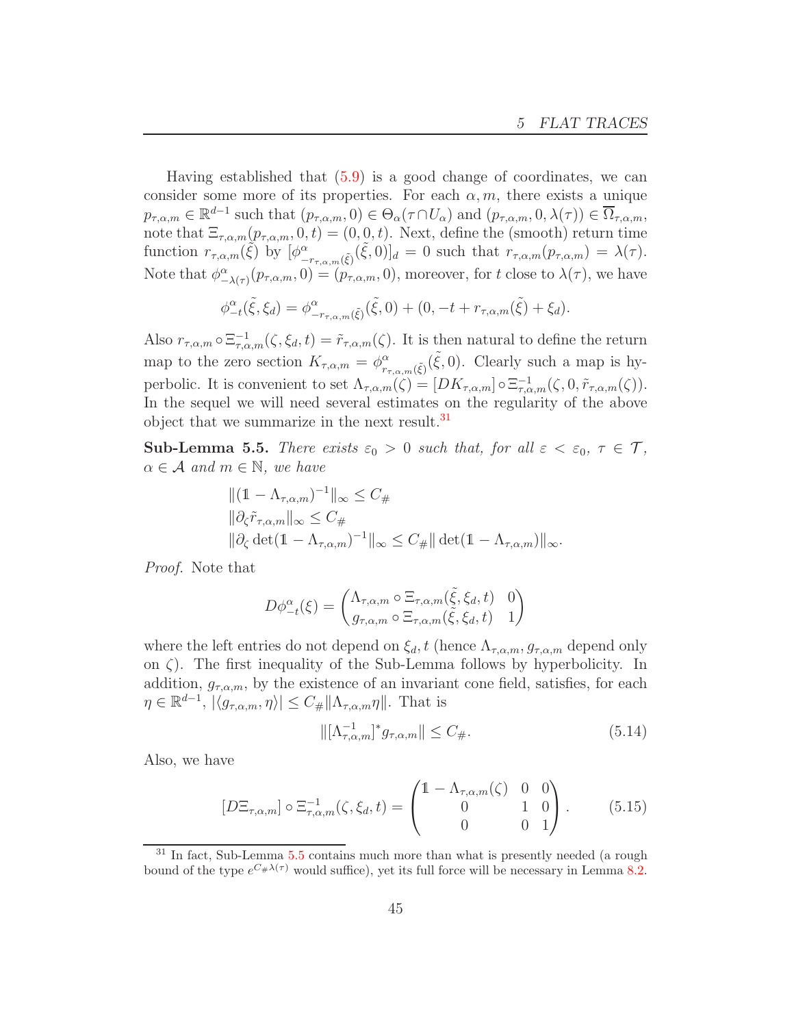Having established that (5.9) is a good change of coordinates, we can consider some more of its properties. For each $\alpha, m$, there exists a unique $p_{\tau,\alpha,m} \in \mathbb{R}^{d-1}$ such that $(p_{\tau,\alpha,m}, 0) \in \Theta_\alpha(\tau \cap U_\alpha)$ and $(p_{\tau,\alpha,m}, 0, \lambda(\tau)) \in \overline{\Omega}_{\tau,\alpha,m}$, note that $\Xi_{\tau,\alpha,m}(p_{\tau,\alpha,m}, 0, t) = (0, 0, t)$. Next, define the (smooth) return time function $r_{\tau,\alpha,m}(\tilde{\xi})$ by $[\phi^\alpha_{-r_{\tau,\alpha,m}(\tilde{\xi})}(\tilde{\xi}, 0)]_d = 0$ such that $r_{\tau,\alpha,m}(p_{\tau,\alpha,m}) = \lambda(\tau)$. Note that $\phi^\alpha_{-\lambda(\tau)}(p_{\tau,\alpha,m}, 0) = (p_{\tau,\alpha,m}, 0)$, moreover, for $t$ close to $\lambda(\tau)$, we have

$$\phi^\alpha_{-t}(\tilde{\xi}, \xi_d) = \phi^\alpha_{-r_{\tau,\alpha,m}(\tilde{\xi})}(\tilde{\xi}, 0) + (0, -t + r_{\tau,\alpha,m}(\tilde{\xi}) + \xi_d).$$

Also $r_{\tau,\alpha,m} \circ \Xi^{-1}_{\tau,\alpha,m}(\zeta, \xi_d, t) = \tilde{r}_{\tau,\alpha,m}(\zeta)$. It is then natural to define the return map to the zero section $K_{\tau,\alpha,m} = \phi^\alpha_{r_{\tau,\alpha,m}(\tilde{\xi})}(\tilde{\xi}, 0)$. Clearly such a map is hyperbolic. It is convenient to set $\Lambda_{\tau,\alpha,m}(\zeta) = [DK_{\tau,\alpha,m}] \circ \Xi^{-1}_{\tau,\alpha,m}(\zeta, 0, \tilde{r}_{\tau,\alpha,m}(\zeta))$. In the sequel we will need several estimates on the regularity of the above object that we summarize in the next result.[31]

**Sub-Lemma 5.5.** *There exists $\varepsilon_0 > 0$ such that, for all $\varepsilon < \varepsilon_0$, $\tau \in \mathcal{T}$, $\alpha \in \mathcal{A}$ and $m \in \mathbb{N}$, we have*

$$\begin{aligned}
&\|(\mathbb{1} - \Lambda_{\tau,\alpha,m})^{-1}\|_\infty \leq C_\#\\
&\|\partial_\zeta \tilde{r}_{\tau,\alpha,m}\|_\infty \leq C_\#\\
&\|\partial_\zeta \det(\mathbb{1} - \Lambda_{\tau,\alpha,m})^{-1}\|_\infty \leq C_\# \|\det(\mathbb{1} - \Lambda_{\tau,\alpha,m})\|_\infty.
\end{aligned}$$

*Proof.* Note that

$$D\phi^\alpha_{-t}(\xi) = \begin{pmatrix} \Lambda_{\tau,\alpha,m} \circ \Xi_{\tau,\alpha,m}(\tilde{\xi}, \xi_d, t) & 0 \\ g_{\tau,\alpha,m} \circ \Xi_{\tau,\alpha,m}(\tilde{\xi}, \xi_d, t) & 1 \end{pmatrix}$$

where the left entries do not depend on $\xi_d, t$ (hence $\Lambda_{\tau,\alpha,m}, g_{\tau,\alpha,m}$ depend only on $\zeta$). The first inequality of the Sub-Lemma follows by hyperbolicity. In addition, $g_{\tau,\alpha,m}$, by the existence of an invariant cone field, satisfies, for each $\eta \in \mathbb{R}^{d-1}$, $|\langle g_{\tau,\alpha,m}, \eta\rangle| \leq C_\# \|\Lambda_{\tau,\alpha,m}\eta\|$. That is

$$\|[\Lambda^{-1}_{\tau,\alpha,m}]^* g_{\tau,\alpha,m}\| \leq C_\#. \tag{5.14}$$

Also, we have

$$[D\Xi_{\tau,\alpha,m}] \circ \Xi^{-1}_{\tau,\alpha,m}(\zeta, \xi_d, t) = \begin{pmatrix} \mathbb{1} - \Lambda_{\tau,\alpha,m}(\zeta) & 0 & 0 \\ 0 & 1 & 0 \\ 0 & 0 & 1 \end{pmatrix}. \tag{5.15}$$

[31] In fact, Sub-Lemma 5.5 contains much more than what is presently needed (a rough bound of the type $e^{C_\#\lambda(\tau)}$ would suffice), yet its full force will be necessary in Lemma 8.2.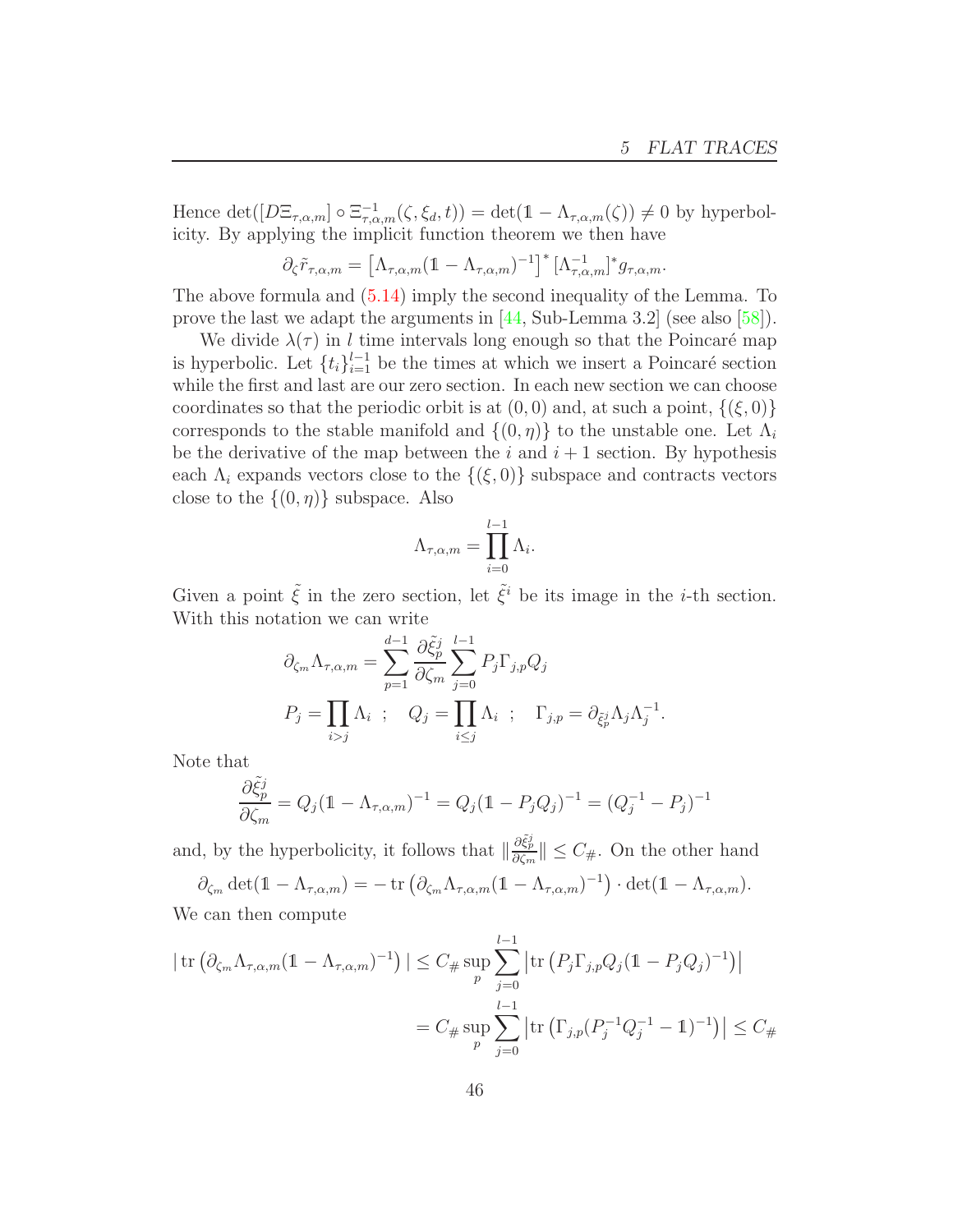Hence $\det([D\Xi_{\tau,\alpha,m}] \circ \Xi^{-1}_{\tau,\alpha,m}(\zeta, \xi_d, t)) = \det(\mathbb{1} - \Lambda_{\tau,\alpha,m}(\zeta)) \neq 0$ by hyperbolicity. By applying the implicit function theorem we then have

$$\partial_\zeta \tilde{r}_{\tau,\alpha,m} = \left[\Lambda_{\tau,\alpha,m}(\mathbb{1} - \Lambda_{\tau,\alpha,m})^{-1}\right]^* [\Lambda^{-1}_{\tau,\alpha,m}]^* g_{\tau,\alpha,m}.$$

The above formula and (5.14) imply the second inequality of the Lemma. To prove the last we adapt the arguments in [44, Sub-Lemma 3.2] (see also [58]).

We divide $\lambda(\tau)$ in $l$ time intervals long enough so that the Poincaré map is hyperbolic. Let $\{t_i\}_{i=1}^{l-1}$ be the times at which we insert a Poincaré section while the first and last are our zero section. In each new section we can choose coordinates so that the periodic orbit is at $(0,0)$ and, at such a point, $\{(\xi, 0)\}$ corresponds to the stable manifold and $\{(0, \eta)\}$ to the unstable one. Let $\Lambda_i$ be the derivative of the map between the $i$ and $i+1$ section. By hypothesis each $\Lambda_i$ expands vectors close to the $\{(\xi, 0)\}$ subspace and contracts vectors close to the $\{(0, \eta)\}$ subspace. Also

$$\Lambda_{\tau,\alpha,m} = \prod_{i=0}^{l-1} \Lambda_i.$$

Given a point $\tilde{\xi}$ in the zero section, let $\tilde{\xi}^i$ be its image in the $i$-th section. With this notation we can write

$$\partial_{\zeta_m} \Lambda_{\tau,\alpha,m} = \sum_{p=1}^{d-1} \frac{\partial \tilde{\xi}^j_p}{\partial \zeta_m} \sum_{j=0}^{l-1} P_j \Gamma_{j,p} Q_j$$

$$P_j = \prod_{i>j} \Lambda_i \;\; ; \quad Q_j = \prod_{i \leq j} \Lambda_i \;\; ; \quad \Gamma_{j,p} = \partial_{\tilde{\xi}^j_p} \Lambda_j \Lambda_j^{-1}.$$

Note that

$$\frac{\partial \tilde{\xi}^j_p}{\partial \zeta_m} = Q_j (\mathbb{1} - \Lambda_{\tau,\alpha,m})^{-1} = Q_j (\mathbb{1} - P_j Q_j)^{-1} = (Q_j^{-1} - P_j)^{-1}$$

and, by the hyperbolicity, it follows that $\|\frac{\partial \tilde{\xi}^j_p}{\partial \zeta_m}\| \leq C_\#$. On the other hand

$$\partial_{\zeta_m} \det(\mathbb{1} - \Lambda_{\tau,\alpha,m}) = -\operatorname{tr}\left(\partial_{\zeta_m} \Lambda_{\tau,\alpha,m} (\mathbb{1} - \Lambda_{\tau,\alpha,m})^{-1}\right) \cdot \det(\mathbb{1} - \Lambda_{\tau,\alpha,m}).$$

We can then compute

$$\begin{aligned}
|\operatorname{tr}\left(\partial_{\zeta_m} \Lambda_{\tau,\alpha,m} (\mathbb{1} - \Lambda_{\tau,\alpha,m})^{-1}\right)| &\leq C_\# \sup_p \sum_{j=0}^{l-1} \left|\operatorname{tr}\left(P_j \Gamma_{j,p} Q_j (\mathbb{1} - P_j Q_j)^{-1}\right)\right| \\
&= C_\# \sup_p \sum_{j=0}^{l-1} \left|\operatorname{tr}\left(\Gamma_{j,p} (P_j^{-1} Q_j^{-1} - \mathbb{1})^{-1}\right)\right| \leq C_\#
\end{aligned}$$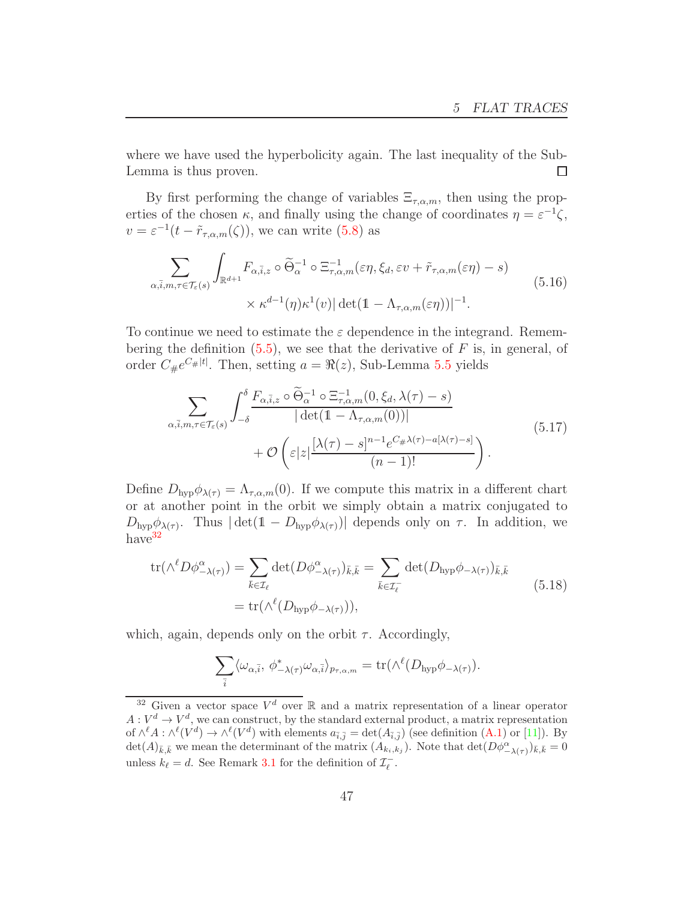where we have used the hyperbolicity again. The last inequality of the Sub-Lemma is thus proven. □

By first performing the change of variables $\Xi_{\tau,\alpha,m}$, then using the properties of the chosen $\kappa$, and finally using the change of coordinates $\eta = \varepsilon^{-1}\zeta$, $v = \varepsilon^{-1}(t - \tilde{r}_{\tau,\alpha,m}(\zeta))$, we can write (5.8) as

$$
\sum_{\alpha,\bar{i},m,\tau\in\mathcal{T}_\varepsilon(s)} \int_{\mathbb{R}^{d+1}} F_{\alpha,\bar{i},z} \circ \widetilde{\Theta}_\alpha^{-1} \circ \Xi_{\tau,\alpha,m}^{-1}(\varepsilon\eta, \xi_d, \varepsilon v + \tilde{r}_{\tau,\alpha,m}(\varepsilon\eta) - s) \\
\times \kappa^{d-1}(\eta)\kappa^1(v)|\det(\mathbb{1} - \Lambda_{\tau,\alpha,m}(\varepsilon\eta))|^{-1}. \tag{5.16}
$$

To continue we need to estimate the $\varepsilon$ dependence in the integrand. Remembering the definition (5.5), we see that the derivative of $F$ is, in general, of order $C_\# e^{C_\#|t|}$. Then, setting $a = \Re(z)$, Sub-Lemma 5.5 yields

$$
\sum_{\alpha,\bar{i},m,\tau\in\mathcal{T}_\varepsilon(s)} \int_{-\delta}^{\delta} \frac{F_{\alpha,\bar{i},z} \circ \widetilde{\Theta}_\alpha^{-1} \circ \Xi_{\tau,\alpha,m}^{-1}(0, \xi_d, \lambda(\tau) - s)}{|\det(\mathbb{1} - \Lambda_{\tau,\alpha,m}(0))|} \\
+ \mathcal{O}\left(\varepsilon|z|\frac{[\lambda(\tau) - s]^{n-1}e^{C_\#\lambda(\tau) - a[\lambda(\tau)-s]}}{(n-1)!}\right). \tag{5.17}
$$

Define $D_{\text{hyp}}\phi_{\lambda(\tau)} = \Lambda_{\tau,\alpha,m}(0)$. If we compute this matrix in a different chart or at another point in the orbit we simply obtain a matrix conjugated to $D_{\text{hyp}}\phi_{\lambda(\tau)}$. Thus $|\det(\mathbb{1} - D_{\text{hyp}}\phi_{\lambda(\tau)})|$ depends only on $\tau$. In addition, we have[32]

$$
\begin{aligned}
\operatorname{tr}(\wedge^\ell D\phi^\alpha_{-\lambda(\tau)}) &= \sum_{\bar{k}\in\mathcal{I}_\ell} \det(D\phi^\alpha_{-\lambda(\tau)})_{\bar{k},\bar{k}} = \sum_{\bar{k}\in\mathcal{I}_\ell^-} \det(D_{\text{hyp}}\phi_{-\lambda(\tau)})_{\bar{k},\bar{k}} \\
&= \operatorname{tr}(\wedge^\ell(D_{\text{hyp}}\phi_{-\lambda(\tau)})),
\end{aligned} \tag{5.18}
$$

which, again, depends only on the orbit $\tau$. Accordingly,

$$
\sum_{\bar{i}} \langle \omega_{\alpha,\bar{i}}, \, \phi^*_{-\lambda(\tau)}\omega_{\alpha,\bar{i}} \rangle_{p_{\tau,\alpha,m}} = \operatorname{tr}(\wedge^\ell(D_{\text{hyp}}\phi_{-\lambda(\tau)}).
$$

[32] Given a vector space $V^d$ over $\mathbb{R}$ and a matrix representation of a linear operator $A : V^d \to V^d$, we can construct, by the standard external product, a matrix representation of $\wedge^\ell A : \wedge^\ell(V^d) \to \wedge^\ell(V^d)$ with elements $a_{\bar{i},\bar{j}} = \det(A_{\bar{i},\bar{j}})$ (see definition (A.1) or [11]). By $\det(A)_{\bar{k},\bar{k}}$ we mean the determinant of the matrix $(A_{k_i,k_j})$. Note that $\det(D\phi^\alpha_{-\lambda(\tau)})_{\bar{k},\bar{k}} = 0$ unless $k_\ell = d$. See Remark 3.1 for the definition of $\mathcal{I}_\ell^-$.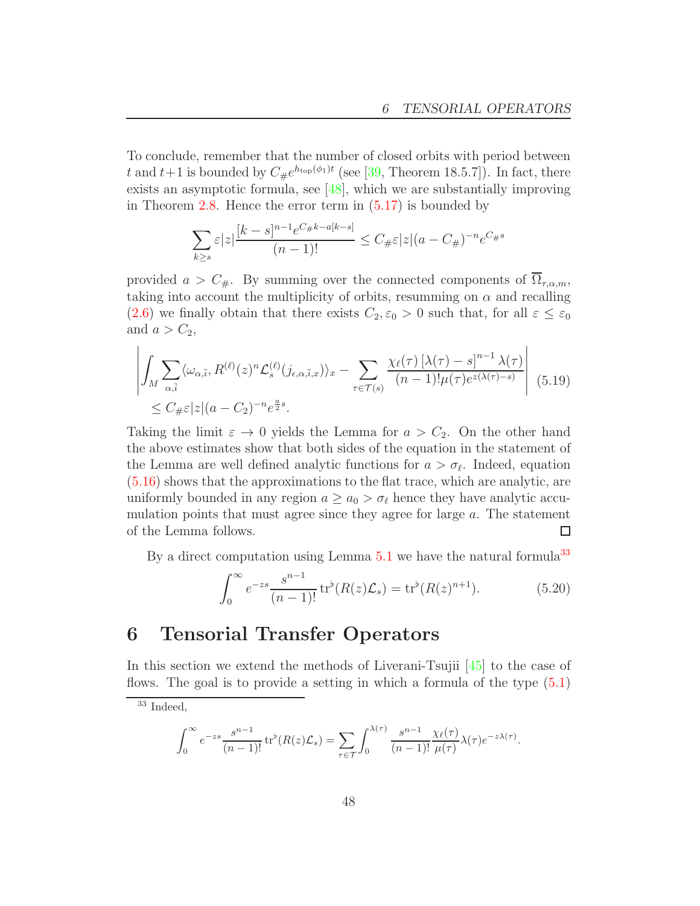To conclude, remember that the number of closed orbits with period between $t$ and $t+1$ is bounded by $C_\# e^{h_{\text{top}}(\phi_1)t}$ (see [39, Theorem 18.5.7]). In fact, there exists an asymptotic formula, see [48], which we are substantially improving in Theorem 2.8. Hence the error term in (5.17) is bounded by

$$\sum_{k \geq s} \varepsilon |z| \frac{[k-s]^{n-1} e^{C_\# k - a[k-s]}}{(n-1)!} \leq C_\# \varepsilon |z| (a - C_\#)^{-n} e^{C_\# s}$$

provided $a > C_\#$. By summing over the connected components of $\overline{\Omega}_{\tau,\alpha,m}$, taking into account the multiplicity of orbits, resumming on $\alpha$ and recalling (2.6) we finally obtain that there exists $C_2, \varepsilon_0 > 0$ such that, for all $\varepsilon \leq \varepsilon_0$ and $a > C_2$,

$$\begin{aligned}&\left| \int_M \sum_{\alpha, \bar{i}} \langle \omega_{\alpha,\bar{i}}, R^{(\ell)}(z)^n \mathcal{L}_s^{(\ell)}(j_{\epsilon,\alpha,\bar{i},x}) \rangle_x - \sum_{\tau \in \mathcal{T}(s)} \frac{\chi_\ell(\tau) \left[\lambda(\tau) - s\right]^{n-1} \lambda(\tau)}{(n-1)! \mu(\tau) e^{z(\lambda(\tau)-s)}} \right| \\ &\quad \leq C_\# \varepsilon |z| (a - C_2)^{-n} e^{\frac{a}{2} s}.\end{aligned} \tag{5.19}$$

Taking the limit $\varepsilon \to 0$ yields the Lemma for $a > C_2$. On the other hand the above estimates show that both sides of the equation in the statement of the Lemma are well defined analytic functions for $a > \sigma_\ell$. Indeed, equation (5.16) shows that the approximations to the flat trace, which are analytic, are uniformly bounded in any region $a \geq a_0 > \sigma_\ell$ hence they have analytic accumulation points that must agree since they agree for large $a$. The statement of the Lemma follows. □

By a direct computation using Lemma 5.1 we have the natural formula[33]

$$\int_0^\infty e^{-zs} \frac{s^{n-1}}{(n-1)!} \operatorname{tr}^\flat(R(z)\mathcal{L}_s) = \operatorname{tr}^\flat(R(z)^{n+1}). \tag{5.20}$$

# 6 Tensorial Transfer Operators

In this section we extend the methods of Liverani-Tsujii [45] to the case of flows. The goal is to provide a setting in which a formula of the type (5.1)

---

[33] Indeed,

$$\int_0^\infty e^{-zs} \frac{s^{n-1}}{(n-1)!} \operatorname{tr}^\flat(R(z)\mathcal{L}_s) = \sum_{\tau \in \mathcal{T}} \int_0^{\lambda(\tau)} \frac{s^{n-1}}{(n-1)!} \frac{\chi_\ell(\tau)}{\mu(\tau)} \lambda(\tau) e^{-z\lambda(\tau)}.$$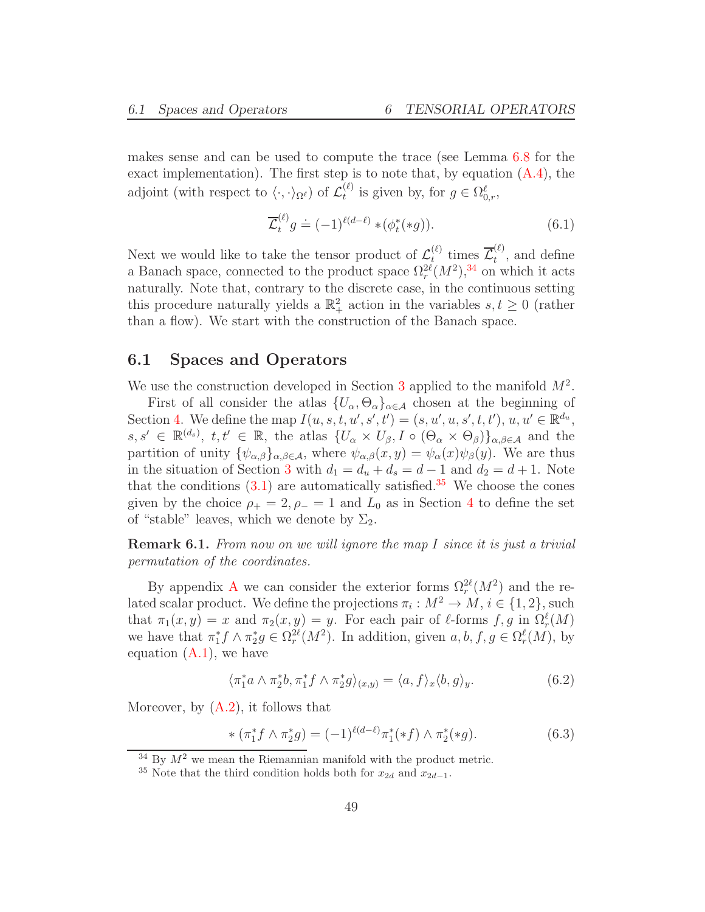makes sense and can be used to compute the trace (see Lemma 6.8 for the exact implementation). The first step is to note that, by equation (A.4), the adjoint (with respect to $\langle\cdot,\cdot\rangle_{\Omega^\ell}$) of $\mathcal{L}_t^{(\ell)}$ is given by, for $g \in \Omega^\ell_{0,r}$,

$$\overline{\mathcal{L}}_t^{(\ell)} g \doteq (-1)^{\ell(d-\ell)} * (\phi_t^*(*g)). \tag{6.1}$$

Next we would like to take the tensor product of $\mathcal{L}_t^{(\ell)}$ times $\overline{\mathcal{L}}_t^{(\ell)}$, and define a Banach space, connected to the product space $\Omega_r^{2\ell}(M^2)$,[34] on which it acts naturally. Note that, contrary to the discrete case, in the continuous setting this procedure naturally yields a $\mathbb{R}^2_+$ action in the variables $s, t \geq 0$ (rather than a flow). We start with the construction of the Banach space.

## 6.1 Spaces and Operators

We use the construction developed in Section 3 applied to the manifold $M^2$.

First of all consider the atlas $\{U_\alpha, \Theta_\alpha\}_{\alpha\in\mathcal{A}}$ chosen at the beginning of Section 4. We define the map $I(u, s, t, u', s', t') = (s, u', u, s', t, t')$, $u, u' \in \mathbb{R}^{d_u}$, $s, s' \in \mathbb{R}^{(d_s)}$, $t, t' \in \mathbb{R}$, the atlas $\{U_\alpha \times U_\beta, I \circ (\Theta_\alpha \times \Theta_\beta)\}_{\alpha,\beta\in\mathcal{A}}$ and the partition of unity $\{\psi_{\alpha,\beta}\}_{\alpha,\beta\in\mathcal{A}}$, where $\psi_{\alpha,\beta}(x, y) = \psi_\alpha(x)\psi_\beta(y)$. We are thus in the situation of Section 3 with $d_1 = d_u + d_s = d - 1$ and $d_2 = d + 1$. Note that the conditions (3.1) are automatically satisfied.[35] We choose the cones given by the choice $\rho_+ = 2, \rho_- = 1$ and $L_0$ as in Section 4 to define the set of "stable" leaves, which we denote by $\Sigma_2$.

**Remark 6.1.** *From now on we will ignore the map $I$ since it is just a trivial permutation of the coordinates.*

By appendix A we can consider the exterior forms $\Omega_r^{2\ell}(M^2)$ and the related scalar product. We define the projections $\pi_i : M^2 \to M$, $i \in \{1, 2\}$, such that $\pi_1(x, y) = x$ and $\pi_2(x, y) = y$. For each pair of $\ell$-forms $f, g$ in $\Omega_r^\ell(M)$ we have that $\pi_1^* f \wedge \pi_2^* g \in \Omega_r^{2\ell}(M^2)$. In addition, given $a, b, f, g \in \Omega_r^\ell(M)$, by equation (A.1), we have

$$\langle \pi_1^* a \wedge \pi_2^* b, \pi_1^* f \wedge \pi_2^* g\rangle_{(x,y)} = \langle a, f\rangle_x \langle b, g\rangle_y. \tag{6.2}$$

Moreover, by (A.2), it follows that

$$* (\pi_1^* f \wedge \pi_2^* g) = (-1)^{\ell(d-\ell)} \pi_1^*(*f) \wedge \pi_2^*(*g). \tag{6.3}$$

[34] By $M^2$ we mean the Riemannian manifold with the product metric.

[35] Note that the third condition holds both for $x_{2d}$ and $x_{2d-1}$.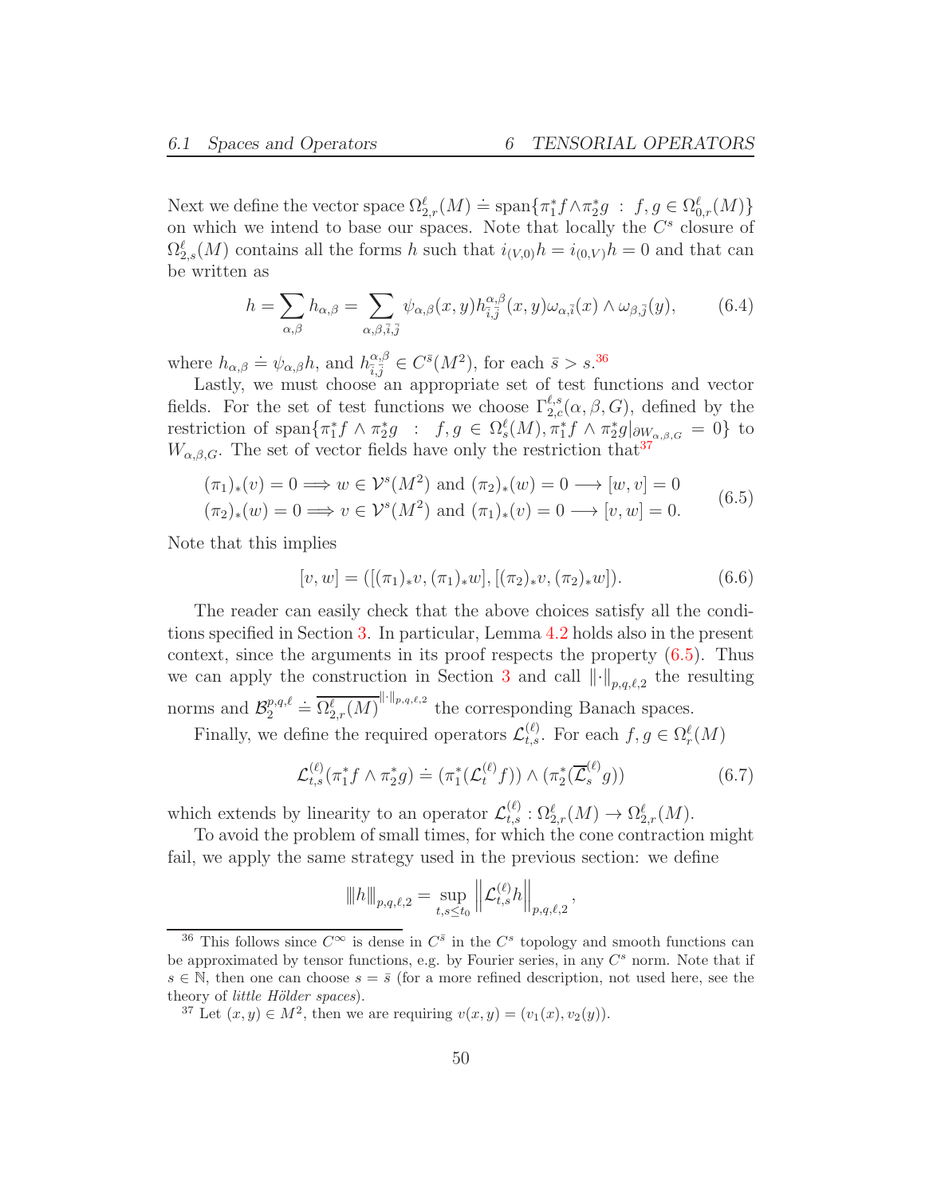Next we define the vector space $\Omega^\ell_{2,r}(M) \doteq \text{span}\{\pi_1^* f \wedge \pi_2^* g \;:\; f, g \in \Omega^\ell_{0,r}(M)\}$ on which we intend to base our spaces. Note that locally the $C^s$ closure of $\Omega^\ell_{2,s}(M)$ contains all the forms $h$ such that $i_{(V,0)}h = i_{(0,V)}h = 0$ and that can be written as

$$h = \sum_{\alpha,\beta} h_{\alpha,\beta} = \sum_{\alpha,\beta,\bar{i},\bar{j}} \psi_{\alpha,\beta}(x,y) h^{\alpha,\beta}_{\bar{i},\bar{j}}(x,y) \omega_{\alpha,\bar{i}}(x) \wedge \omega_{\beta,\bar{j}}(y), \tag{6.4}$$

where $h_{\alpha,\beta} \doteq \psi_{\alpha,\beta} h$, and $h^{\alpha,\beta}_{\bar{i},\bar{j}} \in C^{\bar{s}}(M^2)$, for each $\bar{s} > s$.[36]

Lastly, we must choose an appropriate set of test functions and vector fields. For the set of test functions we choose $\Gamma^{\ell,s}_{2,c}(\alpha,\beta,G)$, defined by the restriction of $\text{span}\{\pi_1^* f \wedge \pi_2^* g \;:\; f, g \in \Omega^\ell_s(M), \pi_1^* f \wedge \pi_2^* g|_{\partial W_{\alpha,\beta,G}} = 0\}$ to $W_{\alpha,\beta,G}$. The set of vector fields have only the restriction that[37]

$$\begin{aligned} (\pi_1)_*(v) = 0 &\Longrightarrow w \in \mathcal{V}^s(M^2) \text{ and } (\pi_2)_*(w) = 0 \longrightarrow [w,v] = 0 \\ (\pi_2)_*(w) = 0 &\Longrightarrow v \in \mathcal{V}^s(M^2) \text{ and } (\pi_1)_*(v) = 0 \longrightarrow [v,w] = 0. \end{aligned} \tag{6.5}$$

Note that this implies

$$[v,w] = ([(\pi_1)_* v, (\pi_1)_* w], [(\pi_2)_* v, (\pi_2)_* w]). \tag{6.6}$$

The reader can easily check that the above choices satisfy all the conditions specified in Section 3. In particular, Lemma 4.2 holds also in the present context, since the arguments in its proof respects the property (6.5). Thus we can apply the construction in Section 3 and call $\|\cdot\|_{p,q,\ell,2}$ the resulting norms and $\mathcal{B}^{p,q,\ell}_2 \doteq \overline{\Omega^\ell_{2,r}(M)}^{\|\cdot\|_{p,q,\ell,2}}$ the corresponding Banach spaces.

Finally, we define the required operators $\mathcal{L}^{(\ell)}_{t,s}$. For each $f, g \in \Omega^\ell_r(M)$

$$\mathcal{L}^{(\ell)}_{t,s}(\pi_1^* f \wedge \pi_2^* g) \doteq (\pi_1^*(\mathcal{L}^{(\ell)}_t f)) \wedge (\pi_2^*(\overline{\mathcal{L}}^{(\ell)}_s g)) \tag{6.7}$$

which extends by linearity to an operator $\mathcal{L}^{(\ell)}_{t,s} : \Omega^\ell_{2,r}(M) \to \Omega^\ell_{2,r}(M)$.

To avoid the problem of small times, for which the cone contraction might fail, we apply the same strategy used in the previous section: we define

$$|||h|||_{p,q,\ell,2} = \sup_{t,s \le t_0} \left\| \mathcal{L}^{(\ell)}_{t,s} h \right\|_{p,q,\ell,2},$$

---

[36] This follows since $C^\infty$ is dense in $C^{\bar{s}}$ in the $C^s$ topology and smooth functions can be approximated by tensor functions, e.g. by Fourier series, in any $C^s$ norm. Note that if $s \in \mathbb{N}$, then one can choose $s = \bar{s}$ (for a more refined description, not used here, see the theory of *little Hölder spaces*).

[37] Let $(x,y) \in M^2$, then we are requiring $v(x,y) = (v_1(x), v_2(y))$.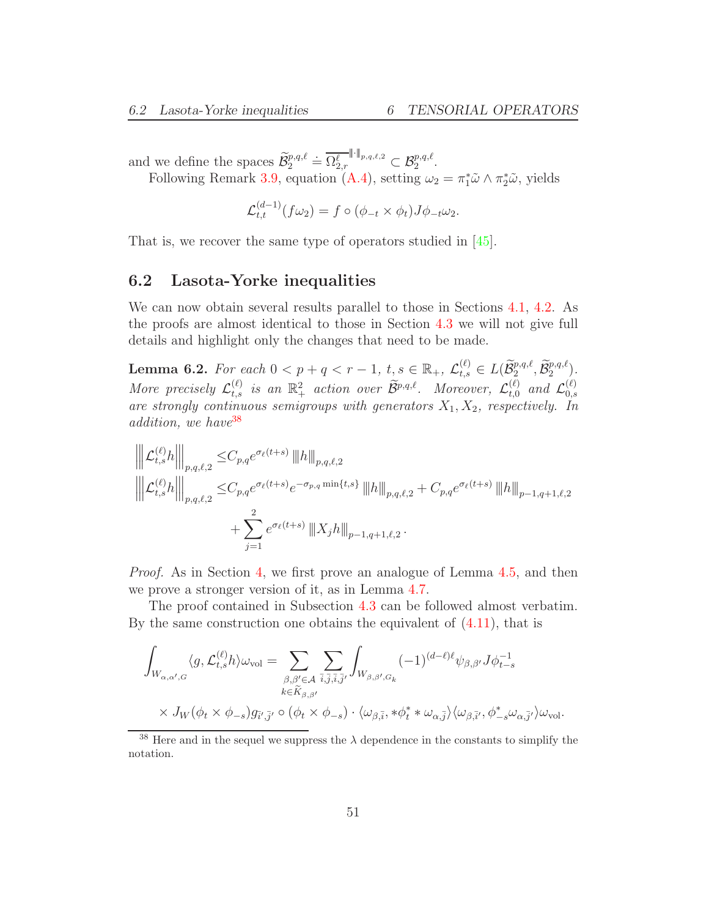and we define the spaces $\widetilde{\mathcal{B}}_2^{p,q,\ell} \doteq \overline{\Omega_{2,r}^{\ell}}^{\|\cdot\|_{p,q,\ell,2}} \subset \mathcal{B}_2^{p,q,\ell}$.

Following Remark 3.9, equation (A.4), setting $\omega_2 = \pi_1^*\tilde{\omega} \wedge \pi_2^*\tilde{\omega}$, yields

$$\mathcal{L}_{t,t}^{(d-1)}(f\omega_2) = f \circ (\phi_{-t} \times \phi_t) J\phi_{-t}\omega_2.$$

That is, we recover the same type of operators studied in [45].

## 6.2 Lasota-Yorke inequalities

We can now obtain several results parallel to those in Sections 4.1, 4.2. As the proofs are almost identical to those in Section 4.3 we will not give full details and highlight only the changes that need to be made.

**Lemma 6.2.** *For each $0 < p + q < r - 1$, $t, s \in \mathbb{R}_+$, $\mathcal{L}_{t,s}^{(\ell)} \in L(\widetilde{\mathcal{B}}_2^{p,q,\ell}, \widetilde{\mathcal{B}}_2^{p,q,\ell})$. More precisely $\mathcal{L}_{t,s}^{(\ell)}$ is an $\mathbb{R}_+^2$ action over $\widetilde{\mathcal{B}}^{p,q,\ell}$. Moreover, $\mathcal{L}_{t,0}^{(\ell)}$ and $\mathcal{L}_{0,s}^{(\ell)}$ are strongly continuous semigroups with generators $X_1, X_2$, respectively. In addition, we have*[38]

$$\begin{aligned}
\left\|\left|\mathcal{L}_{t,s}^{(\ell)} h\right|\right\|_{p,q,\ell,2} \leq & C_{p,q} e^{\sigma_\ell (t+s)} \left\|\left| h \right|\right\|_{p,q,\ell,2} \\
\left\|\left|\mathcal{L}_{t,s}^{(\ell)} h\right|\right\|_{p,q,\ell,2} \leq & C_{p,q} e^{\sigma_\ell (t+s)} e^{-\sigma_{p,q}\min\{t,s\}} \left\|\left| h \right|\right\|_{p,q,\ell,2} + C_{p,q} e^{\sigma_\ell (t+s)} \left\|\left| h \right|\right\|_{p-1,q+1,\ell,2} \\
& + \sum_{j=1}^{2} e^{\sigma_\ell (t+s)} \left\|\left| X_j h \right|\right\|_{p-1,q+1,\ell,2}.
\end{aligned}$$

*Proof.* As in Section 4, we first prove an analogue of Lemma 4.5, and then we prove a stronger version of it, as in Lemma 4.7.

The proof contained in Subsection 4.3 can be followed almost verbatim. By the same construction one obtains the equivalent of (4.11), that is

$$\begin{aligned}
\int_{W_{\alpha,\alpha',G}} \langle g, \mathcal{L}_{t,s}^{(\ell)} h \rangle \omega_{\mathrm{vol}} = & \sum_{\substack{\beta,\beta' \in \mathcal{A} \\ k \in \widetilde{K}_{\beta,\beta'}}} \sum_{\bar{i},\bar{j},\bar{i},\bar{j}'} \int_{W_{\beta,\beta',G_k}} (-1)^{(d-\ell)\ell} \psi_{\beta,\beta'} J\phi_{t-s}^{-1} \\
& \times J_W(\phi_t \times \phi_{-s}) g_{\bar{i}',\bar{j}'} \circ (\phi_t \times \phi_{-s}) \cdot \langle \omega_{\beta,\bar{i}}, *\phi_t^* * \omega_{\alpha,\bar{j}} \rangle \langle \omega_{\beta,\bar{i}'}, \phi_{-s}^* \omega_{\alpha,\bar{j}'} \rangle \omega_{\mathrm{vol}}.
\end{aligned}$$

[38] Here and in the sequel we suppress the $\lambda$ dependence in the constants to simplify the notation.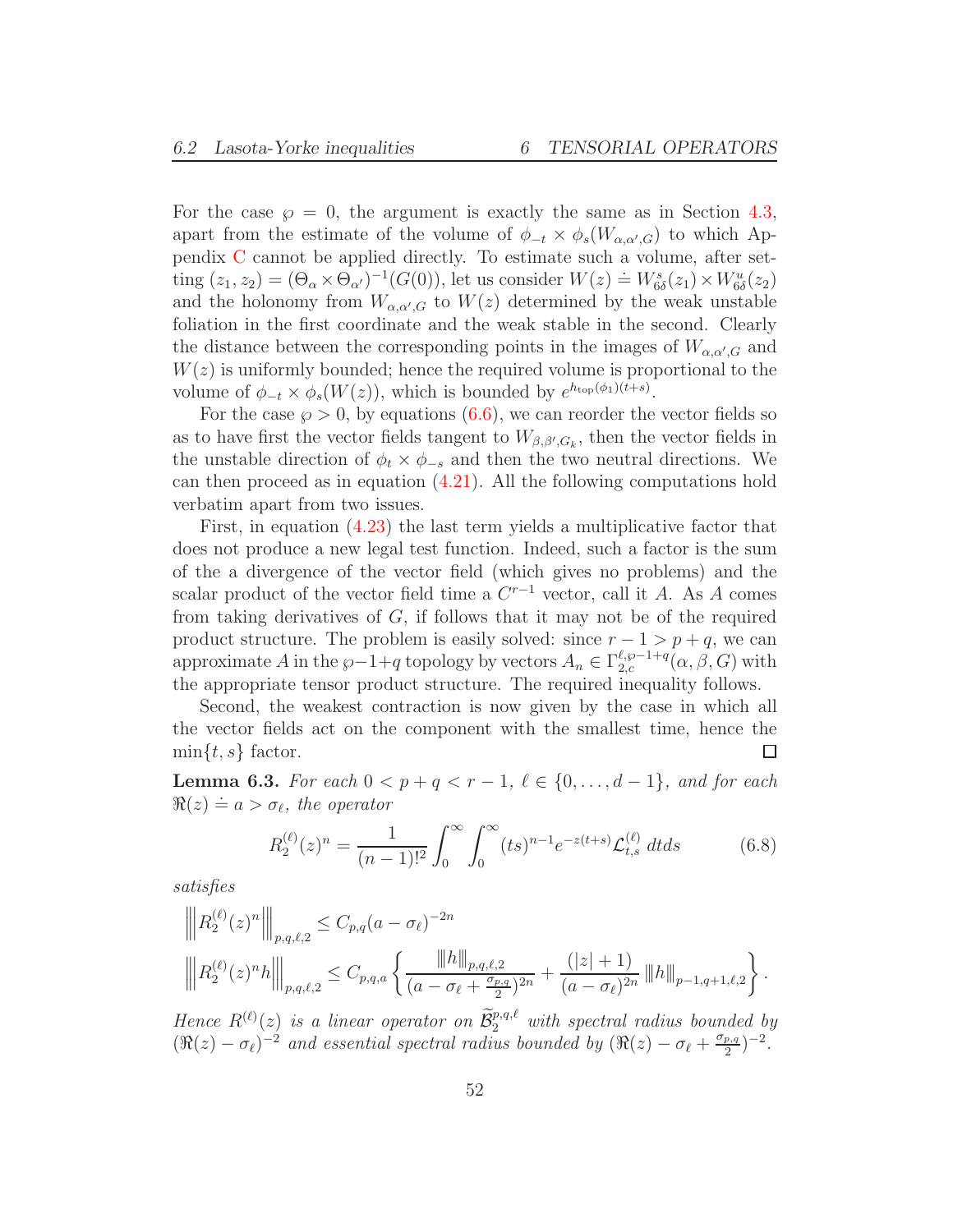For the case $\wp = 0$, the argument is exactly the same as in Section 4.3, apart from the estimate of the volume of $\phi_{-t} \times \phi_s(W_{\alpha,\alpha',G})$ to which Appendix C cannot be applied directly. To estimate such a volume, after setting $(z_1, z_2) = (\Theta_\alpha \times \Theta_{\alpha'})^{-1}(G(0))$, let us consider $W(z) \doteq W^s_{6\delta}(z_1) \times W^u_{6\delta}(z_2)$ and the holonomy from $W_{\alpha,\alpha',G}$ to $W(z)$ determined by the weak unstable foliation in the first coordinate and the weak stable in the second. Clearly the distance between the corresponding points in the images of $W_{\alpha,\alpha',G}$ and $W(z)$ is uniformly bounded; hence the required volume is proportional to the volume of $\phi_{-t} \times \phi_s(W(z))$, which is bounded by $e^{h_{\rm top}(\phi_1)(t+s)}$.

For the case $\wp > 0$, by equations (6.6), we can reorder the vector fields so as to have first the vector fields tangent to $W_{\beta,\beta',G_k}$, then the vector fields in the unstable direction of $\phi_t \times \phi_{-s}$ and then the two neutral directions. We can then proceed as in equation (4.21). All the following computations hold verbatim apart from two issues.

First, in equation (4.23) the last term yields a multiplicative factor that does not produce a new legal test function. Indeed, such a factor is the sum of the a divergence of the vector field (which gives no problems) and the scalar product of the vector field time a $C^{r-1}$ vector, call it $A$. As $A$ comes from taking derivatives of $G$, if follows that it may not be of the required product structure. The problem is easily solved: since $r - 1 > p + q$, we can approximate $A$ in the $\wp-1+q$ topology by vectors $A_n \in \Gamma^{\ell,\wp-1+q}_{2,c}(\alpha, \beta, G)$ with the appropriate tensor product structure. The required inequality follows.

Second, the weakest contraction is now given by the case in which all the vector fields act on the component with the smallest time, hence the $\min\{t, s\}$ factor. $\square$

**Lemma 6.3.** *For each $0 < p + q < r - 1$, $\ell \in \{0, \dots, d-1\}$, and for each $\Re(z) \doteq a > \sigma_\ell$, the operator*

$$R_2^{(\ell)}(z)^n = \frac{1}{(n-1)!^2} \int_0^\infty \int_0^\infty (ts)^{n-1} e^{-z(t+s)} \mathcal{L}^{(\ell)}_{t,s}\, dtds \tag{6.8}$$

*satisfies*

$$\left|\!\left|\!\left| R_2^{(\ell)}(z)^n \right|\!\right|\!\right|_{p,q,\ell,2} \leq C_{p,q}(a - \sigma_\ell)^{-2n}$$

$$\left|\!\left|\!\left| R_2^{(\ell)}(z)^n h \right|\!\right|\!\right|_{p,q,\ell,2} \leq C_{p,q,a} \left\{ \frac{|\!|\!| h |\!|\!|_{p,q,\ell,2}}{(a - \sigma_\ell + \frac{\sigma_{p,q}}{2})^{2n}} + \frac{(|z|+1)}{(a-\sigma_\ell)^{2n}} \|h\|_{p-1,q+1,\ell,2} \right\}.$$

*Hence $R^{(\ell)}(z)$ is a linear operator on $\widetilde{\mathcal{B}}^{p,q,\ell}_2$ with spectral radius bounded by $(\Re(z) - \sigma_\ell)^{-2}$ and essential spectral radius bounded by $(\Re(z) - \sigma_\ell + \frac{\sigma_{p,q}}{2})^{-2}$.*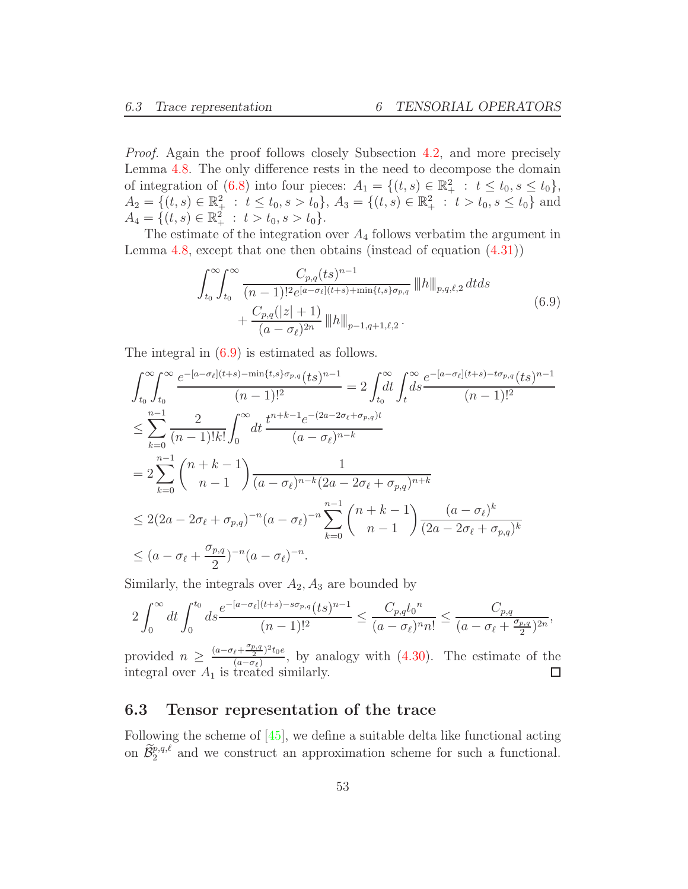*Proof.* Again the proof follows closely Subsection 4.2, and more precisely Lemma 4.8. The only difference rests in the need to decompose the domain of integration of (6.8) into four pieces: $A_1 = \{(t,s) \in \mathbb{R}_+^2 \ : \ t \le t_0, s \le t_0\}$, $A_2 = \{(t,s) \in \mathbb{R}_+^2 \ : \ t \le t_0, s > t_0\}$, $A_3 = \{(t,s) \in \mathbb{R}_+^2 \ : \ t > t_0, s \le t_0\}$ and $A_4 = \{(t,s) \in \mathbb{R}_+^2 \ : \ t > t_0, s > t_0\}$.

The estimate of the integration over $A_4$ follows verbatim the argument in Lemma 4.8, except that one then obtains (instead of equation (4.31))

$$
\begin{aligned}
\int_{t_0}^{\infty}\int_{t_0}^{\infty} \frac{C_{p,q}(ts)^{n-1}}{(n-1)!^2 e^{[a-\sigma_\ell](t+s)+\min\{t,s\}\sigma_{p,q}}} \, \| h \|_{p,q,\ell,2} \, dt ds \\
+ \frac{C_{p,q}(|z|+1)}{(a-\sigma_\ell)^{2n}} \, \| h \|_{p-1,q+1,\ell,2} \, .
\end{aligned}
\tag{6.9}
$$

The integral in (6.9) is estimated as follows.

$$
\begin{aligned}
&\int_{t_0}^{\infty}\int_{t_0}^{\infty} \frac{e^{-[a-\sigma_\ell](t+s)-\min\{t,s\}\sigma_{p,q}}(ts)^{n-1}}{(n-1)!^2} = 2\int_{t_0}^{\infty} dt \int_{t}^{\infty} ds \frac{e^{-[a-\sigma_\ell](t+s)-t\sigma_{p,q}}(ts)^{n-1}}{(n-1)!^2} \\
&\le \sum_{k=0}^{n-1} \frac{2}{(n-1)!k!} \int_0^{\infty} dt \, \frac{t^{n+k-1} e^{-(2a-2\sigma_\ell+\sigma_{p,q})t}}{(a-\sigma_\ell)^{n-k}} \\
&= 2\sum_{k=0}^{n-1} \binom{n+k-1}{n-1} \frac{1}{(a-\sigma_\ell)^{n-k}(2a-2\sigma_\ell+\sigma_{p,q})^{n+k}} \\
&\le 2(2a-2\sigma_\ell+\sigma_{p,q})^{-n}(a-\sigma_\ell)^{-n} \sum_{k=0}^{n-1} \binom{n+k-1}{n-1} \frac{(a-\sigma_\ell)^k}{(2a-2\sigma_\ell+\sigma_{p,q})^k} \\
&\le (a-\sigma_\ell+\frac{\sigma_{p,q}}{2})^{-n}(a-\sigma_\ell)^{-n}.
\end{aligned}
$$

Similarly, the integrals over $A_2, A_3$ are bounded by

$$
2\int_0^{\infty} dt \int_0^{t_0} ds \frac{e^{-[a-\sigma_\ell](t+s)-s\sigma_{p,q}}(ts)^{n-1}}{(n-1)!^2} \le \frac{C_{p,q} {t_0}^n}{(a-\sigma_\ell)^n n!} \le \frac{C_{p,q}}{(a-\sigma_\ell+\frac{\sigma_{p,q}}{2})^{2n}},
$$

provided $n \ge \frac{(a-\sigma_\ell+\frac{\sigma_{p,q}}{2})^2 t_0 e}{(a-\sigma_\ell)}$, by analogy with (4.30). The estimate of the integral over $A_1$ is treated similarly. $\square$

## 6.3 Tensor representation of the trace

Following the scheme of [45], we define a suitable delta like functional acting on $\widetilde{\mathcal{B}}_2^{p,q,\ell}$ and we construct an approximation scheme for such a functional.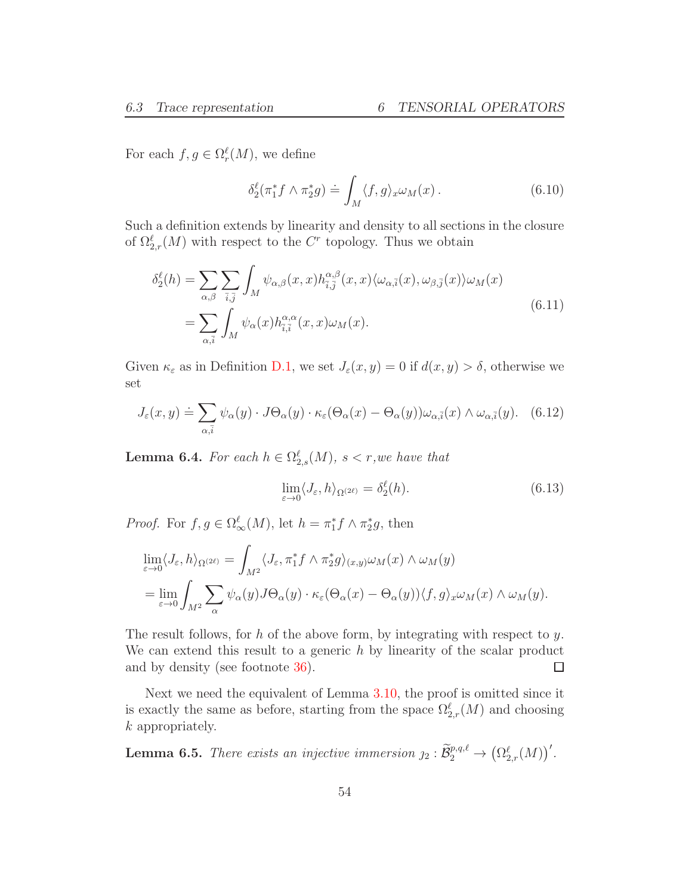For each $f, g \in \Omega^\ell_r(M)$, we define

$$\delta^\ell_2(\pi_1^* f \wedge \pi_2^* g) \doteq \int_M \langle f, g\rangle_x \omega_M(x)\,. \tag{6.10}$$

Such a definition extends by linearity and density to all sections in the closure of $\Omega^\ell_{2,r}(M)$ with respect to the $C^r$ topology. Thus we obtain

$$\begin{aligned}\delta^\ell_2(h) &= \sum_{\alpha,\beta}\sum_{\bar{i},\bar{j}} \int_M \psi_{\alpha,\beta}(x,x) h^{\alpha,\beta}_{\bar{i},\bar{j}}(x,x)\langle \omega_{\alpha,\bar{i}}(x), \omega_{\beta,\bar{j}}(x)\rangle \omega_M(x) \\ &= \sum_{\alpha,\bar{i}} \int_M \psi_\alpha(x) h^{\alpha,\alpha}_{\bar{i},\bar{i}}(x,x)\omega_M(x).\end{aligned} \tag{6.11}$$

Given $\kappa_\varepsilon$ as in Definition D.1, we set $J_\varepsilon(x,y) = 0$ if $d(x,y) > \delta$, otherwise we set

$$J_\varepsilon(x,y) \doteq \sum_{\alpha,\bar{i}} \psi_\alpha(y)\cdot J\Theta_\alpha(y)\cdot \kappa_\varepsilon(\Theta_\alpha(x) - \Theta_\alpha(y))\omega_{\alpha,\bar{i}}(x)\wedge \omega_{\alpha,\bar{i}}(y). \tag{6.12}$$

**Lemma 6.4.** *For each $h \in \Omega^\ell_{2,s}(M)$, $s < r$, we have that*

$$\lim_{\varepsilon\to 0}\langle J_\varepsilon, h\rangle_{\Omega^{(2\ell)}} = \delta^\ell_2(h). \tag{6.13}$$

*Proof.* For $f, g \in \Omega^\ell_\infty(M)$, let $h = \pi_1^* f \wedge \pi_2^* g$, then

$$\begin{aligned}&\lim_{\varepsilon\to 0}\langle J_\varepsilon, h\rangle_{\Omega^{(2\ell)}} = \int_{M^2} \langle J_\varepsilon, \pi_1^* f\wedge \pi_2^* g\rangle_{(x,y)}\omega_M(x)\wedge\omega_M(y) \\ &= \lim_{\varepsilon\to 0}\int_{M^2}\sum_\alpha \psi_\alpha(y) J\Theta_\alpha(y)\cdot\kappa_\varepsilon(\Theta_\alpha(x)-\Theta_\alpha(y))\langle f, g\rangle_x \omega_M(x)\wedge\omega_M(y).\end{aligned}$$

The result follows, for $h$ of the above form, by integrating with respect to $y$. We can extend this result to a generic $h$ by linearity of the scalar product and by density (see footnote 36). ∎

Next we need the equivalent of Lemma 3.10, the proof is omitted since it is exactly the same as before, starting from the space $\Omega^\ell_{2,r}(M)$ and choosing $k$ appropriately.

**Lemma 6.5.** *There exists an injective immersion $\jmath_2 : \widetilde{\mathcal{B}}^{p,q,\ell}_2 \to \left(\Omega^\ell_{2,r}(M)\right)'$.*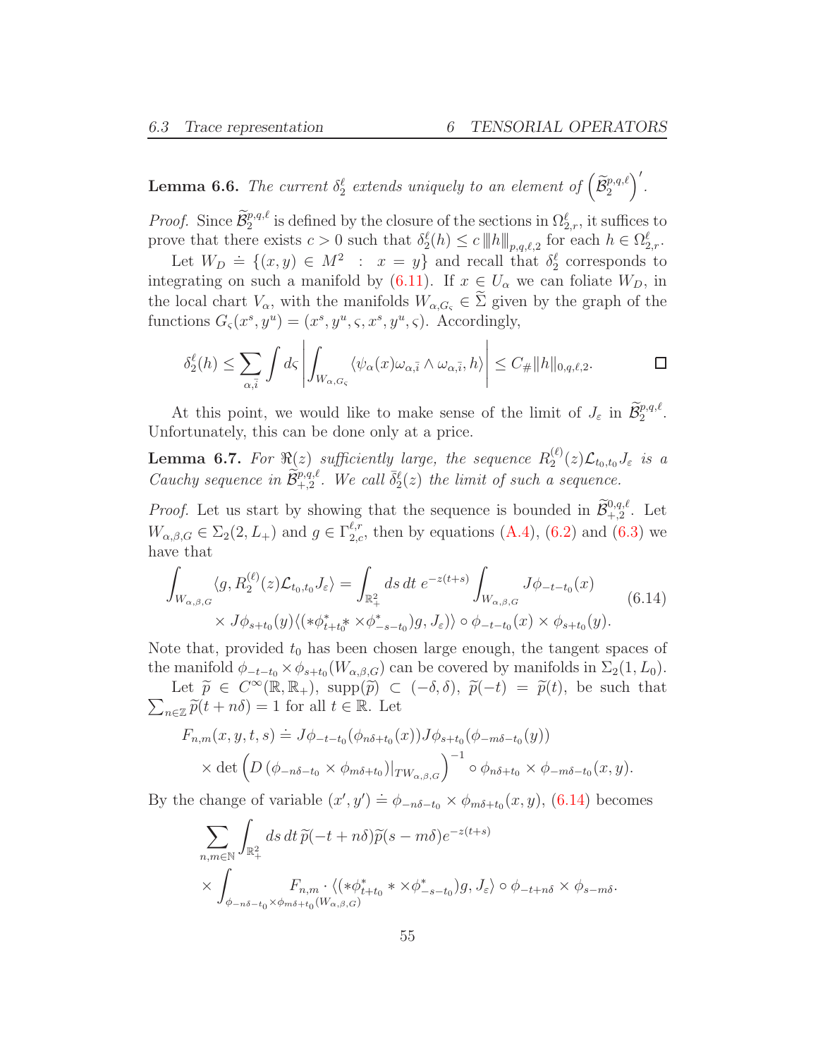**Lemma 6.6.** *The current $\delta_2^\ell$ extends uniquely to an element of $\left(\widetilde{\mathcal{B}}_2^{p,q,\ell}\right)'$.*

*Proof.* Since $\widetilde{\mathcal{B}}_2^{p,q,\ell}$ is defined by the closure of the sections in $\Omega_{2,r}^\ell$, it suffices to prove that there exists $c > 0$ such that $\delta_2^\ell(h) \leq c \, |||h|||_{p,q,\ell,2}$ for each $h \in \Omega_{2,r}^\ell$.

Let $W_D \doteq \{(x,y) \in M^2 \;:\; x = y\}$ and recall that $\delta_2^\ell$ corresponds to integrating on such a manifold by (6.11). If $x \in U_\alpha$ we can foliate $W_D$, in the local chart $V_\alpha$, with the manifolds $W_{\alpha,G_\varsigma} \in \widetilde{\Sigma}$ given by the graph of the functions $G_\varsigma(x^s, y^u) = (x^s, y^u, \varsigma, x^s, y^u, \varsigma)$. Accordingly,

$$
\delta_2^\ell(h) \leq \sum_{\alpha, \bar{i}} \int d\varsigma \left| \int_{W_{\alpha,G_\varsigma}} \langle \psi_\alpha(x) \omega_{\alpha,\bar{i}} \wedge \omega_{\alpha,\bar{i}}, h \rangle \right| \leq C_\# \|h\|_{0,q,\ell,2}. \qquad \square
$$

At this point, we would like to make sense of the limit of $J_\varepsilon$ in $\widetilde{\mathcal{B}}_2^{p,q,\ell}$. Unfortunately, this can be done only at a price.

**Lemma 6.7.** *For $\Re(z)$ sufficiently large, the sequence $R_2^{(\ell)}(z)\mathcal{L}_{t_0,t_0} J_\varepsilon$ is a Cauchy sequence in $\widetilde{\mathcal{B}}_{+,2}^{p,q,\ell}$. We call $\bar{\delta}_2^\ell(z)$ the limit of such a sequence.*

*Proof.* Let us start by showing that the sequence is bounded in $\widetilde{\mathcal{B}}_{+,2}^{0,q,\ell}$. Let $W_{\alpha,\beta,G} \in \Sigma_2(2, L_+)$ and $g \in \Gamma_{2,c}^{\ell,r}$, then by equations (A.4), (6.2) and (6.3) we have that

$$
\begin{aligned}
\int_{W_{\alpha,\beta,G}} \langle g, R_2^{(\ell)}(z)\mathcal{L}_{t_0,t_0} J_\varepsilon \rangle = \int_{\mathbb{R}_+^2} ds\, dt\, e^{-z(t+s)} \int_{W_{\alpha,\beta,G}} J\phi_{-t-t_0}(x) \\
\times J\phi_{s+t_0}(y) \langle (*\phi_{t+t_0}^* * \times \phi_{-s-t_0}^*) g, J_\varepsilon \rangle \circ \phi_{-t-t_0}(x) \times \phi_{s+t_0}(y).
\end{aligned} \tag{6.14}
$$

Note that, provided $t_0$ has been chosen large enough, the tangent spaces of the manifold $\phi_{-t-t_0} \times \phi_{s+t_0}(W_{\alpha,\beta,G})$ can be covered by manifolds in $\Sigma_2(1, L_0)$.

Let $\widetilde{p} \in C^\infty(\mathbb{R}, \mathbb{R}_+)$, $\text{supp}(\widetilde{p}) \subset (-\delta, \delta)$, $\widetilde{p}(-t) = \widetilde{p}(t)$, be such that $\sum_{n \in \mathbb{Z}} \widetilde{p}(t + n\delta) = 1$ for all $t \in \mathbb{R}$. Let

$$
\begin{aligned}
F_{n,m}(x,y,t,s) &\doteq J\phi_{-t-t_0}(\phi_{n\delta+t_0}(x)) J\phi_{s+t_0}(\phi_{-m\delta-t_0}(y)) \\
&\times \det\left( D\left(\phi_{-n\delta-t_0} \times \phi_{m\delta+t_0}\right)\big|_{TW_{\alpha,\beta,G}} \right)^{-1} \circ \phi_{n\delta+t_0} \times \phi_{-m\delta-t_0}(x,y).
\end{aligned}
$$

By the change of variable $(x', y') \doteq \phi_{-n\delta-t_0} \times \phi_{m\delta+t_0}(x,y)$, (6.14) becomes

$$
\begin{aligned}
&\sum_{n,m \in \mathbb{N}} \int_{\mathbb{R}_+^2} ds\, dt\, \widetilde{p}(-t + n\delta)\widetilde{p}(s - m\delta) e^{-z(t+s)} \\
&\times \int_{\phi_{-n\delta-t_0} \times \phi_{m\delta+t_0}(W_{\alpha,\beta,G})} F_{n,m} \cdot \langle (*\phi_{t+t_0}^* * \times \phi_{-s-t_0}^*) g, J_\varepsilon \rangle \circ \phi_{-t+n\delta} \times \phi_{s-m\delta}.
\end{aligned}
$$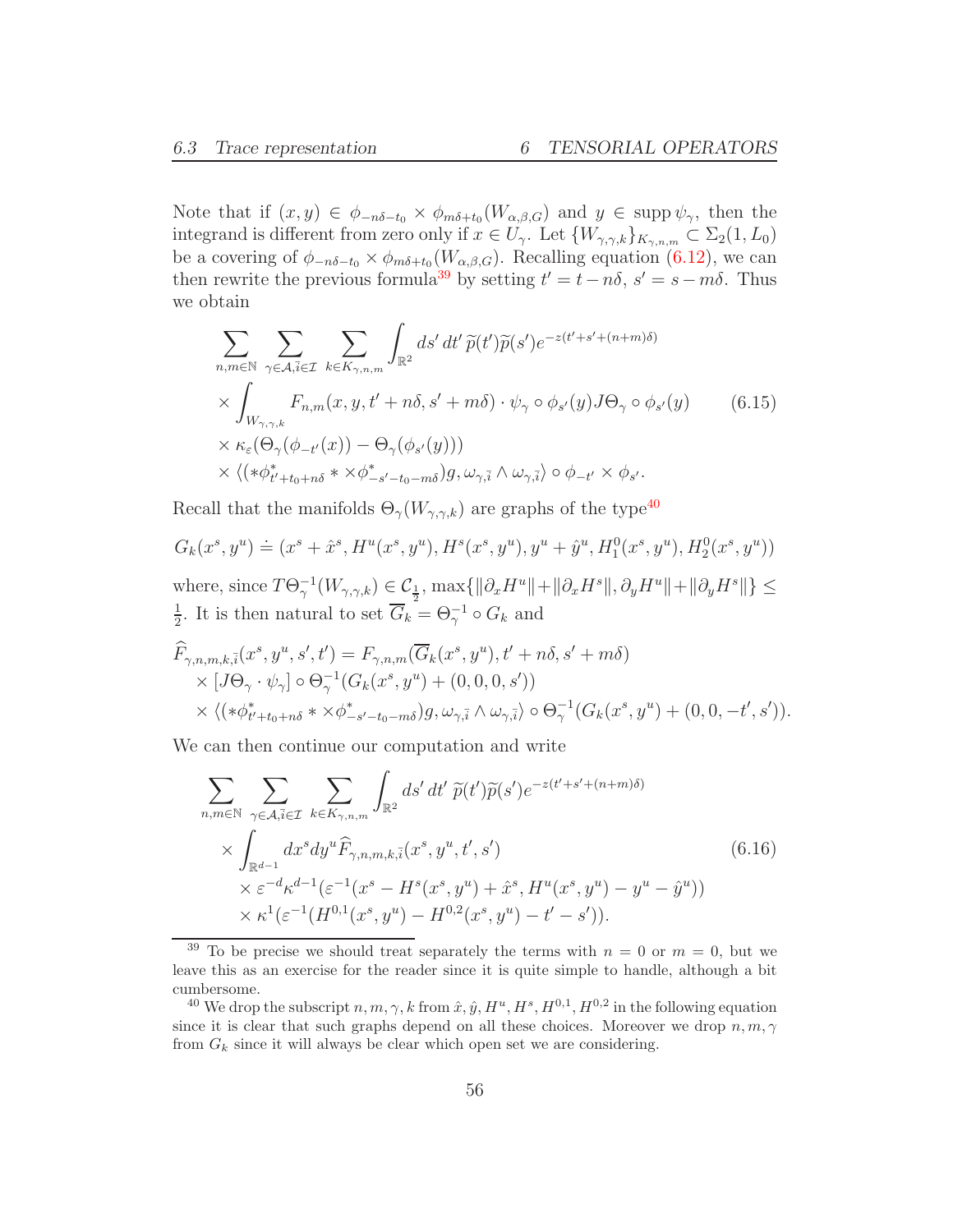Note that if $(x, y) \in \phi_{-n\delta-t_0} \times \phi_{m\delta+t_0}(W_{\alpha,\beta,G})$ and $y \in \operatorname{supp} \psi_\gamma$, then the integrand is different from zero only if $x \in U_\gamma$. Let $\{W_{\gamma,\gamma,k}\}_{K_{\gamma,n,m}} \subset \Sigma_2(1, L_0)$ be a covering of $\phi_{-n\delta-t_0} \times \phi_{m\delta+t_0}(W_{\alpha,\beta,G})$. Recalling equation (6.12), we can then rewrite the previous formula[39] by setting $t' = t - n\delta$, $s' = s - m\delta$. Thus we obtain

$$
\begin{aligned}
&\sum_{n,m\in\mathbb{N}} \sum_{\gamma\in\mathcal{A},\bar{i}\in\mathcal{I}} \sum_{k\in K_{\gamma,n,m}} \int_{\mathbb{R}^2} ds'\, dt'\, \widetilde{p}(t')\widetilde{p}(s')e^{-z(t'+s'+(n+m)\delta)} \\
&\times \int_{W_{\gamma,\gamma,k}} F_{n,m}(x, y, t'+n\delta, s'+m\delta) \cdot \psi_\gamma \circ \phi_{s'}(y) J\Theta_\gamma \circ \phi_{s'}(y) \\
&\times \kappa_\varepsilon(\Theta_\gamma(\phi_{-t'}(x)) - \Theta_\gamma(\phi_{s'}(y))) \\
&\times \langle (*\phi^*_{t'+t_0+n\delta} * \times \phi^*_{-s'-t_0-m\delta})g, \omega_{\gamma,\bar{i}} \wedge \omega_{\gamma,\bar{i}} \rangle \circ \phi_{-t'} \times \phi_{s'}.
\end{aligned} \tag{6.15}
$$

Recall that the manifolds $\Theta_\gamma(W_{\gamma,\gamma,k})$ are graphs of the type[40]

$$
G_k(x^s, y^u) \doteq (x^s + \hat{x}^s, H^u(x^s, y^u), H^s(x^s, y^u), y^u + \hat{y}^u, H^0_1(x^s, y^u), H^0_2(x^s, y^u))
$$

where, since $T\Theta_\gamma^{-1}(W_{\gamma,\gamma,k}) \in \mathcal{C}_{\frac{1}{2}}$, $\max\{\|\partial_x H^u\| + \|\partial_x H^s\|, \partial_y H^u\| + \|\partial_y H^s\|\} \leq \frac{1}{2}$. It is then natural to set $\overline{G}_k = \Theta_\gamma^{-1} \circ G_k$ and

$$
\begin{aligned}
\widehat{F}_{\gamma,n,m,k,\bar{i}}(x^s, y^u, s', t') &= F_{\gamma,n,m}(\overline{G}_k(x^s, y^u), t'+n\delta, s'+m\delta) \\
&\times [J\Theta_\gamma \cdot \psi_\gamma] \circ \Theta_\gamma^{-1}(G_k(x^s, y^u) + (0,0,0,s')) \\
&\times \langle (*\phi^*_{t'+t_0+n\delta} * \times \phi^*_{-s'-t_0-m\delta})g, \omega_{\gamma,\bar{i}} \wedge \omega_{\gamma,\bar{i}} \rangle \circ \Theta_\gamma^{-1}(G_k(x^s, y^u) + (0,0,-t',s')).
\end{aligned}
$$

We can then continue our computation and write

$$
\begin{aligned}
&\sum_{n,m\in\mathbb{N}} \sum_{\gamma\in\mathcal{A},\bar{i}\in\mathcal{I}} \sum_{k\in K_{\gamma,n,m}} \int_{\mathbb{R}^2} ds'\, dt'\, \widetilde{p}(t')\widetilde{p}(s')e^{-z(t'+s'+(n+m)\delta)} \\
&\times \int_{\mathbb{R}^{d-1}} dx^s dy^u \widehat{F}_{\gamma,n,m,k,\bar{i}}(x^s, y^u, t', s') \\
&\times \varepsilon^{-d}\kappa^{d-1}(\varepsilon^{-1}(x^s - H^s(x^s, y^u) + \hat{x}^s, H^u(x^s, y^u) - y^u - \hat{y}^u)) \\
&\times \kappa^1(\varepsilon^{-1}(H^{0,1}(x^s, y^u) - H^{0,2}(x^s, y^u) - t' - s')).
\end{aligned} \tag{6.16}
$$

---

[39] To be precise we should treat separately the terms with $n = 0$ or $m = 0$, but we leave this as an exercise for the reader since it is quite simple to handle, although a bit cumbersome.

[40] We drop the subscript $n, m, \gamma, k$ from $\hat{x}, \hat{y}, H^u, H^s, H^{0,1}, H^{0,2}$ in the following equation since it is clear that such graphs depend on all these choices. Moreover we drop $n, m, \gamma$ from $G_k$ since it will always be clear which open set we are considering.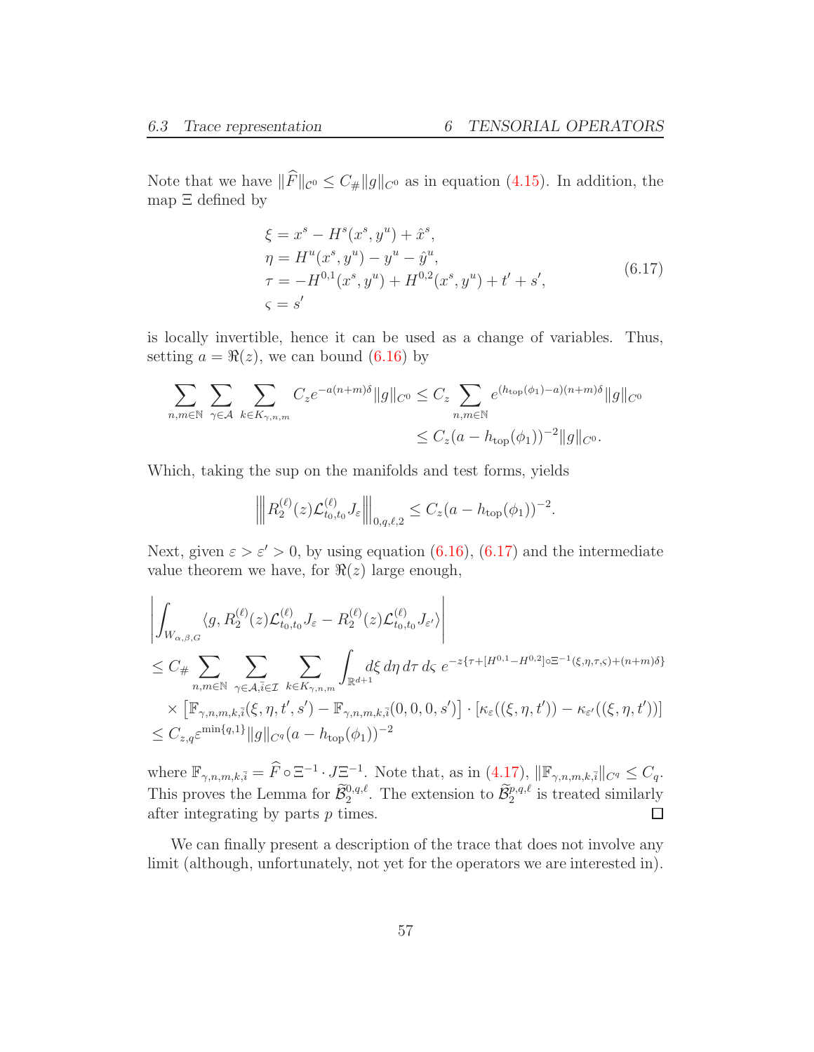Note that we have $\|\widehat{F}\|_{\mathcal{C}^0} \leq C_\# \|g\|_{C^0}$ as in equation (4.15). In addition, the map $\Xi$ defined by

$$
\begin{aligned}
\xi &= x^s - H^s(x^s, y^u) + \hat{x}^s, \\
\eta &= H^u(x^s, y^u) - y^u - \hat{y}^u, \\
\tau &= -H^{0,1}(x^s, y^u) + H^{0,2}(x^s, y^u) + t' + s', \\
\varsigma &= s'
\end{aligned}
\tag{6.17}
$$

is locally invertible, hence it can be used as a change of variables. Thus, setting $a = \Re(z)$, we can bound (6.16) by

$$
\begin{aligned}
\sum_{n,m\in\mathbb{N}} \sum_{\gamma\in\mathcal{A}} \sum_{k\in K_{\gamma,n,m}} C_z e^{-a(n+m)\delta} \|g\|_{C^0} &\leq C_z \sum_{n,m\in\mathbb{N}} e^{(h_{\text{top}}(\phi_1)-a)(n+m)\delta} \|g\|_{C^0} \\
&\leq C_z (a - h_{\text{top}}(\phi_1))^{-2} \|g\|_{C^0}.
\end{aligned}
$$

Which, taking the sup on the manifolds and test forms, yields

$$
\left\| R_2^{(\ell)}(z) \mathcal{L}_{t_0,t_0}^{(\ell)} J_\varepsilon \right\|_{0,q,\ell,2} \leq C_z (a - h_{\text{top}}(\phi_1))^{-2}.
$$

Next, given $\varepsilon > \varepsilon' > 0$, by using equation (6.16), (6.17) and the intermediate value theorem we have, for $\Re(z)$ large enough,

$$
\begin{aligned}
&\left| \int_{W_{\alpha,\beta,G}} \langle g, R_2^{(\ell)}(z) \mathcal{L}_{t_0,t_0}^{(\ell)} J_\varepsilon - R_2^{(\ell)}(z) \mathcal{L}_{t_0,t_0}^{(\ell)} J_{\varepsilon'} \rangle \right| \\
&\leq C_\# \sum_{n,m\in\mathbb{N}} \sum_{\gamma\in\mathcal{A}, \bar{i}\in\mathcal{I}} \sum_{k\in K_{\gamma,n,m}} \int_{\mathbb{R}^{d+1}} d\xi\, d\eta\, d\tau\, d\varsigma\; e^{-z\{\tau + [H^{0,1} - H^{0,2}]\circ\Xi^{-1}(\xi,\eta,\tau,\varsigma) + (n+m)\delta\}} \\
&\quad \times \left[ \mathbb{F}_{\gamma,n,m,k,\bar{i}}(\xi, \eta, t', s') - \mathbb{F}_{\gamma,n,m,k,\bar{i}}(0,0,0,s') \right] \cdot \left[ \kappa_\varepsilon((\xi,\eta,t')) - \kappa_{\varepsilon'}((\xi,\eta,t')) \right] \\
&\leq C_{z,q} \varepsilon^{\min\{q,1\}} \|g\|_{C^q} (a - h_{\text{top}}(\phi_1))^{-2}
\end{aligned}
$$

where $\mathbb{F}_{\gamma,n,m,k,\bar{i}} = \widehat{F} \circ \Xi^{-1} \cdot J\Xi^{-1}$. Note that, as in (4.17), $\|\mathbb{F}_{\gamma,n,m,k,\bar{i}}\|_{C^q} \leq C_q$. This proves the Lemma for $\widetilde{\mathcal{B}}_2^{0,q,\ell}$. The extension to $\widetilde{\mathcal{B}}_2^{p,q,\ell}$ is treated similarly after integrating by parts $p$ times. $\square$

We can finally present a description of the trace that does not involve any limit (although, unfortunately, not yet for the operators we are interested in).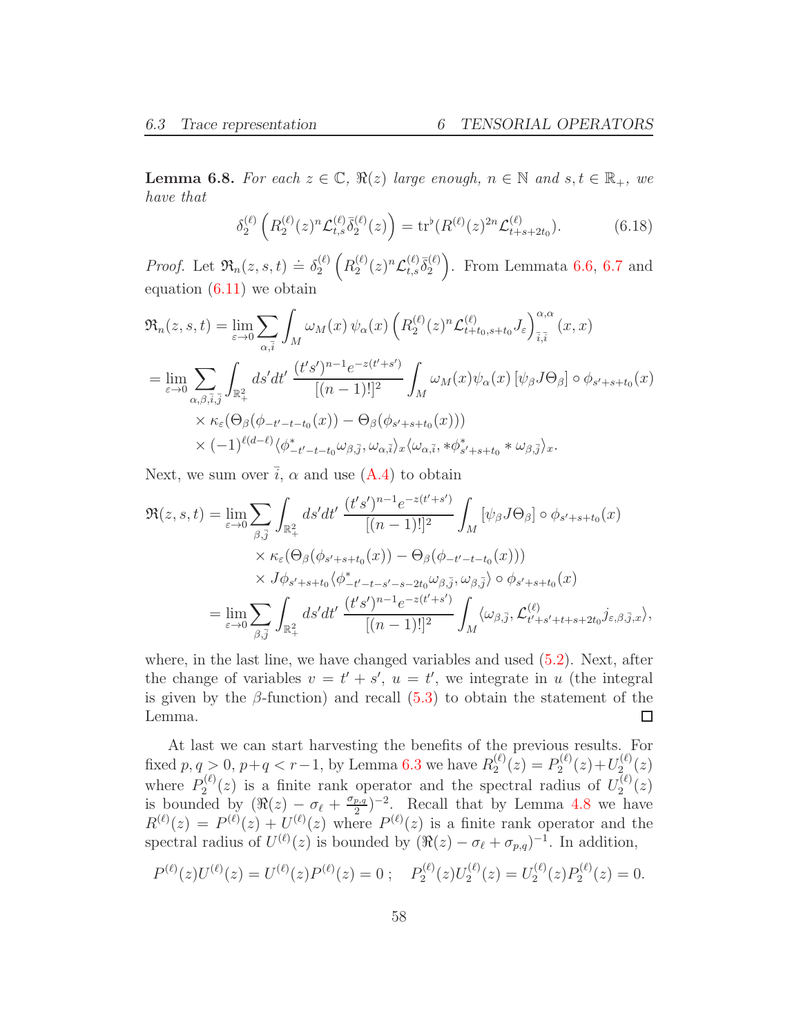**Lemma 6.8.** *For each $z \in \mathbb{C}$, $\Re(z)$ large enough, $n \in \mathbb{N}$ and $s, t \in \mathbb{R}_+$, we have that*

$$\delta_2^{(\ell)}\left(R_2^{(\ell)}(z)^n \mathcal{L}_{t,s}^{(\ell)} \bar{\delta}_2^{(\ell)}(z)\right) = \operatorname{tr}^\flat(R^{(\ell)}(z)^{2n} \mathcal{L}_{t+s+2t_0}^{(\ell)}). \tag{6.18}$$

*Proof.* Let $\mathfrak{R}_n(z,s,t) \doteq \delta_2^{(\ell)}\left(R_2^{(\ell)}(z)^n \mathcal{L}_{t,s}^{(\ell)} \bar{\delta}_2^{(\ell)}\right)$. From Lemmata 6.6, 6.7 and equation (6.11) we obtain

$$\begin{aligned}
\mathfrak{R}_n(z,s,t) &= \lim_{\varepsilon \to 0} \sum_{\alpha, \bar{i}} \int_M \omega_M(x)\, \psi_\alpha(x) \left(R_2^{(\ell)}(z)^n \mathcal{L}_{t+t_0, s+t_0}^{(\ell)} J_\varepsilon\right)_{\bar{i}, \bar{i}}^{\alpha,\alpha}(x,x) \\
&= \lim_{\varepsilon \to 0} \sum_{\alpha,\beta,\bar{i},\bar{j}} \int_{\mathbb{R}_+^2} ds' dt' \, \frac{(t's')^{n-1} e^{-z(t'+s')}}{[(n-1)!]^2} \int_M \omega_M(x) \psi_\alpha(x) \left[\psi_\beta J \Theta_\beta\right] \circ \phi_{s'+s+t_0}(x) \\
&\quad \times \kappa_\varepsilon(\Theta_\beta(\phi_{-t'-t-t_0}(x)) - \Theta_\beta(\phi_{s'+s+t_0}(x))) \\
&\quad \times (-1)^{\ell(d-\ell)} \langle \phi^*_{-t'-t-t_0} \omega_{\beta,\bar{j}}, \omega_{\alpha,\bar{i}} \rangle_x \langle \omega_{\alpha,\bar{i}}, *\phi^*_{s'+s+t_0} * \omega_{\beta,\bar{j}} \rangle_x.
\end{aligned}$$

Next, we sum over $\bar{i}$, $\alpha$ and use (A.4) to obtain

$$\begin{aligned}
\mathfrak{R}(z,s,t) &= \lim_{\varepsilon \to 0} \sum_{\beta, \bar{j}} \int_{\mathbb{R}_+^2} ds' dt' \, \frac{(t's')^{n-1} e^{-z(t'+s')}}{[(n-1)!]^2} \int_M \left[\psi_\beta J \Theta_\beta\right] \circ \phi_{s'+s+t_0}(x) \\
&\quad \times \kappa_\varepsilon(\Theta_\beta(\phi_{s'+s+t_0}(x)) - \Theta_\beta(\phi_{-t'-t-t_0}(x))) \\
&\quad \times J\phi_{s'+s+t_0} \langle \phi^*_{-t'-t-s'-s-2t_0} \omega_{\beta,\bar{j}}, \omega_{\beta,\bar{j}} \rangle \circ \phi_{s'+s+t_0}(x) \\
&= \lim_{\varepsilon \to 0} \sum_{\beta, \bar{j}} \int_{\mathbb{R}_+^2} ds' dt' \, \frac{(t's')^{n-1} e^{-z(t'+s')}}{[(n-1)!]^2} \int_M \langle \omega_{\beta,\bar{j}}, \mathcal{L}_{t'+s'+t+s+2t_0}^{(\ell)} j_{\varepsilon,\beta,\bar{j},x} \rangle,
\end{aligned}$$

where, in the last line, we have changed variables and used (5.2). Next, after the change of variables $v = t' + s'$, $u = t'$, we integrate in $u$ (the integral is given by the $\beta$-function) and recall (5.3) to obtain the statement of the Lemma. $\square$

At last we can start harvesting the benefits of the previous results. For fixed $p, q > 0$, $p + q < r - 1$, by Lemma 6.3 we have $R_2^{(\ell)}(z) = P_2^{(\ell)}(z) + U_2^{(\ell)}(z)$ where $P_2^{(\ell)}(z)$ is a finite rank operator and the spectral radius of $U_2^{(\ell)}(z)$ is bounded by $(\Re(z) - \sigma_\ell + \frac{\sigma_{p,q}}{2})^{-2}$. Recall that by Lemma 4.8 we have $R^{(\ell)}(z) = P^{(\ell)}(z) + U^{(\ell)}(z)$ where $P^{(\ell)}(z)$ is a finite rank operator and the spectral radius of $U^{(\ell)}(z)$ is bounded by $(\Re(z) - \sigma_\ell + \sigma_{p,q})^{-1}$. In addition,

$$P^{(\ell)}(z) U^{(\ell)}(z) = U^{(\ell)}(z) P^{(\ell)}(z) = 0\,; \quad P_2^{(\ell)}(z) U_2^{(\ell)}(z) = U_2^{(\ell)}(z) P_2^{(\ell)}(z) = 0.$$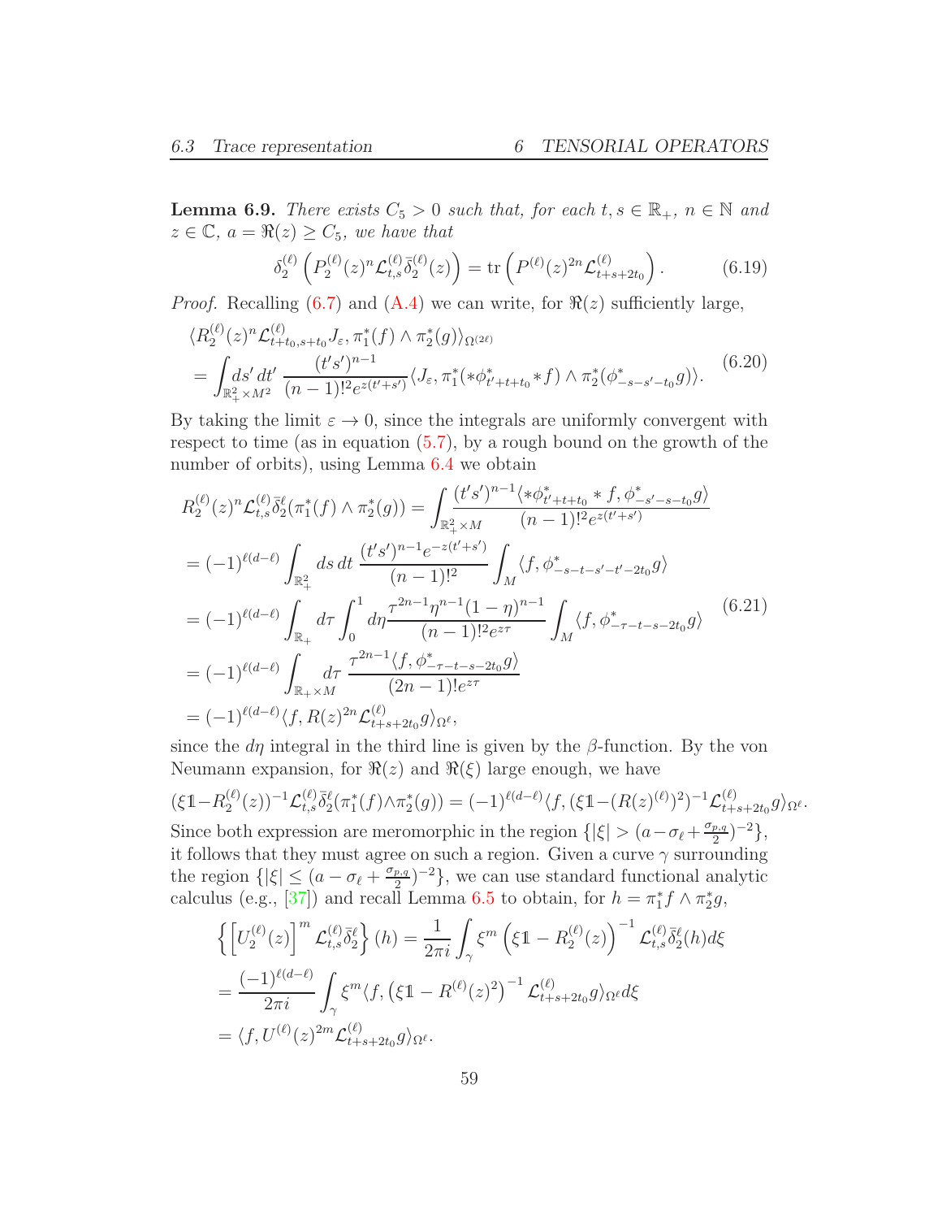**Lemma 6.9.** *There exists $C_5 > 0$ such that, for each $t, s \in \mathbb{R}_+$, $n \in \mathbb{N}$ and $z \in \mathbb{C}$, $a = \Re(z) \geq C_5$, we have that*

$$\delta_2^{(\ell)}\left(P_2^{(\ell)}(z)^n \mathcal{L}_{t,s}^{(\ell)} \bar{\delta}_2^{(\ell)}(z)\right) = \operatorname{tr}\left(P^{(\ell)}(z)^{2n} \mathcal{L}_{t+s+2t_0}^{(\ell)}\right). \tag{6.19}$$

*Proof.* Recalling (6.7) and (A.4) we can write, for $\Re(z)$ sufficiently large,

$$\begin{aligned}
&\langle R_2^{(\ell)}(z)^n \mathcal{L}_{t+t_0,s+t_0}^{(\ell)} J_\varepsilon, \pi_1^*(f) \wedge \pi_2^*(g)\rangle_{\Omega^{(2\ell)}} \\
&= \int_{\mathbb{R}_+^2 \times M^2} ds'\, dt'\, \frac{(t's')^{n-1}}{(n-1)!^2 e^{z(t'+s')}} \langle J_\varepsilon, \pi_1^*(*\phi^*_{t'+t+t_0} * f) \wedge \pi_2^*(\phi^*_{-s-s'-t_0} g)\rangle.
\end{aligned} \tag{6.20}$$

By taking the limit $\varepsilon \to 0$, since the integrals are uniformly convergent with respect to time (as in equation (5.7), by a rough bound on the growth of the number of orbits), using Lemma 6.4 we obtain

$$\begin{aligned}
R_2^{(\ell)}(z)^n \mathcal{L}_{t,s}^{(\ell)} \bar{\delta}_2^{\ell}(\pi_1^*(f) \wedge \pi_2^*(g)) &= \int_{\mathbb{R}_+^2 \times M} \frac{(t's')^{n-1} \langle *\phi^*_{t'+t+t_0} * f, \phi^*_{-s'-s-t_0} g\rangle}{(n-1)!^2 e^{z(t'+s')}} \\
&= (-1)^{\ell(d-\ell)} \int_{\mathbb{R}_+^2} ds\, dt\, \frac{(t's')^{n-1} e^{-z(t'+s')}}{(n-1)!^2} \int_M \langle f, \phi^*_{-s-t-s'-t'-2t_0} g\rangle \\
&= (-1)^{\ell(d-\ell)} \int_{\mathbb{R}_+} d\tau \int_0^1 d\eta \frac{\tau^{2n-1} \eta^{n-1}(1-\eta)^{n-1}}{(n-1)!^2 e^{z\tau}} \int_M \langle f, \phi^*_{-\tau-t-s-2t_0} g\rangle \\
&= (-1)^{\ell(d-\ell)} \int_{\mathbb{R}_+ \times M} d\tau\, \frac{\tau^{2n-1} \langle f, \phi^*_{-\tau-t-s-2t_0} g\rangle}{(2n-1)! e^{z\tau}} \\
&= (-1)^{\ell(d-\ell)} \langle f, R(z)^{2n} \mathcal{L}_{t+s+2t_0}^{(\ell)} g\rangle_{\Omega^\ell},
\end{aligned} \tag{6.21}$$

since the $d\eta$ integral in the third line is given by the $\beta$-function. By the von Neumann expansion, for $\Re(z)$ and $\Re(\xi)$ large enough, we have

$$(\xi \mathbb{1} - R_2^{(\ell)}(z))^{-1} \mathcal{L}_{t,s}^{(\ell)} \bar{\delta}_2^{\ell}(\pi_1^*(f) \wedge \pi_2^*(g)) = (-1)^{\ell(d-\ell)} \langle f, (\xi \mathbb{1} - (R(z)^{(\ell)})^2)^{-1} \mathcal{L}_{t+s+2t_0}^{(\ell)} g\rangle_{\Omega^\ell}.$$

Since both expression are meromorphic in the region $\{|\xi| > (a - \sigma_\ell + \frac{\sigma_{p,q}}{2})^{-2}\}$, it follows that they must agree on such a region. Given a curve $\gamma$ surrounding the region $\{|\xi| \leq (a - \sigma_\ell + \frac{\sigma_{p,q}}{2})^{-2}\}$, we can use standard functional analytic calculus (e.g., [37]) and recall Lemma 6.5 to obtain, for $h = \pi_1^* f \wedge \pi_2^* g$,

$$\begin{aligned}
\left\{\left[U_2^{(\ell)}(z)\right]^m \mathcal{L}_{t,s}^{(\ell)} \bar{\delta}_2^{\ell}\right\}(h) &= \frac{1}{2\pi i} \int_\gamma \xi^m \left(\xi \mathbb{1} - R_2^{(\ell)}(z)\right)^{-1} \mathcal{L}_{t,s}^{(\ell)} \bar{\delta}_2^{\ell}(h) d\xi \\
&= \frac{(-1)^{\ell(d-\ell)}}{2\pi i} \int_\gamma \xi^m \langle f, \left(\xi \mathbb{1} - R^{(\ell)}(z)^2\right)^{-1} \mathcal{L}_{t+s+2t_0}^{(\ell)} g\rangle_{\Omega^\ell} d\xi \\
&= \langle f, U^{(\ell)}(z)^{2m} \mathcal{L}_{t+s+2t_0}^{(\ell)} g\rangle_{\Omega^\ell}.
\end{aligned}$$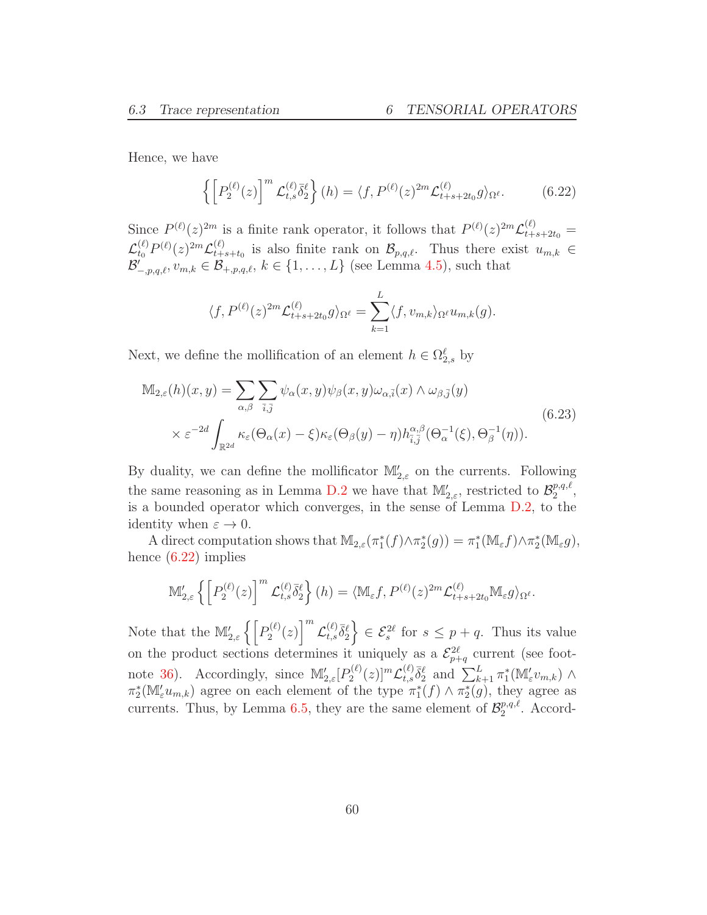Hence, we have

$$\left\{\left[P_2^{(\ell)}(z)\right]^m \mathcal{L}_{t,s}^{(\ell)}\bar{\delta}_2^\ell\right\}(h) = \langle f, P^{(\ell)}(z)^{2m}\mathcal{L}_{t+s+2t_0}^{(\ell)} g\rangle_{\Omega^\ell}. \tag{6.22}$$

Since $P^{(\ell)}(z)^{2m}$ is a finite rank operator, it follows that $P^{(\ell)}(z)^{2m}\mathcal{L}_{t+s+2t_0}^{(\ell)} = \mathcal{L}_{t_0}^{(\ell)} P^{(\ell)}(z)^{2m}\mathcal{L}_{t+s+t_0}^{(\ell)}$ is also finite rank on $\mathcal{B}_{p,q,\ell}$. Thus there exist $u_{m,k} \in \mathcal{B}'_{-,p,q,\ell}, v_{m,k} \in \mathcal{B}_{+,p,q,\ell}$, $k \in \{1, \dots, L\}$ (see Lemma 4.5), such that

$$\langle f, P^{(\ell)}(z)^{2m}\mathcal{L}_{t+s+2t_0}^{(\ell)} g\rangle_{\Omega^\ell} = \sum_{k=1}^L \langle f, v_{m,k}\rangle_{\Omega^\ell} u_{m,k}(g).$$

Next, we define the mollification of an element $h \in \Omega_{2,s}^\ell$ by

$$\begin{aligned}\mathbb{M}_{2,\varepsilon}(h)(x,y) = &\sum_{\alpha,\beta}\sum_{\bar{i},\bar{j}} \psi_\alpha(x,y)\psi_\beta(x,y)\omega_{\alpha,\bar{i}}(x)\wedge\omega_{\beta,\bar{j}}(y) \\ &\times \varepsilon^{-2d}\int_{\mathbb{R}^{2d}} \kappa_\varepsilon(\Theta_\alpha(x)-\xi)\kappa_\varepsilon(\Theta_\beta(y)-\eta)h_{\bar{i},\bar{j}}^{\alpha,\beta}(\Theta_\alpha^{-1}(\xi),\Theta_\beta^{-1}(\eta)).\end{aligned} \tag{6.23}$$

By duality, we can define the mollificator $\mathbb{M}'_{2,\varepsilon}$ on the currents. Following the same reasoning as in Lemma D.2 we have that $\mathbb{M}'_{2,\varepsilon}$, restricted to $\mathcal{B}_2^{p,q,\ell}$, is a bounded operator which converges, in the sense of Lemma D.2, to the identity when $\varepsilon \to 0$.

A direct computation shows that $\mathbb{M}_{2,\varepsilon}(\pi_1^*(f)\wedge\pi_2^*(g)) = \pi_1^*(\mathbb{M}_\varepsilon f)\wedge\pi_2^*(\mathbb{M}_\varepsilon g)$, hence (6.22) implies

$$\mathbb{M}'_{2,\varepsilon}\left\{\left[P_2^{(\ell)}(z)\right]^m \mathcal{L}_{t,s}^{(\ell)}\bar{\delta}_2^\ell\right\}(h) = \langle \mathbb{M}_\varepsilon f, P^{(\ell)}(z)^{2m}\mathcal{L}_{t+s+2t_0}^{(\ell)}\mathbb{M}_\varepsilon g\rangle_{\Omega^\ell}.$$

Note that the $\mathbb{M}'_{2,\varepsilon}\left\{\left[P_2^{(\ell)}(z)\right]^m \mathcal{L}_{t,s}^{(\ell)}\bar{\delta}_2^\ell\right\} \in \mathcal{E}_s^{2\ell}$ for $s \le p+q$. Thus its value on the product sections determines it uniquely as a $\mathcal{E}_{p+q}^{2\ell}$ current (see footnote 36). Accordingly, since $\mathbb{M}'_{2,\varepsilon}[P_2^{(\ell)}(z)]^m\mathcal{L}_{t,s}^{(\ell)}\bar{\delta}_2^\ell$ and $\sum_{k+1}^L \pi_1^*(\mathbb{M}'_\varepsilon v_{m,k}) \wedge \pi_2^*(\mathbb{M}'_\varepsilon u_{m,k})$ agree on each element of the type $\pi_1^*(f)\wedge\pi_2^*(g)$, they agree as currents. Thus, by Lemma 6.5, they are the same element of $\mathcal{B}_2^{p,q,\ell}$. Accord-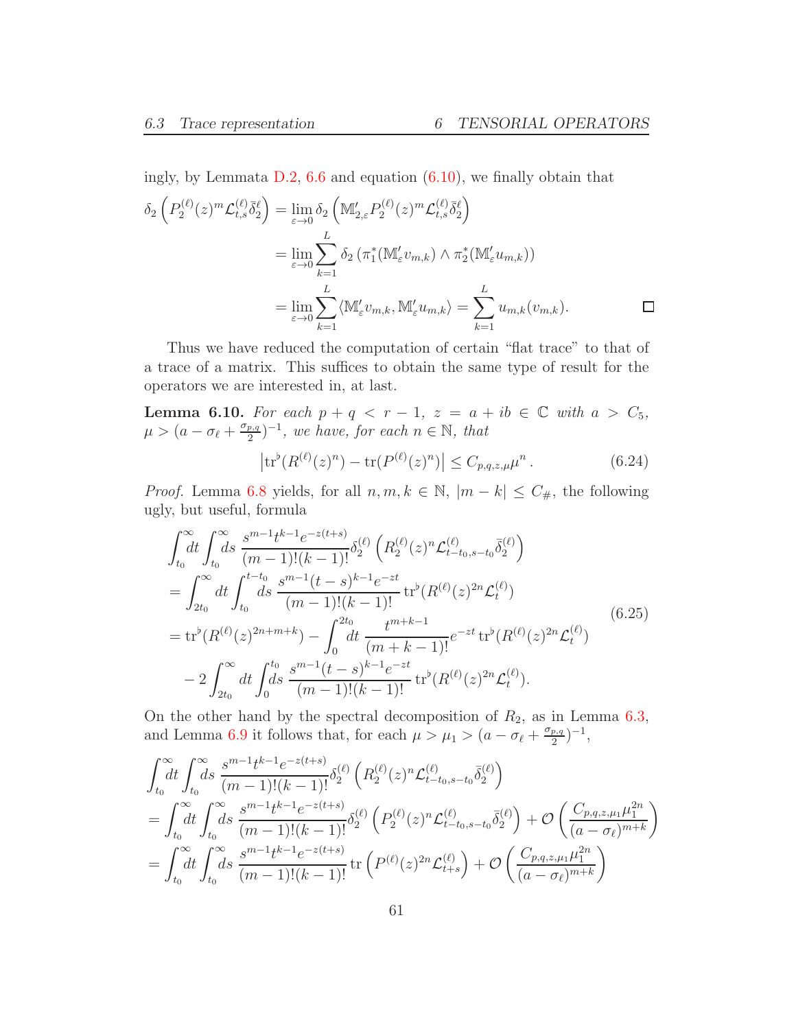ingly, by Lemmata D.2, 6.6 and equation (6.10), we finally obtain that

$$
\begin{aligned}
\delta_2\left(P_2^{(\ell)}(z)^m \mathcal{L}_{t,s}^{(\ell)} \bar{\delta}_2^{\ell}\right) &= \lim_{\varepsilon\to 0} \delta_2\left(\mathbb{M}_{2,\varepsilon}' P_2^{(\ell)}(z)^m \mathcal{L}_{t,s}^{(\ell)} \bar{\delta}_2^{\ell}\right) \\
&= \lim_{\varepsilon\to 0} \sum_{k=1}^{L} \delta_2\left(\pi_1^*(\mathbb{M}_\varepsilon' v_{m,k}) \wedge \pi_2^*(\mathbb{M}_\varepsilon' u_{m,k})\right) \\
&= \lim_{\varepsilon\to 0} \sum_{k=1}^{L} \langle \mathbb{M}_\varepsilon' v_{m,k}, \mathbb{M}_\varepsilon' u_{m,k}\rangle = \sum_{k=1}^{L} u_{m,k}(v_{m,k}). \qquad \square
\end{aligned}
$$

Thus we have reduced the computation of certain "flat trace" to that of a trace of a matrix. This suffices to obtain the same type of result for the operators we are interested in, at last.

**Lemma 6.10.** *For each $p+q<r-1$, $z=a+ib\in\mathbb{C}$ with $a>C_5$, $\mu>(a-\sigma_\ell+\frac{\sigma_{p,q}}{2})^{-1}$, we have, for each $n\in\mathbb{N}$, that*

$$
\left|\operatorname{tr}^\flat(R^{(\ell)}(z)^n) - \operatorname{tr}(P^{(\ell)}(z)^n)\right| \le C_{p,q,z,\mu}\mu^n\,. \tag{6.24}
$$

*Proof.* Lemma 6.8 yields, for all $n,m,k\in\mathbb{N}$, $|m-k|\le C_\#$, the following ugly, but useful, formula

$$
\begin{aligned}
&\int_{t_0}^{\infty}\!dt\int_{t_0}^{\infty}\!ds\;\frac{s^{m-1}t^{k-1}e^{-z(t+s)}}{(m-1)!(k-1)!}\delta_2^{(\ell)}\left(R_2^{(\ell)}(z)^n\mathcal{L}_{t-t_0,s-t_0}^{(\ell)}\bar{\delta}_2^{(\ell)}\right)\\
&=\int_{2t_0}^{\infty}dt\int_{t_0}^{t-t_0}\!ds\;\frac{s^{m-1}(t-s)^{k-1}e^{-zt}}{(m-1)!(k-1)!}\operatorname{tr}^\flat(R^{(\ell)}(z)^{2n}\mathcal{L}_t^{(\ell)})\\
&=\operatorname{tr}^\flat(R^{(\ell)}(z)^{2n+m+k})-\int_0^{2t_0}\!dt\;\frac{t^{m+k-1}}{(m+k-1)!}e^{-zt}\operatorname{tr}^\flat(R^{(\ell)}(z)^{2n}\mathcal{L}_t^{(\ell)})\\
&\quad-2\int_{2t_0}^{\infty}dt\int_0^{t_0}\!ds\;\frac{s^{m-1}(t-s)^{k-1}e^{-zt}}{(m-1)!(k-1)!}\operatorname{tr}^\flat(R^{(\ell)}(z)^{2n}\mathcal{L}_t^{(\ell)}).
\end{aligned}
\tag{6.25}
$$

On the other hand by the spectral decomposition of $R_2$, as in Lemma 6.3, and Lemma 6.9 it follows that, for each $\mu>\mu_1>(a-\sigma_\ell+\frac{\sigma_{p,q}}{2})^{-1}$,

$$
\begin{aligned}
&\int_{t_0}^{\infty}\!dt\int_{t_0}^{\infty}\!ds\;\frac{s^{m-1}t^{k-1}e^{-z(t+s)}}{(m-1)!(k-1)!}\delta_2^{(\ell)}\left(R_2^{(\ell)}(z)^n\mathcal{L}_{t-t_0,s-t_0}^{(\ell)}\bar{\delta}_2^{(\ell)}\right)\\
&=\int_{t_0}^{\infty}\!dt\int_{t_0}^{\infty}\!ds\;\frac{s^{m-1}t^{k-1}e^{-z(t+s)}}{(m-1)!(k-1)!}\delta_2^{(\ell)}\left(P_2^{(\ell)}(z)^n\mathcal{L}_{t-t_0,s-t_0}^{(\ell)}\bar{\delta}_2^{(\ell)}\right)+\mathcal{O}\left(\frac{C_{p,q,z,\mu_1}\mu_1^{2n}}{(a-\sigma_\ell)^{m+k}}\right)\\
&=\int_{t_0}^{\infty}\!dt\int_{t_0}^{\infty}\!ds\;\frac{s^{m-1}t^{k-1}e^{-z(t+s)}}{(m-1)!(k-1)!}\operatorname{tr}\left(P^{(\ell)}(z)^{2n}\mathcal{L}_{t+s}^{(\ell)}\right)+\mathcal{O}\left(\frac{C_{p,q,z,\mu_1}\mu_1^{2n}}{(a-\sigma_\ell)^{m+k}}\right)
\end{aligned}
$$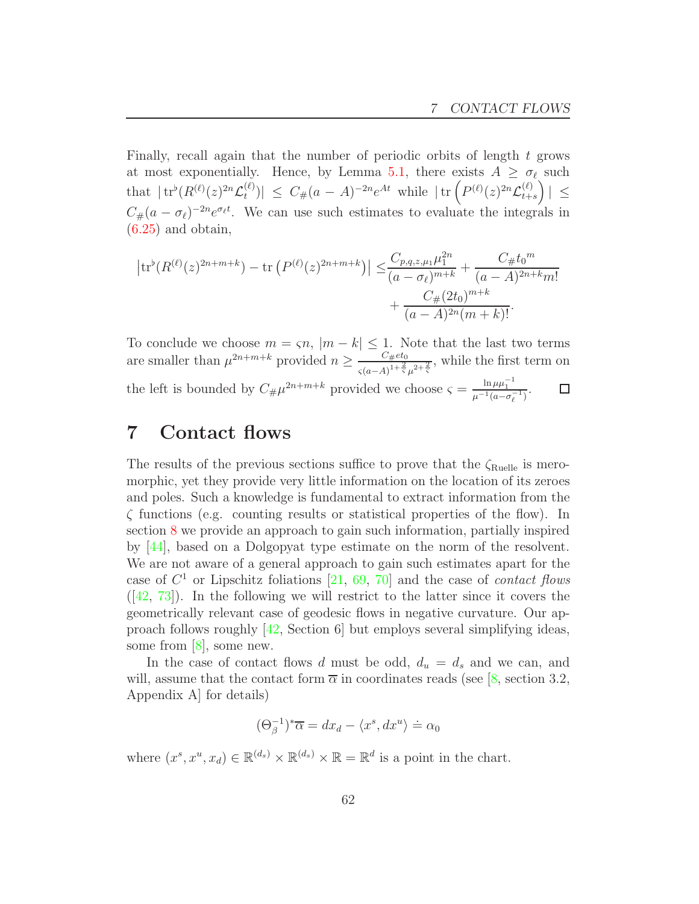Finally, recall again that the number of periodic orbits of length $t$ grows at most exponentially. Hence, by Lemma 5.1, there exists $A \geq \sigma_\ell$ such that $|\operatorname{tr}^\flat(R^{(\ell)}(z)^{2n}\mathcal{L}_t^{(\ell)})| \leq C_\#(a-A)^{-2n}e^{At}$ while $|\operatorname{tr}\left(P^{(\ell)}(z)^{2n}\mathcal{L}_{t+s}^{(\ell)}\right)| \leq C_\#(a-\sigma_\ell)^{-2n}e^{\sigma_\ell t}$. We can use such estimates to evaluate the integrals in (6.25) and obtain,

$$
\begin{aligned}
\left|\operatorname{tr}^\flat(R^{(\ell)}(z)^{2n+m+k}) - \operatorname{tr}\left(P^{(\ell)}(z)^{2n+m+k}\right)\right| \leq & \frac{C_{p,q,z,\mu_1}\mu_1^{2n}}{(a-\sigma_\ell)^{m+k}} + \frac{C_\# {t_0}^m}{(a-A)^{2n+k}m!} \\
&+ \frac{C_\#(2t_0)^{m+k}}{(a-A)^{2n}(m+k)!}.
\end{aligned}
$$

To conclude we choose $m = \varsigma n$, $|m-k| \leq 1$. Note that the last two terms are smaller than $\mu^{2n+m+k}$ provided $n \geq \frac{C_\# e t_0}{\varsigma(a-A)^{1+\frac{2}{\varsigma}}\mu^{2+\frac{2}{\varsigma}}}$, while the first term on the left is bounded by $C_\#\mu^{2n+m+k}$ provided we choose $\varsigma = \frac{\ln \mu\mu_1^{-1}}{\mu^{-1}(a-\sigma_\ell^{-1})}$. □

# 7 Contact flows

The results of the previous sections suffice to prove that the $\zeta_{\text{Ruelle}}$ is meromorphic, yet they provide very little information on the location of its zeroes and poles. Such a knowledge is fundamental to extract information from the $\zeta$ functions (e.g. counting results or statistical properties of the flow). In section 8 we provide an approach to gain such information, partially inspired by [44], based on a Dolgopyat type estimate on the norm of the resolvent. We are not aware of a general approach to gain such estimates apart for the case of $C^1$ or Lipschitz foliations [21, 69, 70] and the case of *contact flows* ([42, 73]). In the following we will restrict to the latter since it covers the geometrically relevant case of geodesic flows in negative curvature. Our approach follows roughly [42, Section 6] but employs several simplifying ideas, some from [8], some new.

In the case of contact flows $d$ must be odd, $d_u = d_s$ and we can, and will, assume that the contact form $\overline{\alpha}$ in coordinates reads (see [8, section 3.2, Appendix A] for details)

$$
(\Theta_\beta^{-1})^*\overline{\alpha} = dx_d - \langle x^s, dx^u\rangle \doteq \alpha_0
$$

where $(x^s, x^u, x_d) \in \mathbb{R}^{(d_s)} \times \mathbb{R}^{(d_s)} \times \mathbb{R} = \mathbb{R}^d$ is a point in the chart.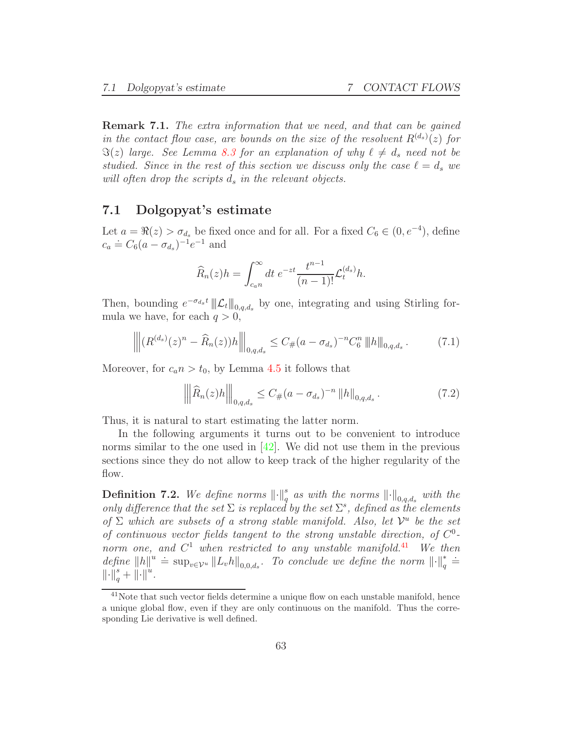**Remark 7.1.** *The extra information that we need, and that can be gained in the contact flow case, are bounds on the size of the resolvent $R^{(d_s)}(z)$ for $\Im(z)$ large. See Lemma 8.3 for an explanation of why $\ell \neq d_s$ need not be studied. Since in the rest of this section we discuss only the case $\ell = d_s$ we will often drop the scripts $d_s$ in the relevant objects.*

## 7.1 Dolgopyat's estimate

Let $a = \Re(z) > \sigma_{d_s}$ be fixed once and for all. For a fixed $C_6 \in (0, e^{-4})$, define $c_a \doteq C_6(a - \sigma_{d_s})^{-1}e^{-1}$ and

$$\widehat{R}_n(z)h = \int_{c_a n}^{\infty} dt\; e^{-zt}\frac{t^{n-1}}{(n-1)!}\mathcal{L}_t^{(d_s)}h.$$

Then, bounding $e^{-\sigma_{d_s}t}\,|\!|\!|\mathcal{L}_t|\!|\!|_{0,q,d_s}$ by one, integrating and using Stirling formula we have, for each $q > 0$,

$$\left|\!\left|\!\left|(R^{(d_s)}(z)^n - \widehat{R}_n(z))h\right|\!\right|\!\right|_{0,q,d_s} \leq C_\#(a - \sigma_{d_s})^{-n}C_6^n\,|\!|\!|h|\!|\!|_{0,q,d_s}\,. \tag{7.1}$$

Moreover, for $c_a n > t_0$, by Lemma 4.5 it follows that

$$\left|\!\left|\!\left|\widehat{R}_n(z)h\right|\!\right|\!\right|_{0,q,d_s} \leq C_\#(a - \sigma_{d_s})^{-n}\,\|h\|_{0,q,d_s}\,. \tag{7.2}$$

Thus, it is natural to start estimating the latter norm.

In the following arguments it turns out to be convenient to introduce norms similar to the one used in [42]. We did not use them in the previous sections since they do not allow to keep track of the higher regularity of the flow.

**Definition 7.2.** *We define norms $\|\cdot\|_q^s$ as with the norms $\|\cdot\|_{0,q,d_s}$ with the only difference that the set $\Sigma$ is replaced by the set $\Sigma^s$, defined as the elements of $\Sigma$ which are subsets of a strong stable manifold. Also, let $\mathcal{V}^u$ be the set of continuous vector fields tangent to the strong unstable direction, of $C^0$-norm one, and $C^1$ when restricted to any unstable manifold.*[41] *We then define $\|h\|^u \doteq \sup_{v\in\mathcal{V}^u}\|L_v h\|_{0,0,d_s}$. To conclude we define the norm $\|\cdot\|_q^* \doteq \|\cdot\|_q^s + \|\cdot\|^u$.*

[41] Note that such vector fields determine a unique flow on each unstable manifold, hence a unique global flow, even if they are only continuous on the manifold. Thus the corresponding Lie derivative is well defined.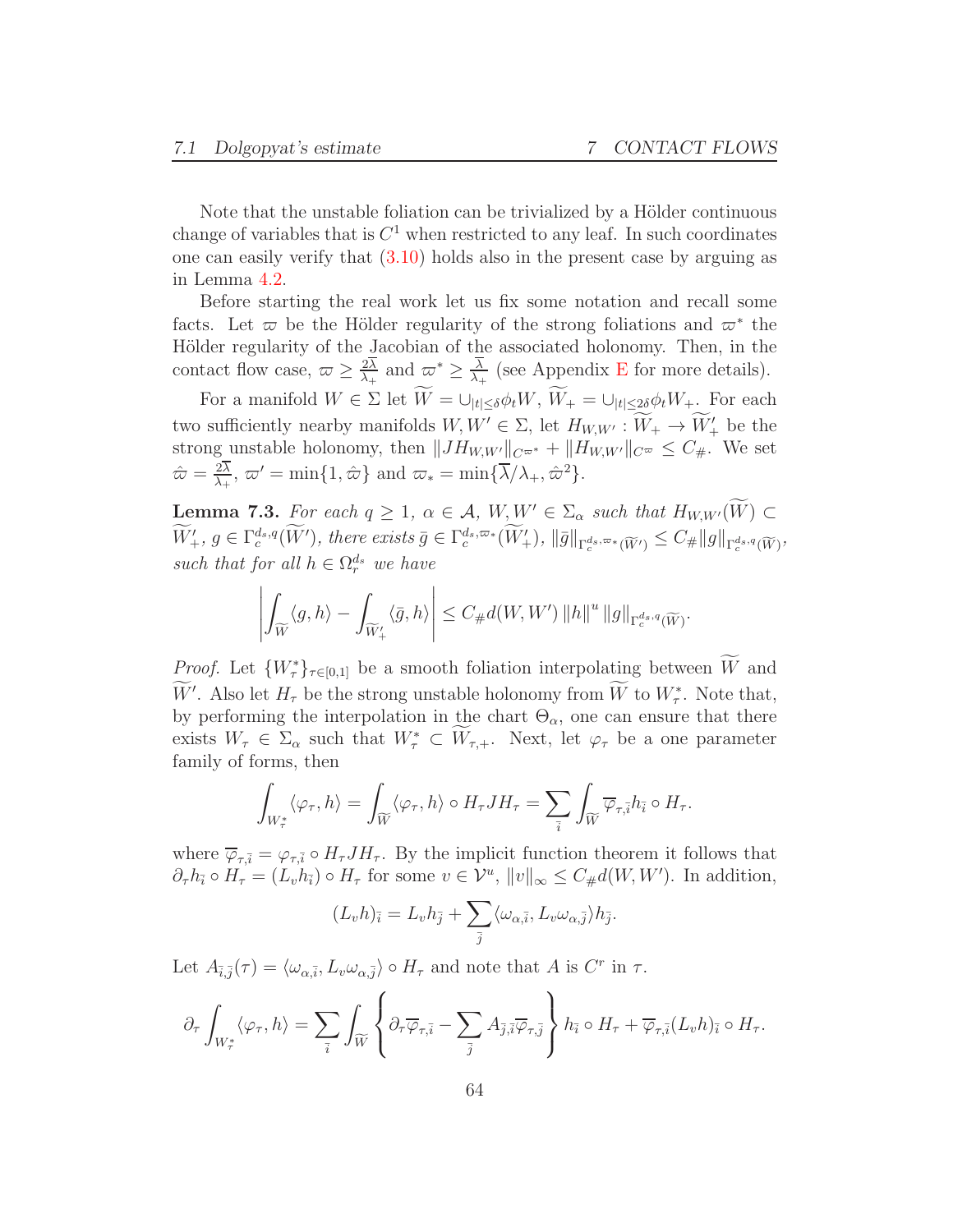Note that the unstable foliation can be trivialized by a Hölder continuous change of variables that is $C^1$ when restricted to any leaf. In such coordinates one can easily verify that (3.10) holds also in the present case by arguing as in Lemma 4.2.

Before starting the real work let us fix some notation and recall some facts. Let $\varpi$ be the Hölder regularity of the strong foliations and $\varpi^*$ the Hölder regularity of the Jacobian of the associated holonomy. Then, in the contact flow case, $\varpi \geq \frac{2\overline{\lambda}}{\lambda_+}$ and $\varpi^* \geq \frac{\overline{\lambda}}{\lambda_+}$ (see Appendix E for more details).

For a manifold $W \in \Sigma$ let $\widetilde{W} = \cup_{|t|\leq\delta}\phi_t W$, $\widetilde{W}_+ = \cup_{|t|\leq 2\delta}\phi_t W_+$. For each two sufficiently nearby manifolds $W, W' \in \Sigma$, let $H_{W,W'} : \widetilde{W}_+ \to \widetilde{W}'_+$ be the strong unstable holonomy, then $\|JH_{W,W'}\|_{C^{\varpi^*}} + \|H_{W,W'}\|_{C^{\varpi}} \leq C_\#$. We set $\hat{\varpi} = \frac{2\overline{\lambda}}{\lambda_+}$, $\varpi' = \min\{1, \hat{\varpi}\}$ and $\varpi_* = \min\{\overline{\lambda}/\lambda_+, \hat{\varpi}^2\}$.

**Lemma 7.3.** *For each $q \geq 1$, $\alpha \in \mathcal{A}$, $W, W' \in \Sigma_\alpha$ such that $H_{W,W'}(\widetilde{W}) \subset \widetilde{W}'_+$, $g \in \Gamma_c^{d_s,q}(\widetilde{W}')$, there exists $\bar{g} \in \Gamma_c^{d_s,\varpi_*}(\widetilde{W}'_+)$, $\|\bar{g}\|_{\Gamma_c^{d_s,\varpi_*}(\widetilde{W}')} \leq C_\# \|g\|_{\Gamma_c^{d_s,q}(\widetilde{W})}$, such that for all $h \in \Omega_r^{d_s}$ we have*

$$\left| \int_{\widetilde{W}} \langle g, h\rangle - \int_{\widetilde{W}'_+} \langle \bar{g}, h\rangle \right| \leq C_\# d(W, W') \, \|h\|^u \, \|g\|_{\Gamma_c^{d_s,q}(\widetilde{W})}.$$

*Proof.* Let $\{W^*_\tau\}_{\tau\in[0,1]}$ be a smooth foliation interpolating between $\widetilde{W}$ and $\widetilde{W}'$. Also let $H_\tau$ be the strong unstable holonomy from $\widetilde{W}$ to $W^*_\tau$. Note that, by performing the interpolation in the chart $\Theta_\alpha$, one can ensure that there exists $W_\tau \in \Sigma_\alpha$ such that $W^*_\tau \subset \widetilde{W}_{\tau,+}$. Next, let $\varphi_\tau$ be a one parameter family of forms, then

$$\int_{W^*_\tau} \langle \varphi_\tau, h\rangle = \int_{\widetilde{W}} \langle \varphi_\tau, h\rangle \circ H_\tau JH_\tau = \sum_{\bar{i}} \int_{\widetilde{W}} \overline{\varphi}_{\tau,\bar{i}} h_{\bar{i}} \circ H_\tau.$$

where $\overline{\varphi}_{\tau,\bar{i}} = \varphi_{\tau,\bar{i}} \circ H_\tau JH_\tau$. By the implicit function theorem it follows that $\partial_\tau h_{\bar{i}} \circ H_\tau = (L_v h_{\bar{i}}) \circ H_\tau$ for some $v \in \mathcal{V}^u$, $\|v\|_\infty \leq C_\# d(W, W')$. In addition,

$$(L_v h)_{\bar{i}} = L_v h_{\bar{j}} + \sum_{\bar{j}} \langle \omega_{\alpha,\bar{i}}, L_v \omega_{\alpha,\bar{j}}\rangle h_{\bar{j}}.$$

Let $A_{\bar{i},\bar{j}}(\tau) = \langle \omega_{\alpha,\bar{i}}, L_v \omega_{\alpha,\bar{j}}\rangle \circ H_\tau$ and note that $A$ is $C^r$ in $\tau$.

$$\partial_\tau \int_{W^*_\tau} \langle \varphi_\tau, h\rangle = \sum_{\bar{i}} \int_{\widetilde{W}} \left\{ \partial_\tau \overline{\varphi}_{\tau,\bar{i}} - \sum_{\bar{j}} A_{\bar{j},\bar{i}} \overline{\varphi}_{\tau,\bar{j}} \right\} h_{\bar{i}} \circ H_\tau + \overline{\varphi}_{\tau,\bar{i}} (L_v h)_{\bar{i}} \circ H_\tau.$$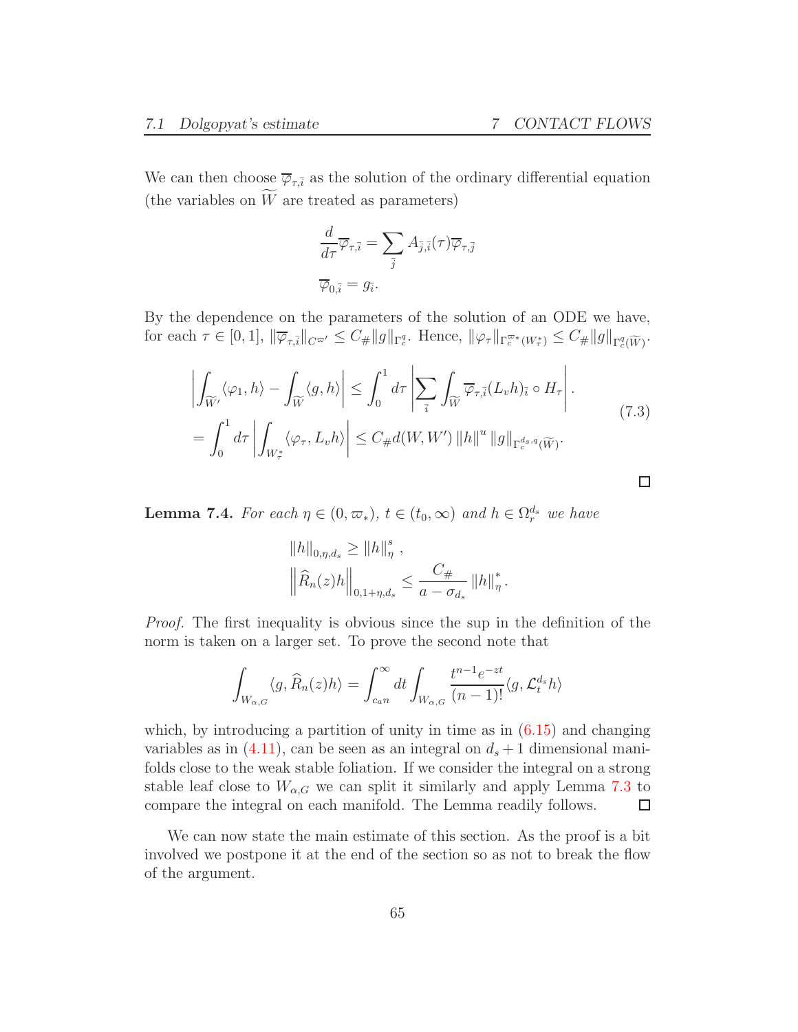We can then choose $\overline{\varphi}_{\tau,\bar{i}}$ as the solution of the ordinary differential equation (the variables on $\widetilde{W}$ are treated as parameters)

$$
\begin{aligned}
&\frac{d}{d\tau}\overline{\varphi}_{\tau,\bar{i}} = \sum_{\bar{j}} A_{\bar{j},\bar{i}}(\tau)\overline{\varphi}_{\tau,\bar{j}} \\
&\overline{\varphi}_{0,\bar{i}} = g_{\bar{i}}.
\end{aligned}
$$

By the dependence on the parameters of the solution of an ODE we have, for each $\tau \in [0,1]$, $\|\overline{\varphi}_{\tau,\bar{i}}\|_{C^{\varpi'}} \leq C_{\#}\|g\|_{\Gamma_c^q}$. Hence, $\|\varphi_\tau\|_{\Gamma_c^{\varpi*}(W_\tau^*)} \leq C_{\#}\|g\|_{\Gamma_c^q(\widetilde{W})}$.

$$
\begin{aligned}
\left|\int_{\widetilde{W}'}\langle\varphi_1, h\rangle - \int_{\widetilde{W}}\langle g, h\rangle\right| &\leq \int_0^1 d\tau \left|\sum_{\bar{i}}\int_{\widetilde{W}} \overline{\varphi}_{\tau,\bar{i}}(L_v h)_{\bar{i}} \circ H_\tau\right|. \\
= \int_0^1 d\tau \left|\int_{W_\tau^*}\langle\varphi_\tau, L_v h\rangle\right| &\leq C_{\#}d(W,W')\,\|h\|^u\,\|g\|_{\Gamma_c^{d_s,q}(\widetilde{W})}.
\end{aligned}
\tag{7.3}
$$

□

**Lemma 7.4.** *For each $\eta \in (0, \varpi_*)$, $t \in (t_0, \infty)$ and $h \in \Omega_r^{d_s}$ we have*

$$
\begin{aligned}
&\|h\|_{0,\eta,d_s} \geq \|h\|_\eta^s\,, \\
&\left\|\widehat{R}_n(z)h\right\|_{0,1+\eta,d_s} \leq \frac{C_{\#}}{a - \sigma_{d_s}}\|h\|_\eta^*.
\end{aligned}
$$

*Proof.* The first inequality is obvious since the sup in the definition of the norm is taken on a larger set. To prove the second note that

$$
\int_{W_{\alpha,G}}\langle g, \widehat{R}_n(z)h\rangle = \int_{c_a n}^\infty dt \int_{W_{\alpha,G}} \frac{t^{n-1}e^{-zt}}{(n-1)!}\langle g, \mathcal{L}_t^{d_s}h\rangle
$$

which, by introducing a partition of unity in time as in (6.15) and changing variables as in (4.11), can be seen as an integral on $d_s + 1$ dimensional manifolds close to the weak stable foliation. If we consider the integral on a strong stable leaf close to $W_{\alpha,G}$ we can split it similarly and apply Lemma 7.3 to compare the integral on each manifold. The Lemma readily follows. □

We can now state the main estimate of this section. As the proof is a bit involved we postpone it at the end of the section so as not to break the flow of the argument.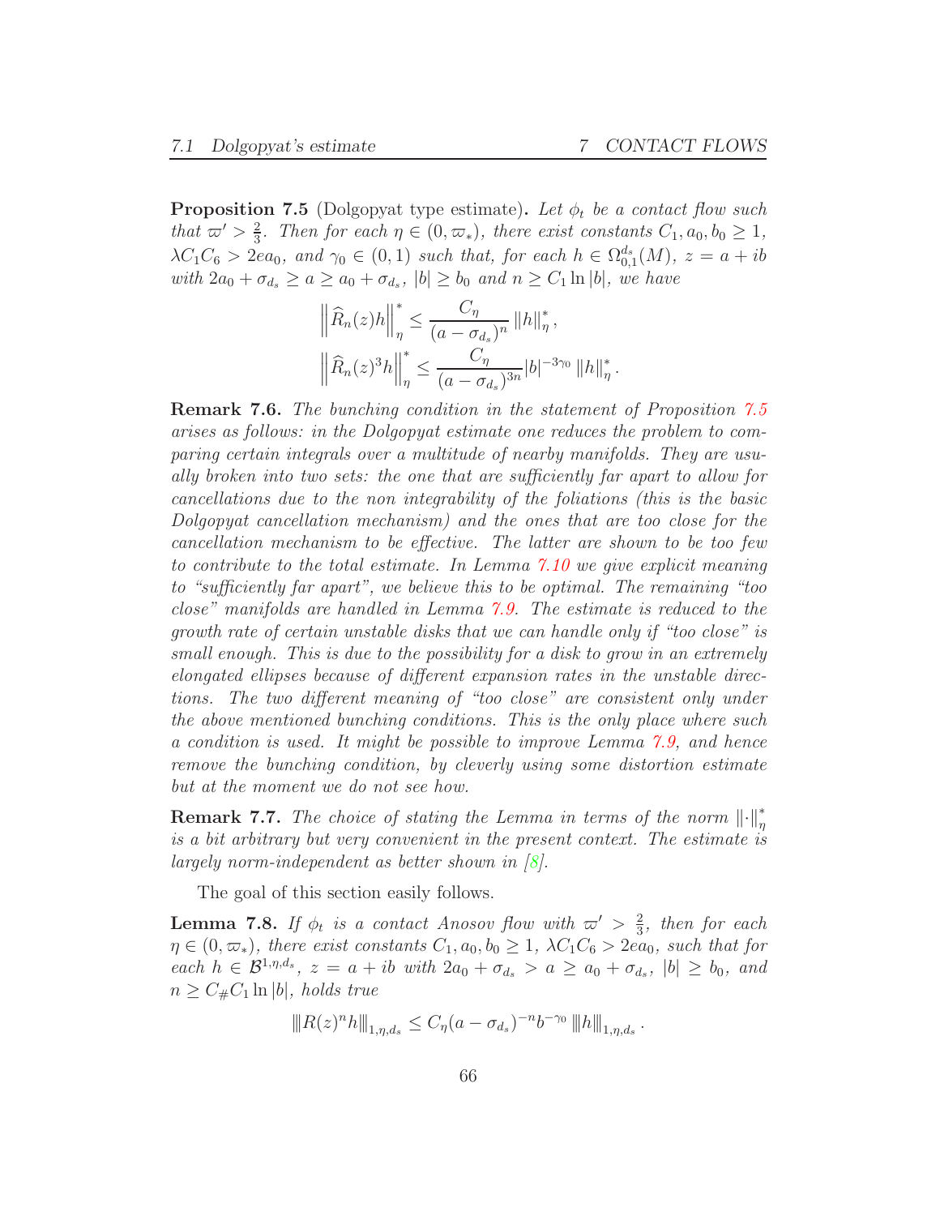**Proposition 7.5** (Dolgopyat type estimate)**.** *Let $\phi_t$ be a contact flow such that $\varpi' > \frac{2}{3}$. Then for each $\eta \in (0, \varpi_*)$, there exist constants $C_1, a_0, b_0 \geq 1$, $\lambda C_1 C_6 > 2ea_0$, and $\gamma_0 \in (0,1)$ such that, for each $h \in \Omega^{d_s}_{0,1}(M)$, $z = a + ib$ with $2a_0 + \sigma_{d_s} \geq a \geq a_0 + \sigma_{d_s}$, $|b| \geq b_0$ and $n \geq C_1 \ln |b|$, we have*

$$
\begin{aligned}
\left\| \widehat{R}_n(z) h \right\|^*_\eta &\leq \frac{C_\eta}{(a - \sigma_{d_s})^n} \|h\|^*_\eta, \\
\left\| \widehat{R}_n(z)^3 h \right\|^*_\eta &\leq \frac{C_\eta}{(a - \sigma_{d_s})^{3n}} |b|^{-3\gamma_0} \|h\|^*_\eta.
\end{aligned}
$$

**Remark 7.6.** *The bunching condition in the statement of Proposition 7.5 arises as follows: in the Dolgopyat estimate one reduces the problem to comparing certain integrals over a multitude of nearby manifolds. They are usually broken into two sets: the one that are sufficiently far apart to allow for cancellations due to the non integrability of the foliations (this is the basic Dolgopyat cancellation mechanism) and the ones that are too close for the cancellation mechanism to be effective. The latter are shown to be too few to contribute to the total estimate. In Lemma 7.10 we give explicit meaning to "sufficiently far apart", we believe this to be optimal. The remaining "too close" manifolds are handled in Lemma 7.9. The estimate is reduced to the growth rate of certain unstable disks that we can handle only if "too close" is small enough. This is due to the possibility for a disk to grow in an extremely elongated ellipses because of different expansion rates in the unstable directions. The two different meaning of "too close" are consistent only under the above mentioned bunching conditions. This is the only place where such a condition is used. It might be possible to improve Lemma 7.9, and hence remove the bunching condition, by cleverly using some distortion estimate but at the moment we do not see how.*

**Remark 7.7.** *The choice of stating the Lemma in terms of the norm $\|\cdot\|^*_\eta$ is a bit arbitrary but very convenient in the present context. The estimate is largely norm-independent as better shown in [8].*

The goal of this section easily follows.

**Lemma 7.8.** *If $\phi_t$ is a contact Anosov flow with $\varpi' > \frac{2}{3}$, then for each $\eta \in (0, \varpi_*)$, there exist constants $C_1, a_0, b_0 \geq 1$, $\lambda C_1 C_6 > 2ea_0$, such that for each $h \in \mathcal{B}^{1,\eta,d_s}$, $z = a + ib$ with $2a_0 + \sigma_{d_s} > a \geq a_0 + \sigma_{d_s}$, $|b| \geq b_0$, and $n \geq C_\# C_1 \ln |b|$, holds true*

$$
\|R(z)^n h\|_{1,\eta,d_s} \leq C_\eta (a - \sigma_{d_s})^{-n} b^{-\gamma_0} \|h\|_{1,\eta,d_s}.
$$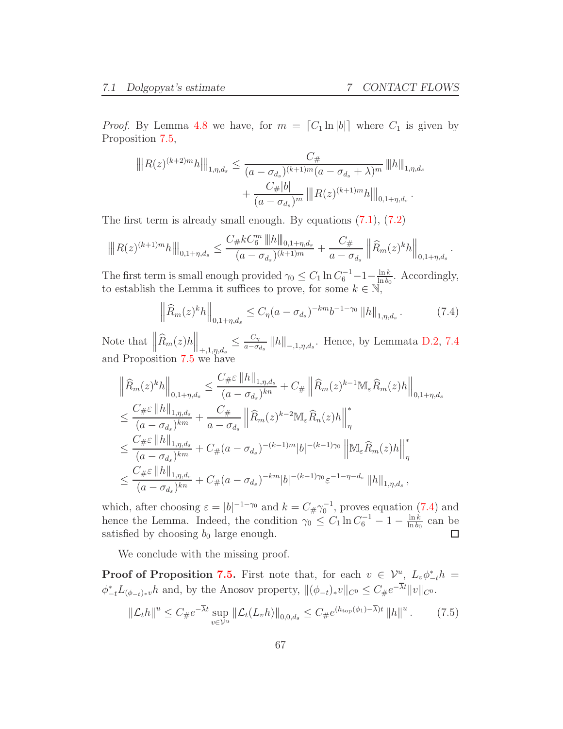*Proof.* By Lemma 4.8 we have, for $m = \lceil C_1 \ln |b| \rceil$ where $C_1$ is given by Proposition 7.5,

$$
\begin{aligned}
\left\| R(z)^{(k+2)m} h \right\|_{1,\eta,d_s} \leq & \frac{C_\#}{(a-\sigma_{d_s})^{(k+1)m}(a-\sigma_{d_s}+\lambda)^m} \|h\|_{1,\eta,d_s} \\
& + \frac{C_\# |b|}{(a-\sigma_{d_s})^m} \left\| R(z)^{(k+1)m} h \right\|_{0,1+\eta,d_s}.
\end{aligned}
$$

The first term is already small enough. By equations (7.1), (7.2)

$$
\left\| R(z)^{(k+1)m} h \right\|_{0,1+\eta,d_s} \leq \frac{C_\# k C_6^m \|h\|_{0,1+\eta,d_s}}{(a-\sigma_{d_s})^{(k+1)m}} + \frac{C_\#}{a-\sigma_{d_s}} \left\| \widehat{R}_m(z)^k h \right\|_{0,1+\eta,d_s}.
$$

The first term is small enough provided $\gamma_0 \leq C_1 \ln C_6^{-1} - 1 - \frac{\ln k}{\ln b_0}$. Accordingly, to establish the Lemma it suffices to prove, for some $k \in \mathbb{N}$,

$$
\left\| \widehat{R}_m(z)^k h \right\|_{0,1+\eta,d_s} \leq C_\eta (a-\sigma_{d_s})^{-km} b^{-1-\gamma_0} \|h\|_{1,\eta,d_s}. \tag{7.4}
$$

Note that $\left\| \widehat{R}_m(z) h \right\|_{+,1,\eta,d_s} \leq \frac{C_\eta}{a-\sigma_{d_s}} \|h\|_{-,1,\eta,d_s}$. Hence, by Lemmata D.2, 7.4 and Proposition 7.5 we have

$$
\begin{aligned}
\left\| \widehat{R}_m(z)^k h \right\|_{0,1+\eta,d_s} &\leq \frac{C_\# \varepsilon \|h\|_{1,\eta,d_s}}{(a-\sigma_{d_s})^{kn}} + C_\# \left\| \widehat{R}_m(z)^{k-1} \mathbb{M}_\varepsilon \widehat{R}_m(z) h \right\|_{0,1+\eta,d_s} \\
&\leq \frac{C_\# \varepsilon \|h\|_{1,\eta,d_s}}{(a-\sigma_{d_s})^{km}} + \frac{C_\#}{a-\sigma_{d_s}} \left\| \widehat{R}_m(z)^{k-2} \mathbb{M}_\varepsilon \widehat{R}_n(z) h \right\|_\eta^* \\
&\leq \frac{C_\# \varepsilon \|h\|_{1,\eta,d_s}}{(a-\sigma_{d_s})^{km}} + C_\# (a-\sigma_{d_s})^{-(k-1)m} |b|^{-(k-1)\gamma_0} \left\| \mathbb{M}_\varepsilon \widehat{R}_m(z) h \right\|_\eta^* \\
&\leq \frac{C_\# \varepsilon \|h\|_{1,\eta,d_s}}{(a-\sigma_{d_s})^{kn}} + C_\# (a-\sigma_{d_s})^{-km} |b|^{-(k-1)\gamma_0} \varepsilon^{-1-\eta-d_s} \|h\|_{1,\eta,d_s},
\end{aligned}
$$

which, after choosing $\varepsilon = |b|^{-1-\gamma_0}$ and $k = C_\# \gamma_0^{-1}$, proves equation (7.4) and hence the Lemma. Indeed, the condition $\gamma_0 \leq C_1 \ln C_6^{-1} - 1 - \frac{\ln k}{\ln b_0}$ can be satisfied by choosing $b_0$ large enough. $\square$

We conclude with the missing proof.

**Proof of Proposition 7.5.** First note that, for each $v \in \mathcal{V}^u$, $L_v \phi_{-t}^* h = \phi_{-t}^* L_{(\phi_{-t})_* v} h$ and, by the Anosov property, $\|(\phi_{-t})_* v\|_{C^0} \leq C_\# e^{-\overline{\lambda} t} \|v\|_{C^0}$.

$$
\|\mathcal{L}_t h\|^u \leq C_\# e^{-\overline{\lambda} t} \sup_{v \in \mathcal{V}^u} \|\mathcal{L}_t (L_v h)\|_{0,0,d_s} \leq C_\# e^{(h_{\text{top}}(\phi_1) - \overline{\lambda}) t} \|h\|^u. \tag{7.5}
$$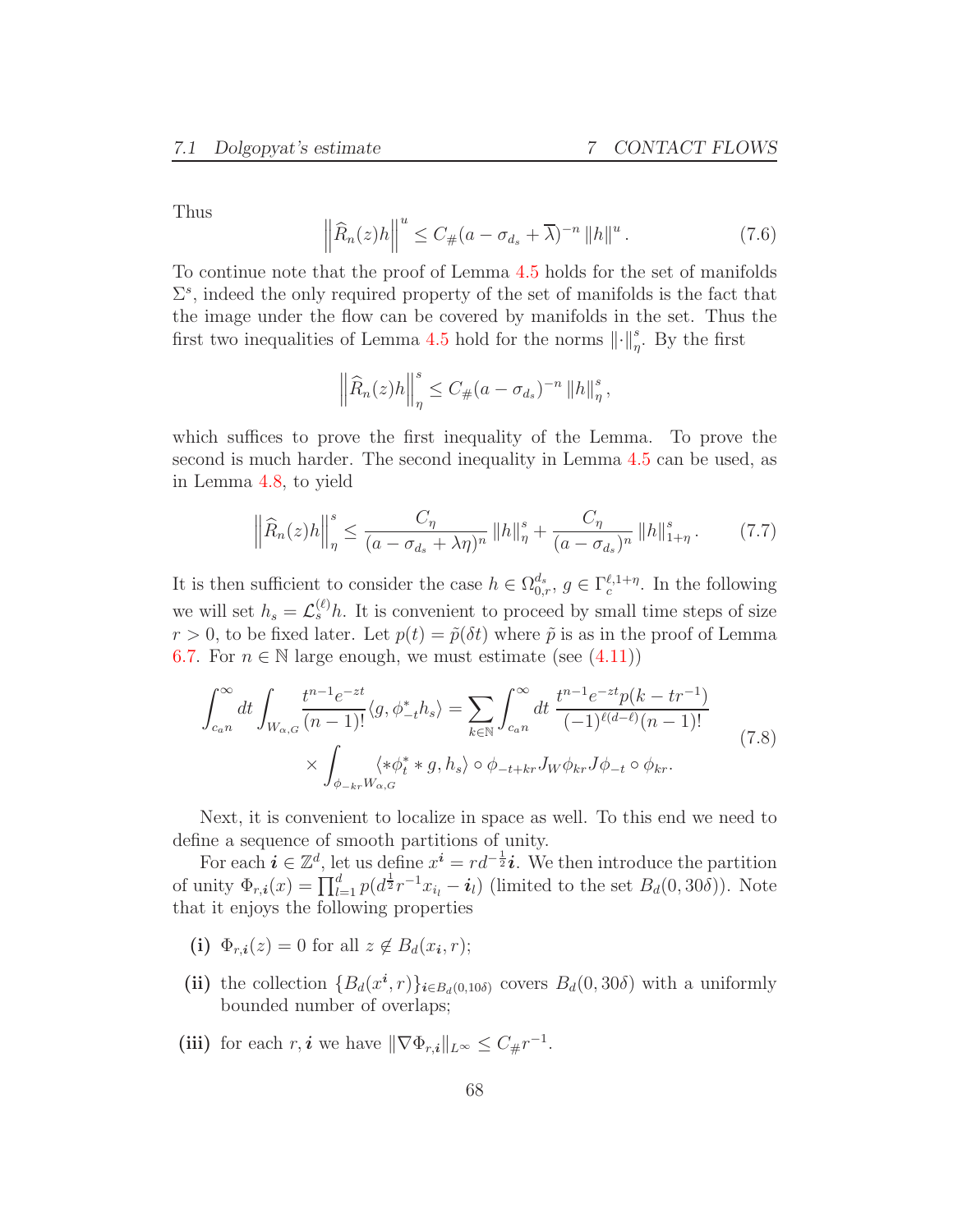Thus

$$\left\|\widehat{R}_n(z)h\right\|^u \leq C_\#(a - \sigma_{d_s} + \overline{\lambda})^{-n} \|h\|^u. \tag{7.6}$$

To continue note that the proof of Lemma 4.5 holds for the set of manifolds $\Sigma^s$, indeed the only required property of the set of manifolds is the fact that the image under the flow can be covered by manifolds in the set. Thus the first two inequalities of Lemma 4.5 hold for the norms $\|\cdot\|^s_\eta$. By the first

$$\left\|\widehat{R}_n(z)h\right\|^s_\eta \leq C_\#(a - \sigma_{d_s})^{-n} \|h\|^s_\eta,$$

which suffices to prove the first inequality of the Lemma. To prove the second is much harder. The second inequality in Lemma 4.5 can be used, as in Lemma 4.8, to yield

$$\left\|\widehat{R}_n(z)h\right\|^s_\eta \leq \frac{C_\eta}{(a - \sigma_{d_s} + \lambda\eta)^n} \|h\|^s_\eta + \frac{C_\eta}{(a - \sigma_{d_s})^n} \|h\|^s_{1+\eta}. \tag{7.7}$$

It is then sufficient to consider the case $h \in \Omega^{d_s}_{0,r}$, $g \in \Gamma^{\ell,1+\eta}_c$. In the following we will set $h_s = \mathcal{L}^{(\ell)}_s h$. It is convenient to proceed by small time steps of size $r > 0$, to be fixed later. Let $p(t) = \tilde{p}(\delta t)$ where $\tilde{p}$ is as in the proof of Lemma 6.7. For $n \in \mathbb{N}$ large enough, we must estimate (see (4.11))

$$\begin{split}\int_{c_a n}^\infty dt \int_{W_{\alpha,G}} \frac{t^{n-1}e^{-zt}}{(n-1)!}\langle g, \phi^*_{-t} h_s\rangle = \sum_{k\in\mathbb{N}} \int_{c_a n}^\infty dt \; \frac{t^{n-1}e^{-zt}p(k - tr^{-1})}{(-1)^{\ell(d-\ell)}(n-1)!} \\ \times \int_{\phi_{-kr}W_{\alpha,G}} \langle *\phi^*_t * g, h_s\rangle \circ \phi_{-t+kr} J_W \phi_{kr} J\phi_{-t} \circ \phi_{kr}.\end{split} \tag{7.8}$$

Next, it is convenient to localize in space as well. To this end we need to define a sequence of smooth partitions of unity.

For each $\boldsymbol{i} \in \mathbb{Z}^d$, let us define $x^{\boldsymbol{i}} = rd^{-\frac{1}{2}}\boldsymbol{i}$. We then introduce the partition of unity $\Phi_{r,\boldsymbol{i}}(x) = \prod_{l=1}^d p(d^{\frac{1}{2}} r^{-1} x_{i_l} - \boldsymbol{i}_l)$ (limited to the set $B_d(0, 30\delta)$). Note that it enjoys the following properties

- **(i)** $\Phi_{r,\boldsymbol{i}}(z) = 0$ for all $z \notin B_d(x_{\boldsymbol{i}}, r)$;
- **(ii)** the collection $\{B_d(x^{\boldsymbol{i}}, r)\}_{\boldsymbol{i}\in B_d(0,10\delta)}$ covers $B_d(0, 30\delta)$ with a uniformly bounded number of overlaps;
- **(iii)** for each $r, \boldsymbol{i}$ we have $\|\nabla\Phi_{r,\boldsymbol{i}}\|_{L^\infty} \leq C_\# r^{-1}$.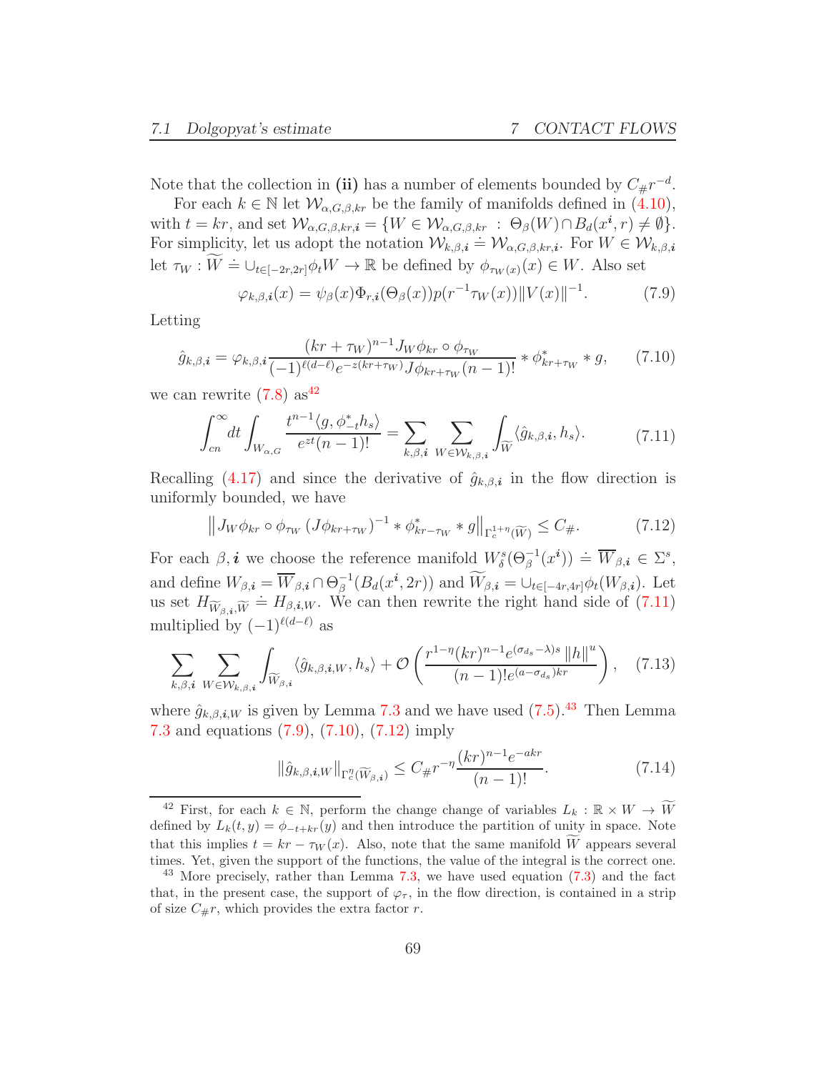Note that the collection in **(ii)** has a number of elements bounded by $C_\# r^{-d}$.

For each $k \in \mathbb{N}$ let $\mathcal{W}_{\alpha,G,\beta,kr}$ be the family of manifolds defined in (4.10), with $t = kr$, and set $\mathcal{W}_{\alpha,G,\beta,kr,\boldsymbol{i}} = \{W \in \mathcal{W}_{\alpha,G,\beta,kr} \;:\; \Theta_\beta(W) \cap B_d(x^{\boldsymbol{i}}, r) \neq \emptyset\}$. For simplicity, let us adopt the notation $\mathcal{W}_{k,\beta,\boldsymbol{i}} \doteq \mathcal{W}_{\alpha,G,\beta,kr,\boldsymbol{i}}$. For $W \in \mathcal{W}_{k,\beta,\boldsymbol{i}}$ let $\tau_W : \widetilde{W} \doteq \cup_{t\in[-2r,2r]}\phi_t W \to \mathbb{R}$ be defined by $\phi_{\tau_W(x)}(x) \in W$. Also set

$$
\varphi_{k,\beta,\boldsymbol{i}}(x) = \psi_\beta(x)\Phi_{r,\boldsymbol{i}}(\Theta_\beta(x))p(r^{-1}\tau_W(x))\|V(x)\|^{-1}. \tag{7.9}
$$

Letting

$$
\hat{g}_{k,\beta,\boldsymbol{i}} = \varphi_{k,\beta,\boldsymbol{i}} \frac{(kr+\tau_W)^{n-1} J_W\phi_{kr} \circ \phi_{\tau_W}}{(-1)^{\ell(d-\ell)} e^{-z(kr+\tau_W)} J\phi_{kr+\tau_W}(n-1)!} * \phi^*_{kr+\tau_W} * g, \tag{7.10}
$$

we can rewrite (7.8) as[42]

$$
\int_{cn}^{\infty} dt \int_{W_{\alpha,G}} \frac{t^{n-1}\langle g, \phi^*_{-t} h_s\rangle}{e^{zt}(n-1)!} = \sum_{k,\beta,\boldsymbol{i}} \sum_{W\in\mathcal{W}_{k,\beta,\boldsymbol{i}}} \int_{\widetilde{W}} \langle \hat{g}_{k,\beta,\boldsymbol{i}}, h_s\rangle. \tag{7.11}
$$

Recalling (4.17) and since the derivative of $\hat{g}_{k,\beta,\boldsymbol{i}}$ in the flow direction is uniformly bounded, we have

$$
\left\| J_W\phi_{kr} \circ \phi_{\tau_W} \left(J\phi_{kr+\tau_W}\right)^{-1} * \phi^*_{kr-\tau_W} * g \right\|_{\Gamma_c^{1+\eta}(\widetilde{W})} \leq C_\#. \tag{7.12}
$$

For each $\beta, \boldsymbol{i}$ we choose the reference manifold $W^s_\delta(\Theta_\beta^{-1}(x^{\boldsymbol{i}})) \doteq \overline{W}_{\beta,\boldsymbol{i}} \in \Sigma^s$, and define $W_{\beta,\boldsymbol{i}} = \overline{W}_{\beta,\boldsymbol{i}} \cap \Theta_\beta^{-1}(B_d(x^{\boldsymbol{i}}, 2r))$ and $\widetilde{W}_{\beta,\boldsymbol{i}} = \cup_{t\in[-4r,4r]}\phi_t(W_{\beta,\boldsymbol{i}})$. Let us set $H_{\widetilde{W}_{\beta,\boldsymbol{i}},\widetilde{W}} \doteq H_{\beta,\boldsymbol{i},W}$. We can then rewrite the right hand side of (7.11) multiplied by $(-1)^{\ell(d-\ell)}$ as

$$
\sum_{k,\beta,\boldsymbol{i}} \sum_{W\in\mathcal{W}_{k,\beta,\boldsymbol{i}}} \int_{\widetilde{W}_{\beta,\boldsymbol{i}}} \langle \hat{g}_{k,\beta,\boldsymbol{i},W}, h_s\rangle + \mathcal{O}\left( \frac{r^{1-\eta}(kr)^{n-1} e^{(\sigma_{d_s}-\lambda)s}\, \|h\|^u}{(n-1)! e^{(a-\sigma_{d_s})kr}} \right), \tag{7.13}
$$

where $\hat{g}_{k,\beta,\boldsymbol{i},W}$ is given by Lemma 7.3 and we have used (7.5).[43] Then Lemma 7.3 and equations (7.9), (7.10), (7.12) imply

$$
\|\hat{g}_{k,\beta,\boldsymbol{i},W}\|_{\Gamma_c^\eta(\widetilde{W}_{\beta,\boldsymbol{i}})} \leq C_\# r^{-\eta} \frac{(kr)^{n-1} e^{-akr}}{(n-1)!}. \tag{7.14}
$$

---

[42] First, for each $k \in \mathbb{N}$, perform the change change of variables $L_k : \mathbb{R} \times W \to \widetilde{W}$ defined by $L_k(t, y) = \phi_{-t+kr}(y)$ and then introduce the partition of unity in space. Note that this implies $t = kr - \tau_W(x)$. Also, note that the same manifold $\widetilde{W}$ appears several times. Yet, given the support of the functions, the value of the integral is the correct one.

[43] More precisely, rather than Lemma 7.3, we have used equation (7.3) and the fact that, in the present case, the support of $\varphi_\tau$, in the flow direction, is contained in a strip of size $C_\# r$, which provides the extra factor $r$.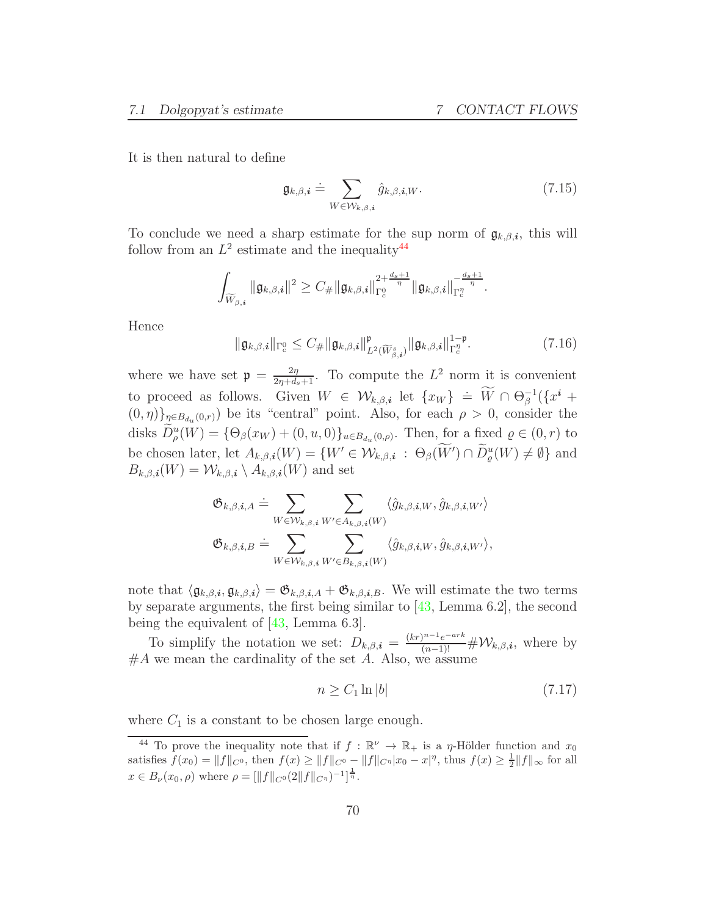It is then natural to define

$$\mathfrak{g}_{k,\beta,\boldsymbol{i}} \doteq \sum_{W\in\mathcal{W}_{k,\beta,\boldsymbol{i}}} \hat{g}_{k,\beta,\boldsymbol{i},W}. \tag{7.15}$$

To conclude we need a sharp estimate for the sup norm of $\mathfrak{g}_{k,\beta,\boldsymbol{i}}$, this will follow from an $L^2$ estimate and the inequality[44]

$$\int_{\widetilde{W}_{\beta,\boldsymbol{i}}} \|\mathfrak{g}_{k,\beta,\boldsymbol{i}}\|^2 \geq C_\# \|\mathfrak{g}_{k,\beta,\boldsymbol{i}}\|_{\Gamma_c^0}^{2+\frac{d_s+1}{\eta}} \|\mathfrak{g}_{k,\beta,\boldsymbol{i}}\|_{\Gamma_c^\eta}^{-\frac{d_s+1}{\eta}}.$$

Hence

$$\|\mathfrak{g}_{k,\beta,\boldsymbol{i}}\|_{\Gamma_c^0} \leq C_\# \|\mathfrak{g}_{k,\beta,\boldsymbol{i}}\|_{L^2(\widetilde{W}^s_{\beta,\boldsymbol{i}})}^{\mathfrak{p}} \|\mathfrak{g}_{k,\beta,\boldsymbol{i}}\|_{\Gamma_c^\eta}^{1-\mathfrak{p}}. \tag{7.16}$$

where we have set $\mathfrak{p} = \frac{2\eta}{2\eta+d_s+1}$. To compute the $L^2$ norm it is convenient to proceed as follows. Given $W \in \mathcal{W}_{k,\beta,\boldsymbol{i}}$ let $\{x_W\} \doteq \widetilde{W} \cap \Theta_\beta^{-1}(\{x^{\boldsymbol{i}} + (0,\eta)\}_{\eta\in B_{d_u}(0,r)})$ be its "central" point. Also, for each $\rho > 0$, consider the disks $\widetilde{D}^u_\rho(W) = \{\Theta_\beta(x_W) + (0,u,0)\}_{u\in B_{d_u}(0,\rho)}$. Then, for a fixed $\varrho \in (0,r)$ to be chosen later, let $A_{k,\beta,\boldsymbol{i}}(W) = \{W' \in \mathcal{W}_{k,\beta,\boldsymbol{i}} \;:\; \Theta_\beta(\widetilde{W'}) \cap \widetilde{D}^u_\varrho(W) \neq \emptyset\}$ and $B_{k,\beta,\boldsymbol{i}}(W) = \mathcal{W}_{k,\beta,\boldsymbol{i}} \setminus A_{k,\beta,\boldsymbol{i}}(W)$ and set

$$\mathfrak{G}_{k,\beta,\boldsymbol{i},A} \doteq \sum_{W\in\mathcal{W}_{k,\beta,\boldsymbol{i}}} \sum_{W'\in A_{k,\beta,\boldsymbol{i}}(W)} \langle \hat{g}_{k,\beta,\boldsymbol{i},W}, \hat{g}_{k,\beta,\boldsymbol{i},W'}\rangle$$

$$\mathfrak{G}_{k,\beta,\boldsymbol{i},B} \doteq \sum_{W\in\mathcal{W}_{k,\beta,\boldsymbol{i}}} \sum_{W'\in B_{k,\beta,\boldsymbol{i}}(W)} \langle \hat{g}_{k,\beta,\boldsymbol{i},W}, \hat{g}_{k,\beta,\boldsymbol{i},W'}\rangle,$$

note that $\langle \mathfrak{g}_{k,\beta,\boldsymbol{i}}, \mathfrak{g}_{k,\beta,\boldsymbol{i}}\rangle = \mathfrak{G}_{k,\beta,\boldsymbol{i},A} + \mathfrak{G}_{k,\beta,\boldsymbol{i},B}$. We will estimate the two terms by separate arguments, the first being similar to [43, Lemma 6.2], the second being the equivalent of [43, Lemma 6.3].

To simplify the notation we set: $D_{k,\beta,\boldsymbol{i}} = \frac{(kr)^{n-1}e^{-ark}}{(n-1)!}\#\mathcal{W}_{k,\beta,\boldsymbol{i}}$, where by $\#A$ we mean the cardinality of the set $A$. Also, we assume

$$n \geq C_1 \ln|b| \tag{7.17}$$

where $C_1$ is a constant to be chosen large enough.

[44] To prove the inequality note that if $f : \mathbb{R}^\nu \to \mathbb{R}_+$ is a $\eta$-Hölder function and $x_0$ satisfies $f(x_0) = \|f\|_{C^0}$, then $f(x) \geq \|f\|_{C^0} - \|f\|_{C^\eta}|x_0 - x|^\eta$, thus $f(x) \geq \frac{1}{2}\|f\|_\infty$ for all $x \in B_\nu(x_0,\rho)$ where $\rho = [\|f\|_{C^0}(2\|f\|_{C^\eta})^{-1}]^{\frac{1}{\eta}}$.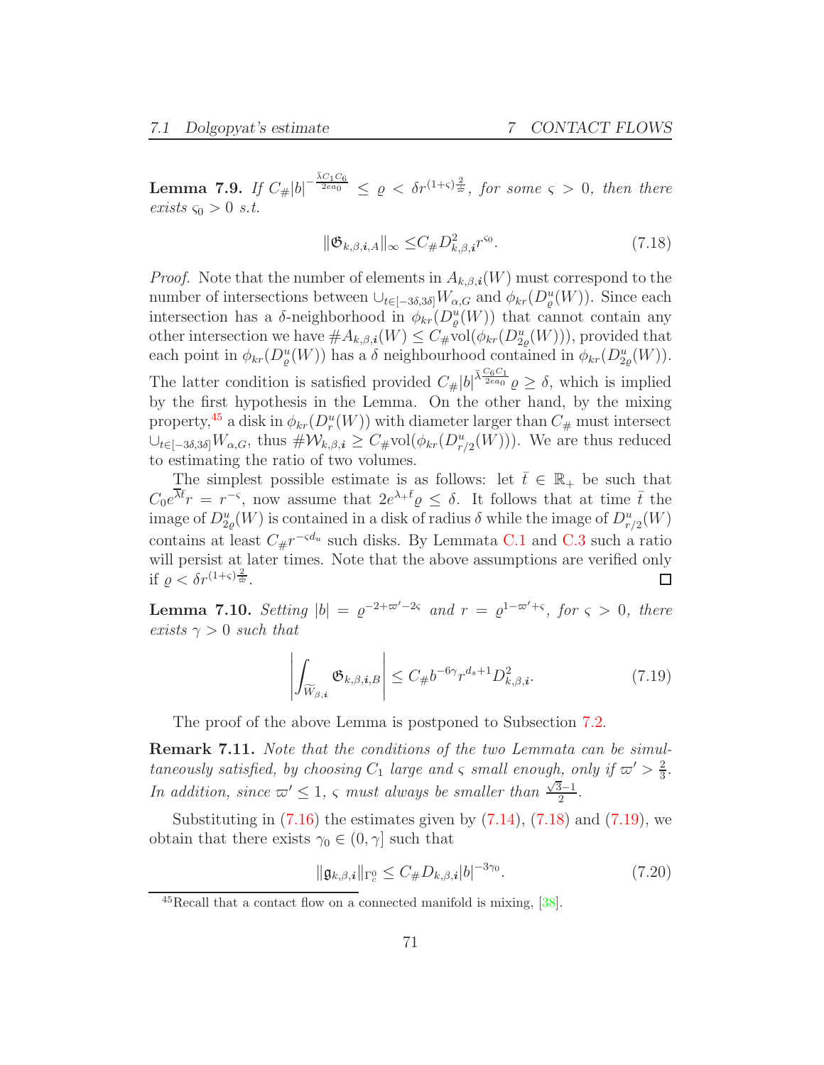**Lemma 7.9.** *If $C_\#|b|^{-\frac{\bar\lambda C_1 C_6}{2ea_0}} \leq \varrho < \delta r^{(1+\varsigma)\frac{2}{\varpi}}$, for some $\varsigma > 0$, then there exists $\varsigma_0 > 0$ s.t.*

$$\|\mathfrak{G}_{k,\beta,\boldsymbol{i},A}\|_\infty \leq C_\# D^2_{k,\beta,\boldsymbol{i}} r^{\varsigma_0}. \tag{7.18}$$

*Proof.* Note that the number of elements in $A_{k,\beta,\boldsymbol{i}}(W)$ must correspond to the number of intersections between $\cup_{t\in[-3\delta,3\delta]} W_{\alpha,G}$ and $\phi_{kr}(D^u_\varrho(W))$. Since each intersection has a $\delta$-neighborhood in $\phi_{kr}(D^u_\varrho(W))$ that cannot contain any other intersection we have $\#A_{k,\beta,\boldsymbol{i}}(W) \leq C_\#\mathrm{vol}(\phi_{kr}(D^u_{2\varrho}(W)))$, provided that each point in $\phi_{kr}(D^u_\varrho(W))$ has a $\delta$ neighbourhood contained in $\phi_{kr}(D^u_{2\varrho}(W))$. The latter condition is satisfied provided $C_\#|b|^{\bar\lambda\frac{C_6 C_1}{2ea_0}}\varrho \geq \delta$, which is implied by the first hypothesis in the Lemma. On the other hand, by the mixing property,[45] a disk in $\phi_{kr}(D^u_r(W))$ with diameter larger than $C_\#$ must intersect $\cup_{t\in[-3\delta,3\delta]} W_{\alpha,G}$, thus $\#\mathcal{W}_{k,\beta,\boldsymbol{i}} \geq C_\#\mathrm{vol}(\phi_{kr}(D^u_{r/2}(W)))$. We are thus reduced to estimating the ratio of two volumes.

The simplest possible estimate is as follows: let $\bar t \in \mathbb{R}_+$ be such that $C_0 e^{\overline{\lambda}\bar t} r = r^{-\varsigma}$, now assume that $2e^{\lambda_+\bar t}\varrho \leq \delta$. It follows that at time $\bar t$ the image of $D^u_{2\varrho}(W)$ is contained in a disk of radius $\delta$ while the image of $D^u_{r/2}(W)$ contains at least $C_\# r^{-\varsigma d_u}$ such disks. By Lemmata C.1 and C.3 such a ratio will persist at later times. Note that the above assumptions are verified only if $\varrho < \delta r^{(1+\varsigma)\frac{2}{\varpi}}$. ∎

**Lemma 7.10.** *Setting $|b| = \varrho^{-2+\varpi'-2\varsigma}$ and $r = \varrho^{1-\varpi'+\varsigma}$, for $\varsigma > 0$, there exists $\gamma > 0$ such that*

$$\left|\int_{\widetilde W_{\beta,\boldsymbol{i}}} \mathfrak{G}_{k,\beta,\boldsymbol{i},B}\right| \leq C_\# b^{-6\gamma} r^{d_s+1} D^2_{k,\beta,\boldsymbol{i}}. \tag{7.19}$$

The proof of the above Lemma is postponed to Subsection 7.2.

**Remark 7.11.** *Note that the conditions of the two Lemmata can be simultaneously satisfied, by choosing $C_1$ large and $\varsigma$ small enough, only if $\varpi' > \frac{2}{3}$. In addition, since $\varpi' \leq 1$, $\varsigma$ must always be smaller than $\frac{\sqrt{3}-1}{2}$.*

Substituting in (7.16) the estimates given by (7.14), (7.18) and (7.19), we obtain that there exists $\gamma_0 \in (0, \gamma]$ such that

$$\|\mathfrak{g}_{k,\beta,\boldsymbol{i}}\|_{\Gamma^0_c} \leq C_\# D_{k,\beta,\boldsymbol{i}} |b|^{-3\gamma_0}. \tag{7.20}$$

[45] Recall that a contact flow on a connected manifold is mixing, [38].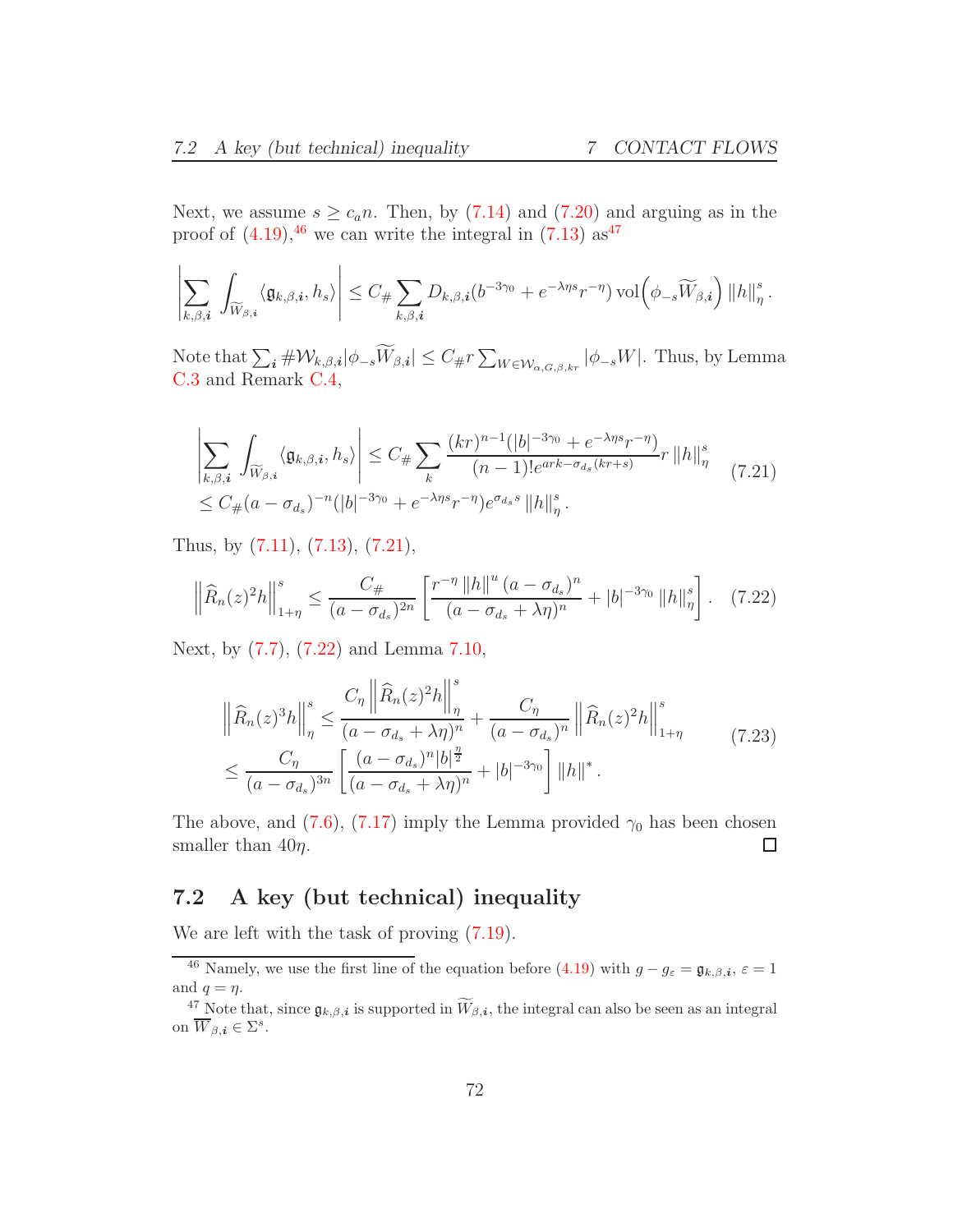Next, we assume $s \geq c_a n$. Then, by (7.14) and (7.20) and arguing as in the proof of (4.19),[46] we can write the integral in (7.13) as[47]

$$\left|\sum_{k,\beta,\boldsymbol{i}} \int_{\widetilde{W}_{\beta,\boldsymbol{i}}} \langle \mathfrak{g}_{k,\beta,\boldsymbol{i}}, h_s\rangle\right| \leq C_\# \sum_{k,\beta,\boldsymbol{i}} D_{k,\beta,\boldsymbol{i}}(b^{-3\gamma_0} + e^{-\lambda\eta s}r^{-\eta})\operatorname{vol}\left(\phi_{-s}\widetilde{W}_{\beta,\boldsymbol{i}}\right)\|h\|^s_\eta.$$

Note that $\sum_{\boldsymbol{i}} \#\mathcal{W}_{k,\beta,\boldsymbol{i}}|\phi_{-s}\widetilde{W}_{\beta,\boldsymbol{i}}| \leq C_\# r\sum_{W\in\mathcal{W}_{\alpha,G,\beta,kr}} |\phi_{-s}W|$. Thus, by Lemma C.3 and Remark C.4,

$$\begin{aligned}\left|\sum_{k,\beta,\boldsymbol{i}} \int_{\widetilde{W}_{\beta,\boldsymbol{i}}} \langle \mathfrak{g}_{k,\beta,\boldsymbol{i}}, h_s\rangle\right| &\leq C_\# \sum_k \frac{(kr)^{n-1}(|b|^{-3\gamma_0}+e^{-\lambda\eta s}r^{-\eta})}{(n-1)!e^{ark-\sigma_{d_s}(kr+s)}} r\|h\|^s_\eta \\ &\leq C_\#(a-\sigma_{d_s})^{-n}(|b|^{-3\gamma_0}+e^{-\lambda\eta s}r^{-\eta})e^{\sigma_{d_s}s}\|h\|^s_\eta.\end{aligned}\tag{7.21}$$

Thus, by (7.11), (7.13), (7.21),

$$\left\|\widehat{R}_n(z)^2 h\right\|^s_{1+\eta} \leq \frac{C_\#}{(a-\sigma_{d_s})^{2n}}\left[\frac{r^{-\eta}\|h\|^u(a-\sigma_{d_s})^n}{(a-\sigma_{d_s}+\lambda\eta)^n} + |b|^{-3\gamma_0}\|h\|^s_\eta\right].\tag{7.22}$$

Next, by (7.7), (7.22) and Lemma 7.10,

$$\begin{aligned}\left\|\widehat{R}_n(z)^3 h\right\|^s_\eta &\leq \frac{C_\eta\left\|\widehat{R}_n(z)^2 h\right\|^s_\eta}{(a-\sigma_{d_s}+\lambda\eta)^n} + \frac{C_\eta}{(a-\sigma_{d_s})^n}\left\|\widehat{R}_n(z)^2 h\right\|^s_{1+\eta} \\ &\leq \frac{C_\eta}{(a-\sigma_{d_s})^{3n}}\left[\frac{(a-\sigma_{d_s})^n|b|^{\frac{\eta}{2}}}{(a-\sigma_{d_s}+\lambda\eta)^n} + |b|^{-3\gamma_0}\right]\|h\|^*.\end{aligned}\tag{7.23}$$

The above, and (7.6), (7.17) imply the Lemma provided $\gamma_0$ has been chosen smaller than $40\eta$. $\square$

## 7.2 A key (but technical) inequality

We are left with the task of proving (7.19).

---

[46] Namely, we use the first line of the equation before (4.19) with $g - g_\varepsilon = \mathfrak{g}_{k,\beta,\boldsymbol{i}}$, $\varepsilon = 1$ and $q = \eta$.

[47] Note that, since $\mathfrak{g}_{k,\beta,\boldsymbol{i}}$ is supported in $\widetilde{W}_{\beta,\boldsymbol{i}}$, the integral can also be seen as an integral on $\overline{W}_{\beta,\boldsymbol{i}} \in \Sigma^s$.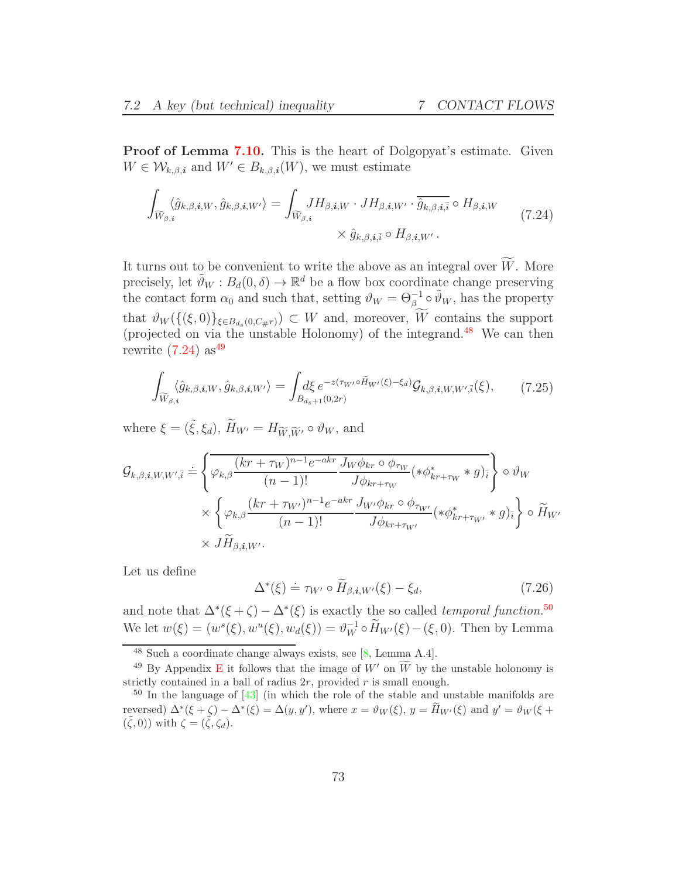**Proof of Lemma 7.10.** This is the heart of Dolgopyat's estimate. Given $W \in \mathcal{W}_{k,\beta,\boldsymbol{i}}$ and $W' \in B_{k,\beta,\boldsymbol{i}}(W)$, we must estimate

$$
\begin{aligned}
\int_{\widetilde{W}_{\beta,\boldsymbol{i}}} \langle \hat{g}_{k,\beta,\boldsymbol{i},W}, \hat{g}_{k,\beta,\boldsymbol{i},W'} \rangle = \int_{\widetilde{W}_{\beta,\boldsymbol{i}}} & JH_{\beta,\boldsymbol{i},W} \cdot JH_{\beta,\boldsymbol{i},W'} \cdot \overline{\hat{g}_{k,\beta,\boldsymbol{i},\bar{\imath}}} \circ H_{\beta,\boldsymbol{i},W} \\
& \times \hat{g}_{k,\beta,\boldsymbol{i},\bar{\imath}} \circ H_{\beta,\boldsymbol{i},W'} .
\end{aligned} \tag{7.24}
$$

It turns out to be convenient to write the above as an integral over $\widetilde{W}$. More precisely, let $\tilde{\vartheta}_W : B_d(0,\delta) \to \mathbb{R}^d$ be a flow box coordinate change preserving the contact form $\alpha_0$ and such that, setting $\vartheta_W = \Theta_\beta^{-1} \circ \tilde{\vartheta}_W$, has the property that $\vartheta_W(\{(\xi, 0)\}_{\xi \in B_{d_s}(0, C_\# r)}) \subset W$ and, moreover, $\widetilde{W}$ contains the support (projected on via the unstable Holonomy) of the integrand.[48] We can then rewrite (7.24) as[49]

$$
\int_{\widetilde{W}_{\beta,\boldsymbol{i}}} \langle \hat{g}_{k,\beta,\boldsymbol{i},W}, \hat{g}_{k,\beta,\boldsymbol{i},W'} \rangle = \int_{B_{d_s+1}(0,2r)} d\xi \, e^{-z(\tau_{W'} \circ \widetilde{H}_{W'}(\xi) - \xi_d)} \mathcal{G}_{k,\beta,\boldsymbol{i},W,W',\bar{\imath}}(\xi), \tag{7.25}
$$

where $\xi = (\tilde{\xi}, \xi_d)$, $\widetilde{H}_{W'} = H_{\widetilde{W},\widetilde{W}'} \circ \vartheta_W$, and

$$
\begin{aligned}
\mathcal{G}_{k,\beta,\boldsymbol{i},W,W',\bar{\imath}} \doteq & \left\{ \overline{\varphi_{k,\beta} \frac{(kr + \tau_W)^{n-1} e^{-akr}}{(n-1)!} \frac{J_W \phi_{kr} \circ \phi_{\tau_W}}{J\phi_{kr+\tau_W}} (*\phi^*_{kr+\tau_W} * g)_{\bar{\imath}}} \right\} \circ \vartheta_W \\
& \times \left\{ \varphi_{k,\beta} \frac{(kr + \tau_{W'})^{n-1} e^{-akr}}{(n-1)!} \frac{J_{W'} \phi_{kr} \circ \phi_{\tau_{W'}}}{J\phi_{kr+\tau_{W'}}} (*\phi^*_{kr+\tau_{W'}} * g)_{\bar{\imath}} \right\} \circ \widetilde{H}_{W'} \\
& \times J\widetilde{H}_{\beta,\boldsymbol{i},W'}.
\end{aligned}
$$

Let us define

$$
\Delta^*(\xi) \doteq \tau_{W'} \circ \widetilde{H}_{\beta,\boldsymbol{i},W'}(\xi) - \xi_d, \tag{7.26}
$$

and note that $\Delta^*(\xi + \zeta) - \Delta^*(\xi)$ is exactly the so called *temporal function*.[50] We let $w(\xi) = (w^s(\xi), w^u(\xi), w_d(\xi)) = \vartheta_W^{-1} \circ \widetilde{H}_{W'}(\xi) - (\xi, 0)$. Then by Lemma

---

[48] Such a coordinate change always exists, see [8, Lemma A.4].

[49] By Appendix E it follows that the image of $W'$ on $\widetilde{W}$ by the unstable holonomy is strictly contained in a ball of radius $2r$, provided $r$ is small enough.

[50] In the language of [43] (in which the role of the stable and unstable manifolds are reversed) $\Delta^*(\xi + \zeta) - \Delta^*(\xi) = \Delta(y, y')$, where $x = \vartheta_W(\xi)$, $y = \widetilde{H}_{W'}(\xi)$ and $y' = \vartheta_W(\xi + (\tilde{\zeta}, 0))$ with $\zeta = (\tilde{\zeta}, \zeta_d)$.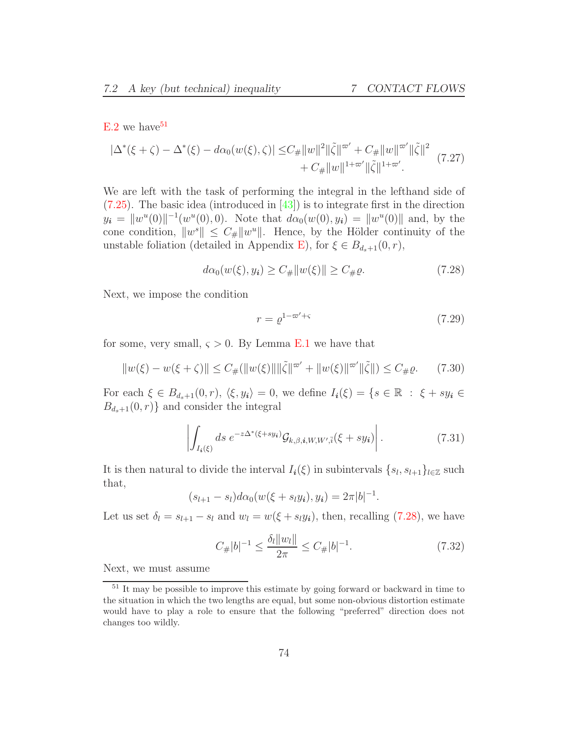E.2 we have[51]

$$
\begin{aligned}
|\Delta^*(\xi+\zeta)-\Delta^*(\xi)-d\alpha_0(w(\xi),\zeta)| \leq & C_\#\|w\|^2\|\tilde\zeta\|^{\varpi'}+C_\#\|w\|^{\varpi'}\|\tilde\zeta\|^2 \\
& + C_\#\|w\|^{1+\varpi'}\|\tilde\zeta\|^{1+\varpi'}.
\end{aligned} \tag{7.27}
$$

We are left with the task of performing the integral in the lefthand side of (7.25). The basic idea (introduced in [43]) is to integrate first in the direction $y_{\boldsymbol{i}} = \|w^u(0)\|^{-1}(w^u(0),0)$. Note that $d\alpha_0(w(0),y_{\boldsymbol{i}}) = \|w^u(0)\|$ and, by the cone condition, $\|w^s\| \leq C_\#\|w^u\|$. Hence, by the Hölder continuity of the unstable foliation (detailed in Appendix E), for $\xi \in B_{d_s+1}(0,r)$,

$$
d\alpha_0(w(\xi),y_{\boldsymbol{i}}) \geq C_\#\|w(\xi)\| \geq C_\#\varrho. \tag{7.28}
$$

Next, we impose the condition

$$
r = \varrho^{1-\varpi'+\varsigma} \tag{7.29}
$$

for some, very small, $\varsigma > 0$. By Lemma E.1 we have that

$$
\|w(\xi)-w(\xi+\zeta)\| \leq C_\#(\|w(\xi)\|\|\tilde\zeta\|^{\varpi'}+\|w(\xi)\|^{\varpi'}\|\tilde\zeta\|) \leq C_\#\varrho. \tag{7.30}
$$

For each $\xi \in B_{d_s+1}(0,r)$, $\langle \xi, y_{\boldsymbol{i}}\rangle = 0$, we define $I_{\boldsymbol{i}}(\xi) = \{s \in \mathbb{R} \;:\; \xi + sy_{\boldsymbol{i}} \in B_{d_s+1}(0,r)\}$ and consider the integral

$$
\left|\int_{I_{\boldsymbol{i}}(\xi)} ds\; e^{-z\Delta^*(\xi+sy_{\boldsymbol{i}})}\mathcal{G}_{k,\beta,\boldsymbol{i},W,W',\bar{i}}(\xi+sy_{\boldsymbol{i}})\right|. \tag{7.31}
$$

It is then natural to divide the interval $I_{\boldsymbol{i}}(\xi)$ in subintervals $\{s_l,s_{l+1}\}_{l\in\mathbb{Z}}$ such that,

$$
(s_{l+1}-s_l)d\alpha_0(w(\xi+s_l y_{\boldsymbol{i}}),y_{\boldsymbol{i}}) = 2\pi|b|^{-1}.
$$

Let us set $\delta_l = s_{l+1}-s_l$ and $w_l = w(\xi+s_l y_{\boldsymbol{i}})$, then, recalling (7.28), we have

$$
C_\#|b|^{-1} \leq \frac{\delta_l\|w_l\|}{2\pi} \leq C_\#|b|^{-1}. \tag{7.32}
$$

Next, we must assume

[51] It may be possible to improve this estimate by going forward or backward in time to the situation in which the two lengths are equal, but some non-obvious distortion estimate would have to play a role to ensure that the following "preferred" direction does not changes too wildly.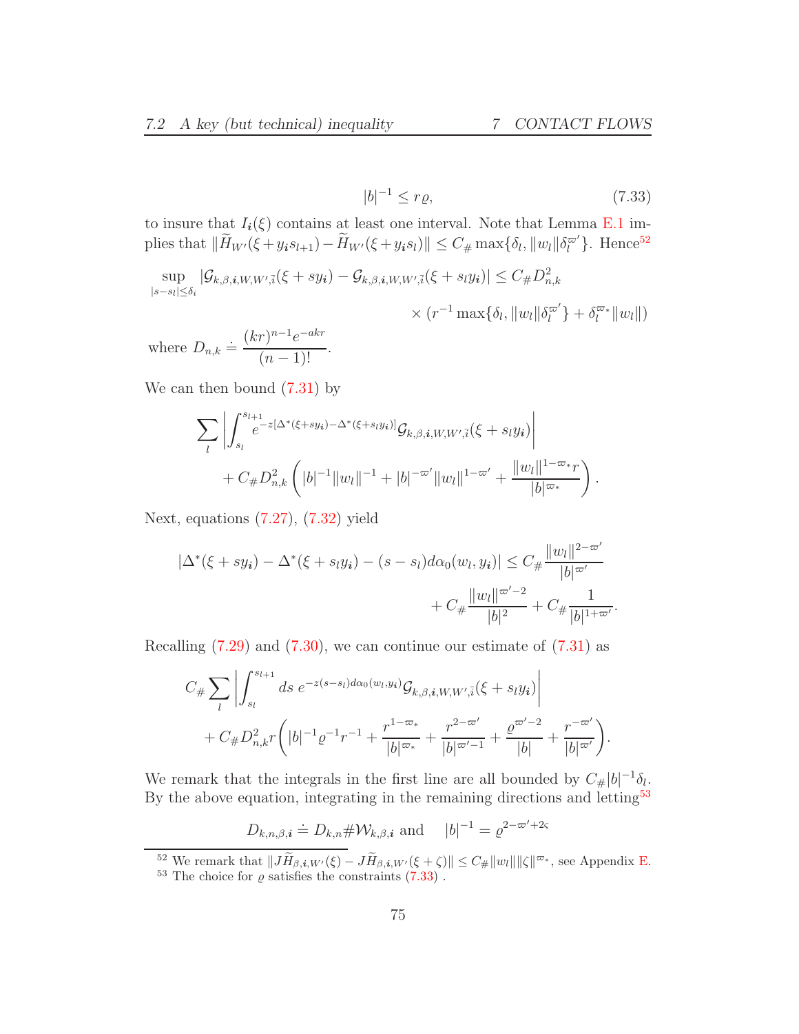$$|b|^{-1} \leq r\varrho, \tag{7.33}$$

to insure that $I_{\boldsymbol{i}}(\xi)$ contains at least one interval. Note that Lemma E.1 implies that $\|\widetilde{H}_{W'}(\xi+y_{\boldsymbol{i}}s_{l+1})-\widetilde{H}_{W'}(\xi+y_{\boldsymbol{i}}s_l)\| \leq C_\# \max\{\delta_l, \|w_l\|\delta_l^{\varpi'}\}$. Hence[52]

$$\sup_{|s-s_l|\leq\delta_i} |\mathcal{G}_{k,\beta,\boldsymbol{i},W,W',\bar{\imath}}(\xi+sy_{\boldsymbol{i}}) - \mathcal{G}_{k,\beta,\boldsymbol{i},W,W',\bar{\imath}}(\xi+s_l y_{\boldsymbol{i}})| \leq C_\# D_{n,k}^2 \times (r^{-1}\max\{\delta_l, \|w_l\|\delta_l^{\varpi'}\} + \delta_l^{\varpi_*}\|w_l\|)$$

where $D_{n,k} \doteq \dfrac{(kr)^{n-1}e^{-akr}}{(n-1)!}$.

We can then bound (7.31) by

$$\sum_l \left| \int_{s_l}^{s_{l+1}} e^{-z[\Delta^*(\xi+sy_{\boldsymbol{i}})-\Delta^*(\xi+s_l y_{\boldsymbol{i}})]}\mathcal{G}_{k,\beta,\boldsymbol{i},W,W',\bar{\imath}}(\xi+s_l y_{\boldsymbol{i}})\right| + C_\# D_{n,k}^2\left(|b|^{-1}\|w_l\|^{-1} + |b|^{-\varpi'}\|w_l\|^{1-\varpi'} + \frac{\|w_l\|^{1-\varpi_*}r}{|b|^{\varpi_*}}\right).$$

Next, equations (7.27), (7.32) yield

$$|\Delta^*(\xi+sy_{\boldsymbol{i}}) - \Delta^*(\xi+s_l y_{\boldsymbol{i}}) - (s-s_l)d\alpha_0(w_l,y_{\boldsymbol{i}})| \leq C_\#\frac{\|w_l\|^{2-\varpi'}}{|b|^{\varpi'}} + C_\#\frac{\|w_l\|^{\varpi'-2}}{|b|^2} + C_\#\frac{1}{|b|^{1+\varpi'}}.$$

Recalling (7.29) and (7.30), we can continue our estimate of (7.31) as

$$C_\#\sum_l \left|\int_{s_l}^{s_{l+1}} ds\; e^{-z(s-s_l)d\alpha_0(w_l,y_{\boldsymbol{i}})}\mathcal{G}_{k,\beta,\boldsymbol{i},W,W',\bar{\imath}}(\xi+s_l y_{\boldsymbol{i}})\right| + C_\# D_{n,k}^2 r\left(|b|^{-1}\varrho^{-1}r^{-1} + \frac{r^{1-\varpi_*}}{|b|^{\varpi_*}} + \frac{r^{2-\varpi'}}{|b|^{\varpi'-1}} + \frac{\varrho^{\varpi'-2}}{|b|} + \frac{r^{-\varpi'}}{|b|^{\varpi'}}\right).$$

We remark that the integrals in the first line are all bounded by $C_\#|b|^{-1}\delta_l$. By the above equation, integrating in the remaining directions and letting[53]

$$D_{k,n,\beta,\boldsymbol{i}} \doteq D_{k,n}\#\mathcal{W}_{k,\beta,\boldsymbol{i}} \text{ and } \quad |b|^{-1} = \varrho^{2-\varpi'+2\varsigma}$$

---

[52] We remark that $\|J\widetilde{H}_{\beta,\boldsymbol{i},W'}(\xi) - J\widetilde{H}_{\beta,\boldsymbol{i},W'}(\xi+\zeta)\| \leq C_\#\|w_l\|\|\zeta\|^{\varpi_*}$, see Appendix E.

[53] The choice for $\varrho$ satisfies the constraints (7.33) .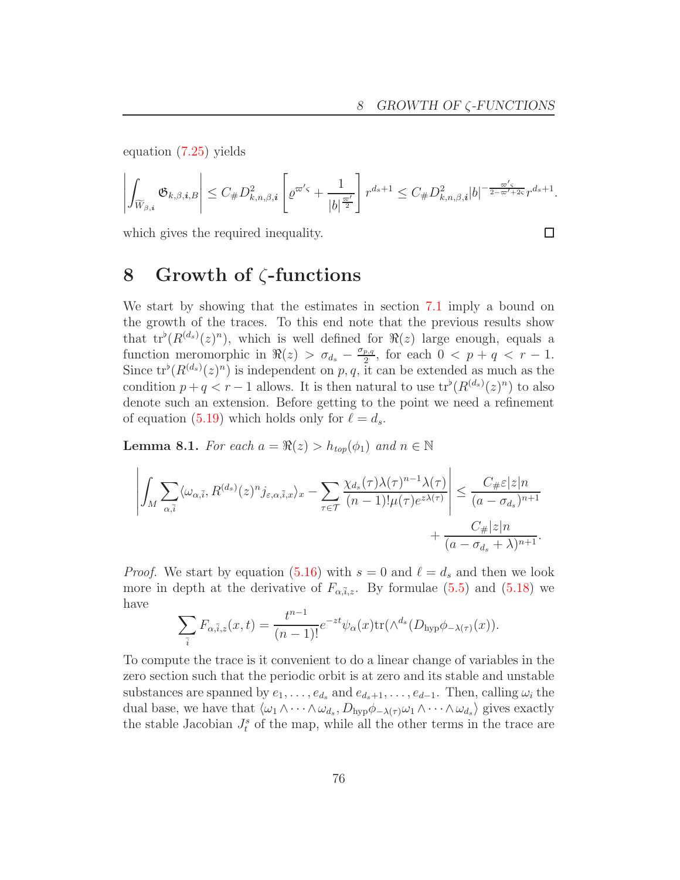equation (7.25) yields

$$\left| \int_{\widetilde{W}_{\beta,\boldsymbol{i}}} \mathfrak{G}_{k,\beta,\boldsymbol{i},B} \right| \leq C_\# D^2_{k,n,\beta,\boldsymbol{i}} \left[ \varrho^{\varpi' \varsigma} + \frac{1}{|b|^{\frac{\varpi'}{2}}} \right] r^{d_s+1} \leq C_\# D^2_{k,n,\beta,\boldsymbol{i}} |b|^{-\frac{\varpi' \varsigma}{2-\varpi'+2\varsigma}} r^{d_s+1}.$$

which gives the required inequality. □

# 8 Growth of $\zeta$-functions

We start by showing that the estimates in section 7.1 imply a bound on the growth of the traces. To this end note that the previous results show that $\operatorname{tr}^\flat(R^{(d_s)}(z)^n)$, which is well defined for $\Re(z)$ large enough, equals a function meromorphic in $\Re(z) > \sigma_{d_s} - \frac{\sigma_{p,q}}{2}$, for each $0 < p+q < r-1$. Since $\operatorname{tr}^\flat(R^{(d_s)}(z)^n)$ is independent on $p,q$, it can be extended as much as the condition $p+q < r-1$ allows. It is then natural to use $\operatorname{tr}^\flat(R^{(d_s)}(z)^n)$ to also denote such an extension. Before getting to the point we need a refinement of equation (5.19) which holds only for $\ell = d_s$.

**Lemma 8.1.** *For each $a = \Re(z) > h_{top}(\phi_1)$ and $n \in \mathbb{N}$*

$$\left| \int_M \sum_{\alpha,\bar{i}} \langle \omega_{\alpha,\bar{i}}, R^{(d_s)}(z)^n j_{\varepsilon,\alpha,\bar{i},x} \rangle_x - \sum_{\tau \in \mathcal{T}} \frac{\chi_{d_s}(\tau)\lambda(\tau)^{n-1}\lambda(\tau)}{(n-1)!\mu(\tau)e^{z\lambda(\tau)}} \right| \leq \frac{C_\# \varepsilon |z| n}{(a-\sigma_{d_s})^{n+1}} + \frac{C_\# |z| n}{(a-\sigma_{d_s}+\lambda)^{n+1}}.$$

*Proof.* We start by equation (5.16) with $s = 0$ and $\ell = d_s$ and then we look more in depth at the derivative of $F_{\alpha,\bar{i},z}$. By formulae (5.5) and (5.18) we have

$$\sum_{\bar{i}} F_{\alpha,\bar{i},z}(x,t) = \frac{t^{n-1}}{(n-1)!} e^{-zt} \psi_\alpha(x) \operatorname{tr}(\wedge^{d_s}(D_{\text{hyp}}\phi_{-\lambda(\tau)}(x)).$$

To compute the trace is it convenient to do a linear change of variables in the zero section such that the periodic orbit is at zero and its stable and unstable substances are spanned by $e_1, \ldots, e_{d_s}$ and $e_{d_s+1}, \ldots, e_{d-1}$. Then, calling $\omega_i$ the dual base, we have that $\langle \omega_1 \wedge \cdots \wedge \omega_{d_s}, D_{\text{hyp}}\phi_{-\lambda(\tau)}\omega_1 \wedge \cdots \wedge \omega_{d_s} \rangle$ gives exactly the stable Jacobian $J^s_t$ of the map, while all the other terms in the trace are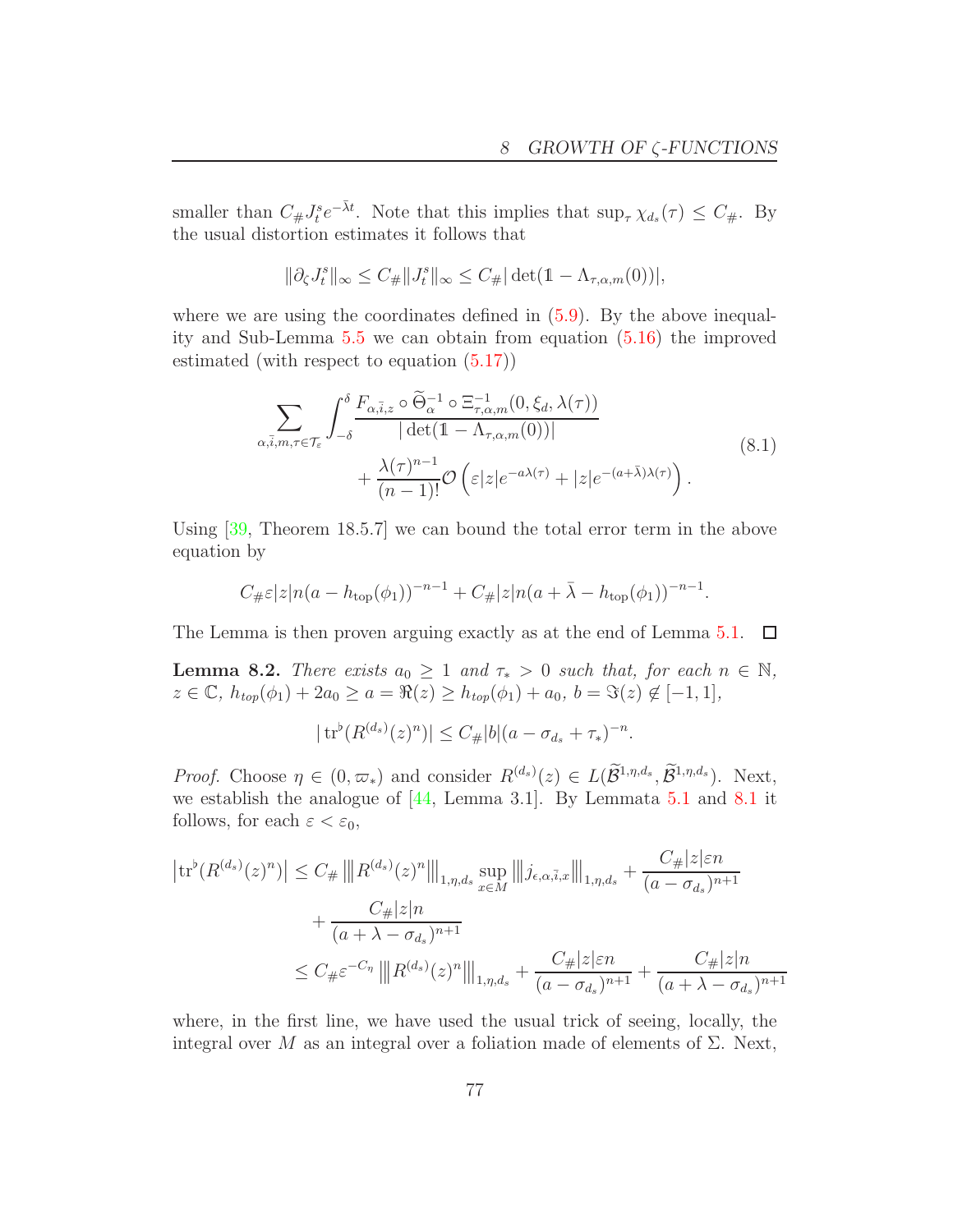smaller than $C_\# J_t^s e^{-\bar\lambda t}$. Note that this implies that $\sup_\tau \chi_{d_s}(\tau) \le C_\#$. By the usual distortion estimates it follows that

$$\|\partial_\zeta J_t^s\|_\infty \le C_\# \|J_t^s\|_\infty \le C_\# |\det(\mathbb{1} - \Lambda_{\tau,\alpha,m}(0))|,$$

where we are using the coordinates defined in (5.9). By the above inequality and Sub-Lemma 5.5 we can obtain from equation (5.16) the improved estimated (with respect to equation (5.17))

$$\sum_{\alpha,\bar{i},m,\tau\in\mathcal{T}_\varepsilon} \int_{-\delta}^{\delta} \frac{F_{\alpha,\bar{i},z} \circ \widetilde{\Theta}_\alpha^{-1} \circ \Xi^{-1}_{\tau,\alpha,m}(0,\xi_d,\lambda(\tau))}{|\det(\mathbb{1} - \Lambda_{\tau,\alpha,m}(0))|} + \frac{\lambda(\tau)^{n-1}}{(n-1)!} \mathcal{O}\left(\varepsilon |z| e^{-a\lambda(\tau)} + |z| e^{-(a+\bar\lambda)\lambda(\tau)}\right). \tag{8.1}$$

Using [39, Theorem 18.5.7] we can bound the total error term in the above equation by

$$C_\# \varepsilon |z| n (a - h_{\text{top}}(\phi_1))^{-n-1} + C_\# |z| n (a + \bar\lambda - h_{\text{top}}(\phi_1))^{-n-1}.$$

The Lemma is then proven arguing exactly as at the end of Lemma 5.1. $\square$

**Lemma 8.2.** *There exists $a_0 \ge 1$ and $\tau_* > 0$ such that, for each $n \in \mathbb{N}$, $z \in \mathbb{C}$, $h_{top}(\phi_1) + 2a_0 \ge a = \Re(z) \ge h_{top}(\phi_1) + a_0$, $b = \Im(z) \notin [-1, 1]$,*

$$|\operatorname{tr}^\flat(R^{(d_s)}(z)^n)| \le C_\# |b| (a - \sigma_{d_s} + \tau_*)^{-n}.$$

*Proof.* Choose $\eta \in (0, \varpi_*)$ and consider $R^{(d_s)}(z) \in L(\widetilde{\mathcal{B}}^{1,\eta,d_s}, \widetilde{\mathcal{B}}^{1,\eta,d_s})$. Next, we establish the analogue of [44, Lemma 3.1]. By Lemmata 5.1 and 8.1 it follows, for each $\varepsilon < \varepsilon_0$,

$$\begin{aligned}
\left|\operatorname{tr}^\flat(R^{(d_s)}(z)^n)\right| &\le C_\# \left\|\left| R^{(d_s)}(z)^n \right\|\right|_{1,\eta,d_s} \sup_{x\in M} \left\|\left| j_{\epsilon,\alpha,\bar{i},x} \right\|\right|_{1,\eta,d_s} + \frac{C_\# |z| \varepsilon n}{(a - \sigma_{d_s})^{n+1}} \\
&\quad + \frac{C_\# |z| n}{(a + \lambda - \sigma_{d_s})^{n+1}} \\
&\le C_\# \varepsilon^{-C_\eta} \left\|\left| R^{(d_s)}(z)^n \right\|\right|_{1,\eta,d_s} + \frac{C_\# |z| \varepsilon n}{(a - \sigma_{d_s})^{n+1}} + \frac{C_\# |z| n}{(a + \lambda - \sigma_{d_s})^{n+1}}
\end{aligned}$$

where, in the first line, we have used the usual trick of seeing, locally, the integral over $M$ as an integral over a foliation made of elements of $\Sigma$. Next,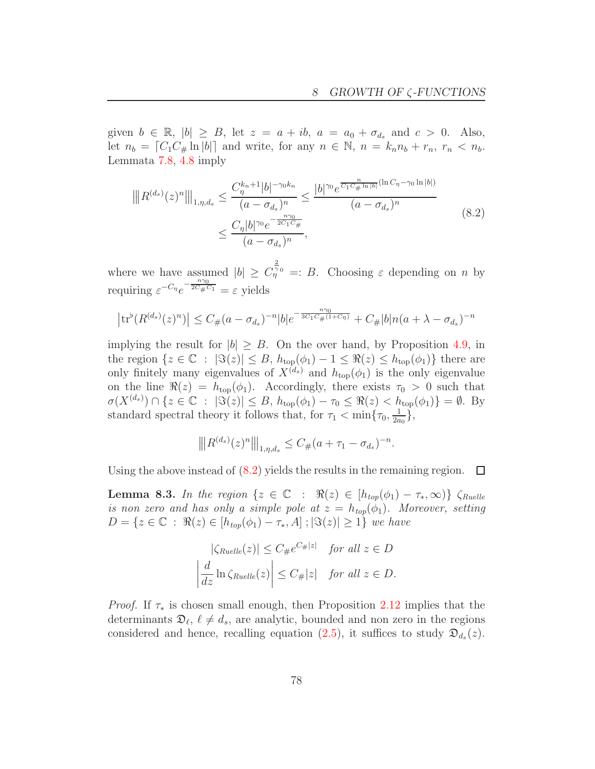given $b \in \mathbb{R}$, $|b| \geq B$, let $z = a + ib$, $a = a_0 + \sigma_{d_s}$ and $c > 0$. Also, let $n_b = \lceil C_1 C_\# \ln |b| \rceil$ and write, for any $n \in \mathbb{N}$, $n = k_n n_b + r_n$, $r_n < n_b$. Lemmata 7.8, 4.8 imply

$$
\begin{aligned}
\left|\!\left|\!\left| R^{(d_s)}(z)^n \right|\!\right|\!\right|_{1,\eta,d_s} &\leq \frac{C_\eta^{k_n+1} |b|^{-\gamma_0 k_n}}{(a-\sigma_{d_s})^n} \leq \frac{|b|^{\gamma_0} e^{\frac{n}{C_1 C_\# \ln |b|}(\ln C_\eta - \gamma_0 \ln |b|)}}{(a-\sigma_{d_s})^n} \\
&\leq \frac{C_\eta |b|^{\gamma_0} e^{-\frac{n\gamma_0}{2C_1 C_\#}}}{(a-\sigma_{d_s})^n},
\end{aligned}
\tag{8.2}
$$

where we have assumed $|b| \geq C_\eta^{\frac{2}{\gamma_0}} =: B$. Choosing $\varepsilon$ depending on $n$ by requiring $\varepsilon^{-C_\eta} e^{-\frac{n\gamma_0}{2C_\# C_1}} = \varepsilon$ yields

$$
\left| \operatorname{tr}^\flat (R^{(d_s)}(z)^n) \right| \leq C_\# (a - \sigma_{d_s})^{-n} |b| e^{-\frac{n\gamma_0}{3C_1 C_\# (1+C_\eta)}} + C_\# |b| n (a + \lambda - \sigma_{d_s})^{-n}
$$

implying the result for $|b| \geq B$. On the over hand, by Proposition 4.9, in the region $\{z \in \mathbb{C} \,:\, |\Im(z)| \leq B,\, h_{\rm top}(\phi_1) - 1 \leq \Re(z) \leq h_{\rm top}(\phi_1)\}$ there are only finitely many eigenvalues of $X^{(d_s)}$ and $h_{\rm top}(\phi_1)$ is the only eigenvalue on the line $\Re(z) = h_{\rm top}(\phi_1)$. Accordingly, there exists $\tau_0 > 0$ such that $\sigma(X^{(d_s)}) \cap \{z \in \mathbb{C} \,:\, |\Im(z)| \leq B,\, h_{\rm top}(\phi_1) - \tau_0 \leq \Re(z) < h_{\rm top}(\phi_1)\} = \emptyset$. By standard spectral theory it follows that, for $\tau_1 < \min\{\tau_0, \frac{1}{2a_0}\}$,

$$
\left|\!\left|\!\left| R^{(d_s)}(z)^n \right|\!\right|\!\right|_{1,\eta,d_s} \leq C_\# (a + \tau_1 - \sigma_{d_s})^{-n}.
$$

Using the above instead of (8.2) yields the results in the remaining region. $\square$

**Lemma 8.3.** *In the region $\{z \in \mathbb{C} \,:\, \Re(z) \in [h_{top}(\phi_1) - \tau_*, \infty)\}$ $\zeta_{Ruelle}$ is non zero and has only a simple pole at $z = h_{top}(\phi_1)$. Moreover, setting $D = \{z \in \mathbb{C} \,:\, \Re(z) \in [h_{top}(\phi_1) - \tau_*, A]\,; |\Im(z)| \geq 1\}$ we have*

$$
\begin{aligned}
|\zeta_{Ruelle}(z)| &\leq C_\# e^{C_\# |z|} \quad \text{for all } z \in D \\
\left| \frac{d}{dz} \ln \zeta_{Ruelle}(z) \right| &\leq C_\# |z| \quad \text{for all } z \in D.
\end{aligned}
$$

*Proof.* If $\tau_*$ is chosen small enough, then Proposition 2.12 implies that the determinants $\mathfrak{D}_\ell$, $\ell \neq d_s$, are analytic, bounded and non zero in the regions considered and hence, recalling equation (2.5), it suffices to study $\mathfrak{D}_{d_s}(z)$.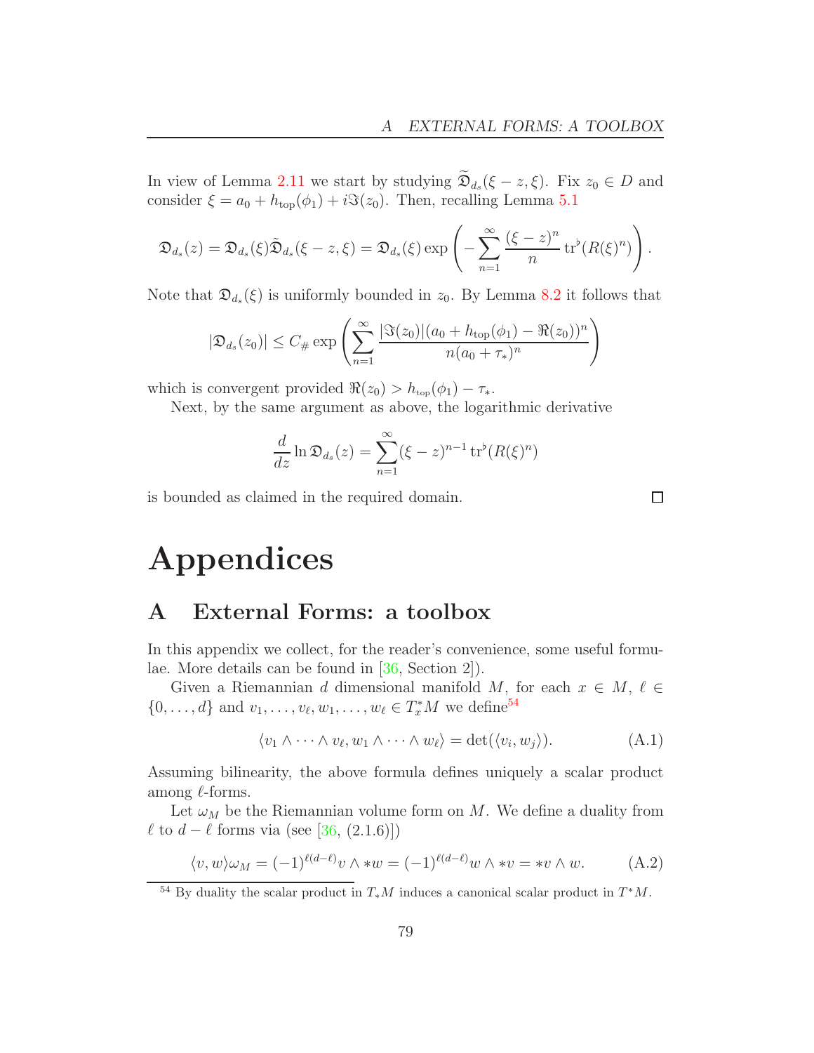In view of Lemma 2.11 we start by studying $\widetilde{\mathfrak{D}}_{d_s}(\xi - z, \xi)$. Fix $z_0 \in D$ and consider $\xi = a_0 + h_{\text{top}}(\phi_1) + i\Im(z_0)$. Then, recalling Lemma 5.1

$$
\mathfrak{D}_{d_s}(z) = \mathfrak{D}_{d_s}(\xi)\tilde{\mathfrak{D}}_{d_s}(\xi - z, \xi) = \mathfrak{D}_{d_s}(\xi) \exp\left( - \sum_{n=1}^{\infty} \frac{(\xi - z)^n}{n} \operatorname{tr}^\flat(R(\xi)^n) \right).
$$

Note that $\mathfrak{D}_{d_s}(\xi)$ is uniformly bounded in $z_0$. By Lemma 8.2 it follows that

$$
|\mathfrak{D}_{d_s}(z_0)| \le C_\# \exp\left( \sum_{n=1}^{\infty} \frac{|\Im(z_0)|(a_0 + h_{\text{top}}(\phi_1) - \Re(z_0))^n}{n(a_0 + \tau_*)^n} \right)
$$

which is convergent provided $\Re(z_0) > h_{\text{top}}(\phi_1) - \tau_*$.

Next, by the same argument as above, the logarithmic derivative

$$
\frac{d}{dz} \ln \mathfrak{D}_{d_s}(z) = \sum_{n=1}^{\infty} (\xi - z)^{n-1} \operatorname{tr}^\flat(R(\xi)^n)
$$

is bounded as claimed in the required domain. □

# Appendices

## A External Forms: a toolbox

In this appendix we collect, for the reader's convenience, some useful formulae. More details can be found in [36, Section 2]).

Given a Riemannian $d$ dimensional manifold $M$, for each $x \in M$, $\ell \in \{0, \dots, d\}$ and $v_1, \dots, v_\ell, w_1, \dots, w_\ell \in T_x^* M$ we define[54]

$$
\langle v_1 \wedge \cdots \wedge v_\ell, w_1 \wedge \cdots \wedge w_\ell \rangle = \det(\langle v_i, w_j \rangle). \tag{A.1}
$$

Assuming bilinearity, the above formula defines uniquely a scalar product among $\ell$-forms.

Let $\omega_M$ be the Riemannian volume form on $M$. We define a duality from $\ell$ to $d - \ell$ forms via (see [36, (2.1.6)])

$$
\langle v, w \rangle \omega_M = (-1)^{\ell(d-\ell)} v \wedge *w = (-1)^{\ell(d-\ell)} w \wedge *v = *v \wedge w. \tag{A.2}
$$

[54] By duality the scalar product in $T_* M$ induces a canonical scalar product in $T^* M$.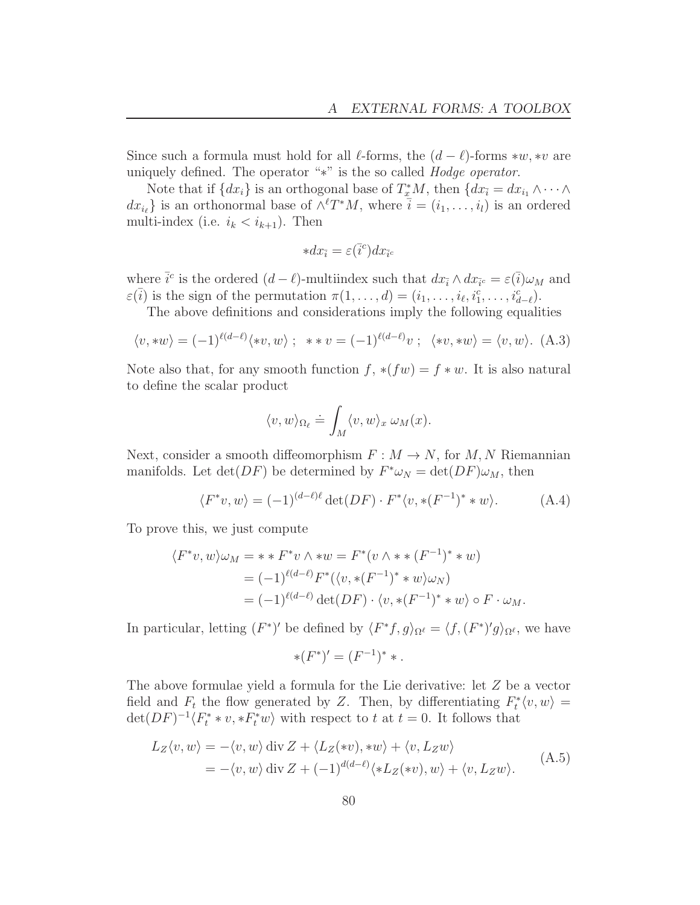Since such a formula must hold for all $\ell$-forms, the $(d-\ell)$-forms $*w, *v$ are uniquely defined. The operator "$*$" is the so called *Hodge operator*.

Note that if $\{dx_i\}$ is an orthogonal base of $T^*_x M$, then $\{dx_{\bar{i}} = dx_{i_1} \wedge \cdots \wedge dx_{i_\ell}\}$ is an orthonormal base of $\wedge^\ell T^* M$, where $\bar{i} = (i_1, \ldots, i_l)$ is an ordered multi-index (i.e. $i_k < i_{k+1}$). Then

$$
*dx_{\bar{i}} = \varepsilon(\bar{i}^c) dx_{\bar{i}^c}
$$

where $\bar{i}^c$ is the ordered $(d-\ell)$-multiindex such that $dx_{\bar{i}} \wedge dx_{\bar{i}^c} = \varepsilon(\bar{i})\omega_M$ and $\varepsilon(\bar{i})$ is the sign of the permutation $\pi(1, \ldots, d) = (i_1, \ldots, i_\ell, i^c_1, \ldots, i^c_{d-\ell})$.

The above definitions and considerations imply the following equalities

$$
\langle v, *w\rangle = (-1)^{\ell(d-\ell)}\langle *v, w\rangle \; ; \;\; * * v = (-1)^{\ell(d-\ell)} v \; ; \;\; \langle *v, *w\rangle = \langle v, w\rangle. \quad \text{(A.3)}
$$

Note also that, for any smooth function $f$, $*(fw) = f * w$. It is also natural to define the scalar product

$$
\langle v, w\rangle_{\Omega_\ell} \doteq \int_M \langle v, w\rangle_x \, \omega_M(x).
$$

Next, consider a smooth diffeomorphism $F : M \to N$, for $M, N$ Riemannian manifolds. Let $\det(DF)$ be determined by $F^*\omega_N = \det(DF)\omega_M$, then

$$
\langle F^* v, w\rangle = (-1)^{(d-\ell)\ell} \det(DF) \cdot F^*\langle v, *(F^{-1})^* * w\rangle. \quad \text{(A.4)}
$$

To prove this, we just compute

$$
\begin{aligned}
\langle F^* v, w\rangle \omega_M &= * * F^* v \wedge *w = F^*(v \wedge * * (F^{-1})^* * w) \\
&= (-1)^{\ell(d-\ell)} F^*(\langle v, *(F^{-1})^* * w\rangle \omega_N) \\
&= (-1)^{\ell(d-\ell)} \det(DF) \cdot \langle v, *(F^{-1})^* * w\rangle \circ F \cdot \omega_M.
\end{aligned}
$$

In particular, letting $(F^*)'$ be defined by $\langle F^* f, g\rangle_{\Omega^\ell} = \langle f, (F^*)' g\rangle_{\Omega^\ell}$, we have

$$
*(F^*)' = (F^{-1})^* * .
$$

The above formulae yield a formula for the Lie derivative: let $Z$ be a vector field and $F_t$ the flow generated by $Z$. Then, by differentiating $F_t^*\langle v, w\rangle = \det(DF)^{-1}\langle F_t^* * v, *F_t^* w\rangle$ with respect to $t$ at $t = 0$. It follows that

$$
\begin{aligned}
L_Z\langle v, w\rangle &= -\langle v, w\rangle \operatorname{div} Z + \langle L_Z(*v), *w\rangle + \langle v, L_Z w\rangle \\
&= -\langle v, w\rangle \operatorname{div} Z + (-1)^{d(d-\ell)}\langle *L_Z(*v), w\rangle + \langle v, L_Z w\rangle.
\end{aligned} \quad \text{(A.5)}
$$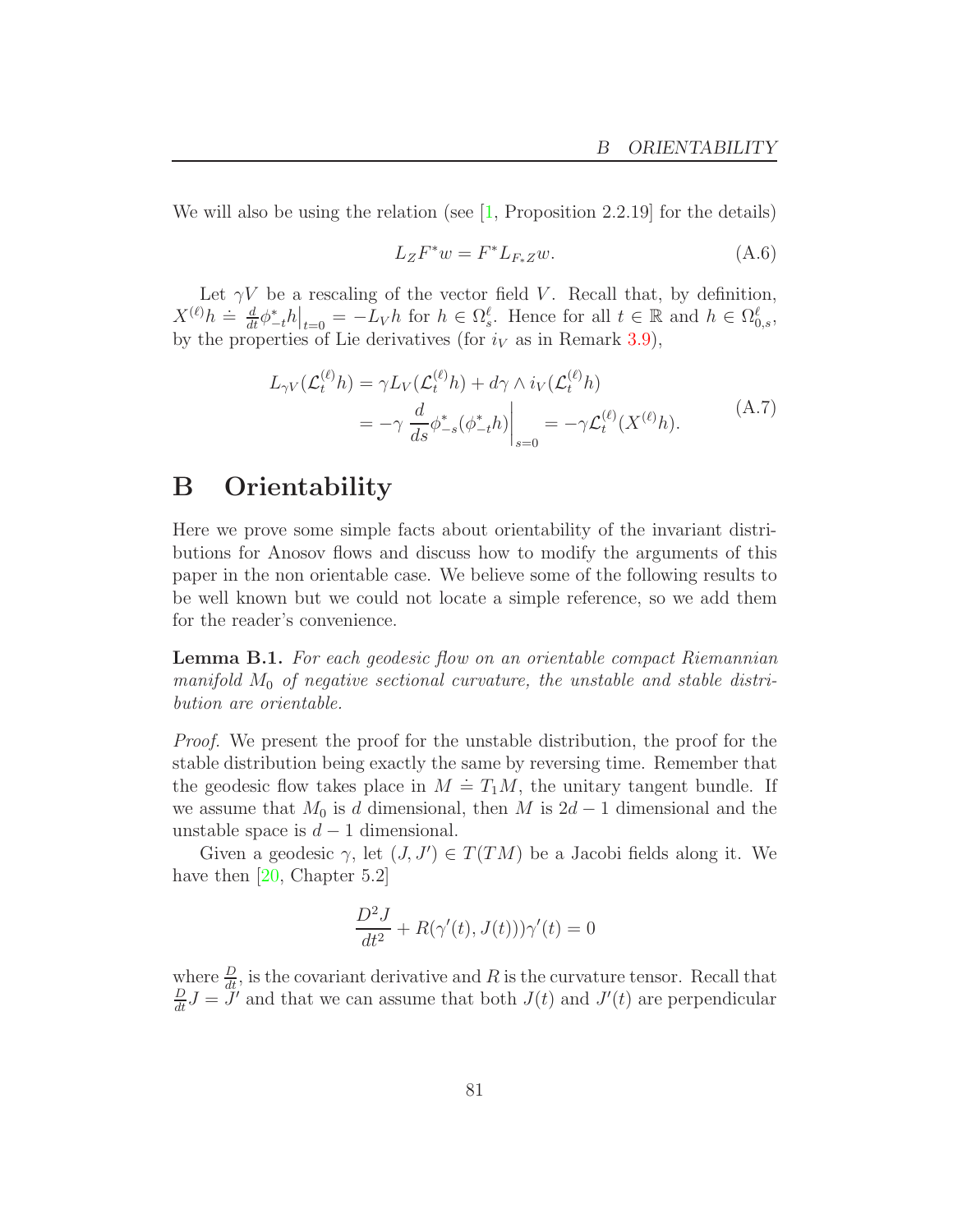We will also be using the relation (see [1, Proposition 2.2.19] for the details)

$$
L_Z F^* w = F^* L_{F_* Z} w. \tag{A.6}
$$

Let $\gamma V$ be a rescaling of the vector field $V$. Recall that, by definition, $X^{(\ell)} h \doteq \frac{d}{dt}\phi_{-t}^* h\big|_{t=0} = -L_V h$ for $h \in \Omega_s^\ell$. Hence for all $t \in \mathbb{R}$ and $h \in \Omega_{0,s}^\ell$, by the properties of Lie derivatives (for $i_V$ as in Remark 3.9),

$$
\begin{aligned}
L_{\gamma V}(\mathcal{L}_t^{(\ell)} h) &= \gamma L_V(\mathcal{L}_t^{(\ell)} h) + d\gamma \wedge i_V(\mathcal{L}_t^{(\ell)} h) \\
&= -\gamma \left.\frac{d}{ds}\phi_{-s}^*(\phi_{-t}^* h)\right|_{s=0} = -\gamma \mathcal{L}_t^{(\ell)}(X^{(\ell)} h).
\end{aligned} \tag{A.7}
$$

# B Orientability

Here we prove some simple facts about orientability of the invariant distributions for Anosov flows and discuss how to modify the arguments of this paper in the non orientable case. We believe some of the following results to be well known but we could not locate a simple reference, so we add them for the reader's convenience.

**Lemma B.1.** *For each geodesic flow on an orientable compact Riemannian manifold $M_0$ of negative sectional curvature, the unstable and stable distribution are orientable.*

*Proof.* We present the proof for the unstable distribution, the proof for the stable distribution being exactly the same by reversing time. Remember that the geodesic flow takes place in $M \doteq T_1 M$, the unitary tangent bundle. If we assume that $M_0$ is $d$ dimensional, then $M$ is $2d-1$ dimensional and the unstable space is $d-1$ dimensional.

Given a geodesic $\gamma$, let $(J, J') \in T(TM)$ be a Jacobi fields along it. We have then [20, Chapter 5.2]

$$
\frac{D^2 J}{dt^2} + R(\gamma'(t), J(t)))\gamma'(t) = 0
$$

where $\frac{D}{dt}$, is the covariant derivative and $R$ is the curvature tensor. Recall that $\frac{D}{dt} J = J'$ and that we can assume that both $J(t)$ and $J'(t)$ are perpendicular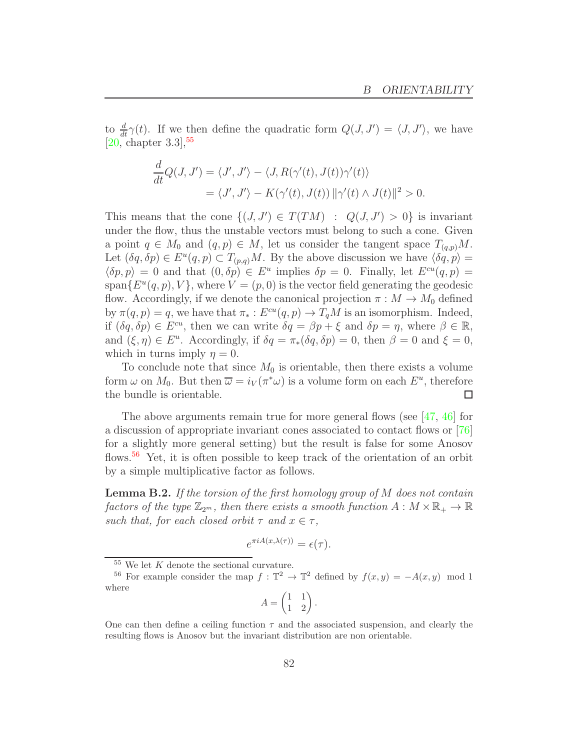to $\frac{d}{dt}\gamma(t)$. If we then define the quadratic form $Q(J, J') = \langle J, J' \rangle$, we have [20, chapter 3.3],[55]

$$
\begin{aligned}
\frac{d}{dt} Q(J, J') &= \langle J', J' \rangle - \langle J, R(\gamma'(t), J(t))\gamma'(t) \rangle \\
&= \langle J', J' \rangle - K(\gamma'(t), J(t)) \, \|\gamma'(t) \wedge J(t)\|^2 > 0.
\end{aligned}
$$

This means that the cone $\{(J, J') \in T(TM) \; : \; Q(J, J') > 0\}$ is invariant under the flow, thus the unstable vectors must belong to such a cone. Given a point $q \in M_0$ and $(q, p) \in M$, let us consider the tangent space $T_{(q,p)}M$. Let $(\delta q, \delta p) \in E^u(q, p) \subset T_{(p,q)}M$. By the above discussion we have $\langle \delta q, p \rangle = \langle \delta p, p \rangle = 0$ and that $(0, \delta p) \in E^u$ implies $\delta p = 0$. Finally, let $E^{cu}(q, p) = \operatorname{span}\{E^u(q, p), V\}$, where $V = (p, 0)$ is the vector field generating the geodesic flow. Accordingly, if we denote the canonical projection $\pi : M \to M_0$ defined by $\pi(q, p) = q$, we have that $\pi_* : E^{cu}(q, p) \to T_q M$ is an isomorphism. Indeed, if $(\delta q, \delta p) \in E^{cu}$, then we can write $\delta q = \beta p + \xi$ and $\delta p = \eta$, where $\beta \in \mathbb{R}$, and $(\xi, \eta) \in E^u$. Accordingly, if $\delta q = \pi_*(\delta q, \delta p) = 0$, then $\beta = 0$ and $\xi = 0$, which in turns imply $\eta = 0$.

To conclude note that since $M_0$ is orientable, then there exists a volume form $\omega$ on $M_0$. But then $\overline{\varpi} = i_V(\pi^*\omega)$ is a volume form on each $E^u$, therefore the bundle is orientable. □

The above arguments remain true for more general flows (see [47, 46] for a discussion of appropriate invariant cones associated to contact flows or [76] for a slightly more general setting) but the result is false for some Anosov flows.[56] Yet, it is often possible to keep track of the orientation of an orbit by a simple multiplicative factor as follows.

**Lemma B.2.** *If the torsion of the first homology group of $M$ does not contain factors of the type $\mathbb{Z}_{2^m}$, then there exists a smooth function $A : M \times \mathbb{R}_+ \to \mathbb{R}$ such that, for each closed orbit $\tau$ and $x \in \tau$,*

$$
e^{\pi i A(x, \lambda(\tau))} = \epsilon(\tau).
$$

---

[55] We let $K$ denote the sectional curvature.

[56] For example consider the map $f : \mathbb{T}^2 \to \mathbb{T}^2$ defined by $f(x, y) = -A(x, y) \mod 1$ where

$$
A = \begin{pmatrix} 1 & 1 \\ 1 & 2 \end{pmatrix}.
$$

One can then define a ceiling function $\tau$ and the associated suspension, and clearly the resulting flows is Anosov but the invariant distribution are non orientable.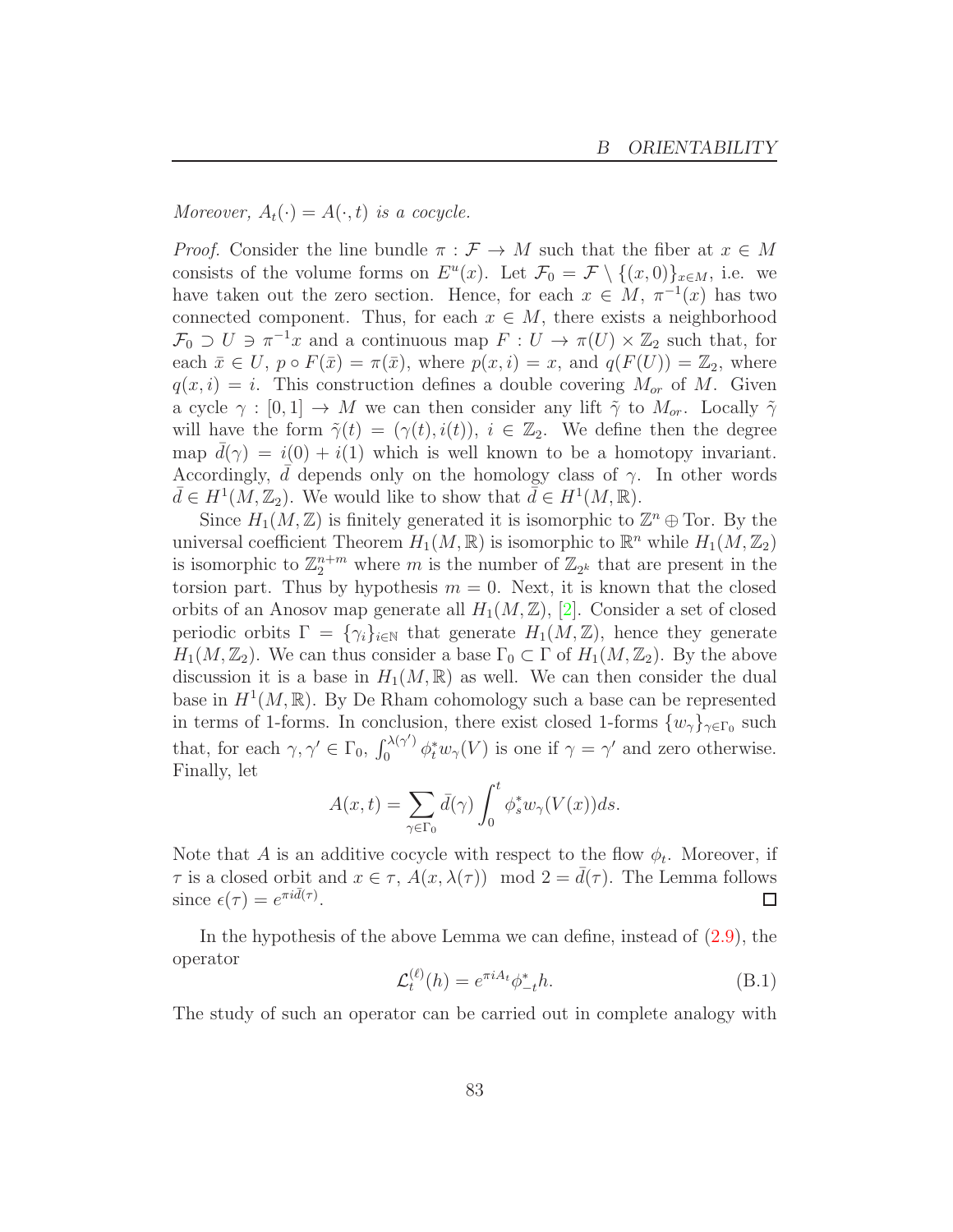*Moreover, $A_t(\cdot) = A(\cdot, t)$ is a cocycle.*

*Proof.* Consider the line bundle $\pi : \mathcal{F} \to M$ such that the fiber at $x \in M$ consists of the volume forms on $E^u(x)$. Let $\mathcal{F}_0 = \mathcal{F} \setminus \{(x, 0)\}_{x \in M}$, i.e. we have taken out the zero section. Hence, for each $x \in M$, $\pi^{-1}(x)$ has two connected component. Thus, for each $x \in M$, there exists a neighborhood $\mathcal{F}_0 \supset U \ni \pi^{-1}x$ and a continuous map $F : U \to \pi(U) \times \mathbb{Z}_2$ such that, for each $\bar{x} \in U$, $p \circ F(\bar{x}) = \pi(\bar{x})$, where $p(x, i) = x$, and $q(F(U)) = \mathbb{Z}_2$, where $q(x, i) = i$. This construction defines a double covering $M_{or}$ of $M$. Given a cycle $\gamma : [0, 1] \to M$ we can then consider any lift $\tilde{\gamma}$ to $M_{or}$. Locally $\tilde{\gamma}$ will have the form $\tilde{\gamma}(t) = (\gamma(t), i(t))$, $i \in \mathbb{Z}_2$. We define then the degree map $\bar{d}(\gamma) = i(0) + i(1)$ which is well known to be a homotopy invariant. Accordingly, $\bar{d}$ depends only on the homology class of $\gamma$. In other words $\bar{d} \in H^1(M, \mathbb{Z}_2)$. We would like to show that $\bar{d} \in H^1(M, \mathbb{R})$.

Since $H_1(M, \mathbb{Z})$ is finitely generated it is isomorphic to $\mathbb{Z}^n \oplus \text{Tor}$. By the universal coefficient Theorem $H_1(M, \mathbb{R})$ is isomorphic to $\mathbb{R}^n$ while $H_1(M, \mathbb{Z}_2)$ is isomorphic to $\mathbb{Z}_2^{n+m}$ where $m$ is the number of $\mathbb{Z}_{2^k}$ that are present in the torsion part. Thus by hypothesis $m = 0$. Next, it is known that the closed orbits of an Anosov map generate all $H_1(M, \mathbb{Z})$, [2]. Consider a set of closed periodic orbits $\Gamma = \{\gamma_i\}_{i \in \mathbb{N}}$ that generate $H_1(M, \mathbb{Z})$, hence they generate $H_1(M, \mathbb{Z}_2)$. We can thus consider a base $\Gamma_0 \subset \Gamma$ of $H_1(M, \mathbb{Z}_2)$. By the above discussion it is a base in $H_1(M, \mathbb{R})$ as well. We can then consider the dual base in $H^1(M, \mathbb{R})$. By De Rham cohomology such a base can be represented in terms of 1-forms. In conclusion, there exist closed 1-forms $\{w_\gamma\}_{\gamma \in \Gamma_0}$ such that, for each $\gamma, \gamma' \in \Gamma_0$, $\int_0^{\lambda(\gamma')} \phi_t^* w_\gamma(V)$ is one if $\gamma = \gamma'$ and zero otherwise. Finally, let

$$A(x, t) = \sum_{\gamma \in \Gamma_0} \bar{d}(\gamma) \int_0^t \phi_s^* w_\gamma(V(x)) ds.$$

Note that $A$ is an additive cocycle with respect to the flow $\phi_t$. Moreover, if $\tau$ is a closed orbit and $x \in \tau$, $A(x, \lambda(\tau)) \mod 2 = \bar{d}(\tau)$. The Lemma follows since $\epsilon(\tau) = e^{\pi i \bar{d}(\tau)}$. $\square$

In the hypothesis of the above Lemma we can define, instead of (2.9), the operator

$$\mathcal{L}_t^{(\ell)}(h) = e^{\pi i A_t} \phi_{-t}^* h. \tag{B.1}$$

The study of such an operator can be carried out in complete analogy with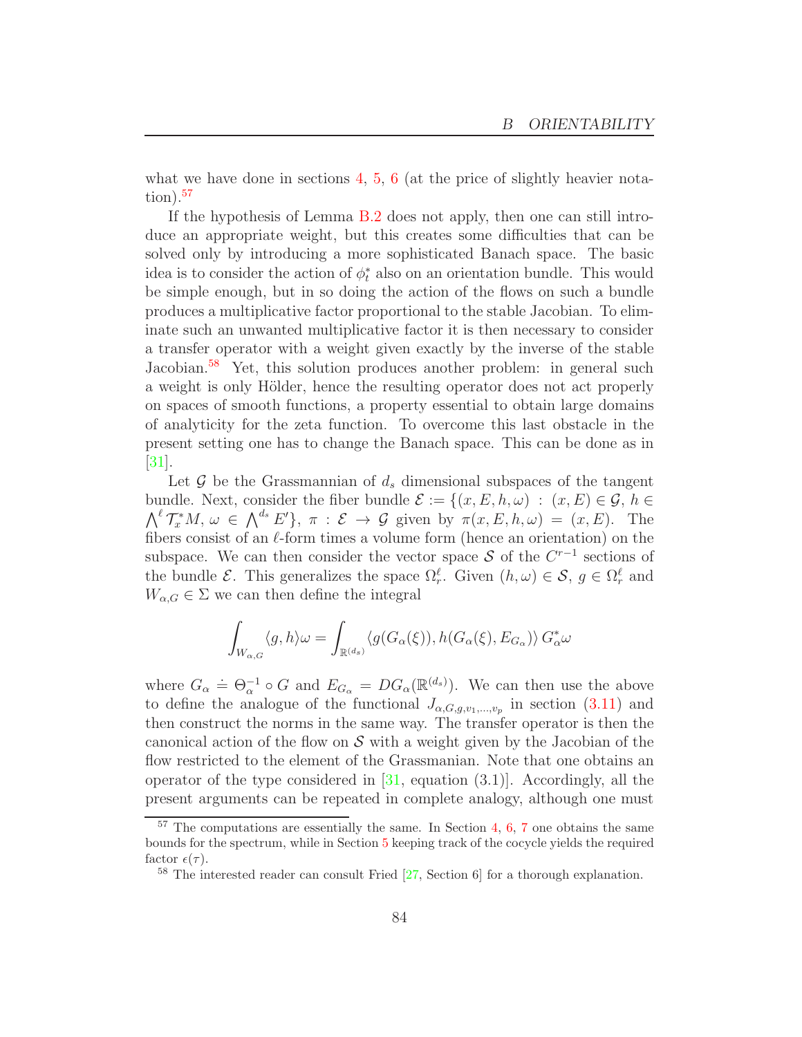what we have done in sections 4, 5, 6 (at the price of slightly heavier notation).[57]

If the hypothesis of Lemma B.2 does not apply, then one can still introduce an appropriate weight, but this creates some difficulties that can be solved only by introducing a more sophisticated Banach space. The basic idea is to consider the action of $\phi_t^*$ also on an orientation bundle. This would be simple enough, but in so doing the action of the flows on such a bundle produces a multiplicative factor proportional to the stable Jacobian. To eliminate such an unwanted multiplicative factor it is then necessary to consider a transfer operator with a weight given exactly by the inverse of the stable Jacobian.[58] Yet, this solution produces another problem: in general such a weight is only Hölder, hence the resulting operator does not act properly on spaces of smooth functions, a property essential to obtain large domains of analyticity for the zeta function. To overcome this last obstacle in the present setting one has to change the Banach space. This can be done as in [31].

Let $\mathcal{G}$ be the Grassmannian of $d_s$ dimensional subspaces of the tangent bundle. Next, consider the fiber bundle $\mathcal{E} := \{(x, E, h, \omega) \,:\, (x, E) \in \mathcal{G},\, h \in \bigwedge^{\ell} \mathcal{T}_x^* M,\, \omega \in \bigwedge^{d_s} E'\}$, $\pi : \mathcal{E} \to \mathcal{G}$ given by $\pi(x, E, h, \omega) = (x, E)$. The fibers consist of an $\ell$-form times a volume form (hence an orientation) on the subspace. We can then consider the vector space $\mathcal{S}$ of the $C^{r-1}$ sections of the bundle $\mathcal{E}$. This generalizes the space $\Omega_r^\ell$. Given $(h, \omega) \in \mathcal{S}$, $g \in \Omega_r^\ell$ and $W_{\alpha,G} \in \Sigma$ we can then define the integral

$$\int_{W_{\alpha,G}} \langle g, h \rangle \omega = \int_{\mathbb{R}^{(d_s)}} \langle g(G_\alpha(\xi)), h(G_\alpha(\xi), E_{G_\alpha}) \rangle \, G_\alpha^* \omega$$

where $G_\alpha \doteq \Theta_\alpha^{-1} \circ G$ and $E_{G_\alpha} = DG_\alpha(\mathbb{R}^{(d_s)})$. We can then use the above to define the analogue of the functional $J_{\alpha,G,g,v_1,\dots,v_p}$ in section (3.11) and then construct the norms in the same way. The transfer operator is then the canonical action of the flow on $\mathcal{S}$ with a weight given by the Jacobian of the flow restricted to the element of the Grassmanian. Note that one obtains an operator of the type considered in [31, equation (3.1)]. Accordingly, all the present arguments can be repeated in complete analogy, although one must

[57] The computations are essentially the same. In Section 4, 6, 7 one obtains the same bounds for the spectrum, while in Section 5 keeping track of the cocycle yields the required factor $\epsilon(\tau)$.

[58] The interested reader can consult Fried [27, Section 6] for a thorough explanation.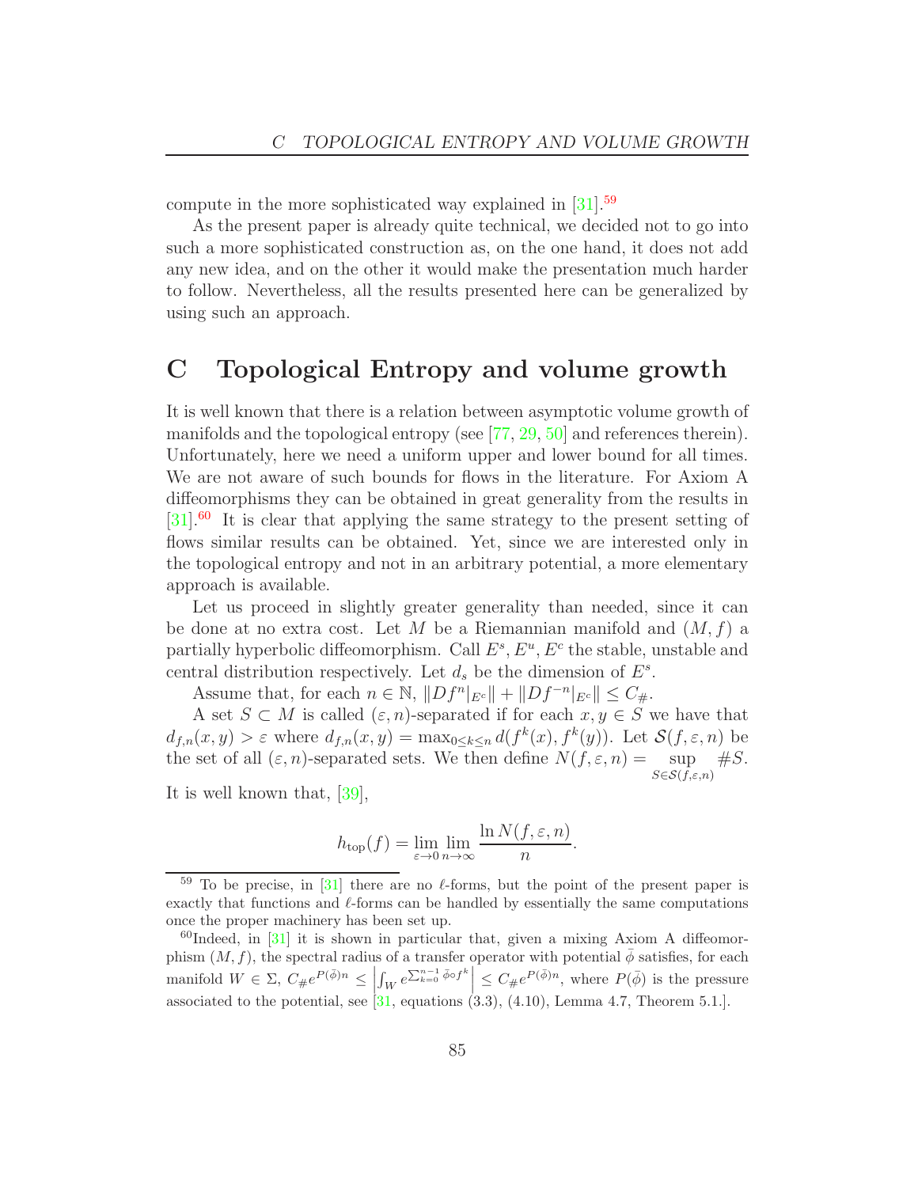compute in the more sophisticated way explained in [31].[59]

As the present paper is already quite technical, we decided not to go into such a more sophisticated construction as, on the one hand, it does not add any new idea, and on the other it would make the presentation much harder to follow. Nevertheless, all the results presented here can be generalized by using such an approach.

# C Topological Entropy and volume growth

It is well known that there is a relation between asymptotic volume growth of manifolds and the topological entropy (see [77, 29, 50] and references therein). Unfortunately, here we need a uniform upper and lower bound for all times. We are not aware of such bounds for flows in the literature. For Axiom A diffeomorphisms they can be obtained in great generality from the results in [31].[60] It is clear that applying the same strategy to the present setting of flows similar results can be obtained. Yet, since we are interested only in the topological entropy and not in an arbitrary potential, a more elementary approach is available.

Let us proceed in slightly greater generality than needed, since it can be done at no extra cost. Let $M$ be a Riemannian manifold and $(M, f)$ a partially hyperbolic diffeomorphism. Call $E^s, E^u, E^c$ the stable, unstable and central distribution respectively. Let $d_s$ be the dimension of $E^s$.

Assume that, for each $n \in \mathbb{N}$, $\|Df^n|_{E^c}\| + \|Df^{-n}|_{E^c}\| \leq C_\#$.

A set $S \subset M$ is called $(\varepsilon, n)$-separated if for each $x, y \in S$ we have that $d_{f,n}(x, y) > \varepsilon$ where $d_{f,n}(x, y) = \max_{0 \leq k \leq n} d(f^k(x), f^k(y))$. Let $\mathcal{S}(f, \varepsilon, n)$ be the set of all $(\varepsilon, n)$-separated sets. We then define $N(f, \varepsilon, n) = \sup_{S \in \mathcal{S}(f,\varepsilon,n)} \#S$.

It is well known that, [39],

$$h_{\text{top}}(f) = \lim_{\varepsilon \to 0} \lim_{n \to \infty} \frac{\ln N(f, \varepsilon, n)}{n}.$$

[59] To be precise, in [31] there are no $\ell$-forms, but the point of the present paper is exactly that functions and $\ell$-forms can be handled by essentially the same computations once the proper machinery has been set up.

[60] Indeed, in [31] it is shown in particular that, given a mixing Axiom A diffeomorphism $(M, f)$, the spectral radius of a transfer operator with potential $\bar{\phi}$ satisfies, for each manifold $W \in \Sigma$, $C_\# e^{P(\bar{\phi})n} \leq \left| \int_W e^{\sum_{k=0}^{n-1} \bar{\phi} \circ f^k} \right| \leq C_\# e^{P(\bar{\phi})n}$, where $P(\bar{\phi})$ is the pressure associated to the potential, see [31, equations (3.3), (4.10), Lemma 4.7, Theorem 5.1.].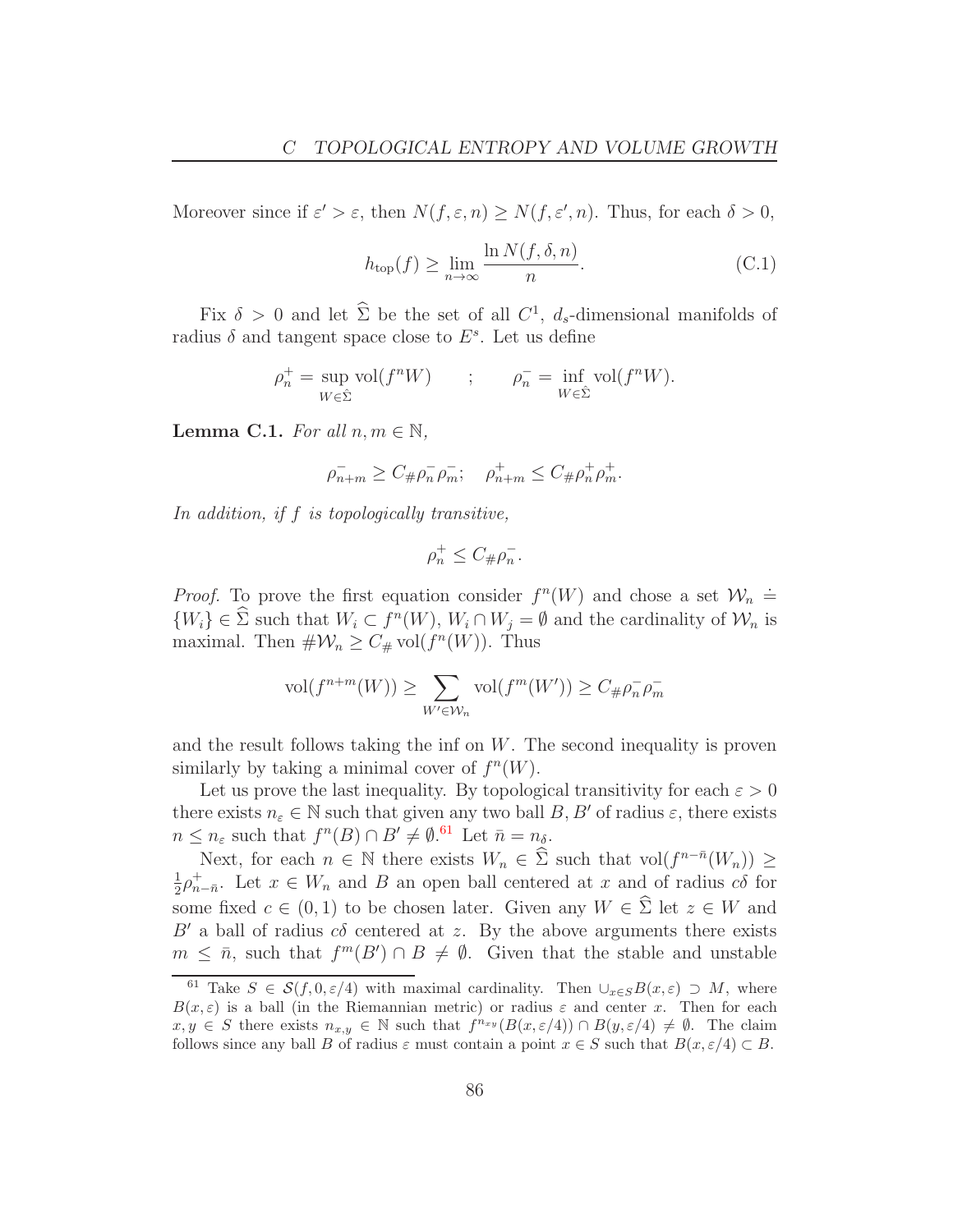Moreover since if $\varepsilon' > \varepsilon$, then $N(f, \varepsilon, n) \geq N(f, \varepsilon', n)$. Thus, for each $\delta > 0$,

$$h_{\rm top}(f) \geq \lim_{n\to\infty} \frac{\ln N(f, \delta, n)}{n}. \tag{C.1}$$

Fix $\delta > 0$ and let $\widehat{\Sigma}$ be the set of all $C^1$, $d_s$-dimensional manifolds of radius $\delta$ and tangent space close to $E^s$. Let us define

$$\rho_n^+ = \sup_{W\in\hat{\Sigma}} \operatorname{vol}(f^n W) \qquad ; \qquad \rho_n^- = \inf_{W\in\hat{\Sigma}} \operatorname{vol}(f^n W).$$

**Lemma C.1.** *For all $n, m \in \mathbb{N}$,*

$$\rho_{n+m}^- \geq C_\# \rho_n^- \rho_m^-; \quad \rho_{n+m}^+ \leq C_\# \rho_n^+ \rho_m^+.$$

*In addition, if $f$ is topologically transitive,*

$$\rho_n^+ \leq C_\# \rho_n^-.$$

*Proof.* To prove the first equation consider $f^n(W)$ and chose a set $\mathcal{W}_n \doteq \{W_i\} \in \widehat{\Sigma}$ such that $W_i \subset f^n(W)$, $W_i \cap W_j = \emptyset$ and the cardinality of $\mathcal{W}_n$ is maximal. Then $\#\mathcal{W}_n \geq C_\# \operatorname{vol}(f^n(W))$. Thus

$$\operatorname{vol}(f^{n+m}(W)) \geq \sum_{W'\in\mathcal{W}_n} \operatorname{vol}(f^m(W')) \geq C_\# \rho_n^- \rho_m^-$$

and the result follows taking the inf on $W$. The second inequality is proven similarly by taking a minimal cover of $f^n(W)$.

Let us prove the last inequality. By topological transitivity for each $\varepsilon > 0$ there exists $n_\varepsilon \in \mathbb{N}$ such that given any two ball $B, B'$ of radius $\varepsilon$, there exists $n \leq n_\varepsilon$ such that $f^n(B) \cap B' \neq \emptyset$.[61] Let $\bar{n} = n_\delta$.

Next, for each $n \in \mathbb{N}$ there exists $W_n \in \widehat{\Sigma}$ such that $\operatorname{vol}(f^{n-\bar{n}}(W_n)) \geq \frac{1}{2}\rho_{n-\bar{n}}^+$. Let $x \in W_n$ and $B$ an open ball centered at $x$ and of radius $c\delta$ for some fixed $c \in (0, 1)$ to be chosen later. Given any $W \in \widehat{\Sigma}$ let $z \in W$ and $B'$ a ball of radius $c\delta$ centered at $z$. By the above arguments there exists $m \leq \bar{n}$, such that $f^m(B') \cap B \neq \emptyset$. Given that the stable and unstable

[61] Take $S \in \mathcal{S}(f, 0, \varepsilon/4)$ with maximal cardinality. Then $\cup_{x\in S} B(x, \varepsilon) \supset M$, where $B(x, \varepsilon)$ is a ball (in the Riemannian metric) or radius $\varepsilon$ and center $x$. Then for each $x, y \in S$ there exists $n_{x,y} \in \mathbb{N}$ such that $f^{n_{xy}}(B(x, \varepsilon/4)) \cap B(y, \varepsilon/4) \neq \emptyset$. The claim follows since any ball $B$ of radius $\varepsilon$ must contain a point $x \in S$ such that $B(x, \varepsilon/4) \subset B$.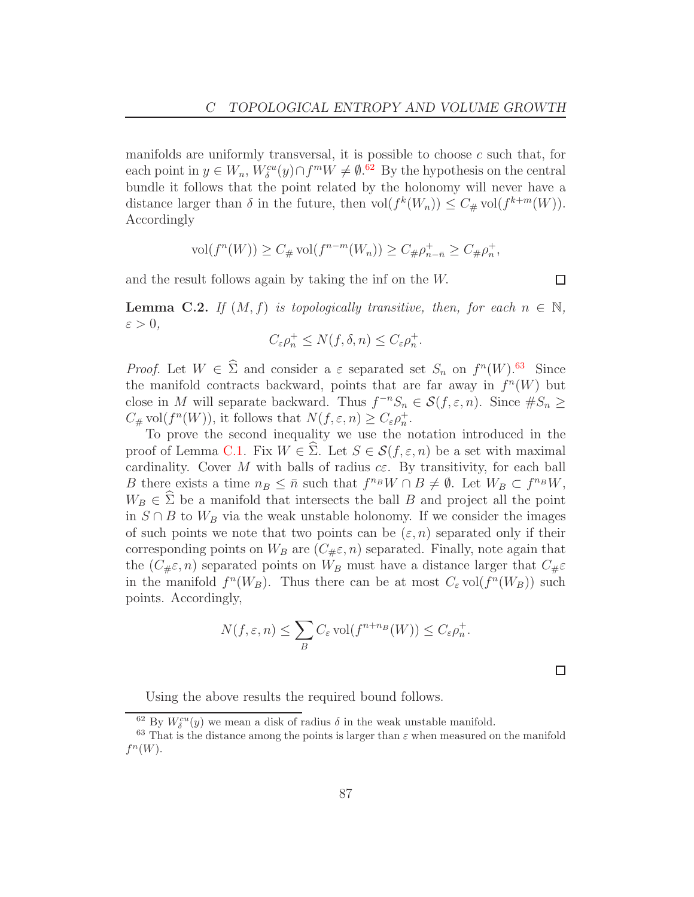manifolds are uniformly transversal, it is possible to choose $c$ such that, for each point in $y \in W_n$, $W^{cu}_\delta(y) \cap f^m W \neq \emptyset$.[62] By the hypothesis on the central bundle it follows that the point related by the holonomy will never have a distance larger than $\delta$ in the future, then $\text{vol}(f^k(W_n)) \leq C_\# \text{vol}(f^{k+m}(W))$. Accordingly

$$\text{vol}(f^n(W)) \geq C_\# \text{vol}(f^{n-m}(W_n)) \geq C_\# \rho^+_{n-\bar{n}} \geq C_\# \rho^+_n,$$

and the result follows again by taking the inf on the $W$. □

**Lemma C.2.** *If $(M, f)$ is topologically transitive, then, for each $n \in \mathbb{N}$, $\varepsilon > 0$,*

$$C_\varepsilon \rho^+_n \leq N(f, \delta, n) \leq C_\varepsilon \rho^+_n.$$

*Proof.* Let $W \in \widehat{\Sigma}$ and consider a $\varepsilon$ separated set $S_n$ on $f^n(W)$.[63] Since the manifold contracts backward, points that are far away in $f^n(W)$ but close in $M$ will separate backward. Thus $f^{-n}S_n \in \mathcal{S}(f, \varepsilon, n)$. Since $\# S_n \geq C_\# \text{vol}(f^n(W))$, it follows that $N(f, \varepsilon, n) \geq C_\varepsilon \rho^+_n$.

To prove the second inequality we use the notation introduced in the proof of Lemma C.1. Fix $W \in \widehat{\Sigma}$. Let $S \in \mathcal{S}(f, \varepsilon, n)$ be a set with maximal cardinality. Cover $M$ with balls of radius $c\varepsilon$. By transitivity, for each ball $B$ there exists a time $n_B \leq \bar{n}$ such that $f^{n_B} W \cap B \neq \emptyset$. Let $W_B \subset f^{n_B} W$, $W_B \in \widehat{\Sigma}$ be a manifold that intersects the ball $B$ and project all the point in $S \cap B$ to $W_B$ via the weak unstable holonomy. If we consider the images of such points we note that two points can be $(\varepsilon, n)$ separated only if their corresponding points on $W_B$ are $(C_\# \varepsilon, n)$ separated. Finally, note again that the $(C_\# \varepsilon, n)$ separated points on $W_B$ must have a distance larger that $C_\# \varepsilon$ in the manifold $f^n(W_B)$. Thus there can be at most $C_\varepsilon \text{vol}(f^n(W_B))$ such points. Accordingly,

$$N(f, \varepsilon, n) \leq \sum_B C_\varepsilon \text{vol}(f^{n+n_B}(W)) \leq C_\varepsilon \rho^+_n.$$

□

Using the above results the required bound follows.

[62] By $W^{cu}_\delta(y)$ we mean a disk of radius $\delta$ in the weak unstable manifold.

[63] That is the distance among the points is larger than $\varepsilon$ when measured on the manifold $f^n(W)$.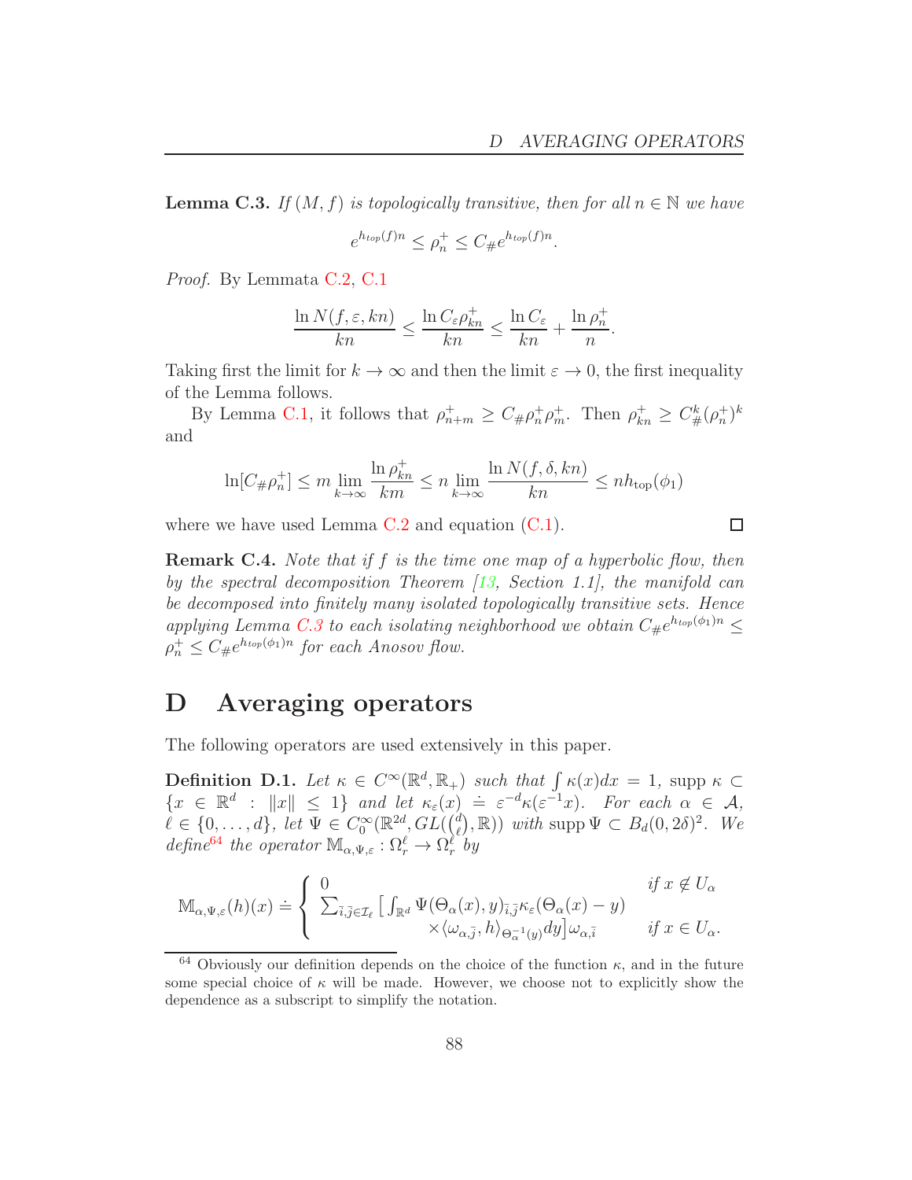**Lemma C.3.** *If $(M, f)$ is topologically transitive, then for all $n \in \mathbb{N}$ we have*

$$e^{h_{top}(f)n} \leq \rho_n^+ \leq C_\# e^{h_{top}(f)n}.$$

*Proof.* By Lemmata C.2, C.1

$$\frac{\ln N(f, \varepsilon, kn)}{kn} \leq \frac{\ln C_\varepsilon \rho_{kn}^+}{kn} \leq \frac{\ln C_\varepsilon}{kn} + \frac{\ln \rho_n^+}{n}.$$

Taking first the limit for $k \to \infty$ and then the limit $\varepsilon \to 0$, the first inequality of the Lemma follows.

By Lemma C.1, it follows that $\rho_{n+m}^+ \geq C_\# \rho_n^+ \rho_m^+$. Then $\rho_{kn}^+ \geq C_\#^k (\rho_n^+)^k$ and

$$\ln[C_\# \rho_n^+] \leq m \lim_{k \to \infty} \frac{\ln \rho_{kn}^+}{km} \leq n \lim_{k \to \infty} \frac{\ln N(f, \delta, kn)}{kn} \leq n h_{\text{top}}(\phi_1)$$

where we have used Lemma C.2 and equation (C.1). □

**Remark C.4.** *Note that if $f$ is the time one map of a hyperbolic flow, then by the spectral decomposition Theorem [13, Section 1.1], the manifold can be decomposed into finitely many isolated topologically transitive sets. Hence applying Lemma C.3 to each isolating neighborhood we obtain $C_\# e^{h_{top}(\phi_1)n} \leq \rho_n^+ \leq C_\# e^{h_{top}(\phi_1)n}$ for each Anosov flow.*

# D Averaging operators

The following operators are used extensively in this paper.

**Definition D.1.** *Let $\kappa \in C^\infty(\mathbb{R}^d, \mathbb{R}_+)$ such that $\int \kappa(x)dx = 1$, $\operatorname{supp} \kappa \subset \{x \in \mathbb{R}^d : \|x\| \leq 1\}$ and let $\kappa_\varepsilon(x) \doteq \varepsilon^{-d}\kappa(\varepsilon^{-1}x)$. For each $\alpha \in \mathcal{A}$, $\ell \in \{0, \ldots, d\}$, let $\Psi \in C_0^\infty(\mathbb{R}^{2d}, GL(\binom{d}{\ell}, \mathbb{R}))$ with $\operatorname{supp} \Psi \subset B_d(0, 2\delta)^2$. We define[64] the operator $\mathbb{M}_{\alpha,\Psi,\varepsilon} : \Omega_r^\ell \to \Omega_r^\ell$ by*

$$\mathbb{M}_{\alpha,\Psi,\varepsilon}(h)(x) \doteq \begin{cases} 0 & \text{if } x \notin U_\alpha \\ \sum_{\bar{i},\bar{j} \in \mathcal{I}_\ell} \Big[ \int_{\mathbb{R}^d} \Psi(\Theta_\alpha(x), y)_{\bar{i},\bar{j}} \kappa_\varepsilon(\Theta_\alpha(x) - y) \\ \qquad \times \langle \omega_{\alpha,\bar{j}}, h \rangle_{\Theta_\alpha^{-1}(y)} dy \Big] \omega_{\alpha,\bar{i}} & \text{if } x \in U_\alpha. \end{cases}$$

[64] Obviously our definition depends on the choice of the function $\kappa$, and in the future some special choice of $\kappa$ will be made. However, we choose not to explicitly show the dependence as a subscript to simplify the notation.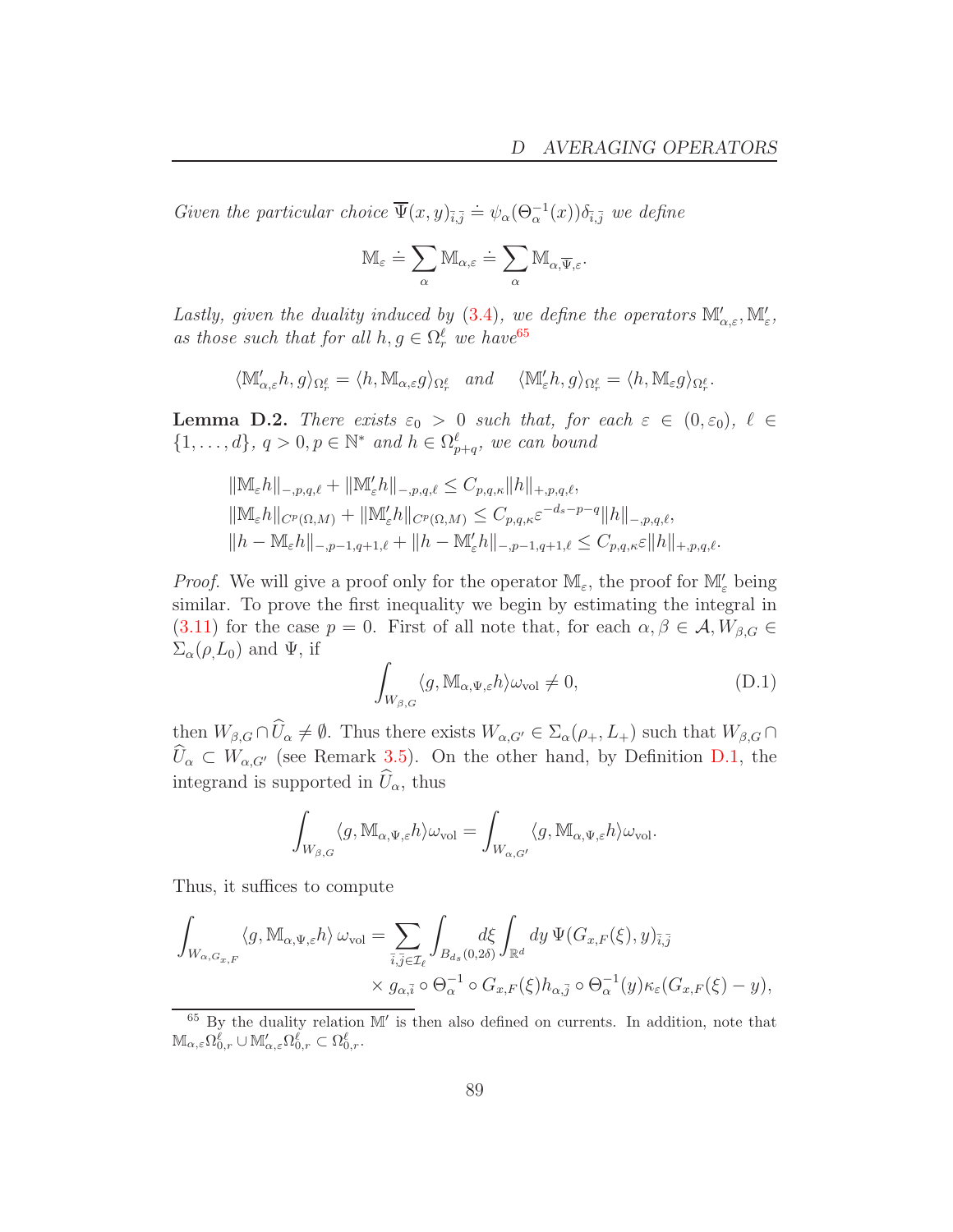*Given the particular choice* $\overline{\Psi}(x,y)_{\bar{i},\bar{j}} \doteq \psi_\alpha(\Theta_\alpha^{-1}(x))\delta_{\bar{i},\bar{j}}$ *we define*

$$\mathbb{M}_\varepsilon \doteq \sum_\alpha \mathbb{M}_{\alpha,\varepsilon} \doteq \sum_\alpha \mathbb{M}_{\alpha,\overline{\Psi},\varepsilon}.$$

*Lastly, given the duality induced by (3.4), we define the operators* $\mathbb{M}'_{\alpha,\varepsilon}, \mathbb{M}'_\varepsilon$*, as those such that for all* $h, g \in \Omega_r^\ell$ *we have*[65]

$$\langle \mathbb{M}'_{\alpha,\varepsilon} h, g\rangle_{\Omega_r^\ell} = \langle h, \mathbb{M}_{\alpha,\varepsilon} g\rangle_{\Omega_r^\ell} \quad \textit{and} \quad \langle \mathbb{M}'_\varepsilon h, g\rangle_{\Omega_r^\ell} = \langle h, \mathbb{M}_\varepsilon g\rangle_{\Omega_r^\ell}.$$

**Lemma D.2.** *There exists* $\varepsilon_0 > 0$ *such that, for each* $\varepsilon \in (0, \varepsilon_0)$*,* $\ell \in \{1, \dots, d\}$*,* $q > 0, p \in \mathbb{N}^*$ *and* $h \in \Omega_{p+q}^\ell$*, we can bound*

$$\begin{aligned}
&\|\mathbb{M}_\varepsilon h\|_{-,p,q,\ell} + \|\mathbb{M}'_\varepsilon h\|_{-,p,q,\ell} \le C_{p,q,\kappa}\|h\|_{+,p,q,\ell},\\
&\|\mathbb{M}_\varepsilon h\|_{C^p(\Omega,M)} + \|\mathbb{M}'_\varepsilon h\|_{C^p(\Omega,M)} \le C_{p,q,\kappa}\varepsilon^{-d_s-p-q}\|h\|_{-,p,q,\ell},\\
&\|h - \mathbb{M}_\varepsilon h\|_{-,p-1,q+1,\ell} + \|h - \mathbb{M}'_\varepsilon h\|_{-,p-1,q+1,\ell} \le C_{p,q,\kappa}\varepsilon\|h\|_{+,p,q,\ell}.
\end{aligned}$$

*Proof.* We will give a proof only for the operator $\mathbb{M}_\varepsilon$, the proof for $\mathbb{M}'_\varepsilon$ being similar. To prove the first inequality we begin by estimating the integral in (3.11) for the case $p = 0$. First of all note that, for each $\alpha, \beta \in \mathcal{A}, W_{\beta,G} \in \Sigma_\alpha(\rho, L_0)$ and $\Psi$, if

$$\int_{W_{\beta,G}} \langle g, \mathbb{M}_{\alpha,\Psi,\varepsilon} h\rangle \omega_{\mathrm{vol}} \neq 0, \tag{D.1}$$

then $W_{\beta,G} \cap \widehat{U}_\alpha \neq \emptyset$. Thus there exists $W_{\alpha,G'} \in \Sigma_\alpha(\rho_+, L_+)$ such that $W_{\beta,G} \cap \widehat{U}_\alpha \subset W_{\alpha,G'}$ (see Remark 3.5). On the other hand, by Definition D.1, the integrand is supported in $\widehat{U}_\alpha$, thus

$$\int_{W_{\beta,G}} \langle g, \mathbb{M}_{\alpha,\Psi,\varepsilon} h\rangle \omega_{\mathrm{vol}} = \int_{W_{\alpha,G'}} \langle g, \mathbb{M}_{\alpha,\Psi,\varepsilon} h\rangle \omega_{\mathrm{vol}}.$$

Thus, it suffices to compute

$$\begin{aligned}
\int_{W_{\alpha,G_{x,F}}} \langle g, \mathbb{M}_{\alpha,\Psi,\varepsilon} h\rangle\, \omega_{\mathrm{vol}} = \sum_{\bar{i},\bar{j} \in \mathcal{I}_\ell} \int_{B_{d_s}(0,2\delta)} d\xi \int_{\mathbb{R}^d} dy\, \Psi(G_{x,F}(\xi), y)_{\bar{i},\bar{j}}\\
\times\, g_{\alpha,\bar{i}} \circ \Theta_\alpha^{-1} \circ G_{x,F}(\xi) h_{\alpha,\bar{j}} \circ \Theta_\alpha^{-1}(y) \kappa_\varepsilon(G_{x,F}(\xi) - y),
\end{aligned}$$

[65] By the duality relation $\mathbb{M}'$ is then also defined on currents. In addition, note that $\mathbb{M}_{\alpha,\varepsilon}\Omega_{0,r}^\ell \cup \mathbb{M}'_{\alpha,\varepsilon}\Omega_{0,r}^\ell \subset \Omega_{0,r}^\ell$.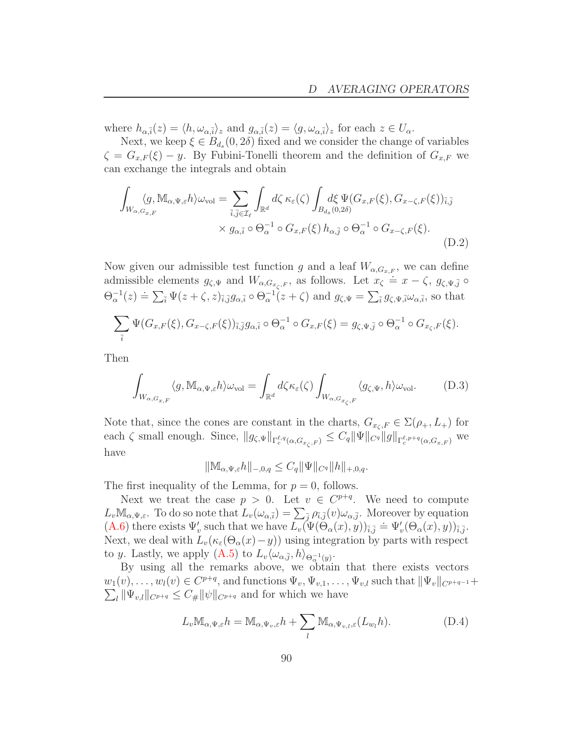where $h_{\alpha,\bar{i}}(z) = \langle h, \omega_{\alpha,\bar{i}} \rangle_z$ and $g_{\alpha,\bar{i}}(z) = \langle g, \omega_{\alpha,\bar{i}} \rangle_z$ for each $z \in U_\alpha$.

Next, we keep $\xi \in B_{d_s}(0, 2\delta)$ fixed and we consider the change of variables $\zeta = G_{x,F}(\xi) - y$. By Fubini-Tonelli theorem and the definition of $G_{x,F}$ we can exchange the integrals and obtain

$$
\begin{aligned}
\int_{W_{\alpha,G_{x,F}}} \langle g, \mathbb{M}_{\alpha,\Psi,\varepsilon} h \rangle \omega_{\mathrm{vol}} = \sum_{\bar{i},\bar{j} \in \mathcal{I}_\ell} \int_{\mathbb{R}^d} d\zeta \, \kappa_\varepsilon(\zeta) \int_{B_{d_s}(0,2\delta)} d\xi \, \Psi(G_{x,F}(\xi), G_{x-\zeta,F}(\xi))_{\bar{i},\bar{j}} \\
\times \, g_{\alpha,\bar{i}} \circ \Theta_\alpha^{-1} \circ G_{x,F}(\xi) \, h_{\alpha,\bar{j}} \circ \Theta_\alpha^{-1} \circ G_{x-\zeta,F}(\xi).
\end{aligned}
\tag{D.2}
$$

Now given our admissible test function $g$ and a leaf $W_{\alpha,G_{x,F}}$, we can define admissible elements $g_{\zeta,\Psi}$ and $W_{\alpha,G_{x_\zeta,F}}$, as follows. Let $x_\zeta \doteq x - \zeta$, $g_{\zeta,\Psi,\bar{j}} \circ \Theta_\alpha^{-1}(z) \doteq \sum_{\bar{i}} \Psi(z+\zeta, z)_{\bar{i},\bar{j}} g_{\alpha,\bar{i}} \circ \Theta_\alpha^{-1}(z+\zeta)$ and $g_{\zeta,\Psi} = \sum_{\bar{i}} g_{\zeta,\Psi,\bar{i}} \omega_{\alpha,\bar{i}}$, so that

$$
\sum_{\bar{i}} \Psi(G_{x,F}(\xi), G_{x-\zeta,F}(\xi))_{\bar{i},\bar{j}} g_{\alpha,\bar{i}} \circ \Theta_\alpha^{-1} \circ G_{x,F}(\xi) = g_{\zeta,\Psi,\bar{j}} \circ \Theta_\alpha^{-1} \circ G_{x_\zeta,F}(\xi).
$$

Then

$$
\int_{W_{\alpha,G_{x,F}}} \langle g, \mathbb{M}_{\alpha,\Psi,\varepsilon} h \rangle \omega_{\mathrm{vol}} = \int_{\mathbb{R}^d} d\zeta \kappa_\varepsilon(\zeta) \int_{W_{\alpha,G_{x_\zeta,F}}} \langle g_{\zeta,\Psi}, h \rangle \omega_{\mathrm{vol}}. \tag{D.3}
$$

Note that, since the cones are constant in the charts, $G_{x_\zeta,F} \in \Sigma(\rho_+, L_+)$ for each $\zeta$ small enough. Since, $\|g_{\zeta,\Psi}\|_{\Gamma_c^{\ell,q}(\alpha,G_{x_\zeta,F})} \leq C_q \|\Psi\|_{C^q} \|g\|_{\Gamma_c^{\ell,p+q}(\alpha,G_{x,F})}$ we have

$$
\|\mathbb{M}_{\alpha,\Psi,\varepsilon} h\|_{-,0,q} \leq C_q \|\Psi\|_{C^q} \|h\|_{+,0,q}.
$$

The first inequality of the Lemma, for $p = 0$, follows.

Next we treat the case $p > 0$. Let $v \in C^{p+q}$. We need to compute $L_v \mathbb{M}_{\alpha,\Psi,\varepsilon}$. To do so note that $L_v(\omega_{\alpha,\bar{i}}) = \sum_{\bar{j}} \rho_{\bar{i},\bar{j}}(v) \omega_{\alpha,\bar{j}}$. Moreover by equation (A.6) there exists $\Psi'_v$ such that we have $L_v(\Psi(\Theta_\alpha(x), y))_{\bar{i},\bar{j}} \doteq \Psi'_v(\Theta_\alpha(x), y))_{\bar{i},\bar{j}}$. Next, we deal with $L_v(\kappa_\varepsilon(\Theta_\alpha(x) - y))$ using integration by parts with respect to $y$. Lastly, we apply (A.5) to $L_v \langle \omega_{\alpha,\bar{j}}, h \rangle_{\Theta_\alpha^{-1}(y)}$.

By using all the remarks above, we obtain that there exists vectors $w_1(v), \ldots, w_l(v) \in C^{p+q}$, and functions $\Psi_v, \Psi_{v,1}, \ldots, \Psi_{v,l}$ such that $\|\Psi_v\|_{C^{p+q-1}} + \sum_l \|\Psi_{v,l}\|_{C^{p+q}} \leq C_\# \|\psi\|_{C^{p+q}}$ and for which we have

$$
L_v \mathbb{M}_{\alpha,\Psi,\varepsilon} h = \mathbb{M}_{\alpha,\Psi_v,\varepsilon} h + \sum_l \mathbb{M}_{\alpha,\Psi_{v,l},\varepsilon}(L_{w_l} h). \tag{D.4}
$$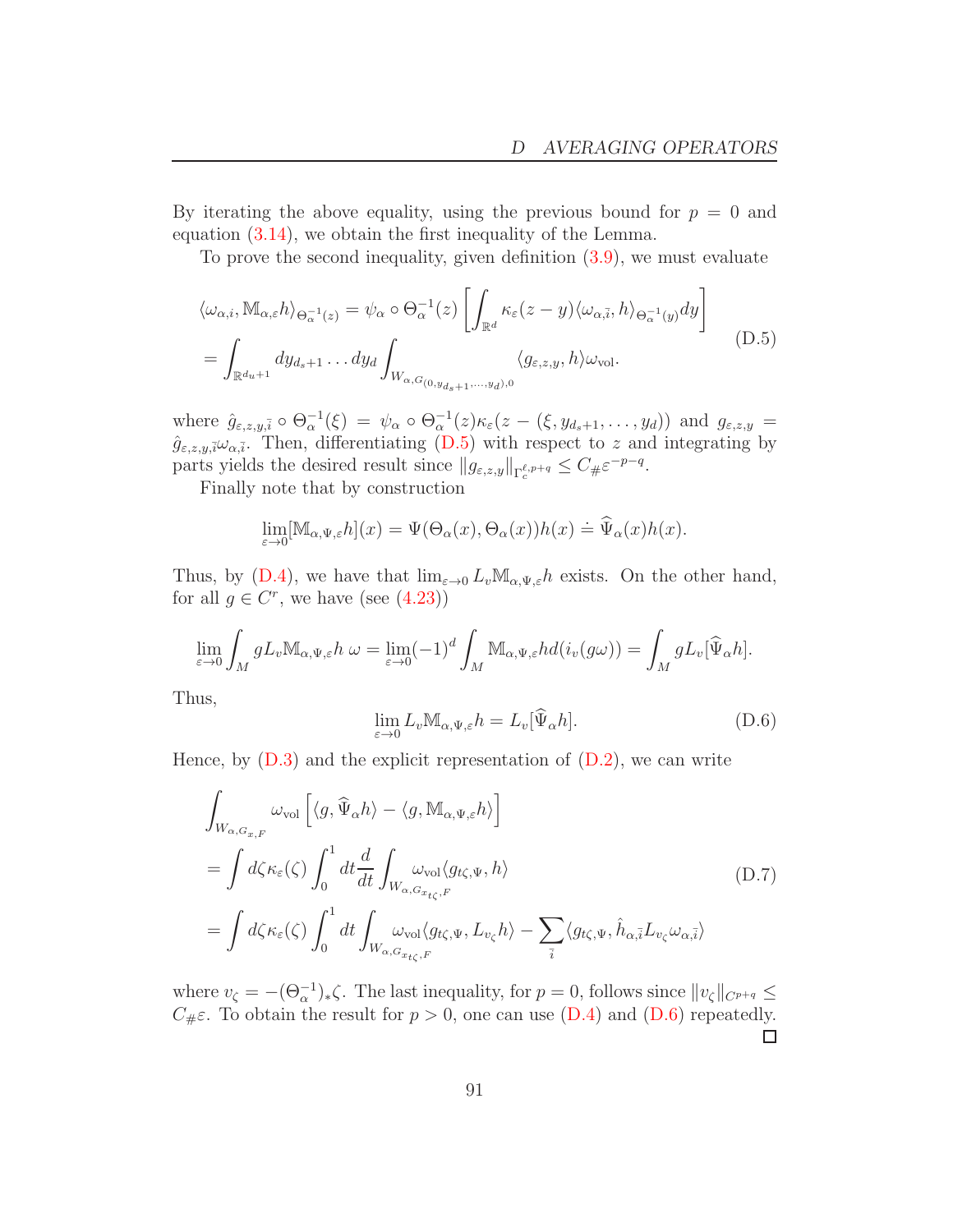By iterating the above equality, using the previous bound for $p = 0$ and equation (3.14), we obtain the first inequality of the Lemma.

To prove the second inequality, given definition (3.9), we must evaluate

$$
\begin{aligned}
\langle \omega_{\alpha,i}, \mathbb{M}_{\alpha,\varepsilon} h\rangle_{\Theta_\alpha^{-1}(z)} &= \psi_\alpha \circ \Theta_\alpha^{-1}(z)\left[\int_{\mathbb{R}^d} \kappa_\varepsilon(z-y)\langle \omega_{\alpha,\bar{i}}, h\rangle_{\Theta_\alpha^{-1}(y)} dy\right] \\
&= \int_{\mathbb{R}^{d_u+1}} dy_{d_s+1}\dots dy_d \int_{W_{\alpha,G_{(0,y_{d_s+1},\dots,y_d),0}}} \langle g_{\varepsilon,z,y}, h\rangle \omega_{\rm vol}.
\end{aligned}
\tag{D.5}
$$

where $\hat{g}_{\varepsilon,z,y,\bar{i}} \circ \Theta_\alpha^{-1}(\xi) = \psi_\alpha \circ \Theta_\alpha^{-1}(z)\kappa_\varepsilon(z-(\xi, y_{d_s+1},\dots,y_d))$ and $g_{\varepsilon,z,y} = \hat{g}_{\varepsilon,z,y,\bar{i}}\omega_{\alpha,\bar{i}}$. Then, differentiating (D.5) with respect to $z$ and integrating by parts yields the desired result since $\|g_{\varepsilon,z,y}\|_{\Gamma_c^{\ell,p+q}} \leq C_\# \varepsilon^{-p-q}$.

Finally note that by construction

$$
\lim_{\varepsilon\to 0}[\mathbb{M}_{\alpha,\Psi,\varepsilon} h](x) = \Psi(\Theta_\alpha(x), \Theta_\alpha(x))h(x) \doteq \widehat{\Psi}_\alpha(x)h(x).
$$

Thus, by (D.4), we have that $\lim_{\varepsilon\to 0} L_v \mathbb{M}_{\alpha,\Psi,\varepsilon} h$ exists. On the other hand, for all $g \in C^r$, we have (see (4.23))

$$
\lim_{\varepsilon\to 0}\int_M g L_v \mathbb{M}_{\alpha,\Psi,\varepsilon} h\ \omega = \lim_{\varepsilon\to 0}(-1)^d \int_M \mathbb{M}_{\alpha,\Psi,\varepsilon} h d(i_v(g\omega)) = \int_M g L_v[\widehat{\Psi}_\alpha h].
$$

Thus,

$$
\lim_{\varepsilon\to 0} L_v \mathbb{M}_{\alpha,\Psi,\varepsilon} h = L_v[\widehat{\Psi}_\alpha h]. \tag{D.6}
$$

Hence, by (D.3) and the explicit representation of (D.2), we can write

$$
\begin{aligned}
&\int_{W_{\alpha,G_{x,F}}} \omega_{\rm vol}\left[\langle g, \widehat{\Psi}_\alpha h\rangle - \langle g, \mathbb{M}_{\alpha,\Psi,\varepsilon} h\rangle\right] \\
&= \int d\zeta \kappa_\varepsilon(\zeta)\int_0^1 dt \frac{d}{dt}\int_{W_{\alpha,G_{x_{t\zeta},F}}} \omega_{\rm vol}\langle g_{t\zeta,\Psi}, h\rangle \\
&= \int d\zeta \kappa_\varepsilon(\zeta)\int_0^1 dt \int_{W_{\alpha,G_{x_{t\zeta},F}}} \omega_{\rm vol}\langle g_{t\zeta,\Psi}, L_{v_\zeta} h\rangle - \sum_{\bar{i}}\langle g_{t\zeta,\Psi}, \hat{h}_{\alpha,\bar{i}} L_{v_\zeta}\omega_{\alpha,\bar{i}}\rangle
\end{aligned}
\tag{D.7}
$$

where $v_\zeta = -(\Theta_\alpha^{-1})_*\zeta$. The last inequality, for $p = 0$, follows since $\|v_\zeta\|_{C^{p+q}} \leq C_\# \varepsilon$. To obtain the result for $p > 0$, one can use (D.4) and (D.6) repeatedly. □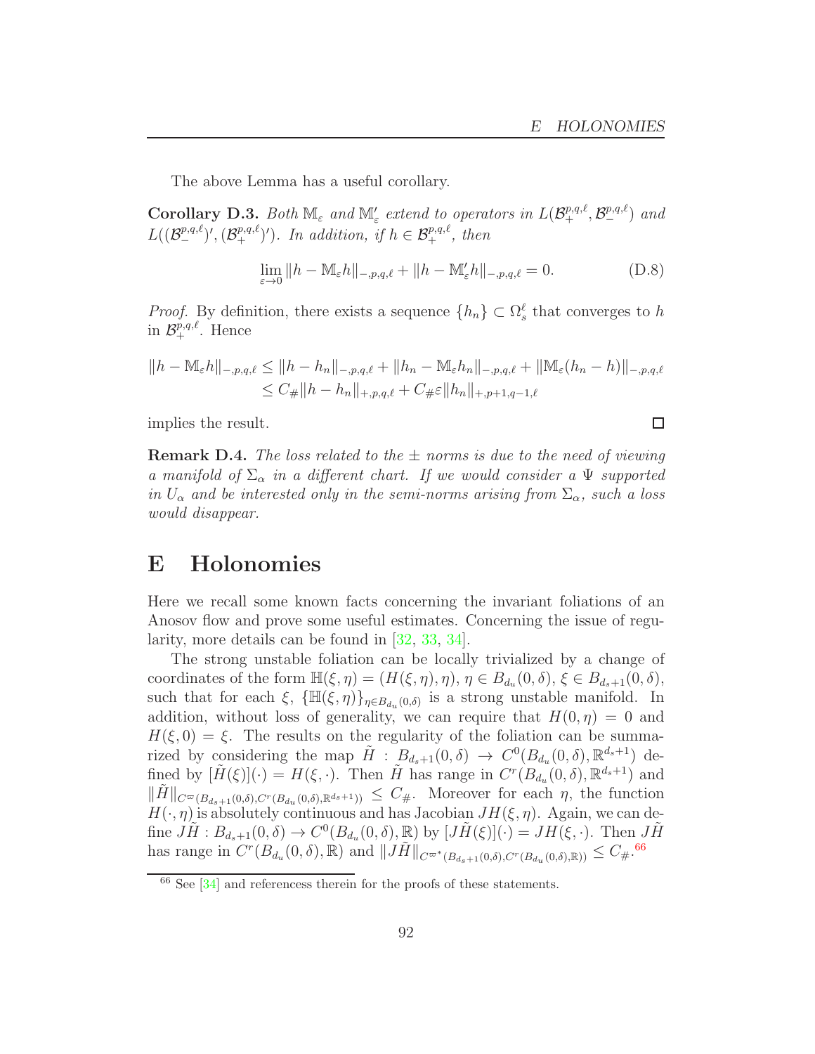The above Lemma has a useful corollary.

**Corollary D.3.** *Both $\mathbb{M}_\varepsilon$ and $\mathbb{M}'_\varepsilon$ extend to operators in $L(\mathcal{B}_+^{p,q,\ell}, \mathcal{B}_-^{p,q,\ell})$ and $L((\mathcal{B}_-^{p,q,\ell})', (\mathcal{B}_+^{p,q,\ell})')$. In addition, if $h \in \mathcal{B}_+^{p,q,\ell}$, then*

$$\lim_{\varepsilon \to 0} \|h - \mathbb{M}_\varepsilon h\|_{-,p,q,\ell} + \|h - \mathbb{M}'_\varepsilon h\|_{-,p,q,\ell} = 0. \tag{D.8}$$

*Proof.* By definition, there exists a sequence $\{h_n\} \subset \Omega_s^\ell$ that converges to $h$ in $\mathcal{B}_+^{p,q,\ell}$. Hence

$$\begin{aligned}
\|h - \mathbb{M}_\varepsilon h\|_{-,p,q,\ell} &\leq \|h - h_n\|_{-,p,q,\ell} + \|h_n - \mathbb{M}_\varepsilon h_n\|_{-,p,q,\ell} + \|\mathbb{M}_\varepsilon (h_n - h)\|_{-,p,q,\ell} \\
&\leq C_\# \|h - h_n\|_{+,p,q,\ell} + C_\# \varepsilon \|h_n\|_{+,p+1,q-1,\ell}
\end{aligned}$$

implies the result. □

**Remark D.4.** *The loss related to the $\pm$ norms is due to the need of viewing a manifold of $\Sigma_\alpha$ in a different chart. If we would consider a $\Psi$ supported in $U_\alpha$ and be interested only in the semi-norms arising from $\Sigma_\alpha$, such a loss would disappear.*

# E Holonomies

Here we recall some known facts concerning the invariant foliations of an Anosov flow and prove some useful estimates. Concerning the issue of regularity, more details can be found in [32, 33, 34].

The strong unstable foliation can be locally trivialized by a change of coordinates of the form $\mathbb{H}(\xi, \eta) = (H(\xi, \eta), \eta)$, $\eta \in B_{d_u}(0, \delta)$, $\xi \in B_{d_s+1}(0, \delta)$, such that for each $\xi$, $\{\mathbb{H}(\xi, \eta)\}_{\eta \in B_{d_u}(0,\delta)}$ is a strong unstable manifold. In addition, without loss of generality, we can require that $H(0, \eta) = 0$ and $H(\xi, 0) = \xi$. The results on the regularity of the foliation can be summarized by considering the map $\tilde{H} : B_{d_s+1}(0, \delta) \to C^0(B_{d_u}(0, \delta), \mathbb{R}^{d_s+1})$ defined by $[\tilde{H}(\xi)](\cdot) = H(\xi, \cdot)$. Then $\tilde{H}$ has range in $C^r(B_{d_u}(0, \delta), \mathbb{R}^{d_s+1})$ and $\|\tilde{H}\|_{C^\varpi(B_{d_s+1}(0,\delta), C^r(B_{d_u}(0,\delta), \mathbb{R}^{d_s+1}))} \leq C_\#$. Moreover for each $\eta$, the function $H(\cdot, \eta)$ is absolutely continuous and has Jacobian $JH(\xi, \eta)$. Again, we can define $J\tilde{H} : B_{d_s+1}(0, \delta) \to C^0(B_{d_u}(0, \delta), \mathbb{R})$ by $[J\tilde{H}(\xi)](\cdot) = JH(\xi, \cdot)$. Then $J\tilde{H}$ has range in $C^r(B_{d_u}(0, \delta), \mathbb{R})$ and $\|J\tilde{H}\|_{C^{\varpi^*}(B_{d_s+1}(0,\delta), C^r(B_{d_u}(0,\delta),\mathbb{R}))} \leq C_\#$.[66]

[66] See [34] and referencess therein for the proofs of these statements.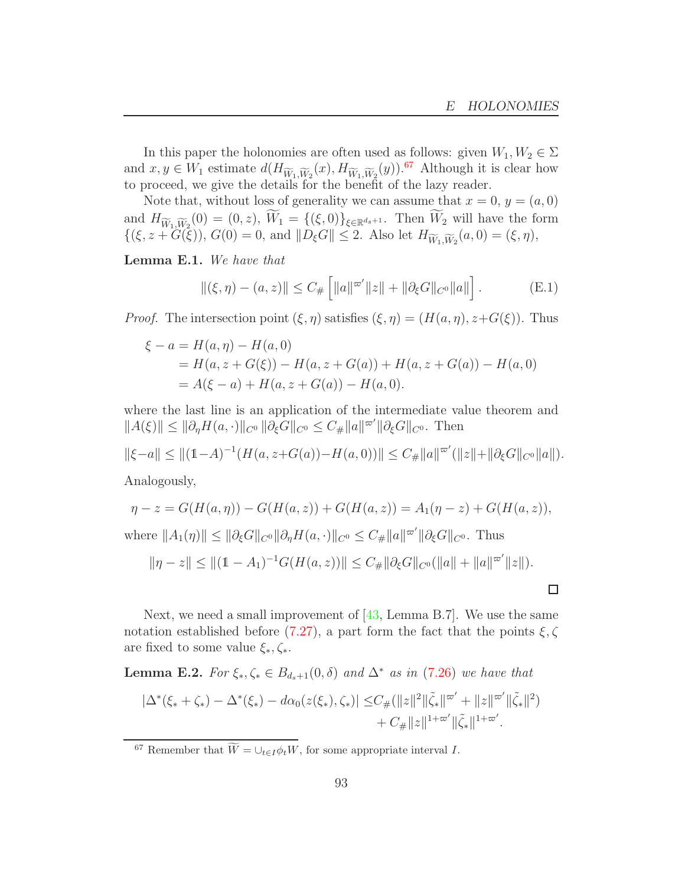In this paper the holonomies are often used as follows: given $W_1, W_2 \in \Sigma$ and $x, y \in W_1$ estimate $d(H_{\widetilde{W}_1,\widetilde{W}_2}(x), H_{\widetilde{W}_1,\widetilde{W}_2}(y))$.[67] Although it is clear how to proceed, we give the details for the benefit of the lazy reader.

Note that, without loss of generality we can assume that $x = 0$, $y = (a, 0)$ and $H_{\widetilde{W}_1,\widetilde{W}_2}(0) = (0, z)$, $\widetilde{W}_1 = \{(\xi, 0)\}_{\xi\in\mathbb{R}^{d_s+1}}$. Then $\widetilde{W}_2$ will have the form $\{(\xi, z + G(\xi))$, $G(0) = 0$, and $\|D_\xi G\| \leq 2$. Also let $H_{\widetilde{W}_1,\widetilde{W}_2}(a, 0) = (\xi, \eta)$,

**Lemma E.1.** *We have that*

$$\|(\xi, \eta) - (a, z)\| \leq C_\# \left[\|a\|^{\varpi'}\|z\| + \|\partial_\xi G\|_{C^0}\|a\|\right]. \tag{E.1}$$

*Proof.* The intersection point $(\xi, \eta)$ satisfies $(\xi, \eta) = (H(a, \eta), z+G(\xi))$. Thus

$$\begin{aligned}
\xi - a &= H(a, \eta) - H(a, 0) \\
&= H(a, z + G(\xi)) - H(a, z + G(a)) + H(a, z + G(a)) - H(a, 0) \\
&= A(\xi - a) + H(a, z + G(a)) - H(a, 0).
\end{aligned}$$

where the last line is an application of the intermediate value theorem and $\|A(\xi)\| \leq \|\partial_\eta H(a, \cdot)\|_{C^0} \|\partial_\xi G\|_{C^0} \leq C_\#\|a\|^{\varpi'}\|\partial_\xi G\|_{C^0}$. Then

$$\|\xi-a\| \leq \|(\mathbb{1}-A)^{-1}(H(a, z+G(a))-H(a, 0))\| \leq C_\#\|a\|^{\varpi'}(\|z\|+\|\partial_\xi G\|_{C^0}\|a\|).$$

Analogously,

$$\eta - z = G(H(a, \eta)) - G(H(a, z)) + G(H(a, z)) = A_1(\eta - z) + G(H(a, z)),$$

where $\|A_1(\eta)\| \leq \|\partial_\xi G\|_{C^0}\|\partial_\eta H(a, \cdot)\|_{C^0} \leq C_\#\|a\|^{\varpi'}\|\partial_\xi G\|_{C^0}$. Thus

$$\|\eta - z\| \leq \|(\mathbb{1} - A_1)^{-1}G(H(a, z))\| \leq C_\#\|\partial_\xi G\|_{C^0}(\|a\| + \|a\|^{\varpi'}\|z\|).$$

$\square$

Next, we need a small improvement of [43, Lemma B.7]. We use the same notation established before (7.27), a part form the fact that the points $\xi, \zeta$ are fixed to some value $\xi_*, \zeta_*$.

**Lemma E.2.** *For $\xi_*, \zeta_* \in B_{d_s+1}(0, \delta)$ and $\Delta^*$ as in (7.26) we have that*

$$\begin{aligned}
|\Delta^*(\xi_* + \zeta_*) - \Delta^*(\xi_*) - d\alpha_0(z(\xi_*), \zeta_*)| \leq &C_\#(\|z\|^2\|\tilde{\zeta}_*\|^{\varpi'} + \|z\|^{\varpi'}\|\tilde{\zeta}_*\|^2) \\
&+ C_\#\|z\|^{1+\varpi'}\|\tilde{\zeta}_*\|^{1+\varpi'}.
\end{aligned}$$

[67] Remember that $\widetilde{W} = \cup_{t\in I}\phi_t W$, for some appropriate interval $I$.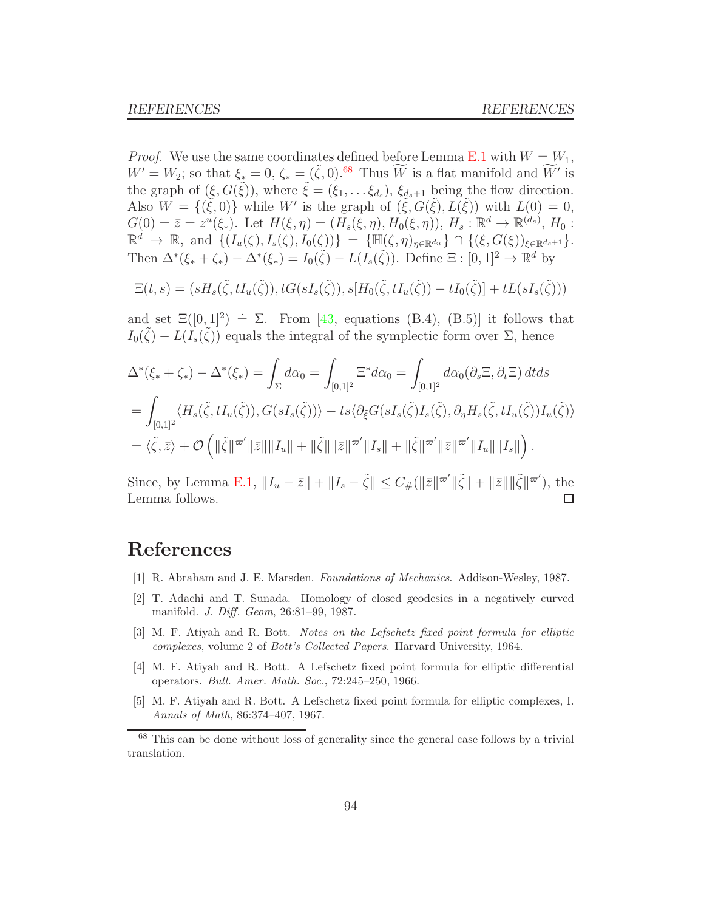*Proof.* We use the same coordinates defined before Lemma E.1 with $W = W_1$, $W' = W_2$; so that $\xi_* = 0$, $\zeta_* = (\tilde{\zeta}, 0)$.[68] Thus $\widetilde{W}$ is a flat manifold and $\widetilde{W}'$ is the graph of $(\xi, G(\tilde{\xi}))$, where $\tilde{\xi} = (\xi_1, \dots \xi_{d_s})$, $\xi_{d_s+1}$ being the flow direction. Also $W = \{(\tilde{\xi}, 0)\}$ while $W'$ is the graph of $(\tilde{\xi}, G(\tilde{\xi}), L(\tilde{\xi}))$ with $L(0) = 0$, $G(0) = \bar{z} = z^u(\xi_*)$. Let $H(\xi, \eta) = (H_s(\xi, \eta), H_0(\xi, \eta))$, $H_s : \mathbb{R}^d \to \mathbb{R}^{(d_s)}$, $H_0 : \mathbb{R}^d \to \mathbb{R}$, and $\{(I_u(\zeta), I_s(\zeta), I_0(\zeta))\} = \{\mathbb{H}(\zeta, \eta)_{\eta \in \mathbb{R}^{d_u}}\} \cap \{(\xi, G(\xi))_{\xi \in \mathbb{R}^{d_s+1}}\}$. Then $\Delta^*(\xi_* + \zeta_*) - \Delta^*(\xi_*) = I_0(\tilde{\zeta}) - L(I_s(\tilde{\zeta}))$. Define $\Xi : [0,1]^2 \to \mathbb{R}^d$ by

$$\Xi(t,s) = (sH_s(\tilde{\zeta}, tI_u(\tilde{\zeta})), tG(sI_s(\tilde{\zeta})), s[H_0(\tilde{\zeta}, tI_u(\tilde{\zeta})) - tI_0(\tilde{\zeta})] + tL(sI_s(\tilde{\zeta})))$$

and set $\Xi([0,1]^2) \doteq \Sigma$. From [43, equations (B.4), (B.5)] it follows that $I_0(\tilde{\zeta}) - L(I_s(\tilde{\zeta}))$ equals the integral of the symplectic form over $\Sigma$, hence

$$\begin{aligned}
\Delta^*(\xi_* + \zeta_*) - \Delta^*(\xi_*) &= \int_\Sigma d\alpha_0 = \int_{[0,1]^2} \Xi^* d\alpha_0 = \int_{[0,1]^2} d\alpha_0(\partial_s \Xi, \partial_t \Xi)\, dt ds \\
&= \int_{[0,1]^2} \langle H_s(\tilde{\zeta}, tI_u(\tilde{\zeta})), G(sI_s(\tilde{\zeta}))\rangle - ts\langle \partial_{\tilde{\xi}} G(sI_s(\tilde{\zeta})I_s(\tilde{\zeta}), \partial_\eta H_s(\tilde{\zeta}, tI_u(\tilde{\zeta}))I_u(\tilde{\zeta})\rangle \\
&= \langle \tilde{\zeta}, \bar{z}\rangle + \mathcal{O}\left(\|\tilde{\zeta}\|^{\varpi'}\|\bar{z}\|\|I_u\| + \|\tilde{\zeta}\|\|\bar{z}\|^{\varpi'}\|I_s\| + \|\tilde{\zeta}\|^{\varpi'}\|\bar{z}\|^{\varpi'}\|I_u\|\|I_s\|\right).
\end{aligned}$$

Since, by Lemma E.1, $\|I_u - \bar{z}\| + \|I_s - \tilde{\zeta}\| \leq C_\#(\|\bar{z}\|^{\varpi'}\|\tilde{\zeta}\| + \|\bar{z}\|\|\tilde{\zeta}\|^{\varpi'})$, the Lemma follows. ☐

# References

[1] R. Abraham and J. E. Marsden. *Foundations of Mechanics*. Addison-Wesley, 1987.

[2] T. Adachi and T. Sunada. Homology of closed geodesics in a negatively curved manifold. *J. Diff. Geom*, 26:81–99, 1987.

[3] M. F. Atiyah and R. Bott. *Notes on the Lefschetz fixed point formula for elliptic complexes*, volume 2 of *Bott's Collected Papers*. Harvard University, 1964.

[4] M. F. Atiyah and R. Bott. A Lefschetz fixed point formula for elliptic differential operators. *Bull. Amer. Math. Soc.*, 72:245–250, 1966.

[5] M. F. Atiyah and R. Bott. A Lefschetz fixed point formula for elliptic complexes, I. *Annals of Math*, 86:374–407, 1967.

[68] This can be done without loss of generality since the general case follows by a trivial translation.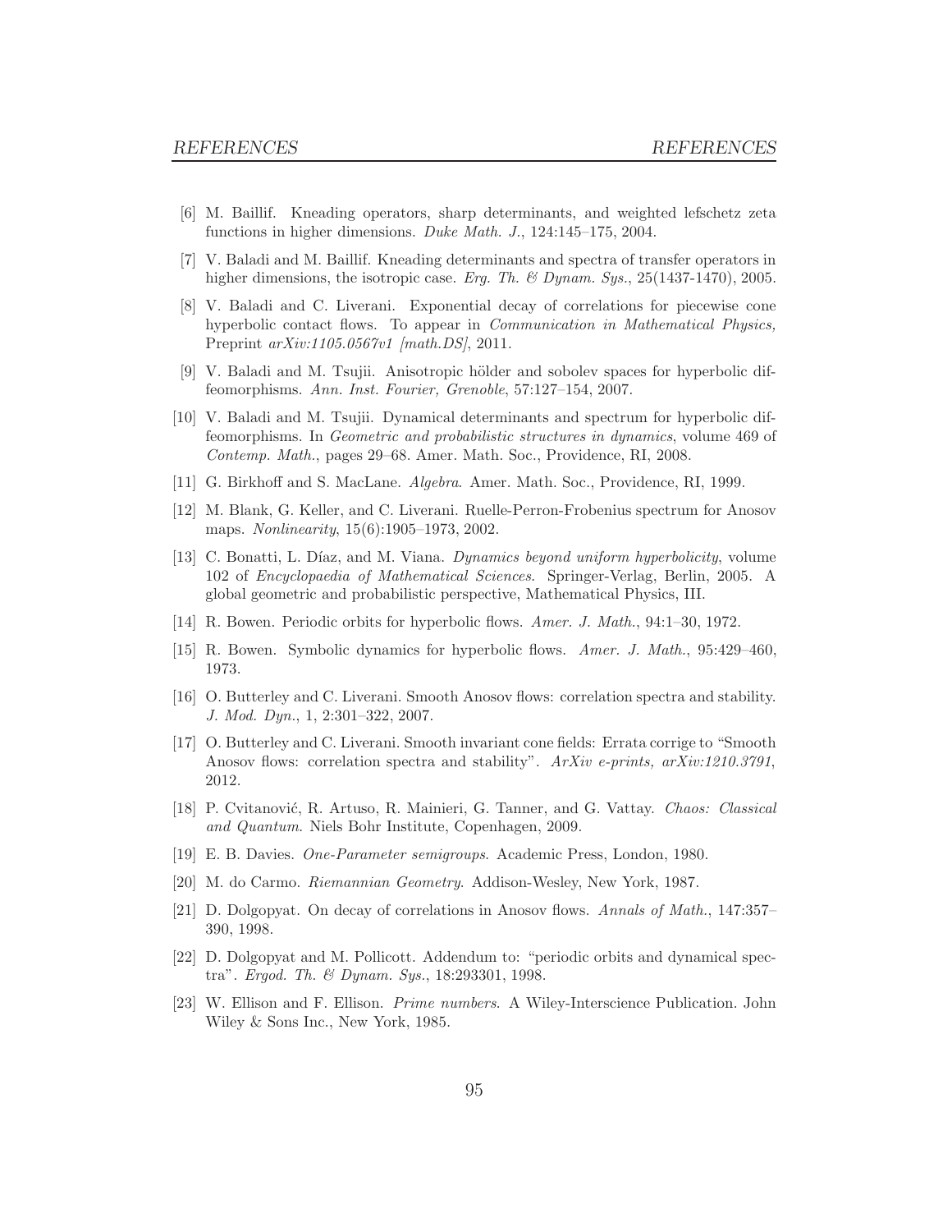[6] M. Baillif. Kneading operators, sharp determinants, and weighted lefschetz zeta functions in higher dimensions. *Duke Math. J.*, 124:145–175, 2004.

[7] V. Baladi and M. Baillif. Kneading determinants and spectra of transfer operators in higher dimensions, the isotropic case. *Erg. Th. & Dynam. Sys.*, 25(1437-1470), 2005.

[8] V. Baladi and C. Liverani. Exponential decay of correlations for piecewise cone hyperbolic contact flows. To appear in *Communication in Mathematical Physics,* Preprint *arXiv:1105.0567v1 [math.DS]*, 2011.

[9] V. Baladi and M. Tsujii. Anisotropic hölder and sobolev spaces for hyperbolic diffeomorphisms. *Ann. Inst. Fourier, Grenoble*, 57:127–154, 2007.

[10] V. Baladi and M. Tsujii. Dynamical determinants and spectrum for hyperbolic diffeomorphisms. In *Geometric and probabilistic structures in dynamics*, volume 469 of *Contemp. Math.*, pages 29–68. Amer. Math. Soc., Providence, RI, 2008.

[11] G. Birkhoff and S. MacLane. *Algebra*. Amer. Math. Soc., Providence, RI, 1999.

[12] M. Blank, G. Keller, and C. Liverani. Ruelle-Perron-Frobenius spectrum for Anosov maps. *Nonlinearity*, 15(6):1905–1973, 2002.

[13] C. Bonatti, L. Díaz, and M. Viana. *Dynamics beyond uniform hyperbolicity*, volume 102 of *Encyclopaedia of Mathematical Sciences*. Springer-Verlag, Berlin, 2005. A global geometric and probabilistic perspective, Mathematical Physics, III.

[14] R. Bowen. Periodic orbits for hyperbolic flows. *Amer. J. Math.*, 94:1–30, 1972.

[15] R. Bowen. Symbolic dynamics for hyperbolic flows. *Amer. J. Math.*, 95:429–460, 1973.

[16] O. Butterley and C. Liverani. Smooth Anosov flows: correlation spectra and stability. *J. Mod. Dyn.*, 1, 2:301–322, 2007.

[17] O. Butterley and C. Liverani. Smooth invariant cone fields: Errata corrige to "Smooth Anosov flows: correlation spectra and stability". *ArXiv e-prints, arXiv:1210.3791*, 2012.

[18] P. Cvitanović, R. Artuso, R. Mainieri, G. Tanner, and G. Vattay. *Chaos: Classical and Quantum*. Niels Bohr Institute, Copenhagen, 2009.

[19] E. B. Davies. *One-Parameter semigroups*. Academic Press, London, 1980.

[20] M. do Carmo. *Riemannian Geometry*. Addison-Wesley, New York, 1987.

[21] D. Dolgopyat. On decay of correlations in Anosov flows. *Annals of Math.*, 147:357–390, 1998.

[22] D. Dolgopyat and M. Pollicott. Addendum to: "periodic orbits and dynamical spectra". *Ergod. Th. & Dynam. Sys.*, 18:293301, 1998.

[23] W. Ellison and F. Ellison. *Prime numbers*. A Wiley-Interscience Publication. John Wiley & Sons Inc., New York, 1985.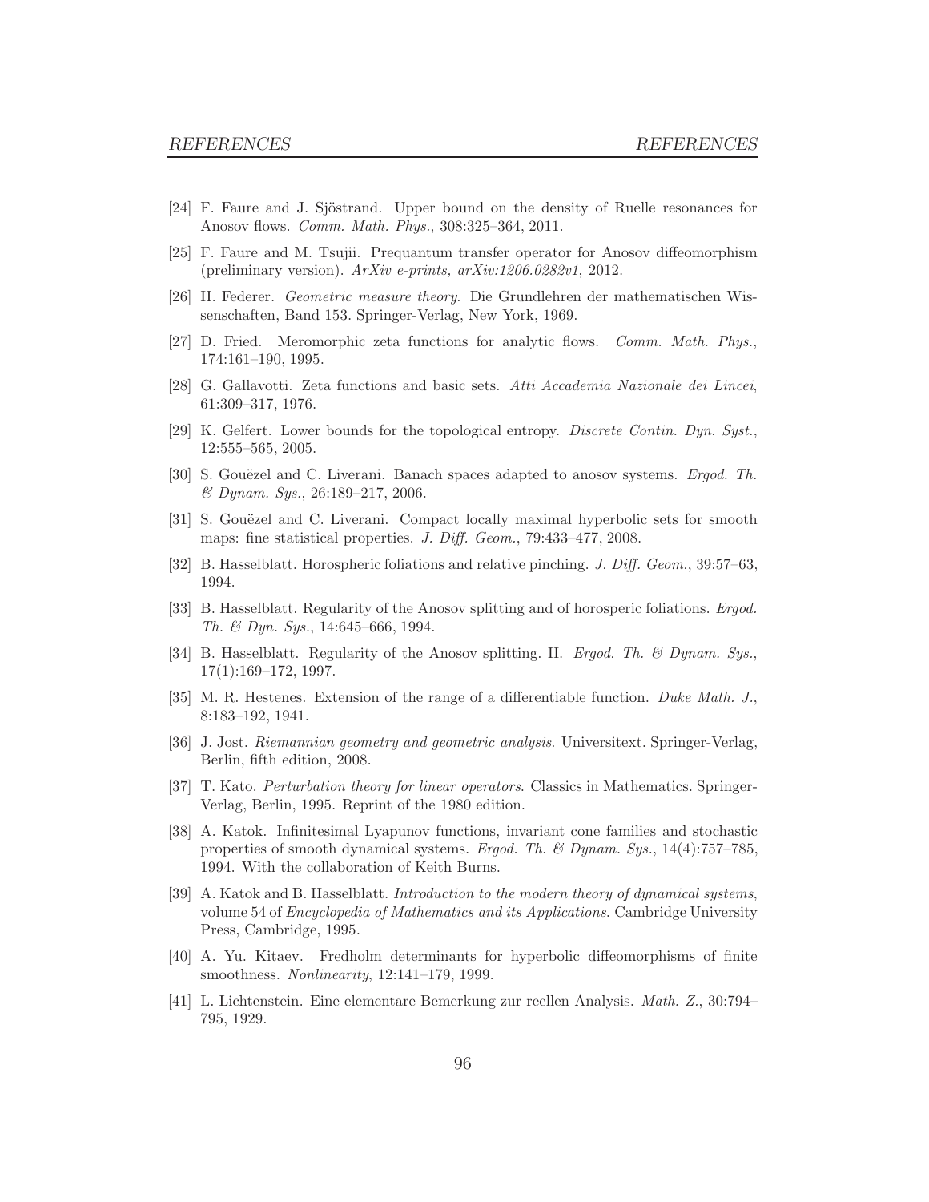[24] F. Faure and J. Sjöstrand. Upper bound on the density of Ruelle resonances for Anosov flows. *Comm. Math. Phys.*, 308:325–364, 2011.

[25] F. Faure and M. Tsujii. Prequantum transfer operator for Anosov diffeomorphism (preliminary version). *ArXiv e-prints, arXiv:1206.0282v1*, 2012.

[26] H. Federer. *Geometric measure theory*. Die Grundlehren der mathematischen Wissenschaften, Band 153. Springer-Verlag, New York, 1969.

[27] D. Fried. Meromorphic zeta functions for analytic flows. *Comm. Math. Phys.*, 174:161–190, 1995.

[28] G. Gallavotti. Zeta functions and basic sets. *Atti Accademia Nazionale dei Lincei*, 61:309–317, 1976.

[29] K. Gelfert. Lower bounds for the topological entropy. *Discrete Contin. Dyn. Syst.*, 12:555–565, 2005.

[30] S. Gouëzel and C. Liverani. Banach spaces adapted to anosov systems. *Ergod. Th. & Dynam. Sys.*, 26:189–217, 2006.

[31] S. Gouëzel and C. Liverani. Compact locally maximal hyperbolic sets for smooth maps: fine statistical properties. *J. Diff. Geom.*, 79:433–477, 2008.

[32] B. Hasselblatt. Horospheric foliations and relative pinching. *J. Diff. Geom.*, 39:57–63, 1994.

[33] B. Hasselblatt. Regularity of the Anosov splitting and of horosperic foliations. *Ergod. Th. & Dyn. Sys.*, 14:645–666, 1994.

[34] B. Hasselblatt. Regularity of the Anosov splitting. II. *Ergod. Th. & Dynam. Sys.*, 17(1):169–172, 1997.

[35] M. R. Hestenes. Extension of the range of a differentiable function. *Duke Math. J.*, 8:183–192, 1941.

[36] J. Jost. *Riemannian geometry and geometric analysis*. Universitext. Springer-Verlag, Berlin, fifth edition, 2008.

[37] T. Kato. *Perturbation theory for linear operators*. Classics in Mathematics. Springer-Verlag, Berlin, 1995. Reprint of the 1980 edition.

[38] A. Katok. Infinitesimal Lyapunov functions, invariant cone families and stochastic properties of smooth dynamical systems. *Ergod. Th. & Dynam. Sys.*, 14(4):757–785, 1994. With the collaboration of Keith Burns.

[39] A. Katok and B. Hasselblatt. *Introduction to the modern theory of dynamical systems*, volume 54 of *Encyclopedia of Mathematics and its Applications*. Cambridge University Press, Cambridge, 1995.

[40] A. Yu. Kitaev. Fredholm determinants for hyperbolic diffeomorphisms of finite smoothness. *Nonlinearity*, 12:141–179, 1999.

[41] L. Lichtenstein. Eine elementare Bemerkung zur reellen Analysis. *Math. Z.*, 30:794–795, 1929.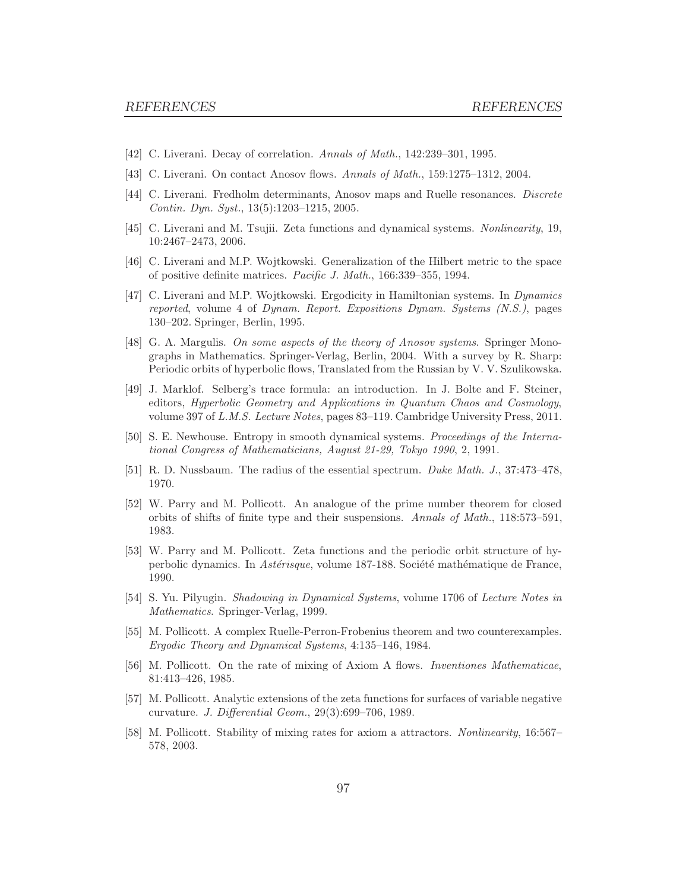[42] C. Liverani. Decay of correlation. *Annals of Math.*, 142:239–301, 1995.

[43] C. Liverani. On contact Anosov flows. *Annals of Math.*, 159:1275–1312, 2004.

[44] C. Liverani. Fredholm determinants, Anosov maps and Ruelle resonances. *Discrete Contin. Dyn. Syst.*, 13(5):1203–1215, 2005.

[45] C. Liverani and M. Tsujii. Zeta functions and dynamical systems. *Nonlinearity*, 19, 10:2467–2473, 2006.

[46] C. Liverani and M.P. Wojtkowski. Generalization of the Hilbert metric to the space of positive definite matrices. *Pacific J. Math.*, 166:339–355, 1994.

[47] C. Liverani and M.P. Wojtkowski. Ergodicity in Hamiltonian systems. In *Dynamics reported*, volume 4 of *Dynam. Report. Expositions Dynam. Systems (N.S.)*, pages 130–202. Springer, Berlin, 1995.

[48] G. A. Margulis. *On some aspects of the theory of Anosov systems*. Springer Monographs in Mathematics. Springer-Verlag, Berlin, 2004. With a survey by R. Sharp: Periodic orbits of hyperbolic flows, Translated from the Russian by V. V. Szulikowska.

[49] J. Marklof. Selberg's trace formula: an introduction. In J. Bolte and F. Steiner, editors, *Hyperbolic Geometry and Applications in Quantum Chaos and Cosmology*, volume 397 of *L.M.S. Lecture Notes*, pages 83–119. Cambridge University Press, 2011.

[50] S. E. Newhouse. Entropy in smooth dynamical systems. *Proceedings of the International Congress of Mathematicians, August 21-29, Tokyo 1990*, 2, 1991.

[51] R. D. Nussbaum. The radius of the essential spectrum. *Duke Math. J.*, 37:473–478, 1970.

[52] W. Parry and M. Pollicott. An analogue of the prime number theorem for closed orbits of shifts of finite type and their suspensions. *Annals of Math.*, 118:573–591, 1983.

[53] W. Parry and M. Pollicott. Zeta functions and the periodic orbit structure of hyperbolic dynamics. In *Astérisque*, volume 187-188. Société mathématique de France, 1990.

[54] S. Yu. Pilyugin. *Shadowing in Dynamical Systems*, volume 1706 of *Lecture Notes in Mathematics*. Springer-Verlag, 1999.

[55] M. Pollicott. A complex Ruelle-Perron-Frobenius theorem and two counterexamples. *Ergodic Theory and Dynamical Systems*, 4:135–146, 1984.

[56] M. Pollicott. On the rate of mixing of Axiom A flows. *Inventiones Mathematicae*, 81:413–426, 1985.

[57] M. Pollicott. Analytic extensions of the zeta functions for surfaces of variable negative curvature. *J. Differential Geom.*, 29(3):699–706, 1989.

[58] M. Pollicott. Stability of mixing rates for axiom a attractors. *Nonlinearity*, 16:567–578, 2003.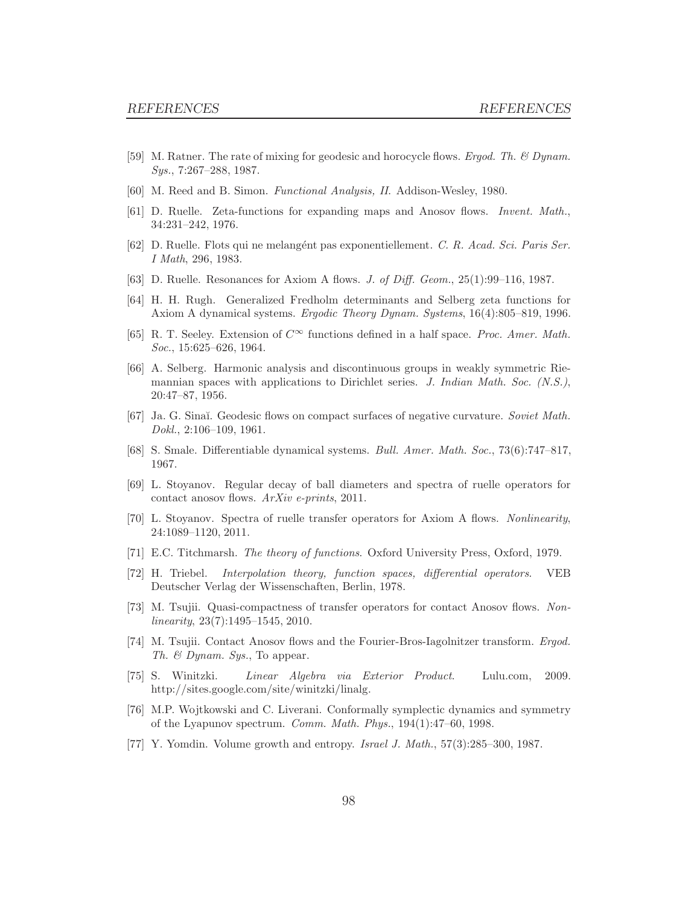[59] M. Ratner. The rate of mixing for geodesic and horocycle flows. *Ergod. Th. & Dynam. Sys.*, 7:267–288, 1987.

[60] M. Reed and B. Simon. *Functional Analysis, II.* Addison-Wesley, 1980.

[61] D. Ruelle. Zeta-functions for expanding maps and Anosov flows. *Invent. Math.*, 34:231–242, 1976.

[62] D. Ruelle. Flots qui ne melangént pas exponentiellement. *C. R. Acad. Sci. Paris Ser. I Math*, 296, 1983.

[63] D. Ruelle. Resonances for Axiom A flows. *J. of Diff. Geom.*, 25(1):99–116, 1987.

[64] H. H. Rugh. Generalized Fredholm determinants and Selberg zeta functions for Axiom A dynamical systems. *Ergodic Theory Dynam. Systems*, 16(4):805–819, 1996.

[65] R. T. Seeley. Extension of $C^\infty$ functions defined in a half space. *Proc. Amer. Math. Soc.*, 15:625–626, 1964.

[66] A. Selberg. Harmonic analysis and discontinuous groups in weakly symmetric Riemannian spaces with applications to Dirichlet series. *J. Indian Math. Soc. (N.S.)*, 20:47–87, 1956.

[67] Ja. G. Sinaĭ. Geodesic flows on compact surfaces of negative curvature. *Soviet Math. Dokl.*, 2:106–109, 1961.

[68] S. Smale. Differentiable dynamical systems. *Bull. Amer. Math. Soc.*, 73(6):747–817, 1967.

[69] L. Stoyanov. Regular decay of ball diameters and spectra of ruelle operators for contact anosov flows. *ArXiv e-prints*, 2011.

[70] L. Stoyanov. Spectra of ruelle transfer operators for Axiom A flows. *Nonlinearity*, 24:1089–1120, 2011.

[71] E.C. Titchmarsh. *The theory of functions.* Oxford University Press, Oxford, 1979.

[72] H. Triebel. *Interpolation theory, function spaces, differential operators.* VEB Deutscher Verlag der Wissenschaften, Berlin, 1978.

[73] M. Tsujii. Quasi-compactness of transfer operators for contact Anosov flows. *Nonlinearity*, 23(7):1495–1545, 2010.

[74] M. Tsujii. Contact Anosov flows and the Fourier-Bros-Iagolnitzer transform. *Ergod. Th. & Dynam. Sys.*, To appear.

[75] S. Winitzki. *Linear Algebra via Exterior Product.* Lulu.com, 2009. http://sites.google.com/site/winitzki/linalg.

[76] M.P. Wojtkowski and C. Liverani. Conformally symplectic dynamics and symmetry of the Lyapunov spectrum. *Comm. Math. Phys.*, 194(1):47–60, 1998.

[77] Y. Yomdin. Volume growth and entropy. *Israel J. Math.*, 57(3):285–300, 1987.